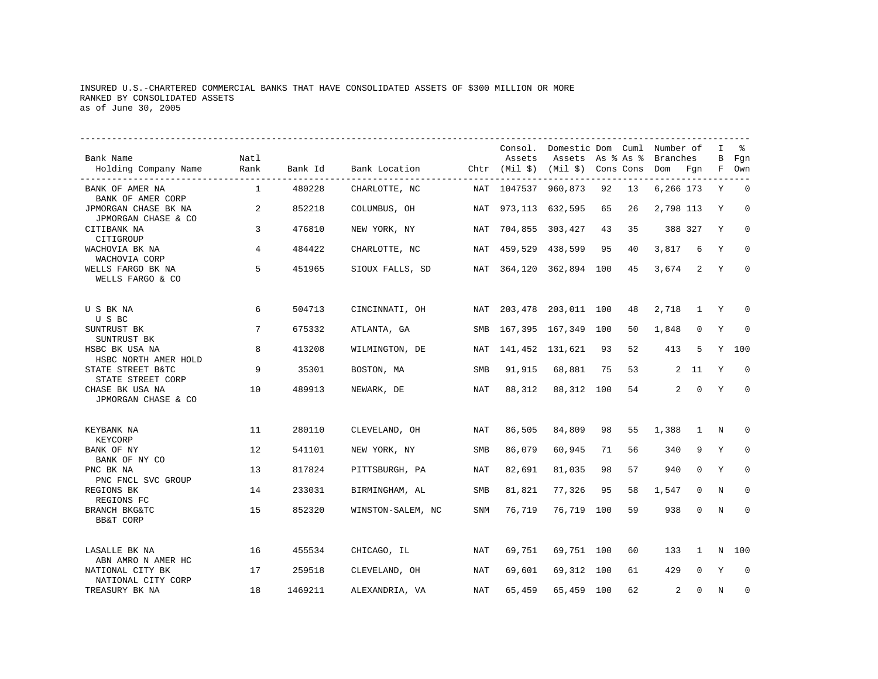INSURED U.S.-CHARTERED COMMERCIAL BANKS THAT HAVE CONSOLIDATED ASSETS OF $300 MILLION OR MORE
RANKED BY CONSOLIDATED ASSETS
as of June 30, 2005

| Bank Name / Holding Company Name | Natl Rank | Bank Id | Bank Location | Chtr | Consol. Assets (Mil $) | Domestic Assets (Mil $) | Dom As % Cons | Cuml As % Cons | Number of Branches Dom | Number of Branches Fgn | IBF | % Fgn Own |
|---|---|---|---|---|---|---|---|---|---|---|---|---|
| BANK OF AMER NA / BANK OF AMER CORP | 1 | 480228 | CHARLOTTE, NC | NAT | 1047537 | 960,873 | 92 | 13 | 6,266 | 173 | Y | 0 |
| JPMORGAN CHASE BK NA / JPMORGAN CHASE & CO | 2 | 852218 | COLUMBUS, OH | NAT | 973,113 | 632,595 | 65 | 26 | 2,798 | 113 | Y | 0 |
| CITIBANK NA / CITIGROUP | 3 | 476810 | NEW YORK, NY | NAT | 704,855 | 303,427 | 43 | 35 | 388 | 327 | Y | 0 |
| WACHOVIA BK NA / WACHOVIA CORP | 4 | 484422 | CHARLOTTE, NC | NAT | 459,529 | 438,599 | 95 | 40 | 3,817 | 6 | Y | 0 |
| WELLS FARGO BK NA / WELLS FARGO & CO | 5 | 451965 | SIOUX FALLS, SD | NAT | 364,120 | 362,894 | 100 | 45 | 3,674 | 2 | Y | 0 |
| U S BK NA / U S BC | 6 | 504713 | CINCINNATI, OH | NAT | 203,478 | 203,011 | 100 | 48 | 2,718 | 1 | Y | 0 |
| SUNTRUST BK / SUNTRUST BK | 7 | 675332 | ATLANTA, GA | SMB | 167,395 | 167,349 | 100 | 50 | 1,848 | 0 | Y | 0 |
| HSBC BK USA NA / HSBC NORTH AMER HOLD | 8 | 413208 | WILMINGTON, DE | NAT | 141,452 | 131,621 | 93 | 52 | 413 | 5 | Y | 100 |
| STATE STREET B&TC / STATE STREET CORP | 9 | 35301 | BOSTON, MA | SMB | 91,915 | 68,881 | 75 | 53 | 2 | 11 | Y | 0 |
| CHASE BK USA NA / JPMORGAN CHASE & CO | 10 | 489913 | NEWARK, DE | NAT | 88,312 | 88,312 | 100 | 54 | 2 | 0 | Y | 0 |
| KEYBANK NA / KEYCORP | 11 | 280110 | CLEVELAND, OH | NAT | 86,505 | 84,809 | 98 | 55 | 1,388 | 1 | N | 0 |
| BANK OF NY / BANK OF NY CO | 12 | 541101 | NEW YORK, NY | SMB | 86,079 | 60,945 | 71 | 56 | 340 | 9 | Y | 0 |
| PNC BK NA / PNC FNCL SVC GROUP | 13 | 817824 | PITTSBURGH, PA | NAT | 82,691 | 81,035 | 98 | 57 | 940 | 0 | Y | 0 |
| REGIONS BK / REGIONS FC | 14 | 233031 | BIRMINGHAM, AL | SMB | 81,821 | 77,326 | 95 | 58 | 1,547 | 0 | N | 0 |
| BRANCH BKG&TC / BB&T CORP | 15 | 852320 | WINSTON-SALEM, NC | SNM | 76,719 | 76,719 | 100 | 59 | 938 | 0 | N | 0 |
| LASALLE BK NA / ABN AMRO N AMER HC | 16 | 455534 | CHICAGO, IL | NAT | 69,751 | 69,751 | 100 | 60 | 133 | 1 | N | 100 |
| NATIONAL CITY BK / NATIONAL CITY CORP | 17 | 259518 | CLEVELAND, OH | NAT | 69,601 | 69,312 | 100 | 61 | 429 | 0 | Y | 0 |
| TREASURY BK NA | 18 | 1469211 | ALEXANDRIA, VA | NAT | 65,459 | 65,459 | 100 | 62 | 2 | 0 | N | 0 |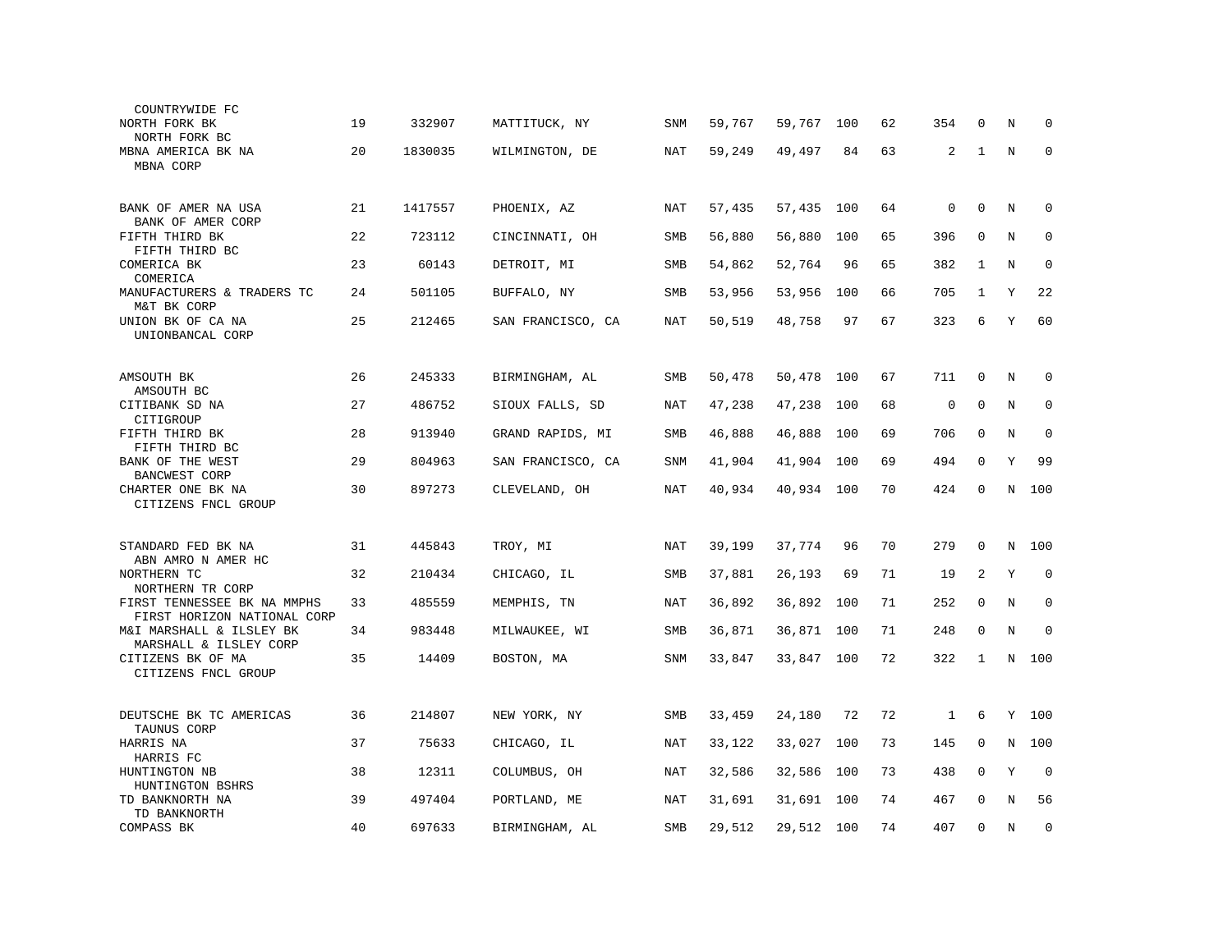| | | | | | | | | | | | | |
|---|---|---|---|---|---|---|---|---|---|---|---|---|
| COUNTRYWIDE FC | | | | | | | | | | | | |
| NORTH FORK BK<br>NORTH FORK BC | 19 | 332907 | MATTITUCK, NY | SNM | 59,767 | 59,767 | 100 | 62 | 354 | 0 | N | 0 |
| MBNA AMERICA BK NA<br>MBNA CORP | 20 | 1830035 | WILMINGTON, DE | NAT | 59,249 | 49,497 | 84 | 63 | 2 | 1 | N | 0 |
| BANK OF AMER NA USA<br>BANK OF AMER CORP | 21 | 1417557 | PHOENIX, AZ | NAT | 57,435 | 57,435 | 100 | 64 | 0 | 0 | N | 0 |
| FIFTH THIRD BK<br>FIFTH THIRD BC | 22 | 723112 | CINCINNATI, OH | SMB | 56,880 | 56,880 | 100 | 65 | 396 | 0 | N | 0 |
| COMERICA BK<br>COMERICA | 23 | 60143 | DETROIT, MI | SMB | 54,862 | 52,764 | 96 | 65 | 382 | 1 | N | 0 |
| MANUFACTURERS & TRADERS TC<br>M&T BK CORP | 24 | 501105 | BUFFALO, NY | SMB | 53,956 | 53,956 | 100 | 66 | 705 | 1 | Y | 22 |
| UNION BK OF CA NA<br>UNIONBANCAL CORP | 25 | 212465 | SAN FRANCISCO, CA | NAT | 50,519 | 48,758 | 97 | 67 | 323 | 6 | Y | 60 |
| AMSOUTH BK<br>AMSOUTH BC | 26 | 245333 | BIRMINGHAM, AL | SMB | 50,478 | 50,478 | 100 | 67 | 711 | 0 | N | 0 |
| CITIBANK SD NA<br>CITIGROUP | 27 | 486752 | SIOUX FALLS, SD | NAT | 47,238 | 47,238 | 100 | 68 | 0 | 0 | N | 0 |
| FIFTH THIRD BK<br>FIFTH THIRD BC | 28 | 913940 | GRAND RAPIDS, MI | SMB | 46,888 | 46,888 | 100 | 69 | 706 | 0 | N | 0 |
| BANK OF THE WEST<br>BANCWEST CORP | 29 | 804963 | SAN FRANCISCO, CA | SNM | 41,904 | 41,904 | 100 | 69 | 494 | 0 | Y | 99 |
| CHARTER ONE BK NA<br>CITIZENS FNCL GROUP | 30 | 897273 | CLEVELAND, OH | NAT | 40,934 | 40,934 | 100 | 70 | 424 | 0 | N | 100 |
| STANDARD FED BK NA<br>ABN AMRO N AMER HC | 31 | 445843 | TROY, MI | NAT | 39,199 | 37,774 | 96 | 70 | 279 | 0 | N | 100 |
| NORTHERN TC<br>NORTHERN TR CORP | 32 | 210434 | CHICAGO, IL | SMB | 37,881 | 26,193 | 69 | 71 | 19 | 2 | Y | 0 |
| FIRST TENNESSEE BK NA MMPHS<br>FIRST HORIZON NATIONAL CORP | 33 | 485559 | MEMPHIS, TN | NAT | 36,892 | 36,892 | 100 | 71 | 252 | 0 | N | 0 |
| M&I MARSHALL & ILSLEY BK<br>MARSHALL & ILSLEY CORP | 34 | 983448 | MILWAUKEE, WI | SMB | 36,871 | 36,871 | 100 | 71 | 248 | 0 | N | 0 |
| CITIZENS BK OF MA<br>CITIZENS FNCL GROUP | 35 | 14409 | BOSTON, MA | SNM | 33,847 | 33,847 | 100 | 72 | 322 | 1 | N | 100 |
| DEUTSCHE BK TC AMERICAS<br>TAUNUS CORP | 36 | 214807 | NEW YORK, NY | SMB | 33,459 | 24,180 | 72 | 72 | 1 | 6 | Y | 100 |
| HARRIS NA<br>HARRIS FC | 37 | 75633 | CHICAGO, IL | NAT | 33,122 | 33,027 | 100 | 73 | 145 | 0 | N | 100 |
| HUNTINGTON NB<br>HUNTINGTON BSHRS | 38 | 12311 | COLUMBUS, OH | NAT | 32,586 | 32,586 | 100 | 73 | 438 | 0 | Y | 0 |
| TD BANKNORTH NA<br>TD BANKNORTH | 39 | 497404 | PORTLAND, ME | NAT | 31,691 | 31,691 | 100 | 74 | 467 | 0 | N | 56 |
| COMPASS BK | 40 | 697633 | BIRMINGHAM, AL | SMB | 29,512 | 29,512 | 100 | 74 | 407 | 0 | N | 0 |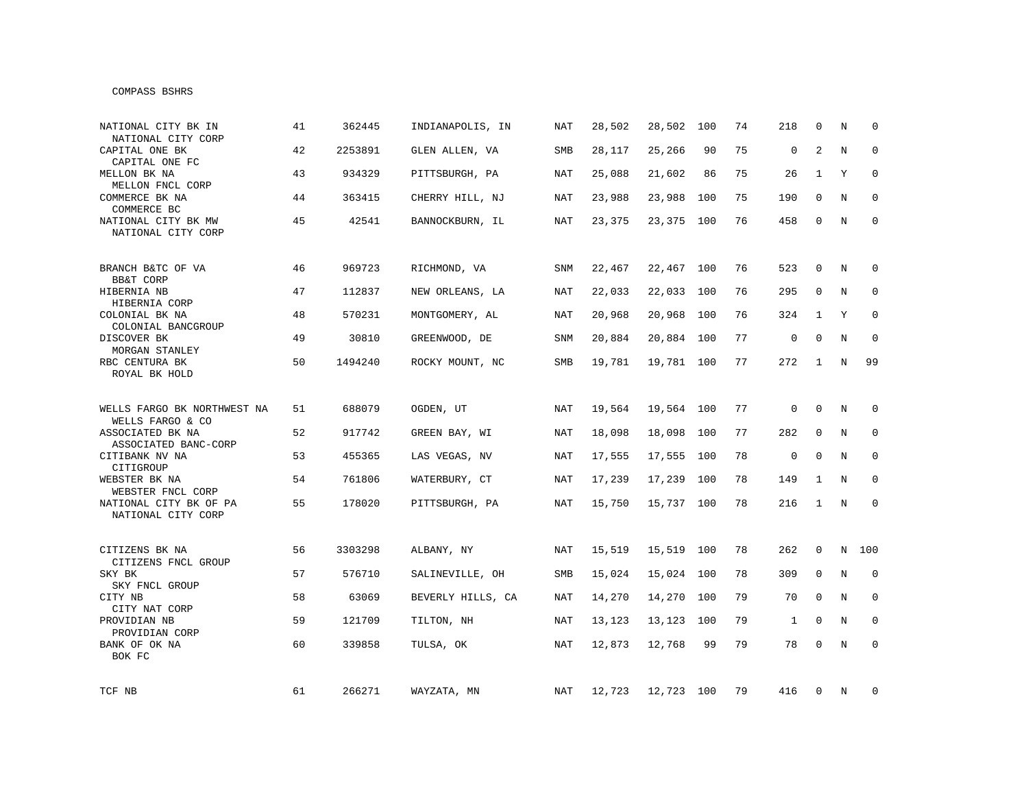COMPASS BSHRS

| | | | | | | | | | | | | |
|---|---|---|---|---|---|---|---|---|---|---|---|---|
| NATIONAL CITY BK IN<br>NATIONAL CITY CORP | 41 | 362445 | INDIANAPOLIS, IN | NAT | 28,502 | 28,502 | 100 | 74 | 218 | 0 | N | 0 |
| CAPITAL ONE BK<br>CAPITAL ONE FC | 42 | 2253891 | GLEN ALLEN, VA | SMB | 28,117 | 25,266 | 90 | 75 | 0 | 2 | N | 0 |
| MELLON BK NA<br>MELLON FNCL CORP | 43 | 934329 | PITTSBURGH, PA | NAT | 25,088 | 21,602 | 86 | 75 | 26 | 1 | Y | 0 |
| COMMERCE BK NA<br>COMMERCE BC | 44 | 363415 | CHERRY HILL, NJ | NAT | 23,988 | 23,988 | 100 | 75 | 190 | 0 | N | 0 |
| NATIONAL CITY BK MW<br>NATIONAL CITY CORP | 45 | 42541 | BANNOCKBURN, IL | NAT | 23,375 | 23,375 | 100 | 76 | 458 | 0 | N | 0 |
| BRANCH B&TC OF VA<br>BB&T CORP | 46 | 969723 | RICHMOND, VA | SNM | 22,467 | 22,467 | 100 | 76 | 523 | 0 | N | 0 |
| HIBERNIA NB<br>HIBERNIA CORP | 47 | 112837 | NEW ORLEANS, LA | NAT | 22,033 | 22,033 | 100 | 76 | 295 | 0 | N | 0 |
| COLONIAL BK NA<br>COLONIAL BANCGROUP | 48 | 570231 | MONTGOMERY, AL | NAT | 20,968 | 20,968 | 100 | 76 | 324 | 1 | Y | 0 |
| DISCOVER BK<br>MORGAN STANLEY | 49 | 30810 | GREENWOOD, DE | SNM | 20,884 | 20,884 | 100 | 77 | 0 | 0 | N | 0 |
| RBC CENTURA BK<br>ROYAL BK HOLD | 50 | 1494240 | ROCKY MOUNT, NC | SMB | 19,781 | 19,781 | 100 | 77 | 272 | 1 | N | 99 |
| WELLS FARGO BK NORTHWEST NA<br>WELLS FARGO & CO | 51 | 688079 | OGDEN, UT | NAT | 19,564 | 19,564 | 100 | 77 | 0 | 0 | N | 0 |
| ASSOCIATED BK NA<br>ASSOCIATED BANC-CORP | 52 | 917742 | GREEN BAY, WI | NAT | 18,098 | 18,098 | 100 | 77 | 282 | 0 | N | 0 |
| CITIBANK NV NA<br>CITIGROUP | 53 | 455365 | LAS VEGAS, NV | NAT | 17,555 | 17,555 | 100 | 78 | 0 | 0 | N | 0 |
| WEBSTER BK NA<br>WEBSTER FNCL CORP | 54 | 761806 | WATERBURY, CT | NAT | 17,239 | 17,239 | 100 | 78 | 149 | 1 | N | 0 |
| NATIONAL CITY BK OF PA<br>NATIONAL CITY CORP | 55 | 178020 | PITTSBURGH, PA | NAT | 15,750 | 15,737 | 100 | 78 | 216 | 1 | N | 0 |
| CITIZENS BK NA<br>CITIZENS FNCL GROUP | 56 | 3303298 | ALBANY, NY | NAT | 15,519 | 15,519 | 100 | 78 | 262 | 0 | N | 100 |
| SKY BK<br>SKY FNCL GROUP | 57 | 576710 | SALINEVILLE, OH | SMB | 15,024 | 15,024 | 100 | 78 | 309 | 0 | N | 0 |
| CITY NB<br>CITY NAT CORP | 58 | 63069 | BEVERLY HILLS, CA | NAT | 14,270 | 14,270 | 100 | 79 | 70 | 0 | N | 0 |
| PROVIDIAN NB<br>PROVIDIAN CORP | 59 | 121709 | TILTON, NH | NAT | 13,123 | 13,123 | 100 | 79 | 1 | 0 | N | 0 |
| BANK OF OK NA<br>BOK FC | 60 | 339858 | TULSA, OK | NAT | 12,873 | 12,768 | 99 | 79 | 78 | 0 | N | 0 |
| TCF NB | 61 | 266271 | WAYZATA, MN | NAT | 12,723 | 12,723 | 100 | 79 | 416 | 0 | N | 0 |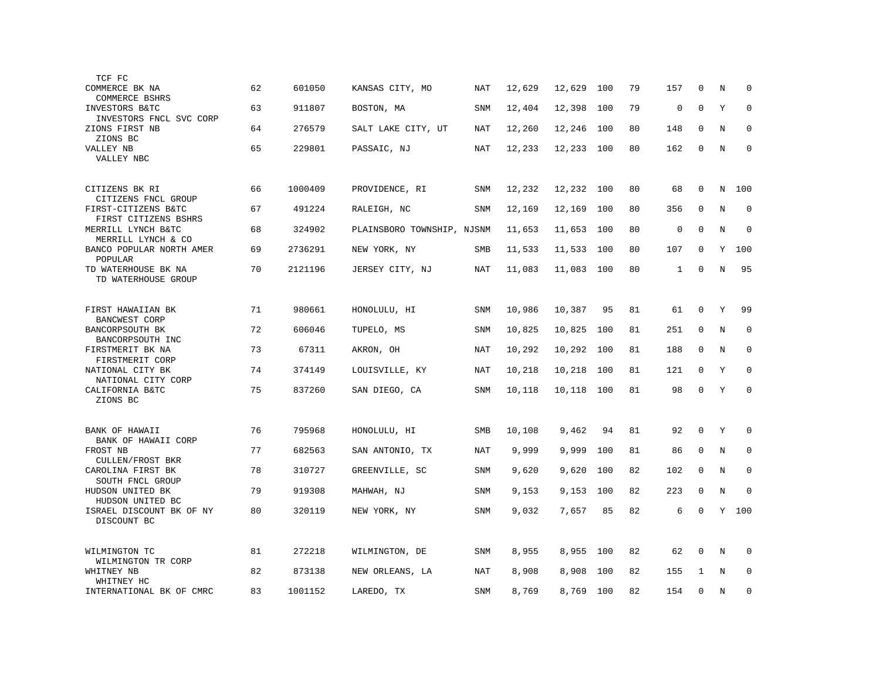| | | | | | | | | | | | | |
|---|---|---|---|---|---|---|---|---|---|---|---|---|
| TCF FC | | | | | | | | | | | | |
| COMMERCE BK NA<br>COMMERCE BSHRS | 62 | 601050 | KANSAS CITY, MO | NAT | 12,629 | 12,629 | 100 | 79 | 157 | 0 | N | 0 |
| INVESTORS B&TC<br>INVESTORS FNCL SVC CORP | 63 | 911807 | BOSTON, MA | SNM | 12,404 | 12,398 | 100 | 79 | 0 | 0 | Y | 0 |
| ZIONS FIRST NB<br>ZIONS BC | 64 | 276579 | SALT LAKE CITY, UT | NAT | 12,260 | 12,246 | 100 | 80 | 148 | 0 | N | 0 |
| VALLEY NB<br>VALLEY NBC | 65 | 229801 | PASSAIC, NJ | NAT | 12,233 | 12,233 | 100 | 80 | 162 | 0 | N | 0 |
| CITIZENS BK RI<br>CITIZENS FNCL GROUP | 66 | 1000409 | PROVIDENCE, RI | SNM | 12,232 | 12,232 | 100 | 80 | 68 | 0 | N | 100 |
| FIRST-CITIZENS B&TC<br>FIRST CITIZENS BSHRS | 67 | 491224 | RALEIGH, NC | SNM | 12,169 | 12,169 | 100 | 80 | 356 | 0 | N | 0 |
| MERRILL LYNCH B&TC<br>MERRILL LYNCH & CO | 68 | 324902 | PLAINSBORO TOWNSHIP, NJ | SNM | 11,653 | 11,653 | 100 | 80 | 0 | 0 | N | 0 |
| BANCO POPULAR NORTH AMER<br>POPULAR | 69 | 2736291 | NEW YORK, NY | SMB | 11,533 | 11,533 | 100 | 80 | 107 | 0 | Y | 100 |
| TD WATERHOUSE BK NA<br>TD WATERHOUSE GROUP | 70 | 2121196 | JERSEY CITY, NJ | NAT | 11,083 | 11,083 | 100 | 80 | 1 | 0 | N | 95 |
| FIRST HAWAIIAN BK<br>BANCWEST CORP | 71 | 980661 | HONOLULU, HI | SNM | 10,986 | 10,387 | 95 | 81 | 61 | 0 | Y | 99 |
| BANCORPSOUTH BK<br>BANCORPSOUTH INC | 72 | 606046 | TUPELO, MS | SNM | 10,825 | 10,825 | 100 | 81 | 251 | 0 | N | 0 |
| FIRSTMERIT BK NA<br>FIRSTMERIT CORP | 73 | 67311 | AKRON, OH | NAT | 10,292 | 10,292 | 100 | 81 | 188 | 0 | N | 0 |
| NATIONAL CITY BK<br>NATIONAL CITY CORP | 74 | 374149 | LOUISVILLE, KY | NAT | 10,218 | 10,218 | 100 | 81 | 121 | 0 | Y | 0 |
| CALIFORNIA B&TC<br>ZIONS BC | 75 | 837260 | SAN DIEGO, CA | SNM | 10,118 | 10,118 | 100 | 81 | 98 | 0 | Y | 0 |
| BANK OF HAWAII<br>BANK OF HAWAII CORP | 76 | 795968 | HONOLULU, HI | SMB | 10,108 | 9,462 | 94 | 81 | 92 | 0 | Y | 0 |
| FROST NB<br>CULLEN/FROST BKR | 77 | 682563 | SAN ANTONIO, TX | NAT | 9,999 | 9,999 | 100 | 81 | 86 | 0 | N | 0 |
| CAROLINA FIRST BK<br>SOUTH FNCL GROUP | 78 | 310727 | GREENVILLE, SC | SNM | 9,620 | 9,620 | 100 | 82 | 102 | 0 | N | 0 |
| HUDSON UNITED BK<br>HUDSON UNITED BC | 79 | 919308 | MAHWAH, NJ | SNM | 9,153 | 9,153 | 100 | 82 | 223 | 0 | N | 0 |
| ISRAEL DISCOUNT BK OF NY<br>DISCOUNT BC | 80 | 320119 | NEW YORK, NY | SNM | 9,032 | 7,657 | 85 | 82 | 6 | 0 | Y | 100 |
| WILMINGTON TC<br>WILMINGTON TR CORP | 81 | 272218 | WILMINGTON, DE | SNM | 8,955 | 8,955 | 100 | 82 | 62 | 0 | N | 0 |
| WHITNEY NB<br>WHITNEY HC | 82 | 873138 | NEW ORLEANS, LA | NAT | 8,908 | 8,908 | 100 | 82 | 155 | 1 | N | 0 |
| INTERNATIONAL BK OF CMRC | 83 | 1001152 | LAREDO, TX | SNM | 8,769 | 8,769 | 100 | 82 | 154 | 0 | N | 0 |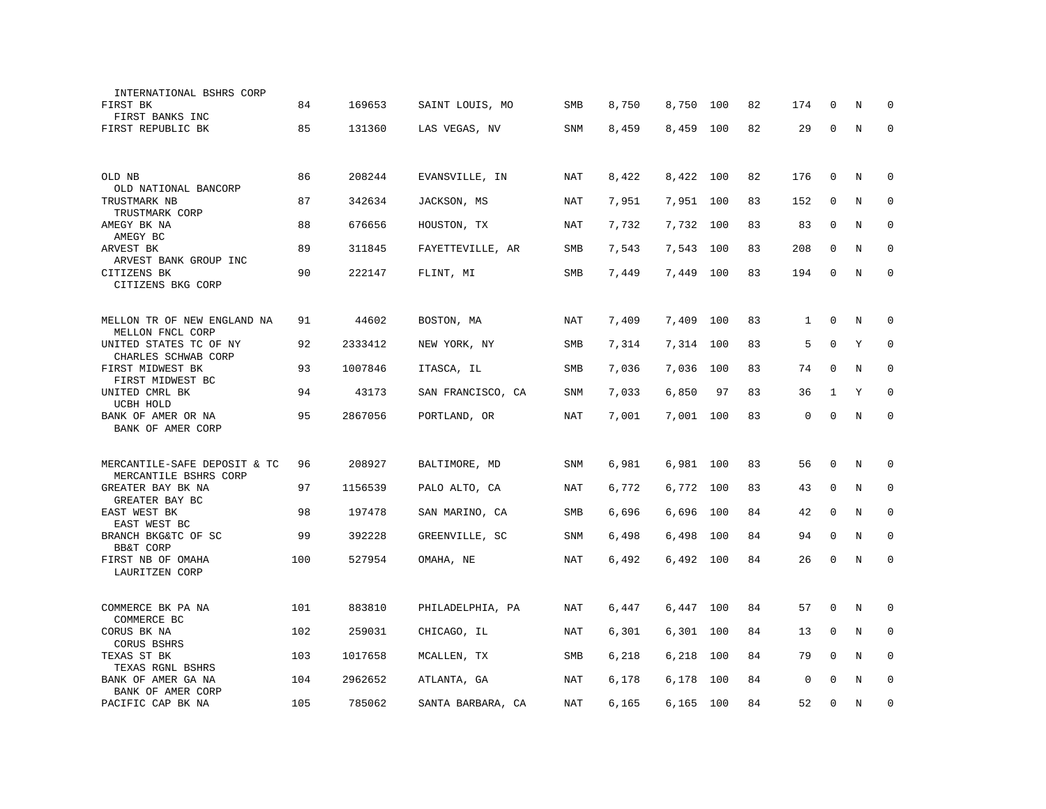| | | | | | | | | | | | | |
|---|---|---|---|---|---|---|---|---|---|---|---|---|
| INTERNATIONAL BSHRS CORP | | | | | | | | | | | | |
| FIRST BK<br>FIRST BANKS INC | 84 | 169653 | SAINT LOUIS, MO | SMB | 8,750 | 8,750 | 100 | 82 | 174 | 0 | N | 0 |
| FIRST REPUBLIC BK | 85 | 131360 | LAS VEGAS, NV | SNM | 8,459 | 8,459 | 100 | 82 | 29 | 0 | N | 0 |
| OLD NB<br>OLD NATIONAL BANCORP | 86 | 208244 | EVANSVILLE, IN | NAT | 8,422 | 8,422 | 100 | 82 | 176 | 0 | N | 0 |
| TRUSTMARK NB<br>TRUSTMARK CORP | 87 | 342634 | JACKSON, MS | NAT | 7,951 | 7,951 | 100 | 83 | 152 | 0 | N | 0 |
| AMEGY BK NA<br>AMEGY BC | 88 | 676656 | HOUSTON, TX | NAT | 7,732 | 7,732 | 100 | 83 | 83 | 0 | N | 0 |
| ARVEST BK<br>ARVEST BANK GROUP INC | 89 | 311845 | FAYETTEVILLE, AR | SMB | 7,543 | 7,543 | 100 | 83 | 208 | 0 | N | 0 |
| CITIZENS BK<br>CITIZENS BKG CORP | 90 | 222147 | FLINT, MI | SMB | 7,449 | 7,449 | 100 | 83 | 194 | 0 | N | 0 |
| MELLON TR OF NEW ENGLAND NA<br>MELLON FNCL CORP | 91 | 44602 | BOSTON, MA | NAT | 7,409 | 7,409 | 100 | 83 | 1 | 0 | N | 0 |
| UNITED STATES TC OF NY<br>CHARLES SCHWAB CORP | 92 | 2333412 | NEW YORK, NY | SMB | 7,314 | 7,314 | 100 | 83 | 5 | 0 | Y | 0 |
| FIRST MIDWEST BK<br>FIRST MIDWEST BC | 93 | 1007846 | ITASCA, IL | SMB | 7,036 | 7,036 | 100 | 83 | 74 | 0 | N | 0 |
| UNITED CMRL BK<br>UCBH HOLD | 94 | 43173 | SAN FRANCISCO, CA | SNM | 7,033 | 6,850 | 97 | 83 | 36 | 1 | Y | 0 |
| BANK OF AMER OR NA<br>BANK OF AMER CORP | 95 | 2867056 | PORTLAND, OR | NAT | 7,001 | 7,001 | 100 | 83 | 0 | 0 | N | 0 |
| MERCANTILE-SAFE DEPOSIT & TC<br>MERCANTILE BSHRS CORP | 96 | 208927 | BALTIMORE, MD | SNM | 6,981 | 6,981 | 100 | 83 | 56 | 0 | N | 0 |
| GREATER BAY BK NA<br>GREATER BAY BC | 97 | 1156539 | PALO ALTO, CA | NAT | 6,772 | 6,772 | 100 | 83 | 43 | 0 | N | 0 |
| EAST WEST BK<br>EAST WEST BC | 98 | 197478 | SAN MARINO, CA | SMB | 6,696 | 6,696 | 100 | 84 | 42 | 0 | N | 0 |
| BRANCH BKG&TC OF SC<br>BB&T CORP | 99 | 392228 | GREENVILLE, SC | SNM | 6,498 | 6,498 | 100 | 84 | 94 | 0 | N | 0 |
| FIRST NB OF OMAHA<br>LAURITZEN CORP | 100 | 527954 | OMAHA, NE | NAT | 6,492 | 6,492 | 100 | 84 | 26 | 0 | N | 0 |
| COMMERCE BK PA NA<br>COMMERCE BC | 101 | 883810 | PHILADELPHIA, PA | NAT | 6,447 | 6,447 | 100 | 84 | 57 | 0 | N | 0 |
| CORUS BK NA<br>CORUS BSHRS | 102 | 259031 | CHICAGO, IL | NAT | 6,301 | 6,301 | 100 | 84 | 13 | 0 | N | 0 |
| TEXAS ST BK<br>TEXAS RGNL BSHRS | 103 | 1017658 | MCALLEN, TX | SMB | 6,218 | 6,218 | 100 | 84 | 79 | 0 | N | 0 |
| BANK OF AMER GA NA<br>BANK OF AMER CORP | 104 | 2962652 | ATLANTA, GA | NAT | 6,178 | 6,178 | 100 | 84 | 0 | 0 | N | 0 |
| PACIFIC CAP BK NA | 105 | 785062 | SANTA BARBARA, CA | NAT | 6,165 | 6,165 | 100 | 84 | 52 | 0 | N | 0 |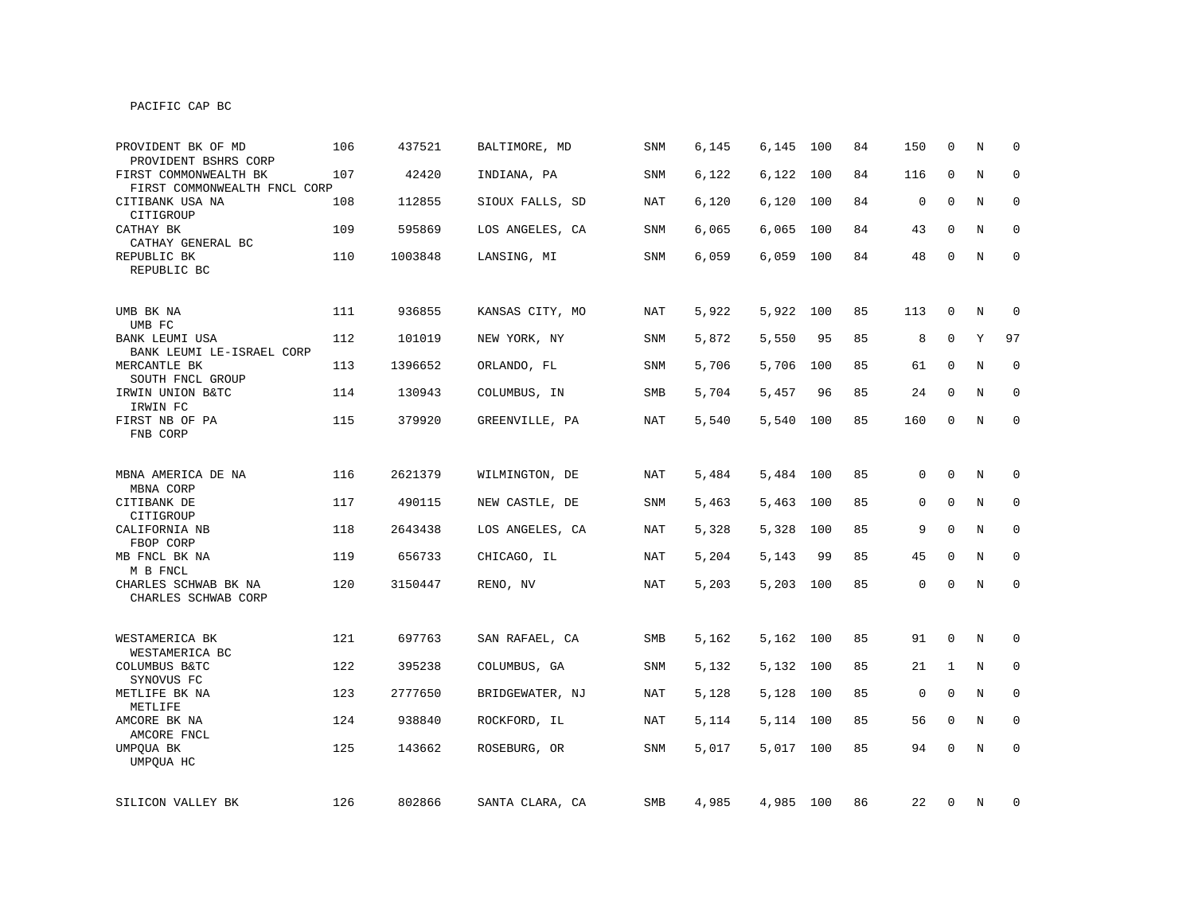PACIFIC CAP BC

| | | | | | | | | | | | | |
|---|---|---|---|---|---|---|---|---|---|---|---|---|
| PROVIDENT BK OF MD<br>PROVIDENT BSHRS CORP | 106 | 437521 | BALTIMORE, MD | SNM | 6,145 | 6,145 | 100 | 84 | 150 | 0 | N | 0 |
| FIRST COMMONWEALTH BK<br>FIRST COMMONWEALTH FNCL CORP | 107 | 42420 | INDIANA, PA | SNM | 6,122 | 6,122 | 100 | 84 | 116 | 0 | N | 0 |
| CITIBANK USA NA<br>CITIGROUP | 108 | 112855 | SIOUX FALLS, SD | NAT | 6,120 | 6,120 | 100 | 84 | 0 | 0 | N | 0 |
| CATHAY BK<br>CATHAY GENERAL BC | 109 | 595869 | LOS ANGELES, CA | SNM | 6,065 | 6,065 | 100 | 84 | 43 | 0 | N | 0 |
| REPUBLIC BK<br>REPUBLIC BC | 110 | 1003848 | LANSING, MI | SNM | 6,059 | 6,059 | 100 | 84 | 48 | 0 | N | 0 |
| UMB BK NA<br>UMB FC | 111 | 936855 | KANSAS CITY, MO | NAT | 5,922 | 5,922 | 100 | 85 | 113 | 0 | N | 0 |
| BANK LEUMI USA<br>BANK LEUMI LE-ISRAEL CORP | 112 | 101019 | NEW YORK, NY | SNM | 5,872 | 5,550 | 95 | 85 | 8 | 0 | Y | 97 |
| MERCANTLE BK<br>SOUTH FNCL GROUP | 113 | 1396652 | ORLANDO, FL | SNM | 5,706 | 5,706 | 100 | 85 | 61 | 0 | N | 0 |
| IRWIN UNION B&TC<br>IRWIN FC | 114 | 130943 | COLUMBUS, IN | SMB | 5,704 | 5,457 | 96 | 85 | 24 | 0 | N | 0 |
| FIRST NB OF PA<br>FNB CORP | 115 | 379920 | GREENVILLE, PA | NAT | 5,540 | 5,540 | 100 | 85 | 160 | 0 | N | 0 |
| MBNA AMERICA DE NA<br>MBNA CORP | 116 | 2621379 | WILMINGTON, DE | NAT | 5,484 | 5,484 | 100 | 85 | 0 | 0 | N | 0 |
| CITIBANK DE<br>CITIGROUP | 117 | 490115 | NEW CASTLE, DE | SNM | 5,463 | 5,463 | 100 | 85 | 0 | 0 | N | 0 |
| CALIFORNIA NB<br>FBOP CORP | 118 | 2643438 | LOS ANGELES, CA | NAT | 5,328 | 5,328 | 100 | 85 | 9 | 0 | N | 0 |
| MB FNCL BK NA<br>M B FNCL | 119 | 656733 | CHICAGO, IL | NAT | 5,204 | 5,143 | 99 | 85 | 45 | 0 | N | 0 |
| CHARLES SCHWAB BK NA<br>CHARLES SCHWAB CORP | 120 | 3150447 | RENO, NV | NAT | 5,203 | 5,203 | 100 | 85 | 0 | 0 | N | 0 |
| WESTAMERICA BK<br>WESTAMERICA BC | 121 | 697763 | SAN RAFAEL, CA | SMB | 5,162 | 5,162 | 100 | 85 | 91 | 0 | N | 0 |
| COLUMBUS B&TC<br>SYNOVUS FC | 122 | 395238 | COLUMBUS, GA | SNM | 5,132 | 5,132 | 100 | 85 | 21 | 1 | N | 0 |
| METLIFE BK NA<br>METLIFE | 123 | 2777650 | BRIDGEWATER, NJ | NAT | 5,128 | 5,128 | 100 | 85 | 0 | 0 | N | 0 |
| AMCORE BK NA<br>AMCORE FNCL | 124 | 938840 | ROCKFORD, IL | NAT | 5,114 | 5,114 | 100 | 85 | 56 | 0 | N | 0 |
| UMPQUA BK<br>UMPQUA HC | 125 | 143662 | ROSEBURG, OR | SNM | 5,017 | 5,017 | 100 | 85 | 94 | 0 | N | 0 |
| SILICON VALLEY BK | 126 | 802866 | SANTA CLARA, CA | SMB | 4,985 | 4,985 | 100 | 86 | 22 | 0 | N | 0 |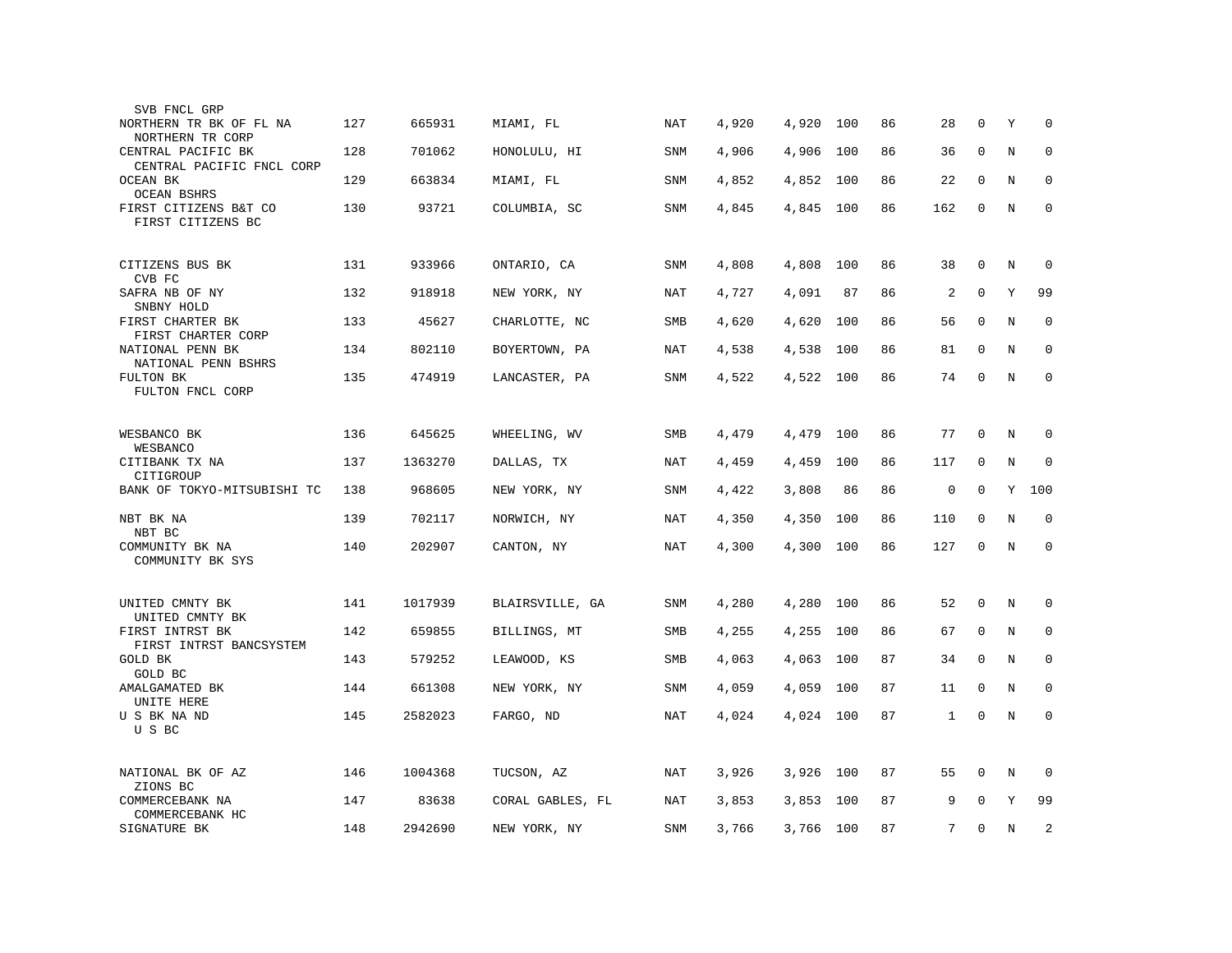| | | | | | | | | | | | | |
|---|---|---|---|---|---|---|---|---|---|---|---|---|
| SVB FNCL GRP | | | | | | | | | | | | |
| NORTHERN TR BK OF FL NA<br>NORTHERN TR CORP | 127 | 665931 | MIAMI, FL | NAT | 4,920 | 4,920 | 100 | 86 | 28 | 0 | Y | 0 |
| CENTRAL PACIFIC BK<br>CENTRAL PACIFIC FNCL CORP | 128 | 701062 | HONOLULU, HI | SNM | 4,906 | 4,906 | 100 | 86 | 36 | 0 | N | 0 |
| OCEAN BK<br>OCEAN BSHRS | 129 | 663834 | MIAMI, FL | SNM | 4,852 | 4,852 | 100 | 86 | 22 | 0 | N | 0 |
| FIRST CITIZENS B&T CO<br>FIRST CITIZENS BC | 130 | 93721 | COLUMBIA, SC | SNM | 4,845 | 4,845 | 100 | 86 | 162 | 0 | N | 0 |
| CITIZENS BUS BK<br>CVB FC | 131 | 933966 | ONTARIO, CA | SNM | 4,808 | 4,808 | 100 | 86 | 38 | 0 | N | 0 |
| SAFRA NB OF NY<br>SNBNY HOLD | 132 | 918918 | NEW YORK, NY | NAT | 4,727 | 4,091 | 87 | 86 | 2 | 0 | Y | 99 |
| FIRST CHARTER BK<br>FIRST CHARTER CORP | 133 | 45627 | CHARLOTTE, NC | SMB | 4,620 | 4,620 | 100 | 86 | 56 | 0 | N | 0 |
| NATIONAL PENN BK<br>NATIONAL PENN BSHRS | 134 | 802110 | BOYERTOWN, PA | NAT | 4,538 | 4,538 | 100 | 86 | 81 | 0 | N | 0 |
| FULTON BK<br>FULTON FNCL CORP | 135 | 474919 | LANCASTER, PA | SNM | 4,522 | 4,522 | 100 | 86 | 74 | 0 | N | 0 |
| WESBANCO BK<br>WESBANCO | 136 | 645625 | WHEELING, WV | SMB | 4,479 | 4,479 | 100 | 86 | 77 | 0 | N | 0 |
| CITIBANK TX NA<br>CITIGROUP | 137 | 1363270 | DALLAS, TX | NAT | 4,459 | 4,459 | 100 | 86 | 117 | 0 | N | 0 |
| BANK OF TOKYO-MITSUBISHI TC | 138 | 968605 | NEW YORK, NY | SNM | 4,422 | 3,808 | 86 | 86 | 0 | 0 | Y | 100 |
| NBT BK NA<br>NBT BC | 139 | 702117 | NORWICH, NY | NAT | 4,350 | 4,350 | 100 | 86 | 110 | 0 | N | 0 |
| COMMUNITY BK NA<br>COMMUNITY BK SYS | 140 | 202907 | CANTON, NY | NAT | 4,300 | 4,300 | 100 | 86 | 127 | 0 | N | 0 |
| UNITED CMNTY BK<br>UNITED CMNTY BK | 141 | 1017939 | BLAIRSVILLE, GA | SNM | 4,280 | 4,280 | 100 | 86 | 52 | 0 | N | 0 |
| FIRST INTRST BK<br>FIRST INTRST BANCSYSTEM | 142 | 659855 | BILLINGS, MT | SMB | 4,255 | 4,255 | 100 | 86 | 67 | 0 | N | 0 |
| GOLD BK<br>GOLD BC | 143 | 579252 | LEAWOOD, KS | SMB | 4,063 | 4,063 | 100 | 87 | 34 | 0 | N | 0 |
| AMALGAMATED BK<br>UNITE HERE | 144 | 661308 | NEW YORK, NY | SNM | 4,059 | 4,059 | 100 | 87 | 11 | 0 | N | 0 |
| U S BK NA ND<br>U S BC | 145 | 2582023 | FARGO, ND | NAT | 4,024 | 4,024 | 100 | 87 | 1 | 0 | N | 0 |
| NATIONAL BK OF AZ<br>ZIONS BC | 146 | 1004368 | TUCSON, AZ | NAT | 3,926 | 3,926 | 100 | 87 | 55 | 0 | N | 0 |
| COMMERCEBANK NA<br>COMMERCEBANK HC | 147 | 83638 | CORAL GABLES, FL | NAT | 3,853 | 3,853 | 100 | 87 | 9 | 0 | Y | 99 |
| SIGNATURE BK | 148 | 2942690 | NEW YORK, NY | SNM | 3,766 | 3,766 | 100 | 87 | 7 | 0 | N | 2 |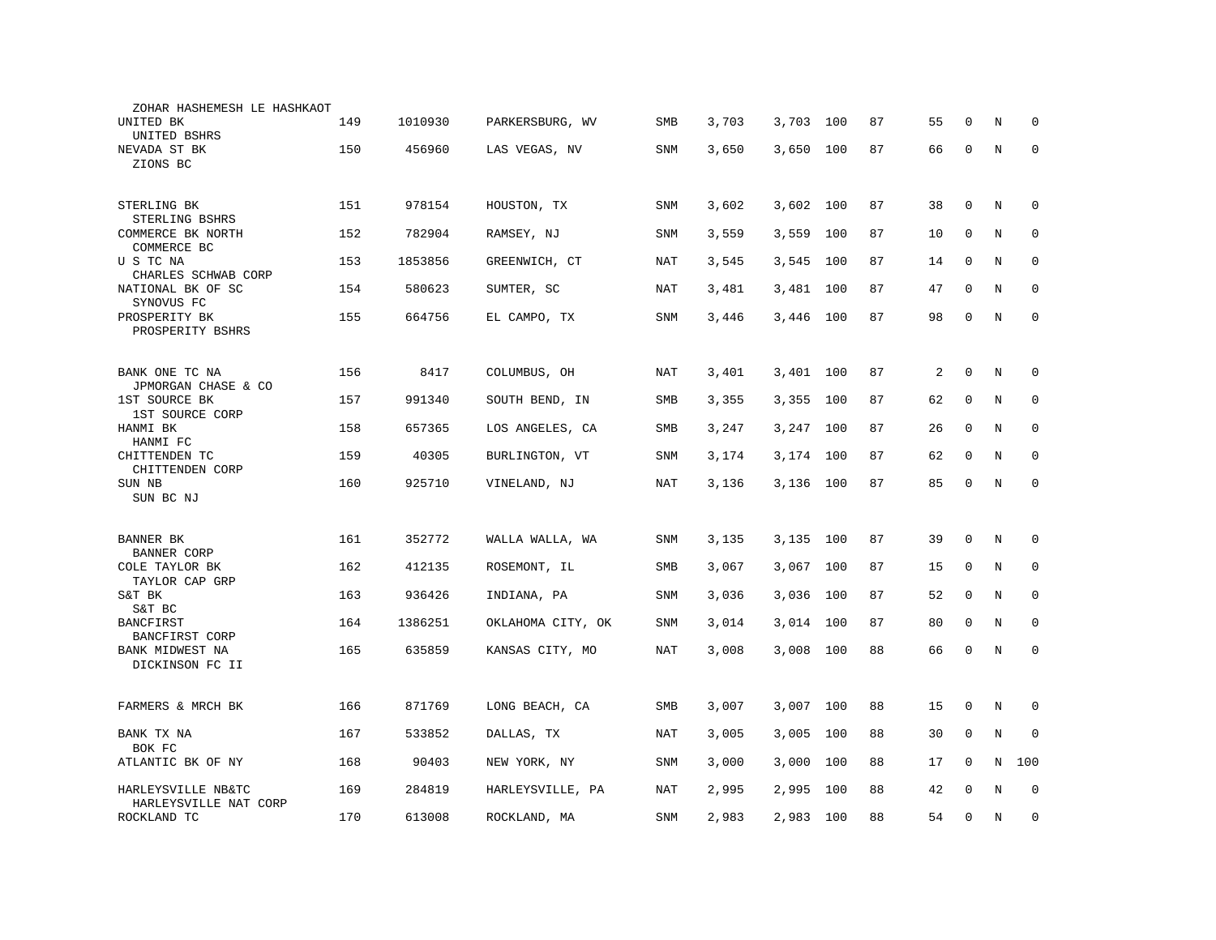| | | | | | | | | | | | | |
|---|---|---|---|---|---|---|---|---|---|---|---|---|
| ZOHAR HASHEMESH LE HASHKAOT | | | | | | | | | | | | |
| UNITED BK<br>UNITED BSHRS | 149 | 1010930 | PARKERSBURG, WV | SMB | 3,703 | 3,703 | 100 | 87 | 55 | 0 | N | 0 |
| NEVADA ST BK<br>ZIONS BC | 150 | 456960 | LAS VEGAS, NV | SNM | 3,650 | 3,650 | 100 | 87 | 66 | 0 | N | 0 |
| STERLING BK<br>STERLING BSHRS | 151 | 978154 | HOUSTON, TX | SNM | 3,602 | 3,602 | 100 | 87 | 38 | 0 | N | 0 |
| COMMERCE BK NORTH<br>COMMERCE BC | 152 | 782904 | RAMSEY, NJ | SNM | 3,559 | 3,559 | 100 | 87 | 10 | 0 | N | 0 |
| U S TC NA<br>CHARLES SCHWAB CORP | 153 | 1853856 | GREENWICH, CT | NAT | 3,545 | 3,545 | 100 | 87 | 14 | 0 | N | 0 |
| NATIONAL BK OF SC<br>SYNOVUS FC | 154 | 580623 | SUMTER, SC | NAT | 3,481 | 3,481 | 100 | 87 | 47 | 0 | N | 0 |
| PROSPERITY BK<br>PROSPERITY BSHRS | 155 | 664756 | EL CAMPO, TX | SNM | 3,446 | 3,446 | 100 | 87 | 98 | 0 | N | 0 |
| BANK ONE TC NA<br>JPMORGAN CHASE & CO | 156 | 8417 | COLUMBUS, OH | NAT | 3,401 | 3,401 | 100 | 87 | 2 | 0 | N | 0 |
| 1ST SOURCE BK<br>1ST SOURCE CORP | 157 | 991340 | SOUTH BEND, IN | SMB | 3,355 | 3,355 | 100 | 87 | 62 | 0 | N | 0 |
| HANMI BK<br>HANMI FC | 158 | 657365 | LOS ANGELES, CA | SMB | 3,247 | 3,247 | 100 | 87 | 26 | 0 | N | 0 |
| CHITTENDEN TC<br>CHITTENDEN CORP | 159 | 40305 | BURLINGTON, VT | SNM | 3,174 | 3,174 | 100 | 87 | 62 | 0 | N | 0 |
| SUN NB<br>SUN BC NJ | 160 | 925710 | VINELAND, NJ | NAT | 3,136 | 3,136 | 100 | 87 | 85 | 0 | N | 0 |
| BANNER BK<br>BANNER CORP | 161 | 352772 | WALLA WALLA, WA | SNM | 3,135 | 3,135 | 100 | 87 | 39 | 0 | N | 0 |
| COLE TAYLOR BK<br>TAYLOR CAP GRP | 162 | 412135 | ROSEMONT, IL | SMB | 3,067 | 3,067 | 100 | 87 | 15 | 0 | N | 0 |
| S&T BK<br>S&T BC | 163 | 936426 | INDIANA, PA | SNM | 3,036 | 3,036 | 100 | 87 | 52 | 0 | N | 0 |
| BANCFIRST<br>BANCFIRST CORP | 164 | 1386251 | OKLAHOMA CITY, OK | SNM | 3,014 | 3,014 | 100 | 87 | 80 | 0 | N | 0 |
| BANK MIDWEST NA<br>DICKINSON FC II | 165 | 635859 | KANSAS CITY, MO | NAT | 3,008 | 3,008 | 100 | 88 | 66 | 0 | N | 0 |
| FARMERS & MRCH BK | 166 | 871769 | LONG BEACH, CA | SMB | 3,007 | 3,007 | 100 | 88 | 15 | 0 | N | 0 |
| BANK TX NA<br>BOK FC | 167 | 533852 | DALLAS, TX | NAT | 3,005 | 3,005 | 100 | 88 | 30 | 0 | N | 0 |
| ATLANTIC BK OF NY | 168 | 90403 | NEW YORK, NY | SNM | 3,000 | 3,000 | 100 | 88 | 17 | 0 | N | 100 |
| HARLEYSVILLE NB&TC<br>HARLEYSVILLE NAT CORP | 169 | 284819 | HARLEYSVILLE, PA | NAT | 2,995 | 2,995 | 100 | 88 | 42 | 0 | N | 0 |
| ROCKLAND TC | 170 | 613008 | ROCKLAND, MA | SNM | 2,983 | 2,983 | 100 | 88 | 54 | 0 | N | 0 |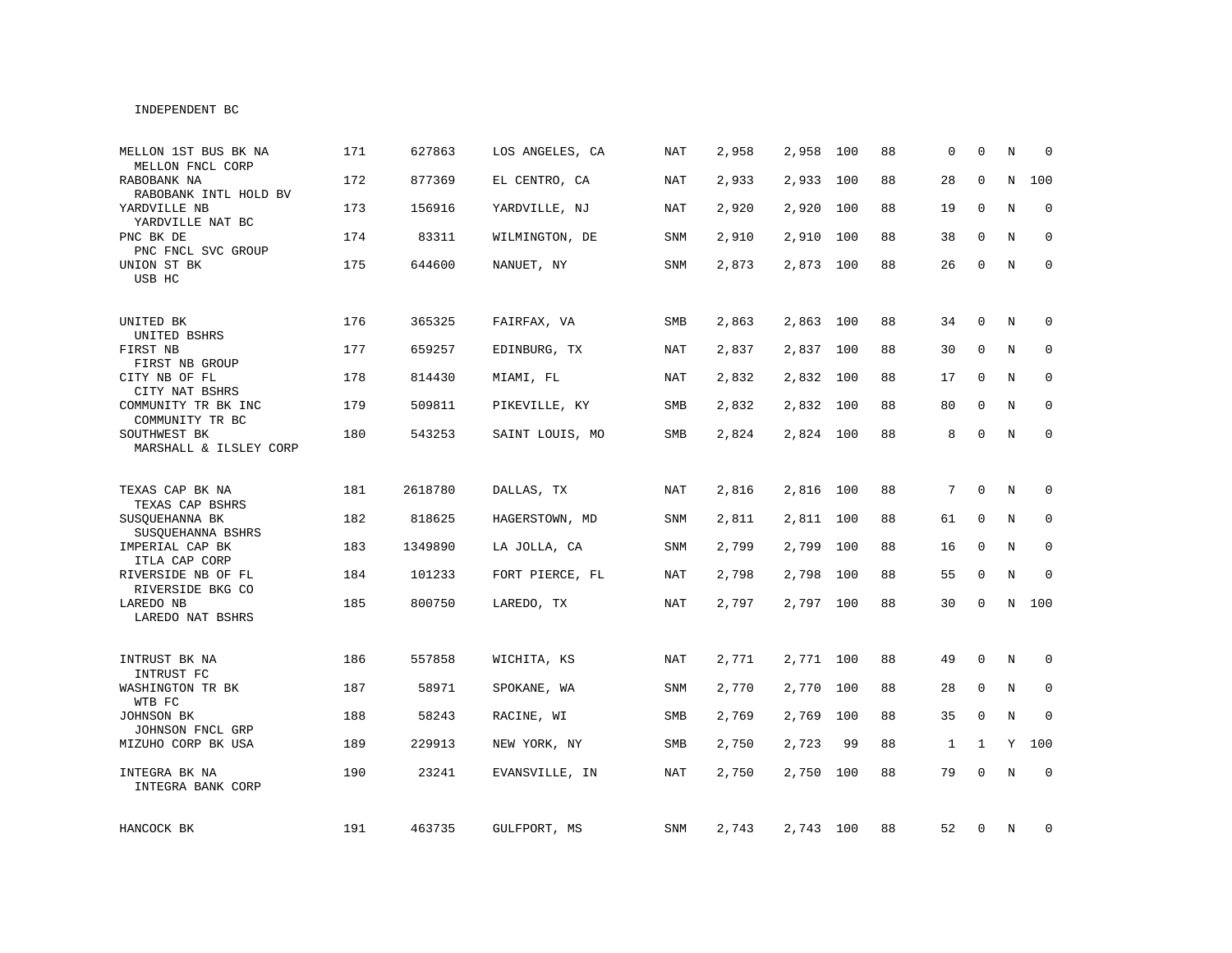INDEPENDENT BC

| | | | | | | | | | | | | |
|---|---|---|---|---|---|---|---|---|---|---|---|---|
| MELLON 1ST BUS BK NA<br>MELLON FNCL CORP | 171 | 627863 | LOS ANGELES, CA | NAT | 2,958 | 2,958 | 100 | 88 | 0 | 0 | N | 0 |
| RABOBANK NA<br>RABOBANK INTL HOLD BV | 172 | 877369 | EL CENTRO, CA | NAT | 2,933 | 2,933 | 100 | 88 | 28 | 0 | N | 100 |
| YARDVILLE NB<br>YARDVILLE NAT BC | 173 | 156916 | YARDVILLE, NJ | NAT | 2,920 | 2,920 | 100 | 88 | 19 | 0 | N | 0 |
| PNC BK DE<br>PNC FNCL SVC GROUP | 174 | 83311 | WILMINGTON, DE | SNM | 2,910 | 2,910 | 100 | 88 | 38 | 0 | N | 0 |
| UNION ST BK<br>USB HC | 175 | 644600 | NANUET, NY | SNM | 2,873 | 2,873 | 100 | 88 | 26 | 0 | N | 0 |
| UNITED BK<br>UNITED BSHRS | 176 | 365325 | FAIRFAX, VA | SMB | 2,863 | 2,863 | 100 | 88 | 34 | 0 | N | 0 |
| FIRST NB<br>FIRST NB GROUP | 177 | 659257 | EDINBURG, TX | NAT | 2,837 | 2,837 | 100 | 88 | 30 | 0 | N | 0 |
| CITY NB OF FL<br>CITY NAT BSHRS | 178 | 814430 | MIAMI, FL | NAT | 2,832 | 2,832 | 100 | 88 | 17 | 0 | N | 0 |
| COMMUNITY TR BK INC<br>COMMUNITY TR BC | 179 | 509811 | PIKEVILLE, KY | SMB | 2,832 | 2,832 | 100 | 88 | 80 | 0 | N | 0 |
| SOUTHWEST BK<br>MARSHALL & ILSLEY CORP | 180 | 543253 | SAINT LOUIS, MO | SMB | 2,824 | 2,824 | 100 | 88 | 8 | 0 | N | 0 |
| TEXAS CAP BK NA<br>TEXAS CAP BSHRS | 181 | 2618780 | DALLAS, TX | NAT | 2,816 | 2,816 | 100 | 88 | 7 | 0 | N | 0 |
| SUSQUEHANNA BK<br>SUSQUEHANNA BSHRS | 182 | 818625 | HAGERSTOWN, MD | SNM | 2,811 | 2,811 | 100 | 88 | 61 | 0 | N | 0 |
| IMPERIAL CAP BK<br>ITLA CAP CORP | 183 | 1349890 | LA JOLLA, CA | SNM | 2,799 | 2,799 | 100 | 88 | 16 | 0 | N | 0 |
| RIVERSIDE NB OF FL<br>RIVERSIDE BKG CO | 184 | 101233 | FORT PIERCE, FL | NAT | 2,798 | 2,798 | 100 | 88 | 55 | 0 | N | 0 |
| LAREDO NB<br>LAREDO NAT BSHRS | 185 | 800750 | LAREDO, TX | NAT | 2,797 | 2,797 | 100 | 88 | 30 | 0 | N | 100 |
| INTRUST BK NA<br>INTRUST FC | 186 | 557858 | WICHITA, KS | NAT | 2,771 | 2,771 | 100 | 88 | 49 | 0 | N | 0 |
| WASHINGTON TR BK<br>WTB FC | 187 | 58971 | SPOKANE, WA | SNM | 2,770 | 2,770 | 100 | 88 | 28 | 0 | N | 0 |
| JOHNSON BK<br>JOHNSON FNCL GRP | 188 | 58243 | RACINE, WI | SMB | 2,769 | 2,769 | 100 | 88 | 35 | 0 | N | 0 |
| MIZUHO CORP BK USA | 189 | 229913 | NEW YORK, NY | SMB | 2,750 | 2,723 | 99 | 88 | 1 | 1 | Y | 100 |
| INTEGRA BK NA<br>INTEGRA BANK CORP | 190 | 23241 | EVANSVILLE, IN | NAT | 2,750 | 2,750 | 100 | 88 | 79 | 0 | N | 0 |
| HANCOCK BK | 191 | 463735 | GULFPORT, MS | SNM | 2,743 | 2,743 | 100 | 88 | 52 | 0 | N | 0 |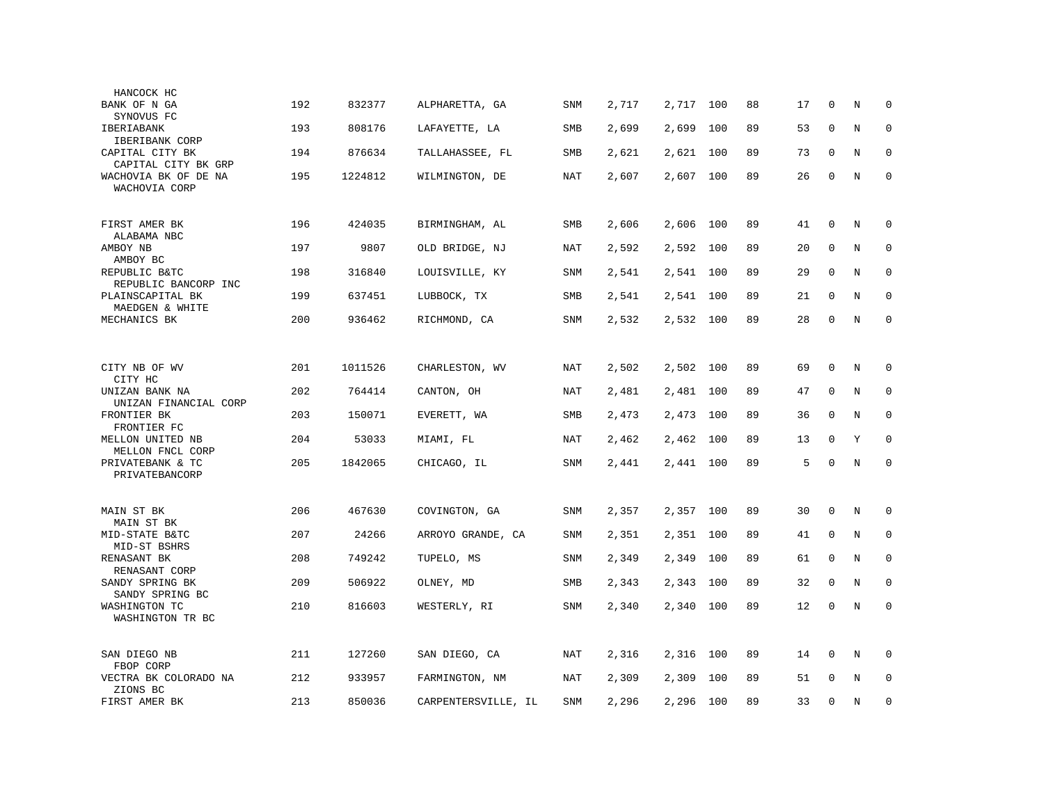| Name / Holding Company | Rank | ID | Location | Type | Col1 | Col2 | Col3 | Col4 | Col5 | Col6 | Col7 | Col8 |
|---|---|---|---|---|---|---|---|---|---|---|---|---|
| HANCOCK HC | | | | | | | | | | | | |
| BANK OF N GA<br>SYNOVUS FC | 192 | 832377 | ALPHARETTA, GA | SNM | 2,717 | 2,717 | 100 | 88 | 17 | 0 | N | 0 |
| IBERIABANK<br>IBERIBANK CORP | 193 | 808176 | LAFAYETTE, LA | SMB | 2,699 | 2,699 | 100 | 89 | 53 | 0 | N | 0 |
| CAPITAL CITY BK<br>CAPITAL CITY BK GRP | 194 | 876634 | TALLAHASSEE, FL | SMB | 2,621 | 2,621 | 100 | 89 | 73 | 0 | N | 0 |
| WACHOVIA BK OF DE NA<br>WACHOVIA CORP | 195 | 1224812 | WILMINGTON, DE | NAT | 2,607 | 2,607 | 100 | 89 | 26 | 0 | N | 0 |
| FIRST AMER BK<br>ALABAMA NBC | 196 | 424035 | BIRMINGHAM, AL | SMB | 2,606 | 2,606 | 100 | 89 | 41 | 0 | N | 0 |
| AMBOY NB<br>AMBOY BC | 197 | 9807 | OLD BRIDGE, NJ | NAT | 2,592 | 2,592 | 100 | 89 | 20 | 0 | N | 0 |
| REPUBLIC B&TC<br>REPUBLIC BANCORP INC | 198 | 316840 | LOUISVILLE, KY | SNM | 2,541 | 2,541 | 100 | 89 | 29 | 0 | N | 0 |
| PLAINSCAPITAL BK<br>MAEDGEN & WHITE | 199 | 637451 | LUBBOCK, TX | SMB | 2,541 | 2,541 | 100 | 89 | 21 | 0 | N | 0 |
| MECHANICS BK | 200 | 936462 | RICHMOND, CA | SNM | 2,532 | 2,532 | 100 | 89 | 28 | 0 | N | 0 |
| CITY NB OF WV<br>CITY HC | 201 | 1011526 | CHARLESTON, WV | NAT | 2,502 | 2,502 | 100 | 89 | 69 | 0 | N | 0 |
| UNIZAN BANK NA<br>UNIZAN FINANCIAL CORP | 202 | 764414 | CANTON, OH | NAT | 2,481 | 2,481 | 100 | 89 | 47 | 0 | N | 0 |
| FRONTIER BK<br>FRONTIER FC | 203 | 150071 | EVERETT, WA | SMB | 2,473 | 2,473 | 100 | 89 | 36 | 0 | N | 0 |
| MELLON UNITED NB<br>MELLON FNCL CORP | 204 | 53033 | MIAMI, FL | NAT | 2,462 | 2,462 | 100 | 89 | 13 | 0 | Y | 0 |
| PRIVATEBANK & TC<br>PRIVATEBANCORP | 205 | 1842065 | CHICAGO, IL | SNM | 2,441 | 2,441 | 100 | 89 | 5 | 0 | N | 0 |
| MAIN ST BK<br>MAIN ST BK | 206 | 467630 | COVINGTON, GA | SNM | 2,357 | 2,357 | 100 | 89 | 30 | 0 | N | 0 |
| MID-STATE B&TC<br>MID-ST BSHRS | 207 | 24266 | ARROYO GRANDE, CA | SNM | 2,351 | 2,351 | 100 | 89 | 41 | 0 | N | 0 |
| RENASANT BK<br>RENASANT CORP | 208 | 749242 | TUPELO, MS | SNM | 2,349 | 2,349 | 100 | 89 | 61 | 0 | N | 0 |
| SANDY SPRING BK<br>SANDY SPRING BC | 209 | 506922 | OLNEY, MD | SMB | 2,343 | 2,343 | 100 | 89 | 32 | 0 | N | 0 |
| WASHINGTON TC<br>WASHINGTON TR BC | 210 | 816603 | WESTERLY, RI | SNM | 2,340 | 2,340 | 100 | 89 | 12 | 0 | N | 0 |
| SAN DIEGO NB<br>FBOP CORP | 211 | 127260 | SAN DIEGO, CA | NAT | 2,316 | 2,316 | 100 | 89 | 14 | 0 | N | 0 |
| VECTRA BK COLORADO NA<br>ZIONS BC | 212 | 933957 | FARMINGTON, NM | NAT | 2,309 | 2,309 | 100 | 89 | 51 | 0 | N | 0 |
| FIRST AMER BK | 213 | 850036 | CARPENTERSVILLE, IL | SNM | 2,296 | 2,296 | 100 | 89 | 33 | 0 | N | 0 |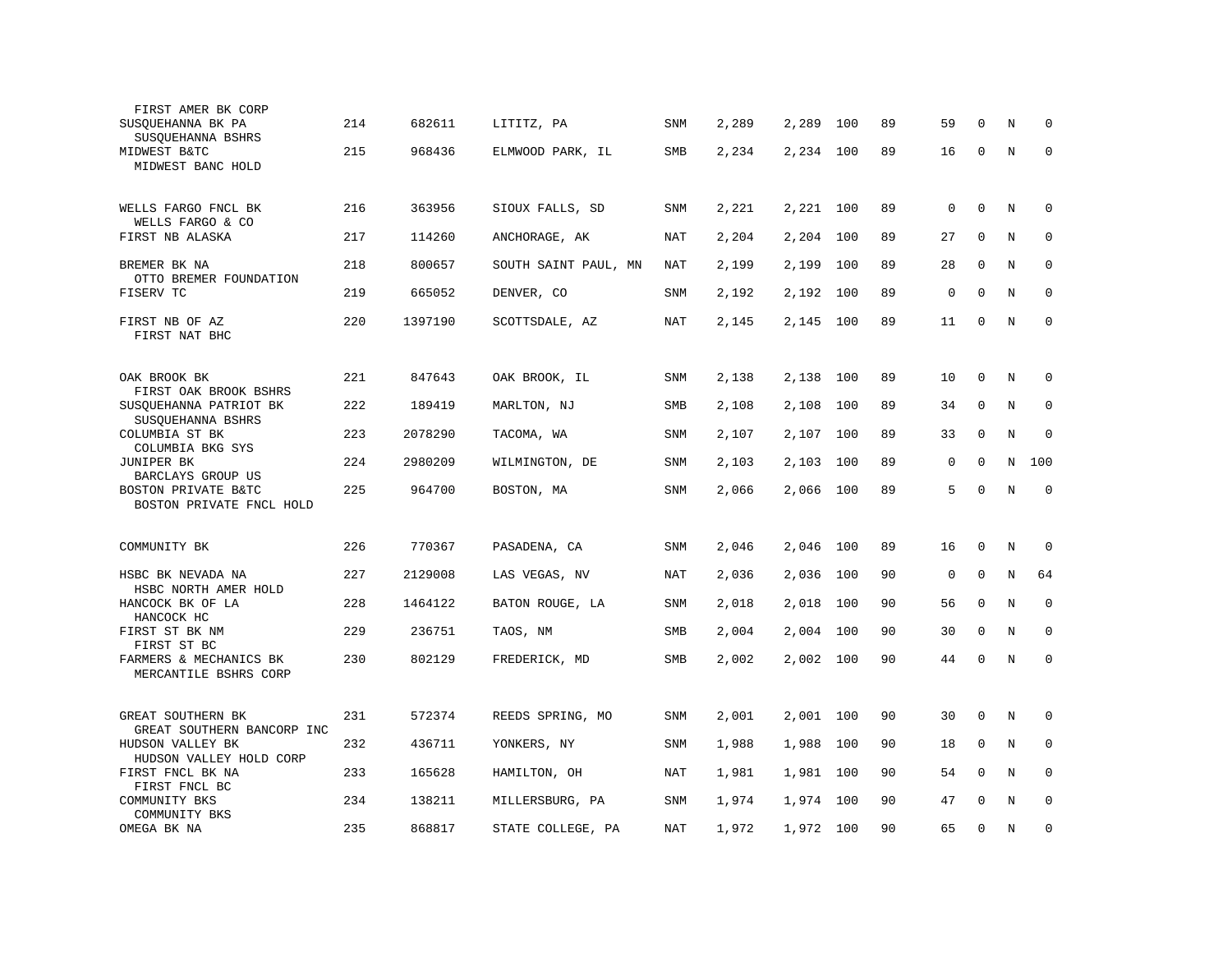| | | | | | | | | | | | | |
|---|---|---|---|---|---|---|---|---|---|---|---|---|
| FIRST AMER BK CORP | | | | | | | | | | | | |
| SUSQUEHANNA BK PA<br>SUSQUEHANNA BSHRS | 214 | 682611 | LITITZ, PA | SNM | 2,289 | 2,289 | 100 | 89 | 59 | 0 | N | 0 |
| MIDWEST B&TC<br>MIDWEST BANC HOLD | 215 | 968436 | ELMWOOD PARK, IL | SMB | 2,234 | 2,234 | 100 | 89 | 16 | 0 | N | 0 |
| WELLS FARGO FNCL BK<br>WELLS FARGO & CO | 216 | 363956 | SIOUX FALLS, SD | SNM | 2,221 | 2,221 | 100 | 89 | 0 | 0 | N | 0 |
| FIRST NB ALASKA | 217 | 114260 | ANCHORAGE, AK | NAT | 2,204 | 2,204 | 100 | 89 | 27 | 0 | N | 0 |
| BREMER BK NA<br>OTTO BREMER FOUNDATION | 218 | 800657 | SOUTH SAINT PAUL, MN | NAT | 2,199 | 2,199 | 100 | 89 | 28 | 0 | N | 0 |
| FISERV TC | 219 | 665052 | DENVER, CO | SNM | 2,192 | 2,192 | 100 | 89 | 0 | 0 | N | 0 |
| FIRST NB OF AZ<br>FIRST NAT BHC | 220 | 1397190 | SCOTTSDALE, AZ | NAT | 2,145 | 2,145 | 100 | 89 | 11 | 0 | N | 0 |
| OAK BROOK BK<br>FIRST OAK BROOK BSHRS | 221 | 847643 | OAK BROOK, IL | SNM | 2,138 | 2,138 | 100 | 89 | 10 | 0 | N | 0 |
| SUSQUEHANNA PATRIOT BK<br>SUSQUEHANNA BSHRS | 222 | 189419 | MARLTON, NJ | SMB | 2,108 | 2,108 | 100 | 89 | 34 | 0 | N | 0 |
| COLUMBIA ST BK<br>COLUMBIA BKG SYS | 223 | 2078290 | TACOMA, WA | SNM | 2,107 | 2,107 | 100 | 89 | 33 | 0 | N | 0 |
| JUNIPER BK<br>BARCLAYS GROUP US | 224 | 2980209 | WILMINGTON, DE | SNM | 2,103 | 2,103 | 100 | 89 | 0 | 0 | N | 100 |
| BOSTON PRIVATE B&TC<br>BOSTON PRIVATE FNCL HOLD | 225 | 964700 | BOSTON, MA | SNM | 2,066 | 2,066 | 100 | 89 | 5 | 0 | N | 0 |
| COMMUNITY BK | 226 | 770367 | PASADENA, CA | SNM | 2,046 | 2,046 | 100 | 89 | 16 | 0 | N | 0 |
| HSBC BK NEVADA NA<br>HSBC NORTH AMER HOLD | 227 | 2129008 | LAS VEGAS, NV | NAT | 2,036 | 2,036 | 100 | 90 | 0 | 0 | N | 64 |
| HANCOCK BK OF LA<br>HANCOCK HC | 228 | 1464122 | BATON ROUGE, LA | SNM | 2,018 | 2,018 | 100 | 90 | 56 | 0 | N | 0 |
| FIRST ST BK NM<br>FIRST ST BC | 229 | 236751 | TAOS, NM | SMB | 2,004 | 2,004 | 100 | 90 | 30 | 0 | N | 0 |
| FARMERS & MECHANICS BK<br>MERCANTILE BSHRS CORP | 230 | 802129 | FREDERICK, MD | SMB | 2,002 | 2,002 | 100 | 90 | 44 | 0 | N | 0 |
| GREAT SOUTHERN BK<br>GREAT SOUTHERN BANCORP INC | 231 | 572374 | REEDS SPRING, MO | SNM | 2,001 | 2,001 | 100 | 90 | 30 | 0 | N | 0 |
| HUDSON VALLEY BK<br>HUDSON VALLEY HOLD CORP | 232 | 436711 | YONKERS, NY | SNM | 1,988 | 1,988 | 100 | 90 | 18 | 0 | N | 0 |
| FIRST FNCL BK NA<br>FIRST FNCL BC | 233 | 165628 | HAMILTON, OH | NAT | 1,981 | 1,981 | 100 | 90 | 54 | 0 | N | 0 |
| COMMUNITY BKS<br>COMMUNITY BKS | 234 | 138211 | MILLERSBURG, PA | SNM | 1,974 | 1,974 | 100 | 90 | 47 | 0 | N | 0 |
| OMEGA BK NA | 235 | 868817 | STATE COLLEGE, PA | NAT | 1,972 | 1,972 | 100 | 90 | 65 | 0 | N | 0 |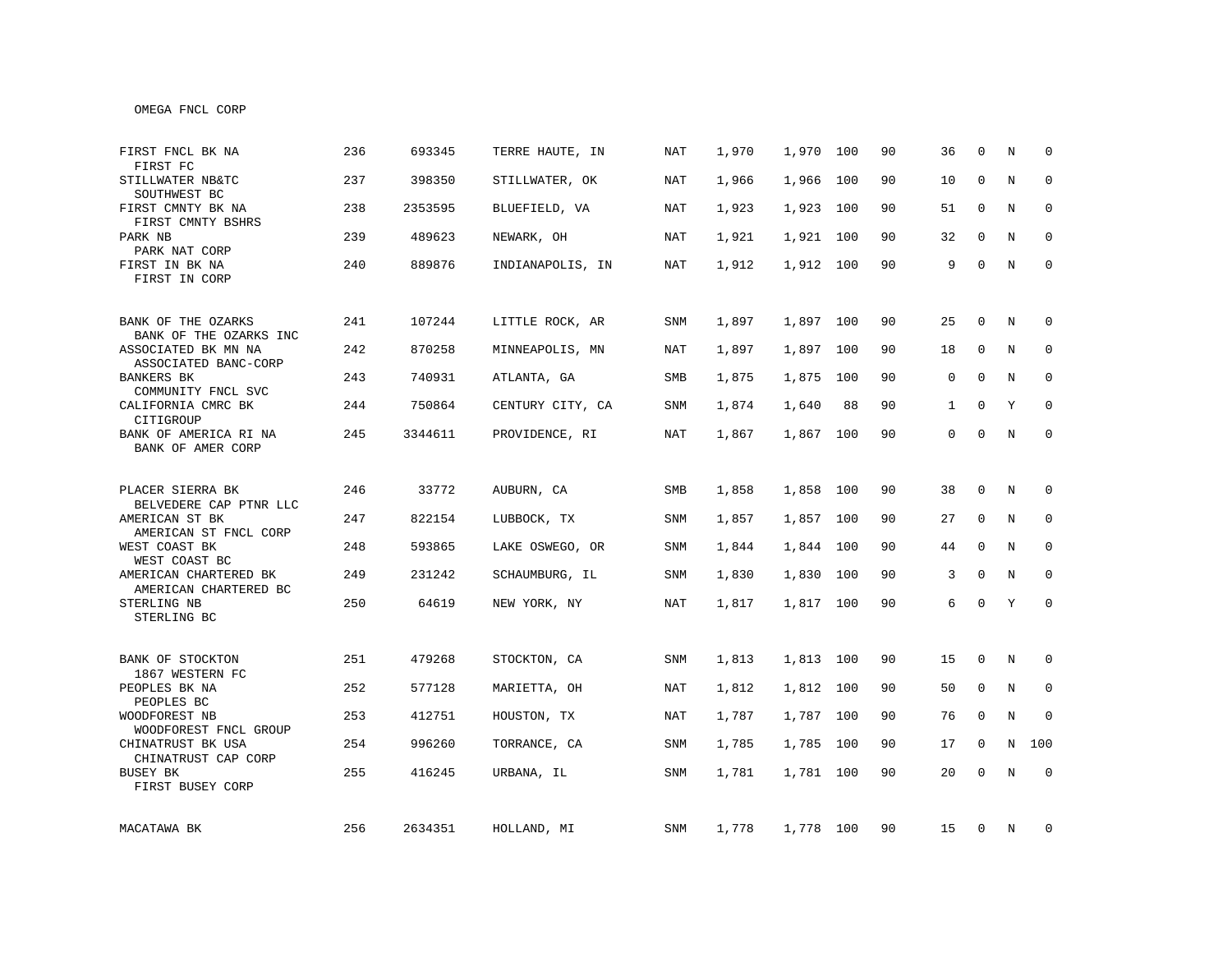OMEGA FNCL CORP

| Bank / Holding Company | Rank | ID | Location | Type | | | | | | | | |
|---|---|---|---|---|---|---|---|---|---|---|---|---|
| FIRST FNCL BK NA<br>FIRST FC | 236 | 693345 | TERRE HAUTE, IN | NAT | 1,970 | 1,970 | 100 | 90 | 36 | 0 | N | 0 |
| STILLWATER NB&TC<br>SOUTHWEST BC | 237 | 398350 | STILLWATER, OK | NAT | 1,966 | 1,966 | 100 | 90 | 10 | 0 | N | 0 |
| FIRST CMNTY BK NA<br>FIRST CMNTY BSHRS | 238 | 2353595 | BLUEFIELD, VA | NAT | 1,923 | 1,923 | 100 | 90 | 51 | 0 | N | 0 |
| PARK NB<br>PARK NAT CORP | 239 | 489623 | NEWARK, OH | NAT | 1,921 | 1,921 | 100 | 90 | 32 | 0 | N | 0 |
| FIRST IN BK NA<br>FIRST IN CORP | 240 | 889876 | INDIANAPOLIS, IN | NAT | 1,912 | 1,912 | 100 | 90 | 9 | 0 | N | 0 |
| BANK OF THE OZARKS<br>BANK OF THE OZARKS INC | 241 | 107244 | LITTLE ROCK, AR | SNM | 1,897 | 1,897 | 100 | 90 | 25 | 0 | N | 0 |
| ASSOCIATED BK MN NA<br>ASSOCIATED BANC-CORP | 242 | 870258 | MINNEAPOLIS, MN | NAT | 1,897 | 1,897 | 100 | 90 | 18 | 0 | N | 0 |
| BANKERS BK<br>COMMUNITY FNCL SVC | 243 | 740931 | ATLANTA, GA | SMB | 1,875 | 1,875 | 100 | 90 | 0 | 0 | N | 0 |
| CALIFORNIA CMRC BK<br>CITIGROUP | 244 | 750864 | CENTURY CITY, CA | SNM | 1,874 | 1,640 | 88 | 90 | 1 | 0 | Y | 0 |
| BANK OF AMERICA RI NA<br>BANK OF AMER CORP | 245 | 3344611 | PROVIDENCE, RI | NAT | 1,867 | 1,867 | 100 | 90 | 0 | 0 | N | 0 |
| PLACER SIERRA BK<br>BELVEDERE CAP PTNR LLC | 246 | 33772 | AUBURN, CA | SMB | 1,858 | 1,858 | 100 | 90 | 38 | 0 | N | 0 |
| AMERICAN ST BK<br>AMERICAN ST FNCL CORP | 247 | 822154 | LUBBOCK, TX | SNM | 1,857 | 1,857 | 100 | 90 | 27 | 0 | N | 0 |
| WEST COAST BK<br>WEST COAST BC | 248 | 593865 | LAKE OSWEGO, OR | SNM | 1,844 | 1,844 | 100 | 90 | 44 | 0 | N | 0 |
| AMERICAN CHARTERED BK<br>AMERICAN CHARTERED BC | 249 | 231242 | SCHAUMBURG, IL | SNM | 1,830 | 1,830 | 100 | 90 | 3 | 0 | N | 0 |
| STERLING NB<br>STERLING BC | 250 | 64619 | NEW YORK, NY | NAT | 1,817 | 1,817 | 100 | 90 | 6 | 0 | Y | 0 |
| BANK OF STOCKTON<br>1867 WESTERN FC | 251 | 479268 | STOCKTON, CA | SNM | 1,813 | 1,813 | 100 | 90 | 15 | 0 | N | 0 |
| PEOPLES BK NA<br>PEOPLES BC | 252 | 577128 | MARIETTA, OH | NAT | 1,812 | 1,812 | 100 | 90 | 50 | 0 | N | 0 |
| WOODFOREST NB<br>WOODFOREST FNCL GROUP | 253 | 412751 | HOUSTON, TX | NAT | 1,787 | 1,787 | 100 | 90 | 76 | 0 | N | 0 |
| CHINATRUST BK USA<br>CHINATRUST CAP CORP | 254 | 996260 | TORRANCE, CA | SNM | 1,785 | 1,785 | 100 | 90 | 17 | 0 | N | 100 |
| BUSEY BK<br>FIRST BUSEY CORP | 255 | 416245 | URBANA, IL | SNM | 1,781 | 1,781 | 100 | 90 | 20 | 0 | N | 0 |
| MACATAWA BK | 256 | 2634351 | HOLLAND, MI | SNM | 1,778 | 1,778 | 100 | 90 | 15 | 0 | N | 0 |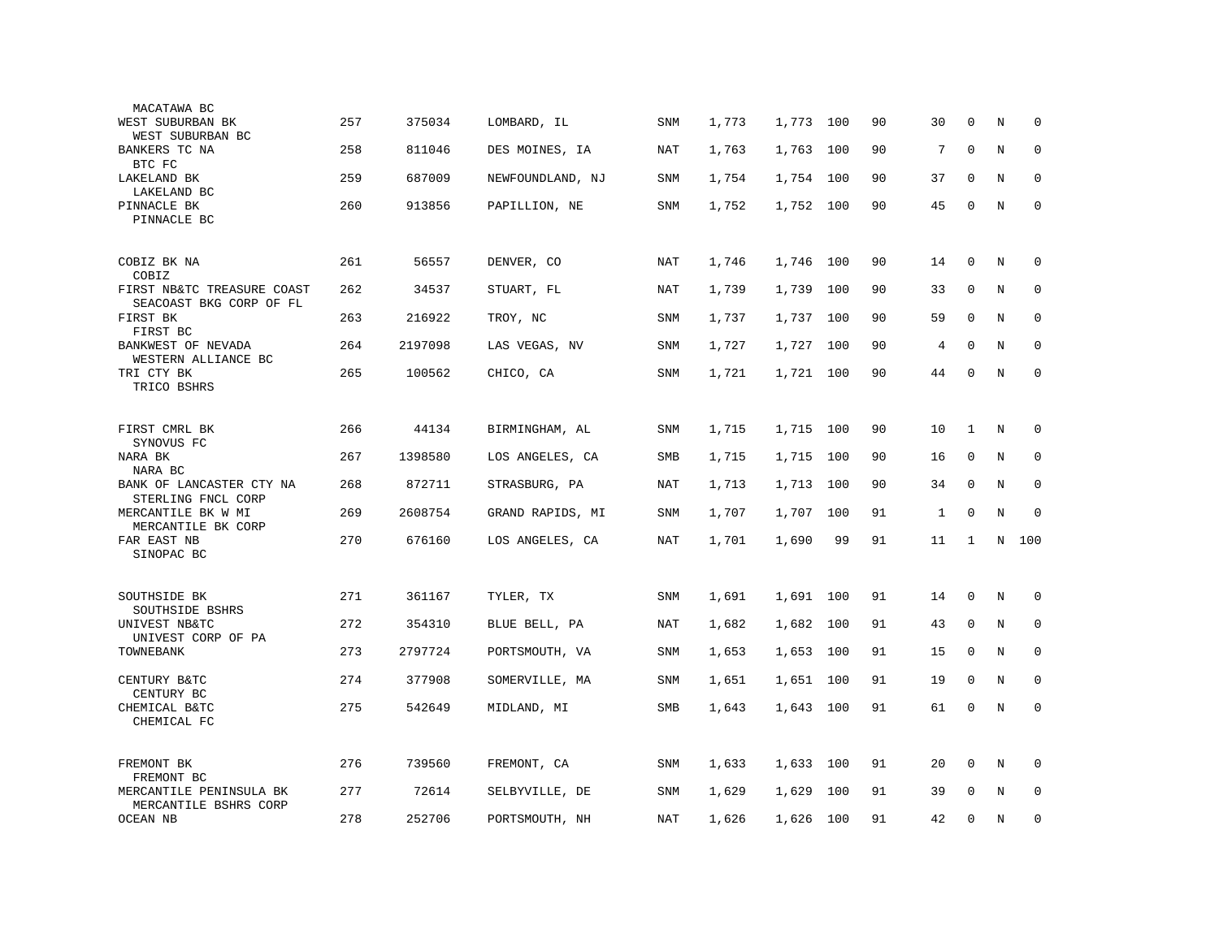| | | | | | | | | | | | | |
|---|---|---|---|---|---|---|---|---|---|---|---|---|
| MACATAWA BC | | | | | | | | | | | | |
| WEST SUBURBAN BK<br>WEST SUBURBAN BC | 257 | 375034 | LOMBARD, IL | SNM | 1,773 | 1,773 | 100 | 90 | 30 | 0 | N | 0 |
| BANKERS TC NA<br>BTC FC | 258 | 811046 | DES MOINES, IA | NAT | 1,763 | 1,763 | 100 | 90 | 7 | 0 | N | 0 |
| LAKELAND BK<br>LAKELAND BC | 259 | 687009 | NEWFOUNDLAND, NJ | SNM | 1,754 | 1,754 | 100 | 90 | 37 | 0 | N | 0 |
| PINNACLE BK<br>PINNACLE BC | 260 | 913856 | PAPILLION, NE | SNM | 1,752 | 1,752 | 100 | 90 | 45 | 0 | N | 0 |
| COBIZ BK NA<br>COBIZ | 261 | 56557 | DENVER, CO | NAT | 1,746 | 1,746 | 100 | 90 | 14 | 0 | N | 0 |
| FIRST NB&TC TREASURE COAST<br>SEACOAST BKG CORP OF FL | 262 | 34537 | STUART, FL | NAT | 1,739 | 1,739 | 100 | 90 | 33 | 0 | N | 0 |
| FIRST BK<br>FIRST BC | 263 | 216922 | TROY, NC | SNM | 1,737 | 1,737 | 100 | 90 | 59 | 0 | N | 0 |
| BANKWEST OF NEVADA<br>WESTERN ALLIANCE BC | 264 | 2197098 | LAS VEGAS, NV | SNM | 1,727 | 1,727 | 100 | 90 | 4 | 0 | N | 0 |
| TRI CTY BK<br>TRICO BSHRS | 265 | 100562 | CHICO, CA | SNM | 1,721 | 1,721 | 100 | 90 | 44 | 0 | N | 0 |
| FIRST CMRL BK<br>SYNOVUS FC | 266 | 44134 | BIRMINGHAM, AL | SNM | 1,715 | 1,715 | 100 | 90 | 10 | 1 | N | 0 |
| NARA BK<br>NARA BC | 267 | 1398580 | LOS ANGELES, CA | SMB | 1,715 | 1,715 | 100 | 90 | 16 | 0 | N | 0 |
| BANK OF LANCASTER CTY NA<br>STERLING FNCL CORP | 268 | 872711 | STRASBURG, PA | NAT | 1,713 | 1,713 | 100 | 90 | 34 | 0 | N | 0 |
| MERCANTILE BK W MI<br>MERCANTILE BK CORP | 269 | 2608754 | GRAND RAPIDS, MI | SNM | 1,707 | 1,707 | 100 | 91 | 1 | 0 | N | 0 |
| FAR EAST NB<br>SINOPAC BC | 270 | 676160 | LOS ANGELES, CA | NAT | 1,701 | 1,690 | 99 | 91 | 11 | 1 | N | 100 |
| SOUTHSIDE BK<br>SOUTHSIDE BSHRS | 271 | 361167 | TYLER, TX | SNM | 1,691 | 1,691 | 100 | 91 | 14 | 0 | N | 0 |
| UNIVEST NB&TC<br>UNIVEST CORP OF PA | 272 | 354310 | BLUE BELL, PA | NAT | 1,682 | 1,682 | 100 | 91 | 43 | 0 | N | 0 |
| TOWNEBANK | 273 | 2797724 | PORTSMOUTH, VA | SNM | 1,653 | 1,653 | 100 | 91 | 15 | 0 | N | 0 |
| CENTURY B&TC<br>CENTURY BC | 274 | 377908 | SOMERVILLE, MA | SNM | 1,651 | 1,651 | 100 | 91 | 19 | 0 | N | 0 |
| CHEMICAL B&TC<br>CHEMICAL FC | 275 | 542649 | MIDLAND, MI | SMB | 1,643 | 1,643 | 100 | 91 | 61 | 0 | N | 0 |
| FREMONT BK<br>FREMONT BC | 276 | 739560 | FREMONT, CA | SNM | 1,633 | 1,633 | 100 | 91 | 20 | 0 | N | 0 |
| MERCANTILE PENINSULA BK<br>MERCANTILE BSHRS CORP | 277 | 72614 | SELBYVILLE, DE | SNM | 1,629 | 1,629 | 100 | 91 | 39 | 0 | N | 0 |
| OCEAN NB | 278 | 252706 | PORTSMOUTH, NH | NAT | 1,626 | 1,626 | 100 | 91 | 42 | 0 | N | 0 |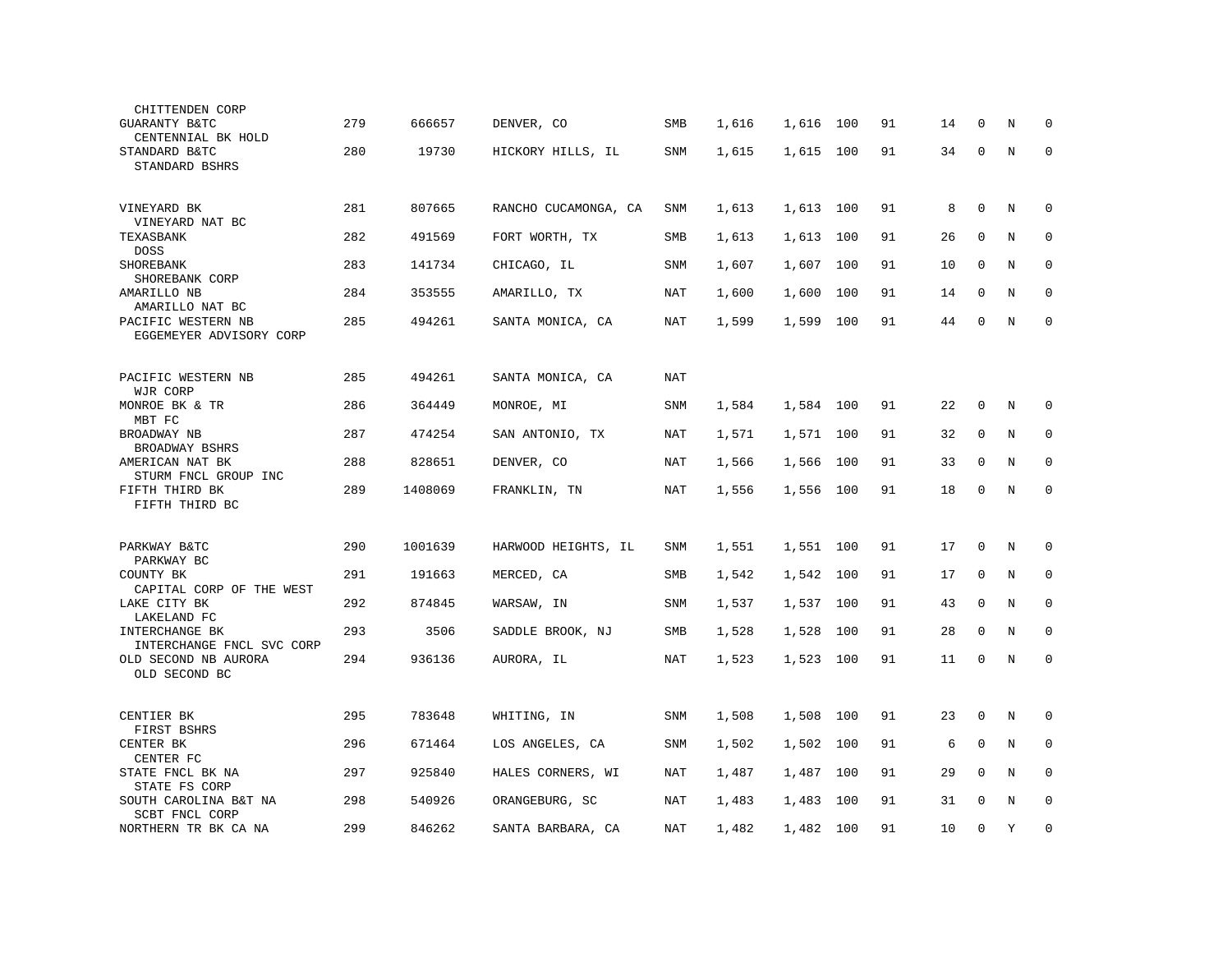| | | | | | | | | | | | | |
|---|---|---|---|---|---|---|---|---|---|---|---|---|
| CHITTENDEN CORP | | | | | | | | | | | | |
| GUARANTY B&TC<br>CENTENNIAL BK HOLD | 279 | 666657 | DENVER, CO | SMB | 1,616 | 1,616 | 100 | 91 | 14 | 0 | N | 0 |
| STANDARD B&TC<br>STANDARD BSHRS | 280 | 19730 | HICKORY HILLS, IL | SNM | 1,615 | 1,615 | 100 | 91 | 34 | 0 | N | 0 |
| VINEYARD BK<br>VINEYARD NAT BC | 281 | 807665 | RANCHO CUCAMONGA, CA | SNM | 1,613 | 1,613 | 100 | 91 | 8 | 0 | N | 0 |
| TEXASBANK<br>DOSS | 282 | 491569 | FORT WORTH, TX | SMB | 1,613 | 1,613 | 100 | 91 | 26 | 0 | N | 0 |
| SHOREBANK<br>SHOREBANK CORP | 283 | 141734 | CHICAGO, IL | SNM | 1,607 | 1,607 | 100 | 91 | 10 | 0 | N | 0 |
| AMARILLO NB<br>AMARILLO NAT BC | 284 | 353555 | AMARILLO, TX | NAT | 1,600 | 1,600 | 100 | 91 | 14 | 0 | N | 0 |
| PACIFIC WESTERN NB<br>EGGEMEYER ADVISORY CORP | 285 | 494261 | SANTA MONICA, CA | NAT | 1,599 | 1,599 | 100 | 91 | 44 | 0 | N | 0 |
| PACIFIC WESTERN NB<br>WJR CORP | 285 | 494261 | SANTA MONICA, CA | NAT | | | | | | | | |
| MONROE BK & TR<br>MBT FC | 286 | 364449 | MONROE, MI | SNM | 1,584 | 1,584 | 100 | 91 | 22 | 0 | N | 0 |
| BROADWAY NB<br>BROADWAY BSHRS | 287 | 474254 | SAN ANTONIO, TX | NAT | 1,571 | 1,571 | 100 | 91 | 32 | 0 | N | 0 |
| AMERICAN NAT BK<br>STURM FNCL GROUP INC | 288 | 828651 | DENVER, CO | NAT | 1,566 | 1,566 | 100 | 91 | 33 | 0 | N | 0 |
| FIFTH THIRD BK<br>FIFTH THIRD BC | 289 | 1408069 | FRANKLIN, TN | NAT | 1,556 | 1,556 | 100 | 91 | 18 | 0 | N | 0 |
| PARKWAY B&TC<br>PARKWAY BC | 290 | 1001639 | HARWOOD HEIGHTS, IL | SNM | 1,551 | 1,551 | 100 | 91 | 17 | 0 | N | 0 |
| COUNTY BK<br>CAPITAL CORP OF THE WEST | 291 | 191663 | MERCED, CA | SMB | 1,542 | 1,542 | 100 | 91 | 17 | 0 | N | 0 |
| LAKE CITY BK<br>LAKELAND FC | 292 | 874845 | WARSAW, IN | SNM | 1,537 | 1,537 | 100 | 91 | 43 | 0 | N | 0 |
| INTERCHANGE BK<br>INTERCHANGE FNCL SVC CORP | 293 | 3506 | SADDLE BROOK, NJ | SMB | 1,528 | 1,528 | 100 | 91 | 28 | 0 | N | 0 |
| OLD SECOND NB AURORA<br>OLD SECOND BC | 294 | 936136 | AURORA, IL | NAT | 1,523 | 1,523 | 100 | 91 | 11 | 0 | N | 0 |
| CENTIER BK<br>FIRST BSHRS | 295 | 783648 | WHITING, IN | SNM | 1,508 | 1,508 | 100 | 91 | 23 | 0 | N | 0 |
| CENTER BK<br>CENTER FC | 296 | 671464 | LOS ANGELES, CA | SNM | 1,502 | 1,502 | 100 | 91 | 6 | 0 | N | 0 |
| STATE FNCL BK NA<br>STATE FS CORP | 297 | 925840 | HALES CORNERS, WI | NAT | 1,487 | 1,487 | 100 | 91 | 29 | 0 | N | 0 |
| SOUTH CAROLINA B&T NA<br>SCBT FNCL CORP | 298 | 540926 | ORANGEBURG, SC | NAT | 1,483 | 1,483 | 100 | 91 | 31 | 0 | N | 0 |
| NORTHERN TR BK CA NA | 299 | 846262 | SANTA BARBARA, CA | NAT | 1,482 | 1,482 | 100 | 91 | 10 | 0 | Y | 0 |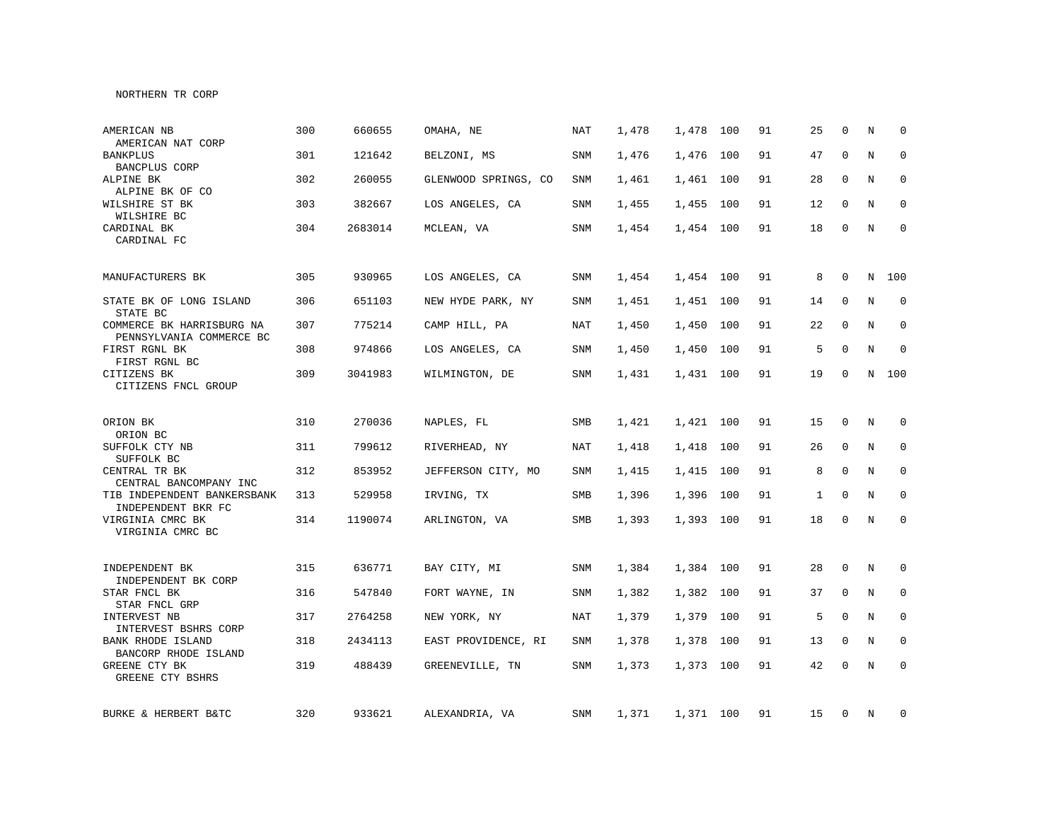NORTHERN TR CORP

| | | | | | | | | | | | | |
|---|---|---|---|---|---|---|---|---|---|---|---|---|
| AMERICAN NB<br>AMERICAN NAT CORP | 300 | 660655 | OMAHA, NE | NAT | 1,478 | 1,478 | 100 | 91 | 25 | 0 | N | 0 |
| BANKPLUS<br>BANCPLUS CORP | 301 | 121642 | BELZONI, MS | SNM | 1,476 | 1,476 | 100 | 91 | 47 | 0 | N | 0 |
| ALPINE BK<br>ALPINE BK OF CO | 302 | 260055 | GLENWOOD SPRINGS, CO | SNM | 1,461 | 1,461 | 100 | 91 | 28 | 0 | N | 0 |
| WILSHIRE ST BK<br>WILSHIRE BC | 303 | 382667 | LOS ANGELES, CA | SNM | 1,455 | 1,455 | 100 | 91 | 12 | 0 | N | 0 |
| CARDINAL BK<br>CARDINAL FC | 304 | 2683014 | MCLEAN, VA | SNM | 1,454 | 1,454 | 100 | 91 | 18 | 0 | N | 0 |
| MANUFACTURERS BK | 305 | 930965 | LOS ANGELES, CA | SNM | 1,454 | 1,454 | 100 | 91 | 8 | 0 | N | 100 |
| STATE BK OF LONG ISLAND<br>STATE BC | 306 | 651103 | NEW HYDE PARK, NY | SNM | 1,451 | 1,451 | 100 | 91 | 14 | 0 | N | 0 |
| COMMERCE BK HARRISBURG NA<br>PENNSYLVANIA COMMERCE BC | 307 | 775214 | CAMP HILL, PA | NAT | 1,450 | 1,450 | 100 | 91 | 22 | 0 | N | 0 |
| FIRST RGNL BK<br>FIRST RGNL BC | 308 | 974866 | LOS ANGELES, CA | SNM | 1,450 | 1,450 | 100 | 91 | 5 | 0 | N | 0 |
| CITIZENS BK<br>CITIZENS FNCL GROUP | 309 | 3041983 | WILMINGTON, DE | SNM | 1,431 | 1,431 | 100 | 91 | 19 | 0 | N | 100 |
| ORION BK<br>ORION BC | 310 | 270036 | NAPLES, FL | SMB | 1,421 | 1,421 | 100 | 91 | 15 | 0 | N | 0 |
| SUFFOLK CTY NB<br>SUFFOLK BC | 311 | 799612 | RIVERHEAD, NY | NAT | 1,418 | 1,418 | 100 | 91 | 26 | 0 | N | 0 |
| CENTRAL TR BK<br>CENTRAL BANCOMPANY INC | 312 | 853952 | JEFFERSON CITY, MO | SNM | 1,415 | 1,415 | 100 | 91 | 8 | 0 | N | 0 |
| TIB INDEPENDENT BANKERSBANK<br>INDEPENDENT BKR FC | 313 | 529958 | IRVING, TX | SMB | 1,396 | 1,396 | 100 | 91 | 1 | 0 | N | 0 |
| VIRGINIA CMRC BK<br>VIRGINIA CMRC BC | 314 | 1190074 | ARLINGTON, VA | SMB | 1,393 | 1,393 | 100 | 91 | 18 | 0 | N | 0 |
| INDEPENDENT BK<br>INDEPENDENT BK CORP | 315 | 636771 | BAY CITY, MI | SNM | 1,384 | 1,384 | 100 | 91 | 28 | 0 | N | 0 |
| STAR FNCL BK<br>STAR FNCL GRP | 316 | 547840 | FORT WAYNE, IN | SNM | 1,382 | 1,382 | 100 | 91 | 37 | 0 | N | 0 |
| INTERVEST NB<br>INTERVEST BSHRS CORP | 317 | 2764258 | NEW YORK, NY | NAT | 1,379 | 1,379 | 100 | 91 | 5 | 0 | N | 0 |
| BANK RHODE ISLAND<br>BANCORP RHODE ISLAND | 318 | 2434113 | EAST PROVIDENCE, RI | SNM | 1,378 | 1,378 | 100 | 91 | 13 | 0 | N | 0 |
| GREENE CTY BK<br>GREENE CTY BSHRS | 319 | 488439 | GREENEVILLE, TN | SNM | 1,373 | 1,373 | 100 | 91 | 42 | 0 | N | 0 |
| BURKE & HERBERT B&TC | 320 | 933621 | ALEXANDRIA, VA | SNM | 1,371 | 1,371 | 100 | 91 | 15 | 0 | N | 0 |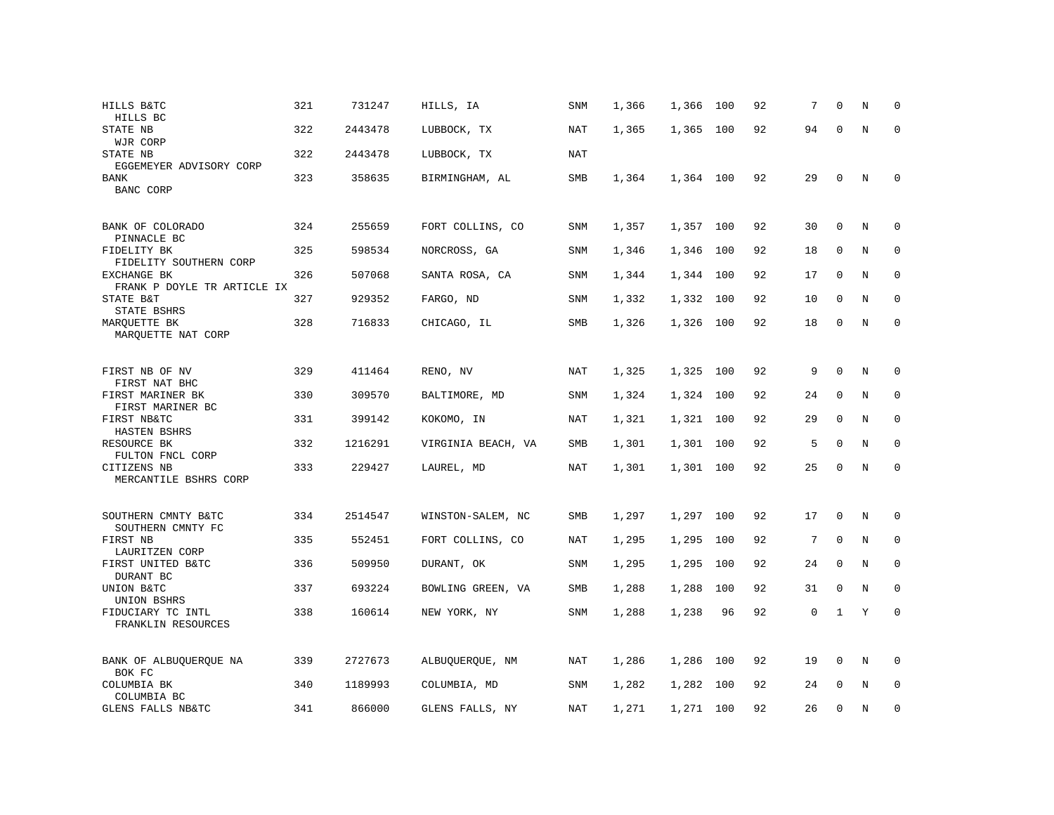| | | | | | | | | | | | | |
|---|---|---|---|---|---|---|---|---|---|---|---|---|
| HILLS B&TC<br>HILLS BC | 321 | 731247 | HILLS, IA | SNM | 1,366 | 1,366 | 100 | 92 | 7 | 0 | N | 0 |
| STATE NB<br>WJR CORP | 322 | 2443478 | LUBBOCK, TX | NAT | 1,365 | 1,365 | 100 | 92 | 94 | 0 | N | 0 |
| STATE NB<br>EGGEMEYER ADVISORY CORP | 322 | 2443478 | LUBBOCK, TX | NAT | | | | | | | | |
| BANK<br>BANC CORP | 323 | 358635 | BIRMINGHAM, AL | SMB | 1,364 | 1,364 | 100 | 92 | 29 | 0 | N | 0 |
| BANK OF COLORADO<br>PINNACLE BC | 324 | 255659 | FORT COLLINS, CO | SNM | 1,357 | 1,357 | 100 | 92 | 30 | 0 | N | 0 |
| FIDELITY BK<br>FIDELITY SOUTHERN CORP | 325 | 598534 | NORCROSS, GA | SNM | 1,346 | 1,346 | 100 | 92 | 18 | 0 | N | 0 |
| EXCHANGE BK<br>FRANK P DOYLE TR ARTICLE IX | 326 | 507068 | SANTA ROSA, CA | SNM | 1,344 | 1,344 | 100 | 92 | 17 | 0 | N | 0 |
| STATE B&T<br>STATE BSHRS | 327 | 929352 | FARGO, ND | SNM | 1,332 | 1,332 | 100 | 92 | 10 | 0 | N | 0 |
| MARQUETTE BK<br>MARQUETTE NAT CORP | 328 | 716833 | CHICAGO, IL | SMB | 1,326 | 1,326 | 100 | 92 | 18 | 0 | N | 0 |
| FIRST NB OF NV<br>FIRST NAT BHC | 329 | 411464 | RENO, NV | NAT | 1,325 | 1,325 | 100 | 92 | 9 | 0 | N | 0 |
| FIRST MARINER BK<br>FIRST MARINER BC | 330 | 309570 | BALTIMORE, MD | SNM | 1,324 | 1,324 | 100 | 92 | 24 | 0 | N | 0 |
| FIRST NB&TC<br>HASTEN BSHRS | 331 | 399142 | KOKOMO, IN | NAT | 1,321 | 1,321 | 100 | 92 | 29 | 0 | N | 0 |
| RESOURCE BK<br>FULTON FNCL CORP | 332 | 1216291 | VIRGINIA BEACH, VA | SMB | 1,301 | 1,301 | 100 | 92 | 5 | 0 | N | 0 |
| CITIZENS NB<br>MERCANTILE BSHRS CORP | 333 | 229427 | LAUREL, MD | NAT | 1,301 | 1,301 | 100 | 92 | 25 | 0 | N | 0 |
| SOUTHERN CMNTY B&TC<br>SOUTHERN CMNTY FC | 334 | 2514547 | WINSTON-SALEM, NC | SMB | 1,297 | 1,297 | 100 | 92 | 17 | 0 | N | 0 |
| FIRST NB<br>LAURITZEN CORP | 335 | 552451 | FORT COLLINS, CO | NAT | 1,295 | 1,295 | 100 | 92 | 7 | 0 | N | 0 |
| FIRST UNITED B&TC<br>DURANT BC | 336 | 509950 | DURANT, OK | SNM | 1,295 | 1,295 | 100 | 92 | 24 | 0 | N | 0 |
| UNION B&TC<br>UNION BSHRS | 337 | 693224 | BOWLING GREEN, VA | SMB | 1,288 | 1,288 | 100 | 92 | 31 | 0 | N | 0 |
| FIDUCIARY TC INTL<br>FRANKLIN RESOURCES | 338 | 160614 | NEW YORK, NY | SNM | 1,288 | 1,238 | 96 | 92 | 0 | 1 | Y | 0 |
| BANK OF ALBUQUERQUE NA<br>BOK FC | 339 | 2727673 | ALBUQUERQUE, NM | NAT | 1,286 | 1,286 | 100 | 92 | 19 | 0 | N | 0 |
| COLUMBIA BK<br>COLUMBIA BC | 340 | 1189993 | COLUMBIA, MD | SNM | 1,282 | 1,282 | 100 | 92 | 24 | 0 | N | 0 |
| GLENS FALLS NB&TC | 341 | 866000 | GLENS FALLS, NY | NAT | 1,271 | 1,271 | 100 | 92 | 26 | 0 | N | 0 |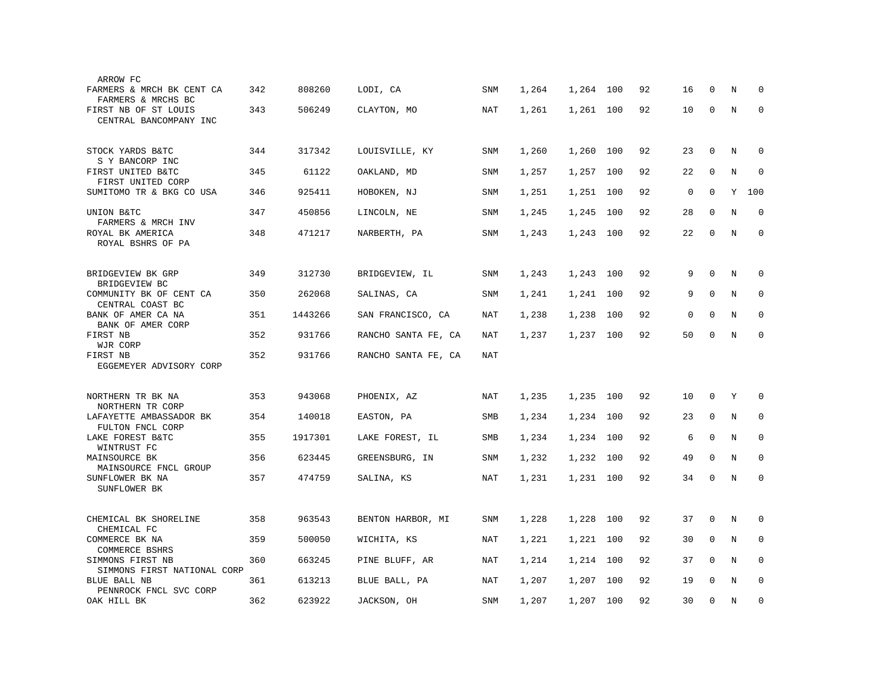| | | | | | | | | | | | | |
|---|---|---|---|---|---|---|---|---|---|---|---|---|
| ARROW FC | | | | | | | | | | | | |
| FARMERS & MRCH BK CENT CA<br>FARMERS & MRCHS BC | 342 | 808260 | LODI, CA | SNM | 1,264 | 1,264 | 100 | 92 | 16 | 0 | N | 0 |
| FIRST NB OF ST LOUIS<br>CENTRAL BANCOMPANY INC | 343 | 506249 | CLAYTON, MO | NAT | 1,261 | 1,261 | 100 | 92 | 10 | 0 | N | 0 |
| STOCK YARDS B&TC<br>S Y BANCORP INC | 344 | 317342 | LOUISVILLE, KY | SNM | 1,260 | 1,260 | 100 | 92 | 23 | 0 | N | 0 |
| FIRST UNITED B&TC<br>FIRST UNITED CORP | 345 | 61122 | OAKLAND, MD | SNM | 1,257 | 1,257 | 100 | 92 | 22 | 0 | N | 0 |
| SUMITOMO TR & BKG CO USA | 346 | 925411 | HOBOKEN, NJ | SNM | 1,251 | 1,251 | 100 | 92 | 0 | 0 | Y | 100 |
| UNION B&TC<br>FARMERS & MRCH INV | 347 | 450856 | LINCOLN, NE | SNM | 1,245 | 1,245 | 100 | 92 | 28 | 0 | N | 0 |
| ROYAL BK AMERICA<br>ROYAL BSHRS OF PA | 348 | 471217 | NARBERTH, PA | SNM | 1,243 | 1,243 | 100 | 92 | 22 | 0 | N | 0 |
| BRIDGEVIEW BK GRP<br>BRIDGEVIEW BC | 349 | 312730 | BRIDGEVIEW, IL | SNM | 1,243 | 1,243 | 100 | 92 | 9 | 0 | N | 0 |
| COMMUNITY BK OF CENT CA<br>CENTRAL COAST BC | 350 | 262068 | SALINAS, CA | SNM | 1,241 | 1,241 | 100 | 92 | 9 | 0 | N | 0 |
| BANK OF AMER CA NA<br>BANK OF AMER CORP | 351 | 1443266 | SAN FRANCISCO, CA | NAT | 1,238 | 1,238 | 100 | 92 | 0 | 0 | N | 0 |
| FIRST NB<br>WJR CORP | 352 | 931766 | RANCHO SANTA FE, CA | NAT | 1,237 | 1,237 | 100 | 92 | 50 | 0 | N | 0 |
| FIRST NB<br>EGGEMEYER ADVISORY CORP | 352 | 931766 | RANCHO SANTA FE, CA | NAT | | | | | | | | |
| NORTHERN TR BK NA<br>NORTHERN TR CORP | 353 | 943068 | PHOENIX, AZ | NAT | 1,235 | 1,235 | 100 | 92 | 10 | 0 | Y | 0 |
| LAFAYETTE AMBASSADOR BK<br>FULTON FNCL CORP | 354 | 140018 | EASTON, PA | SMB | 1,234 | 1,234 | 100 | 92 | 23 | 0 | N | 0 |
| LAKE FOREST B&TC<br>WINTRUST FC | 355 | 1917301 | LAKE FOREST, IL | SMB | 1,234 | 1,234 | 100 | 92 | 6 | 0 | N | 0 |
| MAINSOURCE BK<br>MAINSOURCE FNCL GROUP | 356 | 623445 | GREENSBURG, IN | SNM | 1,232 | 1,232 | 100 | 92 | 49 | 0 | N | 0 |
| SUNFLOWER BK NA<br>SUNFLOWER BK | 357 | 474759 | SALINA, KS | NAT | 1,231 | 1,231 | 100 | 92 | 34 | 0 | N | 0 |
| CHEMICAL BK SHORELINE<br>CHEMICAL FC | 358 | 963543 | BENTON HARBOR, MI | SNM | 1,228 | 1,228 | 100 | 92 | 37 | 0 | N | 0 |
| COMMERCE BK NA<br>COMMERCE BSHRS | 359 | 500050 | WICHITA, KS | NAT | 1,221 | 1,221 | 100 | 92 | 30 | 0 | N | 0 |
| SIMMONS FIRST NB<br>SIMMONS FIRST NATIONAL CORP | 360 | 663245 | PINE BLUFF, AR | NAT | 1,214 | 1,214 | 100 | 92 | 37 | 0 | N | 0 |
| BLUE BALL NB<br>PENNROCK FNCL SVC CORP | 361 | 613213 | BLUE BALL, PA | NAT | 1,207 | 1,207 | 100 | 92 | 19 | 0 | N | 0 |
| OAK HILL BK | 362 | 623922 | JACKSON, OH | SNM | 1,207 | 1,207 | 100 | 92 | 30 | 0 | N | 0 |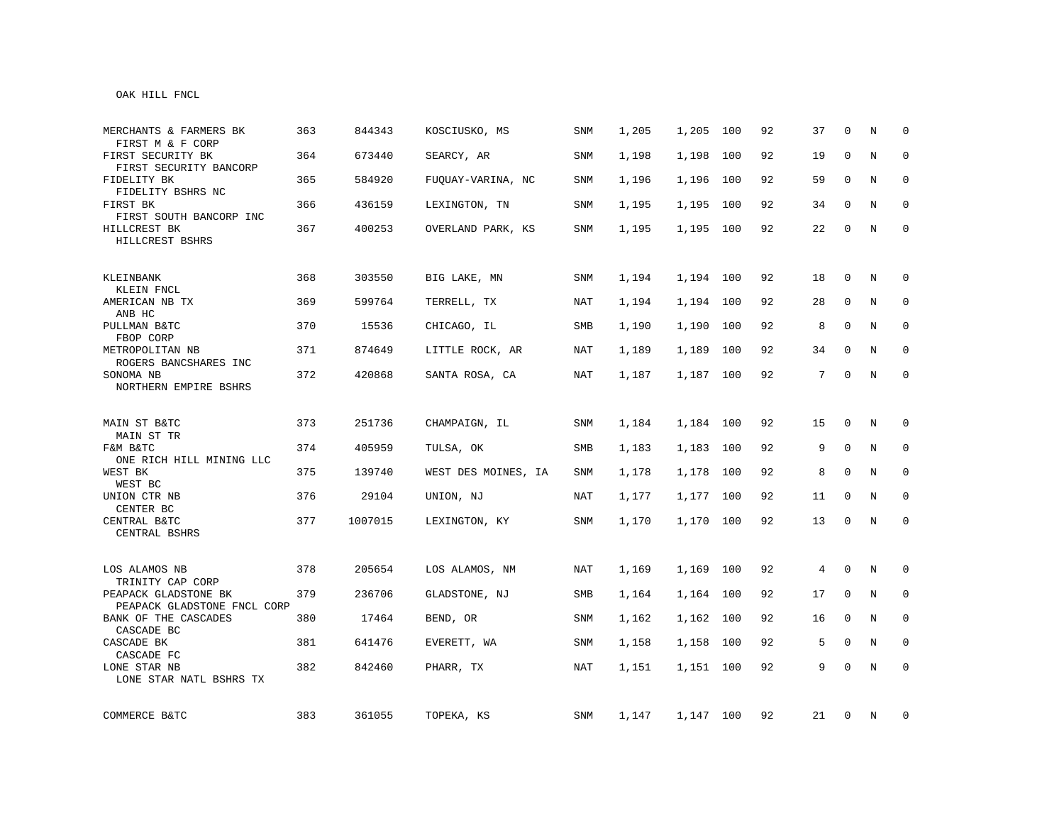OAK HILL FNCL

| | | | | | | | | | | | | |
|---|---|---|---|---|---|---|---|---|---|---|---|---|
| MERCHANTS & FARMERS BK<br>FIRST M & F CORP | 363 | 844343 | KOSCIUSKO, MS | SNM | 1,205 | 1,205 | 100 | 92 | 37 | 0 | N | 0 |
| FIRST SECURITY BK<br>FIRST SECURITY BANCORP | 364 | 673440 | SEARCY, AR | SNM | 1,198 | 1,198 | 100 | 92 | 19 | 0 | N | 0 |
| FIDELITY BK<br>FIDELITY BSHRS NC | 365 | 584920 | FUQUAY-VARINA, NC | SNM | 1,196 | 1,196 | 100 | 92 | 59 | 0 | N | 0 |
| FIRST BK<br>FIRST SOUTH BANCORP INC | 366 | 436159 | LEXINGTON, TN | SNM | 1,195 | 1,195 | 100 | 92 | 34 | 0 | N | 0 |
| HILLCREST BK<br>HILLCREST BSHRS | 367 | 400253 | OVERLAND PARK, KS | SNM | 1,195 | 1,195 | 100 | 92 | 22 | 0 | N | 0 |
| KLEINBANK<br>KLEIN FNCL | 368 | 303550 | BIG LAKE, MN | SNM | 1,194 | 1,194 | 100 | 92 | 18 | 0 | N | 0 |
| AMERICAN NB TX<br>ANB HC | 369 | 599764 | TERRELL, TX | NAT | 1,194 | 1,194 | 100 | 92 | 28 | 0 | N | 0 |
| PULLMAN B&TC<br>FBOP CORP | 370 | 15536 | CHICAGO, IL | SMB | 1,190 | 1,190 | 100 | 92 | 8 | 0 | N | 0 |
| METROPOLITAN NB<br>ROGERS BANCSHARES INC | 371 | 874649 | LITTLE ROCK, AR | NAT | 1,189 | 1,189 | 100 | 92 | 34 | 0 | N | 0 |
| SONOMA NB<br>NORTHERN EMPIRE BSHRS | 372 | 420868 | SANTA ROSA, CA | NAT | 1,187 | 1,187 | 100 | 92 | 7 | 0 | N | 0 |
| MAIN ST B&TC<br>MAIN ST TR | 373 | 251736 | CHAMPAIGN, IL | SNM | 1,184 | 1,184 | 100 | 92 | 15 | 0 | N | 0 |
| F&M B&TC<br>ONE RICH HILL MINING LLC | 374 | 405959 | TULSA, OK | SMB | 1,183 | 1,183 | 100 | 92 | 9 | 0 | N | 0 |
| WEST BK<br>WEST BC | 375 | 139740 | WEST DES MOINES, IA | SNM | 1,178 | 1,178 | 100 | 92 | 8 | 0 | N | 0 |
| UNION CTR NB<br>CENTER BC | 376 | 29104 | UNION, NJ | NAT | 1,177 | 1,177 | 100 | 92 | 11 | 0 | N | 0 |
| CENTRAL B&TC<br>CENTRAL BSHRS | 377 | 1007015 | LEXINGTON, KY | SNM | 1,170 | 1,170 | 100 | 92 | 13 | 0 | N | 0 |
| LOS ALAMOS NB<br>TRINITY CAP CORP | 378 | 205654 | LOS ALAMOS, NM | NAT | 1,169 | 1,169 | 100 | 92 | 4 | 0 | N | 0 |
| PEAPACK GLADSTONE BK<br>PEAPACK GLADSTONE FNCL CORP | 379 | 236706 | GLADSTONE, NJ | SMB | 1,164 | 1,164 | 100 | 92 | 17 | 0 | N | 0 |
| BANK OF THE CASCADES<br>CASCADE BC | 380 | 17464 | BEND, OR | SNM | 1,162 | 1,162 | 100 | 92 | 16 | 0 | N | 0 |
| CASCADE BK<br>CASCADE FC | 381 | 641476 | EVERETT, WA | SNM | 1,158 | 1,158 | 100 | 92 | 5 | 0 | N | 0 |
| LONE STAR NB<br>LONE STAR NATL BSHRS TX | 382 | 842460 | PHARR, TX | NAT | 1,151 | 1,151 | 100 | 92 | 9 | 0 | N | 0 |
| COMMERCE B&TC | 383 | 361055 | TOPEKA, KS | SNM | 1,147 | 1,147 | 100 | 92 | 21 | 0 | N | 0 |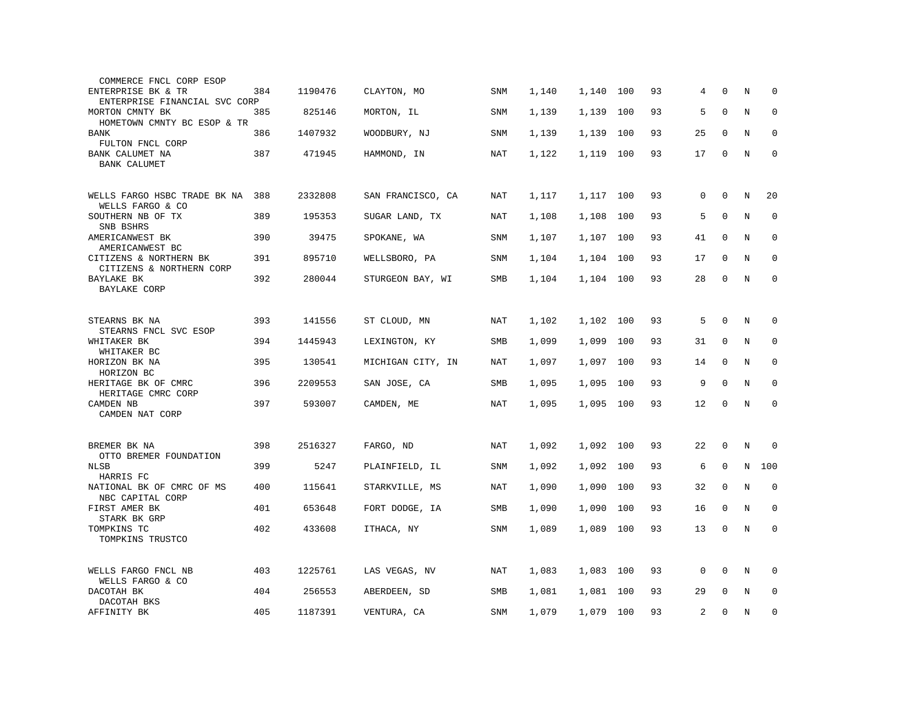| | | | | | | | | | | | | |
|---|---|---|---|---|---|---|---|---|---|---|---|---|
| COMMERCE FNCL CORP ESOP | | | | | | | | | | | | |
| ENTERPRISE BK & TR | 384 | 1190476 | CLAYTON, MO | SNM | 1,140 | 1,140 | 100 | 93 | 4 | 0 | N | 0 |
| ENTERPRISE FINANCIAL SVC CORP | | | | | | | | | | | | |
| MORTON CMNTY BK | 385 | 825146 | MORTON, IL | SNM | 1,139 | 1,139 | 100 | 93 | 5 | 0 | N | 0 |
| HOMETOWN CMNTY BC ESOP & TR | | | | | | | | | | | | |
| BANK | 386 | 1407932 | WOODBURY, NJ | SNM | 1,139 | 1,139 | 100 | 93 | 25 | 0 | N | 0 |
| FULTON FNCL CORP | | | | | | | | | | | | |
| BANK CALUMET NA | 387 | 471945 | HAMMOND, IN | NAT | 1,122 | 1,119 | 100 | 93 | 17 | 0 | N | 0 |
| BANK CALUMET | | | | | | | | | | | | |
| WELLS FARGO HSBC TRADE BK NA | 388 | 2332808 | SAN FRANCISCO, CA | NAT | 1,117 | 1,117 | 100 | 93 | 0 | 0 | N | 20 |
| WELLS FARGO & CO | | | | | | | | | | | | |
| SOUTHERN NB OF TX | 389 | 195353 | SUGAR LAND, TX | NAT | 1,108 | 1,108 | 100 | 93 | 5 | 0 | N | 0 |
| SNB BSHRS | | | | | | | | | | | | |
| AMERICANWEST BK | 390 | 39475 | SPOKANE, WA | SNM | 1,107 | 1,107 | 100 | 93 | 41 | 0 | N | 0 |
| AMERICANWEST BC | | | | | | | | | | | | |
| CITIZENS & NORTHERN BK | 391 | 895710 | WELLSBORO, PA | SNM | 1,104 | 1,104 | 100 | 93 | 17 | 0 | N | 0 |
| CITIZENS & NORTHERN CORP | | | | | | | | | | | | |
| BAYLAKE BK | 392 | 280044 | STURGEON BAY, WI | SMB | 1,104 | 1,104 | 100 | 93 | 28 | 0 | N | 0 |
| BAYLAKE CORP | | | | | | | | | | | | |
| STEARNS BK NA | 393 | 141556 | ST CLOUD, MN | NAT | 1,102 | 1,102 | 100 | 93 | 5 | 0 | N | 0 |
| STEARNS FNCL SVC ESOP | | | | | | | | | | | | |
| WHITAKER BK | 394 | 1445943 | LEXINGTON, KY | SMB | 1,099 | 1,099 | 100 | 93 | 31 | 0 | N | 0 |
| WHITAKER BC | | | | | | | | | | | | |
| HORIZON BK NA | 395 | 130541 | MICHIGAN CITY, IN | NAT | 1,097 | 1,097 | 100 | 93 | 14 | 0 | N | 0 |
| HORIZON BC | | | | | | | | | | | | |
| HERITAGE BK OF CMRC | 396 | 2209553 | SAN JOSE, CA | SMB | 1,095 | 1,095 | 100 | 93 | 9 | 0 | N | 0 |
| HERITAGE CMRC CORP | | | | | | | | | | | | |
| CAMDEN NB | 397 | 593007 | CAMDEN, ME | NAT | 1,095 | 1,095 | 100 | 93 | 12 | 0 | N | 0 |
| CAMDEN NAT CORP | | | | | | | | | | | | |
| BREMER BK NA | 398 | 2516327 | FARGO, ND | NAT | 1,092 | 1,092 | 100 | 93 | 22 | 0 | N | 0 |
| OTTO BREMER FOUNDATION | | | | | | | | | | | | |
| NLSB | 399 | 5247 | PLAINFIELD, IL | SNM | 1,092 | 1,092 | 100 | 93 | 6 | 0 | N | 100 |
| HARRIS FC | | | | | | | | | | | | |
| NATIONAL BK OF CMRC OF MS | 400 | 115641 | STARKVILLE, MS | NAT | 1,090 | 1,090 | 100 | 93 | 32 | 0 | N | 0 |
| NBC CAPITAL CORP | | | | | | | | | | | | |
| FIRST AMER BK | 401 | 653648 | FORT DODGE, IA | SMB | 1,090 | 1,090 | 100 | 93 | 16 | 0 | N | 0 |
| STARK BK GRP | | | | | | | | | | | | |
| TOMPKINS TC | 402 | 433608 | ITHACA, NY | SNM | 1,089 | 1,089 | 100 | 93 | 13 | 0 | N | 0 |
| TOMPKINS TRUSTCO | | | | | | | | | | | | |
| WELLS FARGO FNCL NB | 403 | 1225761 | LAS VEGAS, NV | NAT | 1,083 | 1,083 | 100 | 93 | 0 | 0 | N | 0 |
| WELLS FARGO & CO | | | | | | | | | | | | |
| DACOTAH BK | 404 | 256553 | ABERDEEN, SD | SMB | 1,081 | 1,081 | 100 | 93 | 29 | 0 | N | 0 |
| DACOTAH BKS | | | | | | | | | | | | |
| AFFINITY BK | 405 | 1187391 | VENTURA, CA | SNM | 1,079 | 1,079 | 100 | 93 | 2 | 0 | N | 0 |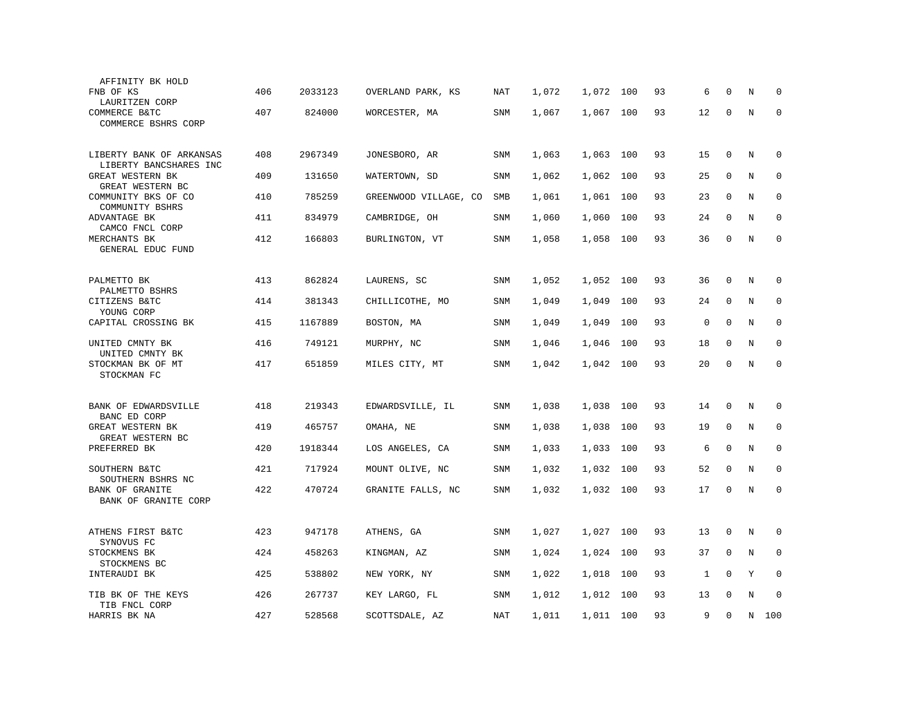| Name / Holding Company | Rank | ID | Location | Type | Col1 | Col2 | Col3 | Col4 | Col5 | Col6 | Col7 | Col8 |
|---|---|---|---|---|---|---|---|---|---|---|---|---|
| AFFINITY BK HOLD | | | | | | | | | | | | |
| FNB OF KS<br>LAURITZEN CORP | 406 | 2033123 | OVERLAND PARK, KS | NAT | 1,072 | 1,072 | 100 | 93 | 6 | 0 | N | 0 |
| COMMERCE B&TC<br>COMMERCE BSHRS CORP | 407 | 824000 | WORCESTER, MA | SNM | 1,067 | 1,067 | 100 | 93 | 12 | 0 | N | 0 |
| LIBERTY BANK OF ARKANSAS<br>LIBERTY BANCSHARES INC | 408 | 2967349 | JONESBORO, AR | SNM | 1,063 | 1,063 | 100 | 93 | 15 | 0 | N | 0 |
| GREAT WESTERN BK<br>GREAT WESTERN BC | 409 | 131650 | WATERTOWN, SD | SNM | 1,062 | 1,062 | 100 | 93 | 25 | 0 | N | 0 |
| COMMUNITY BKS OF CO<br>COMMUNITY BSHRS | 410 | 785259 | GREENWOOD VILLAGE, CO | SMB | 1,061 | 1,061 | 100 | 93 | 23 | 0 | N | 0 |
| ADVANTAGE BK<br>CAMCO FNCL CORP | 411 | 834979 | CAMBRIDGE, OH | SNM | 1,060 | 1,060 | 100 | 93 | 24 | 0 | N | 0 |
| MERCHANTS BK<br>GENERAL EDUC FUND | 412 | 166803 | BURLINGTON, VT | SNM | 1,058 | 1,058 | 100 | 93 | 36 | 0 | N | 0 |
| PALMETTO BK<br>PALMETTO BSHRS | 413 | 862824 | LAURENS, SC | SNM | 1,052 | 1,052 | 100 | 93 | 36 | 0 | N | 0 |
| CITIZENS B&TC<br>YOUNG CORP | 414 | 381343 | CHILLICOTHE, MO | SNM | 1,049 | 1,049 | 100 | 93 | 24 | 0 | N | 0 |
| CAPITAL CROSSING BK | 415 | 1167889 | BOSTON, MA | SNM | 1,049 | 1,049 | 100 | 93 | 0 | 0 | N | 0 |
| UNITED CMNTY BK<br>UNITED CMNTY BK | 416 | 749121 | MURPHY, NC | SNM | 1,046 | 1,046 | 100 | 93 | 18 | 0 | N | 0 |
| STOCKMAN BK OF MT<br>STOCKMAN FC | 417 | 651859 | MILES CITY, MT | SNM | 1,042 | 1,042 | 100 | 93 | 20 | 0 | N | 0 |
| BANK OF EDWARDSVILLE<br>BANC ED CORP | 418 | 219343 | EDWARDSVILLE, IL | SNM | 1,038 | 1,038 | 100 | 93 | 14 | 0 | N | 0 |
| GREAT WESTERN BK<br>GREAT WESTERN BC | 419 | 465757 | OMAHA, NE | SNM | 1,038 | 1,038 | 100 | 93 | 19 | 0 | N | 0 |
| PREFERRED BK | 420 | 1918344 | LOS ANGELES, CA | SNM | 1,033 | 1,033 | 100 | 93 | 6 | 0 | N | 0 |
| SOUTHERN B&TC<br>SOUTHERN BSHRS NC | 421 | 717924 | MOUNT OLIVE, NC | SNM | 1,032 | 1,032 | 100 | 93 | 52 | 0 | N | 0 |
| BANK OF GRANITE<br>BANK OF GRANITE CORP | 422 | 470724 | GRANITE FALLS, NC | SNM | 1,032 | 1,032 | 100 | 93 | 17 | 0 | N | 0 |
| ATHENS FIRST B&TC<br>SYNOVUS FC | 423 | 947178 | ATHENS, GA | SNM | 1,027 | 1,027 | 100 | 93 | 13 | 0 | N | 0 |
| STOCKMENS BK<br>STOCKMENS BC | 424 | 458263 | KINGMAN, AZ | SNM | 1,024 | 1,024 | 100 | 93 | 37 | 0 | N | 0 |
| INTERAUDI BK | 425 | 538802 | NEW YORK, NY | SNM | 1,022 | 1,018 | 100 | 93 | 1 | 0 | Y | 0 |
| TIB BK OF THE KEYS<br>TIB FNCL CORP | 426 | 267737 | KEY LARGO, FL | SNM | 1,012 | 1,012 | 100 | 93 | 13 | 0 | N | 0 |
| HARRIS BK NA | 427 | 528568 | SCOTTSDALE, AZ | NAT | 1,011 | 1,011 | 100 | 93 | 9 | 0 | N | 100 |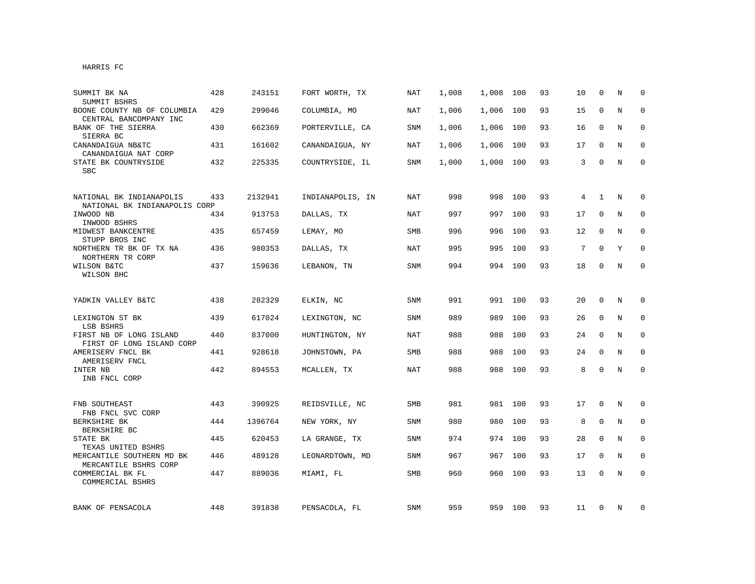HARRIS FC

| | | | | | | | | | | | | |
|---|---|---|---|---|---|---|---|---|---|---|---|---|
| SUMMIT BK NA<br>SUMMIT BSHRS | 428 | 243151 | FORT WORTH, TX | NAT | 1,008 | 1,008 | 100 | 93 | 10 | 0 | N | 0 |
| BOONE COUNTY NB OF COLUMBIA<br>CENTRAL BANCOMPANY INC | 429 | 299046 | COLUMBIA, MO | NAT | 1,006 | 1,006 | 100 | 93 | 15 | 0 | N | 0 |
| BANK OF THE SIERRA<br>SIERRA BC | 430 | 662369 | PORTERVILLE, CA | SNM | 1,006 | 1,006 | 100 | 93 | 16 | 0 | N | 0 |
| CANANDAIGUA NB&TC<br>CANANDAIGUA NAT CORP | 431 | 161602 | CANANDAIGUA, NY | NAT | 1,006 | 1,006 | 100 | 93 | 17 | 0 | N | 0 |
| STATE BK COUNTRYSIDE<br>SBC | 432 | 225335 | COUNTRYSIDE, IL | SNM | 1,000 | 1,000 | 100 | 93 | 3 | 0 | N | 0 |
| NATIONAL BK INDIANAPOLIS<br>NATIONAL BK INDIANAPOLIS CORP | 433 | 2132941 | INDIANAPOLIS, IN | NAT | 998 | 998 | 100 | 93 | 4 | 1 | N | 0 |
| INWOOD NB<br>INWOOD BSHRS | 434 | 913753 | DALLAS, TX | NAT | 997 | 997 | 100 | 93 | 17 | 0 | N | 0 |
| MIDWEST BANKCENTRE<br>STUPP BROS INC | 435 | 657459 | LEMAY, MO | SMB | 996 | 996 | 100 | 93 | 12 | 0 | N | 0 |
| NORTHERN TR BK OF TX NA<br>NORTHERN TR CORP | 436 | 980353 | DALLAS, TX | NAT | 995 | 995 | 100 | 93 | 7 | 0 | Y | 0 |
| WILSON B&TC<br>WILSON BHC | 437 | 159636 | LEBANON, TN | SNM | 994 | 994 | 100 | 93 | 18 | 0 | N | 0 |
| YADKIN VALLEY B&TC | 438 | 282329 | ELKIN, NC | SNM | 991 | 991 | 100 | 93 | 20 | 0 | N | 0 |
| LEXINGTON ST BK<br>LSB BSHRS | 439 | 617024 | LEXINGTON, NC | SNM | 989 | 989 | 100 | 93 | 26 | 0 | N | 0 |
| FIRST NB OF LONG ISLAND<br>FIRST OF LONG ISLAND CORP | 440 | 837000 | HUNTINGTON, NY | NAT | 988 | 988 | 100 | 93 | 24 | 0 | N | 0 |
| AMERISERV FNCL BK<br>AMERISERV FNCL | 441 | 928618 | JOHNSTOWN, PA | SMB | 988 | 988 | 100 | 93 | 24 | 0 | N | 0 |
| INTER NB<br>INB FNCL CORP | 442 | 894553 | MCALLEN, TX | NAT | 988 | 988 | 100 | 93 | 8 | 0 | N | 0 |
| FNB SOUTHEAST<br>FNB FNCL SVC CORP | 443 | 390925 | REIDSVILLE, NC | SMB | 981 | 981 | 100 | 93 | 17 | 0 | N | 0 |
| BERKSHIRE BK<br>BERKSHIRE BC | 444 | 1396764 | NEW YORK, NY | SNM | 980 | 980 | 100 | 93 | 8 | 0 | N | 0 |
| STATE BK<br>TEXAS UNITED BSHRS | 445 | 620453 | LA GRANGE, TX | SNM | 974 | 974 | 100 | 93 | 28 | 0 | N | 0 |
| MERCANTILE SOUTHERN MD BK<br>MERCANTILE BSHRS CORP | 446 | 489128 | LEONARDTOWN, MD | SNM | 967 | 967 | 100 | 93 | 17 | 0 | N | 0 |
| COMMERCIAL BK FL<br>COMMERCIAL BSHRS | 447 | 889036 | MIAMI, FL | SMB | 960 | 960 | 100 | 93 | 13 | 0 | N | 0 |
| BANK OF PENSACOLA | 448 | 391838 | PENSACOLA, FL | SNM | 959 | 959 | 100 | 93 | 11 | 0 | N | 0 |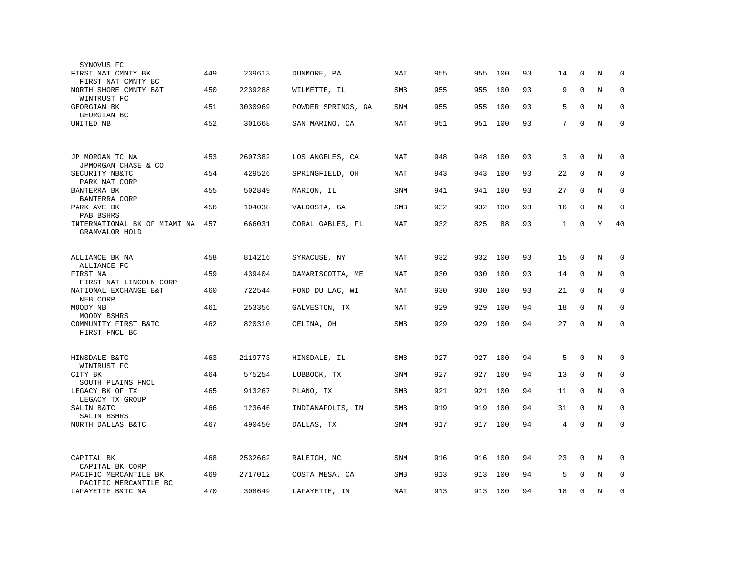| | | | | | | | | | | | | | |
|---|---|---|---|---|---|---|---|---|---|---|---|---|---|
| SYNOVUS FC | | | | | | | | | | | | | |
| FIRST NAT CMNTY BK<br>FIRST NAT CMNTY BC | 449 | 239613 | DUNMORE, PA | NAT | 955 | 955 | 100 | 93 | 14 | 0 | N | 0 |
| NORTH SHORE CMNTY B&T<br>WINTRUST FC | 450 | 2239288 | WILMETTE, IL | SMB | 955 | 955 | 100 | 93 | 9 | 0 | N | 0 |
| GEORGIAN BK<br>GEORGIAN BC | 451 | 3030969 | POWDER SPRINGS, GA | SNM | 955 | 955 | 100 | 93 | 5 | 0 | N | 0 |
| UNITED NB | 452 | 301668 | SAN MARINO, CA | NAT | 951 | 951 | 100 | 93 | 7 | 0 | N | 0 |
| JP MORGAN TC NA<br>JPMORGAN CHASE & CO | 453 | 2607382 | LOS ANGELES, CA | NAT | 948 | 948 | 100 | 93 | 3 | 0 | N | 0 |
| SECURITY NB&TC<br>PARK NAT CORP | 454 | 429526 | SPRINGFIELD, OH | NAT | 943 | 943 | 100 | 93 | 22 | 0 | N | 0 |
| BANTERRA BK<br>BANTERRA CORP | 455 | 502849 | MARION, IL | SNM | 941 | 941 | 100 | 93 | 27 | 0 | N | 0 |
| PARK AVE BK<br>PAB BSHRS | 456 | 104038 | VALDOSTA, GA | SMB | 932 | 932 | 100 | 93 | 16 | 0 | N | 0 |
| INTERNATIONAL BK OF MIAMI NA<br>GRANVALOR HOLD | 457 | 666031 | CORAL GABLES, FL | NAT | 932 | 825 | 88 | 93 | 1 | 0 | Y | 40 |
| ALLIANCE BK NA<br>ALLIANCE FC | 458 | 814216 | SYRACUSE, NY | NAT | 932 | 932 | 100 | 93 | 15 | 0 | N | 0 |
| FIRST NA<br>FIRST NAT LINCOLN CORP | 459 | 439404 | DAMARISCOTTA, ME | NAT | 930 | 930 | 100 | 93 | 14 | 0 | N | 0 |
| NATIONAL EXCHANGE B&T<br>NEB CORP | 460 | 722544 | FOND DU LAC, WI | NAT | 930 | 930 | 100 | 93 | 21 | 0 | N | 0 |
| MOODY NB<br>MOODY BSHRS | 461 | 253356 | GALVESTON, TX | NAT | 929 | 929 | 100 | 94 | 18 | 0 | N | 0 |
| COMMUNITY FIRST B&TC<br>FIRST FNCL BC | 462 | 820310 | CELINA, OH | SMB | 929 | 929 | 100 | 94 | 27 | 0 | N | 0 |
| HINSDALE B&TC<br>WINTRUST FC | 463 | 2119773 | HINSDALE, IL | SMB | 927 | 927 | 100 | 94 | 5 | 0 | N | 0 |
| CITY BK<br>SOUTH PLAINS FNCL | 464 | 575254 | LUBBOCK, TX | SNM | 927 | 927 | 100 | 94 | 13 | 0 | N | 0 |
| LEGACY BK OF TX<br>LEGACY TX GROUP | 465 | 913267 | PLANO, TX | SMB | 921 | 921 | 100 | 94 | 11 | 0 | N | 0 |
| SALIN B&TC<br>SALIN BSHRS | 466 | 123646 | INDIANAPOLIS, IN | SMB | 919 | 919 | 100 | 94 | 31 | 0 | N | 0 |
| NORTH DALLAS B&TC | 467 | 490450 | DALLAS, TX | SNM | 917 | 917 | 100 | 94 | 4 | 0 | N | 0 |
| CAPITAL BK<br>CAPITAL BK CORP | 468 | 2532662 | RALEIGH, NC | SNM | 916 | 916 | 100 | 94 | 23 | 0 | N | 0 |
| PACIFIC MERCANTILE BK<br>PACIFIC MERCANTILE BC | 469 | 2717012 | COSTA MESA, CA | SMB | 913 | 913 | 100 | 94 | 5 | 0 | N | 0 |
| LAFAYETTE B&TC NA | 470 | 308649 | LAFAYETTE, IN | NAT | 913 | 913 | 100 | 94 | 18 | 0 | N | 0 |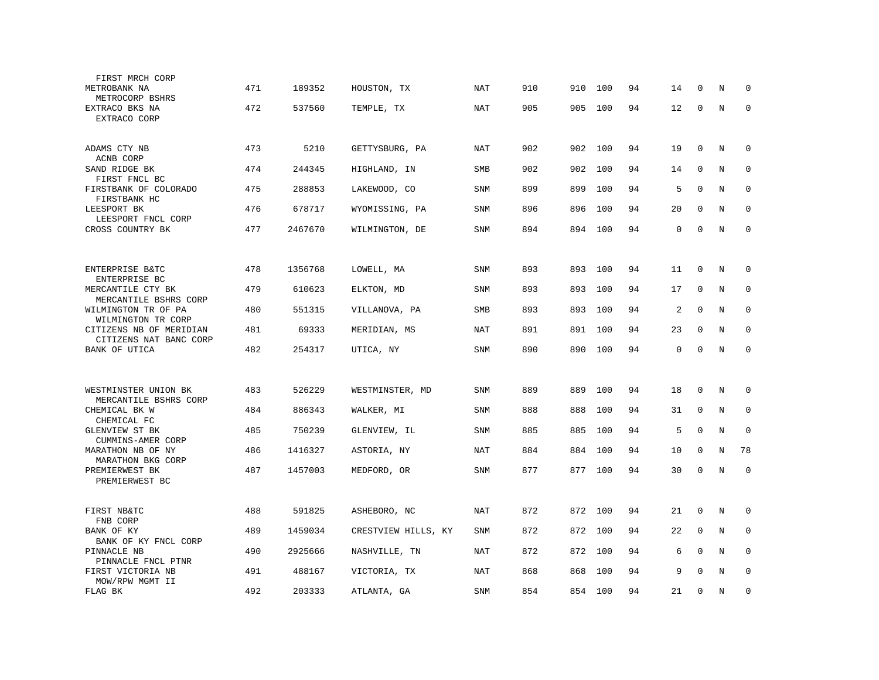| | | | | | | | | | | | | |
|---|---|---|---|---|---|---|---|---|---|---|---|---|
| FIRST MRCH CORP | | | | | | | | | | | | |
| METROBANK NA<br>METROCORP BSHRS | 471 | 189352 | HOUSTON, TX | NAT | 910 | 910 | 100 | 94 | 14 | 0 | N | 0 |
| EXTRACO BKS NA<br>EXTRACO CORP | 472 | 537560 | TEMPLE, TX | NAT | 905 | 905 | 100 | 94 | 12 | 0 | N | 0 |
| ADAMS CTY NB<br>ACNB CORP | 473 | 5210 | GETTYSBURG, PA | NAT | 902 | 902 | 100 | 94 | 19 | 0 | N | 0 |
| SAND RIDGE BK<br>FIRST FNCL BC | 474 | 244345 | HIGHLAND, IN | SMB | 902 | 902 | 100 | 94 | 14 | 0 | N | 0 |
| FIRSTBANK OF COLORADO<br>FIRSTBANK HC | 475 | 288853 | LAKEWOOD, CO | SNM | 899 | 899 | 100 | 94 | 5 | 0 | N | 0 |
| LEESPORT BK<br>LEESPORT FNCL CORP | 476 | 678717 | WYOMISSING, PA | SNM | 896 | 896 | 100 | 94 | 20 | 0 | N | 0 |
| CROSS COUNTRY BK | 477 | 2467670 | WILMINGTON, DE | SNM | 894 | 894 | 100 | 94 | 0 | 0 | N | 0 |
| ENTERPRISE B&TC<br>ENTERPRISE BC | 478 | 1356768 | LOWELL, MA | SNM | 893 | 893 | 100 | 94 | 11 | 0 | N | 0 |
| MERCANTILE CTY BK<br>MERCANTILE BSHRS CORP | 479 | 610623 | ELKTON, MD | SNM | 893 | 893 | 100 | 94 | 17 | 0 | N | 0 |
| WILMINGTON TR OF PA<br>WILMINGTON TR CORP | 480 | 551315 | VILLANOVA, PA | SMB | 893 | 893 | 100 | 94 | 2 | 0 | N | 0 |
| CITIZENS NB OF MERIDIAN<br>CITIZENS NAT BANC CORP | 481 | 69333 | MERIDIAN, MS | NAT | 891 | 891 | 100 | 94 | 23 | 0 | N | 0 |
| BANK OF UTICA | 482 | 254317 | UTICA, NY | SNM | 890 | 890 | 100 | 94 | 0 | 0 | N | 0 |
| WESTMINSTER UNION BK<br>MERCANTILE BSHRS CORP | 483 | 526229 | WESTMINSTER, MD | SNM | 889 | 889 | 100 | 94 | 18 | 0 | N | 0 |
| CHEMICAL BK W<br>CHEMICAL FC | 484 | 886343 | WALKER, MI | SNM | 888 | 888 | 100 | 94 | 31 | 0 | N | 0 |
| GLENVIEW ST BK<br>CUMMINS-AMER CORP | 485 | 750239 | GLENVIEW, IL | SNM | 885 | 885 | 100 | 94 | 5 | 0 | N | 0 |
| MARATHON NB OF NY<br>MARATHON BKG CORP | 486 | 1416327 | ASTORIA, NY | NAT | 884 | 884 | 100 | 94 | 10 | 0 | N | 78 |
| PREMIERWEST BK<br>PREMIERWEST BC | 487 | 1457003 | MEDFORD, OR | SNM | 877 | 877 | 100 | 94 | 30 | 0 | N | 0 |
| FIRST NB&TC<br>FNB CORP | 488 | 591825 | ASHEBORO, NC | NAT | 872 | 872 | 100 | 94 | 21 | 0 | N | 0 |
| BANK OF KY<br>BANK OF KY FNCL CORP | 489 | 1459034 | CRESTVIEW HILLS, KY | SNM | 872 | 872 | 100 | 94 | 22 | 0 | N | 0 |
| PINNACLE NB<br>PINNACLE FNCL PTNR | 490 | 2925666 | NASHVILLE, TN | NAT | 872 | 872 | 100 | 94 | 6 | 0 | N | 0 |
| FIRST VICTORIA NB<br>MOW/RPW MGMT II | 491 | 488167 | VICTORIA, TX | NAT | 868 | 868 | 100 | 94 | 9 | 0 | N | 0 |
| FLAG BK | 492 | 203333 | ATLANTA, GA | SNM | 854 | 854 | 100 | 94 | 21 | 0 | N | 0 |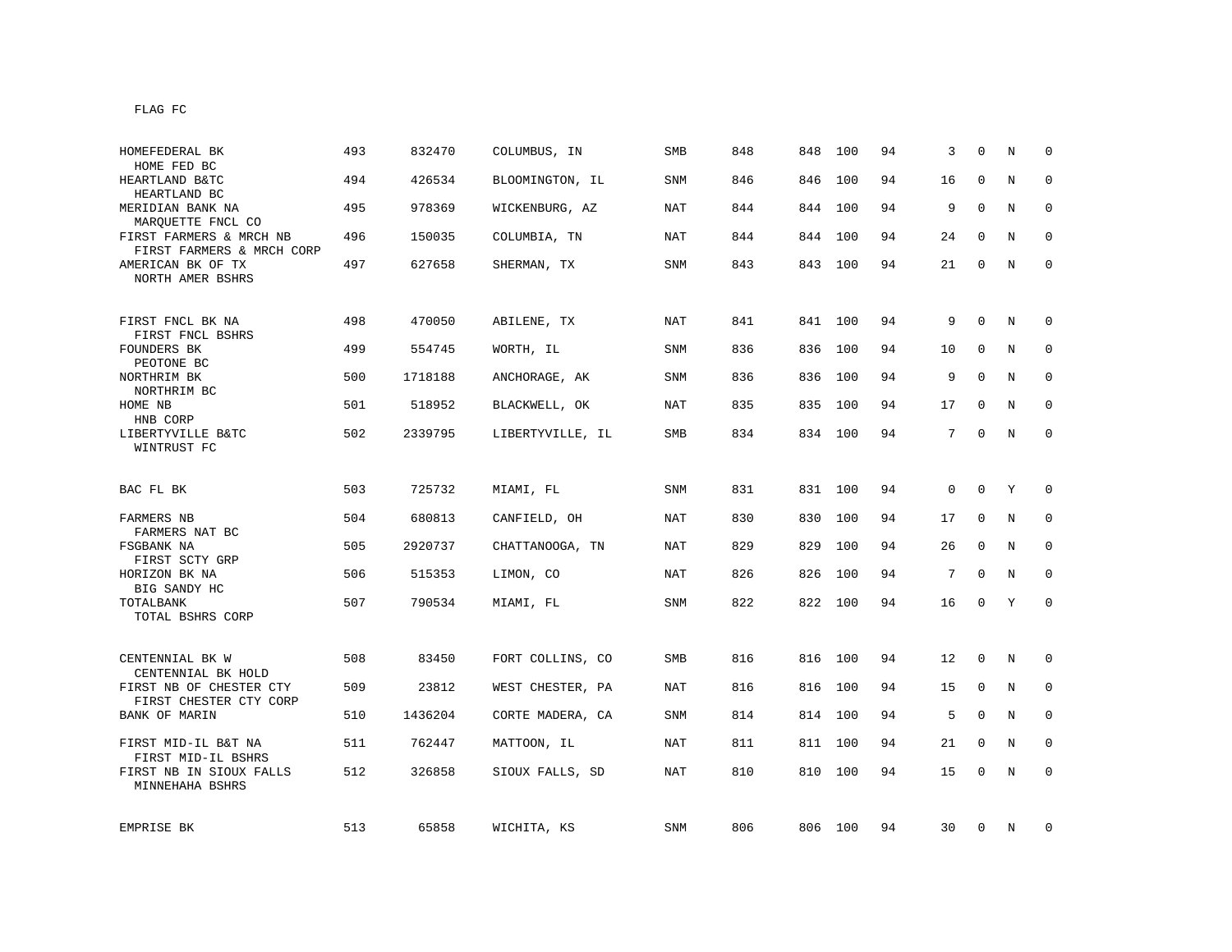FLAG FC

| Bank / Holding Company | Rank | ID | Location | Type | | | | | | | | |
|---|---|---|---|---|---|---|---|---|---|---|---|---|
| HOMEFEDERAL BK<br>HOME FED BC | 493 | 832470 | COLUMBUS, IN | SMB | 848 | 848 | 100 | 94 | 3 | 0 | N | 0 |
| HEARTLAND B&TC<br>HEARTLAND BC | 494 | 426534 | BLOOMINGTON, IL | SNM | 846 | 846 | 100 | 94 | 16 | 0 | N | 0 |
| MERIDIAN BANK NA<br>MARQUETTE FNCL CO | 495 | 978369 | WICKENBURG, AZ | NAT | 844 | 844 | 100 | 94 | 9 | 0 | N | 0 |
| FIRST FARMERS & MRCH NB<br>FIRST FARMERS & MRCH CORP | 496 | 150035 | COLUMBIA, TN | NAT | 844 | 844 | 100 | 94 | 24 | 0 | N | 0 |
| AMERICAN BK OF TX<br>NORTH AMER BSHRS | 497 | 627658 | SHERMAN, TX | SNM | 843 | 843 | 100 | 94 | 21 | 0 | N | 0 |
| FIRST FNCL BK NA<br>FIRST FNCL BSHRS | 498 | 470050 | ABILENE, TX | NAT | 841 | 841 | 100 | 94 | 9 | 0 | N | 0 |
| FOUNDERS BK<br>PEOTONE BC | 499 | 554745 | WORTH, IL | SNM | 836 | 836 | 100 | 94 | 10 | 0 | N | 0 |
| NORTHRIM BK<br>NORTHRIM BC | 500 | 1718188 | ANCHORAGE, AK | SNM | 836 | 836 | 100 | 94 | 9 | 0 | N | 0 |
| HOME NB<br>HNB CORP | 501 | 518952 | BLACKWELL, OK | NAT | 835 | 835 | 100 | 94 | 17 | 0 | N | 0 |
| LIBERTYVILLE B&TC<br>WINTRUST FC | 502 | 2339795 | LIBERTYVILLE, IL | SMB | 834 | 834 | 100 | 94 | 7 | 0 | N | 0 |
| BAC FL BK | 503 | 725732 | MIAMI, FL | SNM | 831 | 831 | 100 | 94 | 0 | 0 | Y | 0 |
| FARMERS NB<br>FARMERS NAT BC | 504 | 680813 | CANFIELD, OH | NAT | 830 | 830 | 100 | 94 | 17 | 0 | N | 0 |
| FSGBANK NA<br>FIRST SCTY GRP | 505 | 2920737 | CHATTANOOGA, TN | NAT | 829 | 829 | 100 | 94 | 26 | 0 | N | 0 |
| HORIZON BK NA<br>BIG SANDY HC | 506 | 515353 | LIMON, CO | NAT | 826 | 826 | 100 | 94 | 7 | 0 | N | 0 |
| TOTALBANK<br>TOTAL BSHRS CORP | 507 | 790534 | MIAMI, FL | SNM | 822 | 822 | 100 | 94 | 16 | 0 | Y | 0 |
| CENTENNIAL BK W<br>CENTENNIAL BK HOLD | 508 | 83450 | FORT COLLINS, CO | SMB | 816 | 816 | 100 | 94 | 12 | 0 | N | 0 |
| FIRST NB OF CHESTER CTY<br>FIRST CHESTER CTY CORP | 509 | 23812 | WEST CHESTER, PA | NAT | 816 | 816 | 100 | 94 | 15 | 0 | N | 0 |
| BANK OF MARIN | 510 | 1436204 | CORTE MADERA, CA | SNM | 814 | 814 | 100 | 94 | 5 | 0 | N | 0 |
| FIRST MID-IL B&T NA<br>FIRST MID-IL BSHRS | 511 | 762447 | MATTOON, IL | NAT | 811 | 811 | 100 | 94 | 21 | 0 | N | 0 |
| FIRST NB IN SIOUX FALLS<br>MINNEHAHA BSHRS | 512 | 326858 | SIOUX FALLS, SD | NAT | 810 | 810 | 100 | 94 | 15 | 0 | N | 0 |
| EMPRISE BK | 513 | 65858 | WICHITA, KS | SNM | 806 | 806 | 100 | 94 | 30 | 0 | N | 0 |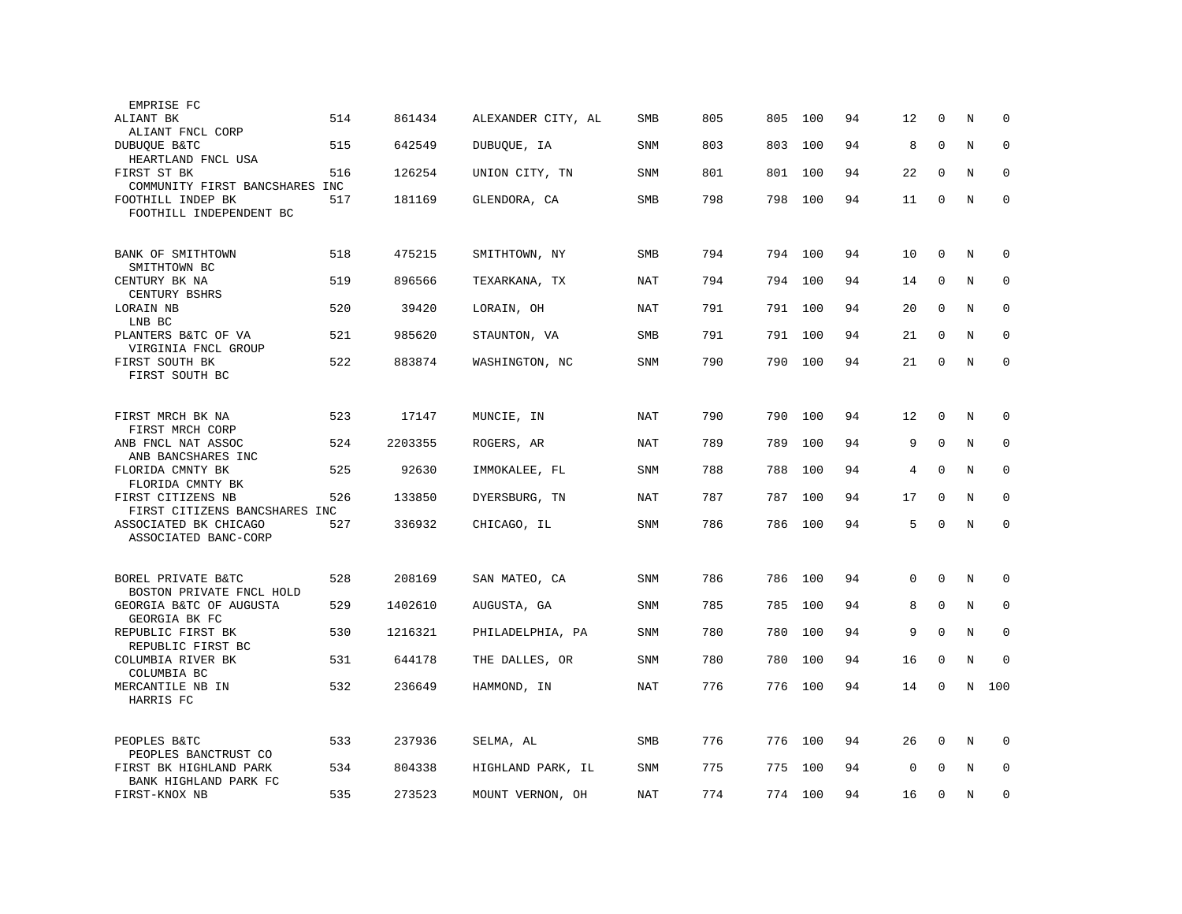| | | | | | | | | | | | | |
|---|---|---|---|---|---|---|---|---|---|---|---|---|
| EMPRISE FC | | | | | | | | | | | | |
| ALIANT BK<br>ALIANT FNCL CORP | 514 | 861434 | ALEXANDER CITY, AL | SMB | 805 | 805 | 100 | 94 | 12 | 0 | N | 0 |
| DUBUQUE B&TC<br>HEARTLAND FNCL USA | 515 | 642549 | DUBUQUE, IA | SNM | 803 | 803 | 100 | 94 | 8 | 0 | N | 0 |
| FIRST ST BK<br>COMMUNITY FIRST BANCSHARES INC | 516 | 126254 | UNION CITY, TN | SNM | 801 | 801 | 100 | 94 | 22 | 0 | N | 0 |
| FOOTHILL INDEP BK<br>FOOTHILL INDEPENDENT BC | 517 | 181169 | GLENDORA, CA | SMB | 798 | 798 | 100 | 94 | 11 | 0 | N | 0 |
| BANK OF SMITHTOWN<br>SMITHTOWN BC | 518 | 475215 | SMITHTOWN, NY | SMB | 794 | 794 | 100 | 94 | 10 | 0 | N | 0 |
| CENTURY BK NA<br>CENTURY BSHRS | 519 | 896566 | TEXARKANA, TX | NAT | 794 | 794 | 100 | 94 | 14 | 0 | N | 0 |
| LORAIN NB<br>LNB BC | 520 | 39420 | LORAIN, OH | NAT | 791 | 791 | 100 | 94 | 20 | 0 | N | 0 |
| PLANTERS B&TC OF VA<br>VIRGINIA FNCL GROUP | 521 | 985620 | STAUNTON, VA | SMB | 791 | 791 | 100 | 94 | 21 | 0 | N | 0 |
| FIRST SOUTH BK<br>FIRST SOUTH BC | 522 | 883874 | WASHINGTON, NC | SNM | 790 | 790 | 100 | 94 | 21 | 0 | N | 0 |
| FIRST MRCH BK NA<br>FIRST MRCH CORP | 523 | 17147 | MUNCIE, IN | NAT | 790 | 790 | 100 | 94 | 12 | 0 | N | 0 |
| ANB FNCL NAT ASSOC<br>ANB BANCSHARES INC | 524 | 2203355 | ROGERS, AR | NAT | 789 | 789 | 100 | 94 | 9 | 0 | N | 0 |
| FLORIDA CMNTY BK<br>FLORIDA CMNTY BK | 525 | 92630 | IMMOKALEE, FL | SNM | 788 | 788 | 100 | 94 | 4 | 0 | N | 0 |
| FIRST CITIZENS NB<br>FIRST CITIZENS BANCSHARES INC | 526 | 133850 | DYERSBURG, TN | NAT | 787 | 787 | 100 | 94 | 17 | 0 | N | 0 |
| ASSOCIATED BK CHICAGO<br>ASSOCIATED BANC-CORP | 527 | 336932 | CHICAGO, IL | SNM | 786 | 786 | 100 | 94 | 5 | 0 | N | 0 |
| BOREL PRIVATE B&TC<br>BOSTON PRIVATE FNCL HOLD | 528 | 208169 | SAN MATEO, CA | SNM | 786 | 786 | 100 | 94 | 0 | 0 | N | 0 |
| GEORGIA B&TC OF AUGUSTA<br>GEORGIA BK FC | 529 | 1402610 | AUGUSTA, GA | SNM | 785 | 785 | 100 | 94 | 8 | 0 | N | 0 |
| REPUBLIC FIRST BK<br>REPUBLIC FIRST BC | 530 | 1216321 | PHILADELPHIA, PA | SNM | 780 | 780 | 100 | 94 | 9 | 0 | N | 0 |
| COLUMBIA RIVER BK<br>COLUMBIA BC | 531 | 644178 | THE DALLES, OR | SNM | 780 | 780 | 100 | 94 | 16 | 0 | N | 0 |
| MERCANTILE NB IN<br>HARRIS FC | 532 | 236649 | HAMMOND, IN | NAT | 776 | 776 | 100 | 94 | 14 | 0 | N | 100 |
| PEOPLES B&TC<br>PEOPLES BANCTRUST CO | 533 | 237936 | SELMA, AL | SMB | 776 | 776 | 100 | 94 | 26 | 0 | N | 0 |
| FIRST BK HIGHLAND PARK<br>BANK HIGHLAND PARK FC | 534 | 804338 | HIGHLAND PARK, IL | SNM | 775 | 775 | 100 | 94 | 0 | 0 | N | 0 |
| FIRST-KNOX NB | 535 | 273523 | MOUNT VERNON, OH | NAT | 774 | 774 | 100 | 94 | 16 | 0 | N | 0 |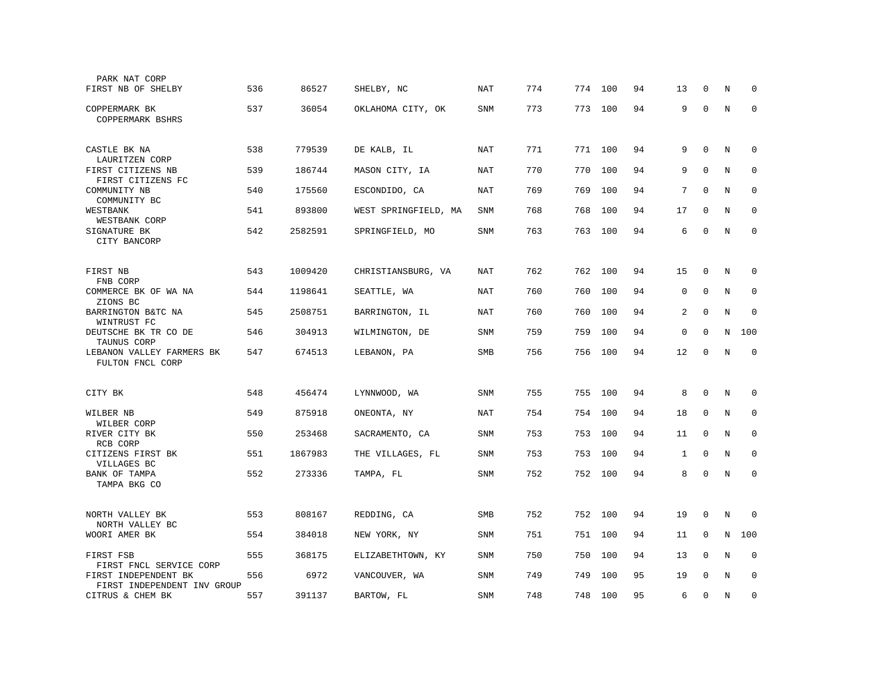| Bank / Holding Company | Rank | ID | Location | Type | Col1 | Col2 | Col3 | Col4 | Col5 | Col6 | Col7 | Col8 |
|---|---|---|---|---|---|---|---|---|---|---|---|---|
| FIRST NB OF SHELBY<br>PARK NAT CORP | 536 | 86527 | SHELBY, NC | NAT | 774 | 774 | 100 | 94 | 13 | 0 | N | 0 |
| COPPERMARK BK<br>COPPERMARK BSHRS | 537 | 36054 | OKLAHOMA CITY, OK | SNM | 773 | 773 | 100 | 94 | 9 | 0 | N | 0 |
| CASTLE BK NA<br>LAURITZEN CORP | 538 | 779539 | DE KALB, IL | NAT | 771 | 771 | 100 | 94 | 9 | 0 | N | 0 |
| FIRST CITIZENS NB<br>FIRST CITIZENS FC | 539 | 186744 | MASON CITY, IA | NAT | 770 | 770 | 100 | 94 | 9 | 0 | N | 0 |
| COMMUNITY NB<br>COMMUNITY BC | 540 | 175560 | ESCONDIDO, CA | NAT | 769 | 769 | 100 | 94 | 7 | 0 | N | 0 |
| WESTBANK<br>WESTBANK CORP | 541 | 893800 | WEST SPRINGFIELD, MA | SNM | 768 | 768 | 100 | 94 | 17 | 0 | N | 0 |
| SIGNATURE BK<br>CITY BANCORP | 542 | 2582591 | SPRINGFIELD, MO | SNM | 763 | 763 | 100 | 94 | 6 | 0 | N | 0 |
| FIRST NB<br>FNB CORP | 543 | 1009420 | CHRISTIANSBURG, VA | NAT | 762 | 762 | 100 | 94 | 15 | 0 | N | 0 |
| COMMERCE BK OF WA NA<br>ZIONS BC | 544 | 1198641 | SEATTLE, WA | NAT | 760 | 760 | 100 | 94 | 0 | 0 | N | 0 |
| BARRINGTON B&TC NA<br>WINTRUST FC | 545 | 2508751 | BARRINGTON, IL | NAT | 760 | 760 | 100 | 94 | 2 | 0 | N | 0 |
| DEUTSCHE BK TR CO DE<br>TAUNUS CORP | 546 | 304913 | WILMINGTON, DE | SNM | 759 | 759 | 100 | 94 | 0 | 0 | N | 100 |
| LEBANON VALLEY FARMERS BK<br>FULTON FNCL CORP | 547 | 674513 | LEBANON, PA | SMB | 756 | 756 | 100 | 94 | 12 | 0 | N | 0 |
| CITY BK | 548 | 456474 | LYNNWOOD, WA | SNM | 755 | 755 | 100 | 94 | 8 | 0 | N | 0 |
| WILBER NB<br>WILBER CORP | 549 | 875918 | ONEONTA, NY | NAT | 754 | 754 | 100 | 94 | 18 | 0 | N | 0 |
| RIVER CITY BK<br>RCB CORP | 550 | 253468 | SACRAMENTO, CA | SNM | 753 | 753 | 100 | 94 | 11 | 0 | N | 0 |
| CITIZENS FIRST BK<br>VILLAGES BC | 551 | 1867983 | THE VILLAGES, FL | SNM | 753 | 753 | 100 | 94 | 1 | 0 | N | 0 |
| BANK OF TAMPA<br>TAMPA BKG CO | 552 | 273336 | TAMPA, FL | SNM | 752 | 752 | 100 | 94 | 8 | 0 | N | 0 |
| NORTH VALLEY BK<br>NORTH VALLEY BC | 553 | 808167 | REDDING, CA | SMB | 752 | 752 | 100 | 94 | 19 | 0 | N | 0 |
| WOORI AMER BK | 554 | 384018 | NEW YORK, NY | SNM | 751 | 751 | 100 | 94 | 11 | 0 | N | 100 |
| FIRST FSB<br>FIRST FNCL SERVICE CORP | 555 | 368175 | ELIZABETHTOWN, KY | SNM | 750 | 750 | 100 | 94 | 13 | 0 | N | 0 |
| FIRST INDEPENDENT BK<br>FIRST INDEPENDENT INV GROUP | 556 | 6972 | VANCOUVER, WA | SNM | 749 | 749 | 100 | 95 | 19 | 0 | N | 0 |
| CITRUS & CHEM BK | 557 | 391137 | BARTOW, FL | SNM | 748 | 748 | 100 | 95 | 6 | 0 | N | 0 |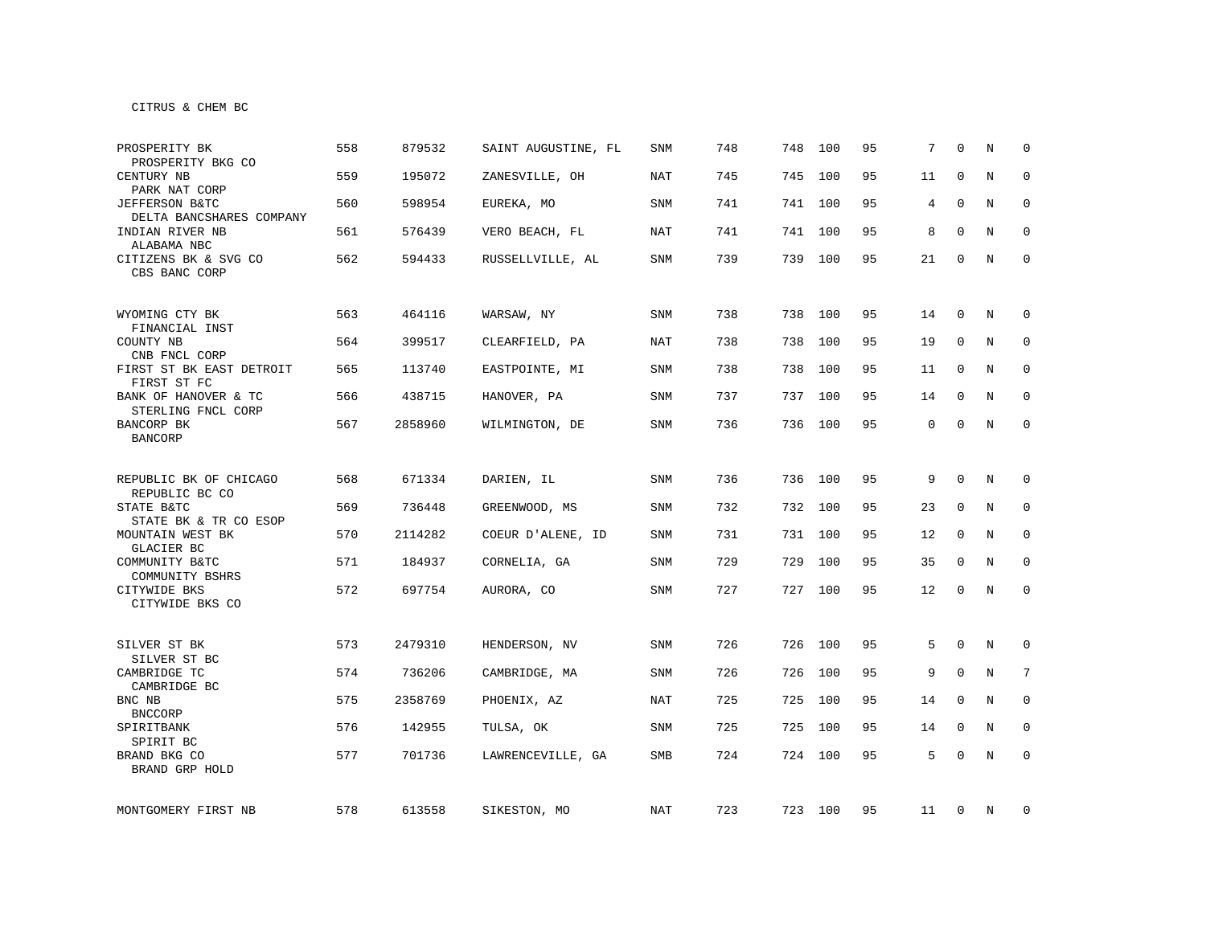CITRUS & CHEM BC

| | | | | | | | | | | | | |
|---|---|---|---|---|---|---|---|---|---|---|---|---|
| PROSPERITY BK<br>PROSPERITY BKG CO | 558 | 879532 | SAINT AUGUSTINE, FL | SNM | 748 | 748 | 100 | 95 | 7 | 0 | N | 0 |
| CENTURY NB<br>PARK NAT CORP | 559 | 195072 | ZANESVILLE, OH | NAT | 745 | 745 | 100 | 95 | 11 | 0 | N | 0 |
| JEFFERSON B&TC<br>DELTA BANCSHARES COMPANY | 560 | 598954 | EUREKA, MO | SNM | 741 | 741 | 100 | 95 | 4 | 0 | N | 0 |
| INDIAN RIVER NB<br>ALABAMA NBC | 561 | 576439 | VERO BEACH, FL | NAT | 741 | 741 | 100 | 95 | 8 | 0 | N | 0 |
| CITIZENS BK & SVG CO<br>CBS BANC CORP | 562 | 594433 | RUSSELLVILLE, AL | SNM | 739 | 739 | 100 | 95 | 21 | 0 | N | 0 |
| WYOMING CTY BK<br>FINANCIAL INST | 563 | 464116 | WARSAW, NY | SNM | 738 | 738 | 100 | 95 | 14 | 0 | N | 0 |
| COUNTY NB<br>CNB FNCL CORP | 564 | 399517 | CLEARFIELD, PA | NAT | 738 | 738 | 100 | 95 | 19 | 0 | N | 0 |
| FIRST ST BK EAST DETROIT<br>FIRST ST FC | 565 | 113740 | EASTPOINTE, MI | SNM | 738 | 738 | 100 | 95 | 11 | 0 | N | 0 |
| BANK OF HANOVER & TC<br>STERLING FNCL CORP | 566 | 438715 | HANOVER, PA | SNM | 737 | 737 | 100 | 95 | 14 | 0 | N | 0 |
| BANCORP BK<br>BANCORP | 567 | 2858960 | WILMINGTON, DE | SNM | 736 | 736 | 100 | 95 | 0 | 0 | N | 0 |
| REPUBLIC BK OF CHICAGO<br>REPUBLIC BC CO | 568 | 671334 | DARIEN, IL | SNM | 736 | 736 | 100 | 95 | 9 | 0 | N | 0 |
| STATE B&TC<br>STATE BK & TR CO ESOP | 569 | 736448 | GREENWOOD, MS | SNM | 732 | 732 | 100 | 95 | 23 | 0 | N | 0 |
| MOUNTAIN WEST BK<br>GLACIER BC | 570 | 2114282 | COEUR D'ALENE, ID | SNM | 731 | 731 | 100 | 95 | 12 | 0 | N | 0 |
| COMMUNITY B&TC<br>COMMUNITY BSHRS | 571 | 184937 | CORNELIA, GA | SNM | 729 | 729 | 100 | 95 | 35 | 0 | N | 0 |
| CITYWIDE BKS<br>CITYWIDE BKS CO | 572 | 697754 | AURORA, CO | SNM | 727 | 727 | 100 | 95 | 12 | 0 | N | 0 |
| SILVER ST BK<br>SILVER ST BC | 573 | 2479310 | HENDERSON, NV | SNM | 726 | 726 | 100 | 95 | 5 | 0 | N | 0 |
| CAMBRIDGE TC<br>CAMBRIDGE BC | 574 | 736206 | CAMBRIDGE, MA | SNM | 726 | 726 | 100 | 95 | 9 | 0 | N | 7 |
| BNC NB<br>BNCCORP | 575 | 2358769 | PHOENIX, AZ | NAT | 725 | 725 | 100 | 95 | 14 | 0 | N | 0 |
| SPIRITBANK<br>SPIRIT BC | 576 | 142955 | TULSA, OK | SNM | 725 | 725 | 100 | 95 | 14 | 0 | N | 0 |
| BRAND BKG CO<br>BRAND GRP HOLD | 577 | 701736 | LAWRENCEVILLE, GA | SMB | 724 | 724 | 100 | 95 | 5 | 0 | N | 0 |
| MONTGOMERY FIRST NB | 578 | 613558 | SIKESTON, MO | NAT | 723 | 723 | 100 | 95 | 11 | 0 | N | 0 |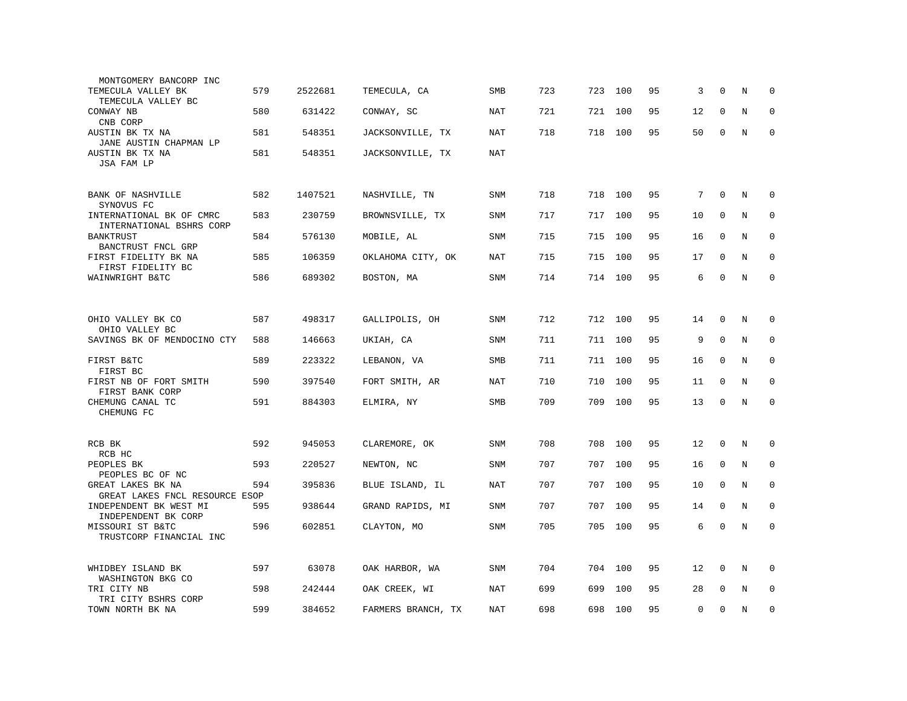| Name | Rank | ID | Location | Type | | | | | | | | |
|---|---|---|---|---|---|---|---|---|---|---|---|---|
| MONTGOMERY BANCORP INC | | | | | | | | | | | | |
| TEMECULA VALLEY BK<br>TEMECULA VALLEY BC | 579 | 2522681 | TEMECULA, CA | SMB | 723 | 723 | 100 | 95 | 3 | 0 | N | 0 |
| CONWAY NB<br>CNB CORP | 580 | 631422 | CONWAY, SC | NAT | 721 | 721 | 100 | 95 | 12 | 0 | N | 0 |
| AUSTIN BK TX NA<br>JANE AUSTIN CHAPMAN LP | 581 | 548351 | JACKSONVILLE, TX | NAT | 718 | 718 | 100 | 95 | 50 | 0 | N | 0 |
| AUSTIN BK TX NA<br>JSA FAM LP | 581 | 548351 | JACKSONVILLE, TX | NAT | | | | | | | | |
| BANK OF NASHVILLE<br>SYNOVUS FC | 582 | 1407521 | NASHVILLE, TN | SNM | 718 | 718 | 100 | 95 | 7 | 0 | N | 0 |
| INTERNATIONAL BK OF CMRC<br>INTERNATIONAL BSHRS CORP | 583 | 230759 | BROWNSVILLE, TX | SNM | 717 | 717 | 100 | 95 | 10 | 0 | N | 0 |
| BANKTRUST<br>BANCTRUST FNCL GRP | 584 | 576130 | MOBILE, AL | SNM | 715 | 715 | 100 | 95 | 16 | 0 | N | 0 |
| FIRST FIDELITY BK NA<br>FIRST FIDELITY BC | 585 | 106359 | OKLAHOMA CITY, OK | NAT | 715 | 715 | 100 | 95 | 17 | 0 | N | 0 |
| WAINWRIGHT B&TC | 586 | 689302 | BOSTON, MA | SNM | 714 | 714 | 100 | 95 | 6 | 0 | N | 0 |
| OHIO VALLEY BK CO<br>OHIO VALLEY BC | 587 | 498317 | GALLIPOLIS, OH | SNM | 712 | 712 | 100 | 95 | 14 | 0 | N | 0 |
| SAVINGS BK OF MENDOCINO CTY | 588 | 146663 | UKIAH, CA | SNM | 711 | 711 | 100 | 95 | 9 | 0 | N | 0 |
| FIRST B&TC<br>FIRST BC | 589 | 223322 | LEBANON, VA | SMB | 711 | 711 | 100 | 95 | 16 | 0 | N | 0 |
| FIRST NB OF FORT SMITH<br>FIRST BANK CORP | 590 | 397540 | FORT SMITH, AR | NAT | 710 | 710 | 100 | 95 | 11 | 0 | N | 0 |
| CHEMUNG CANAL TC<br>CHEMUNG FC | 591 | 884303 | ELMIRA, NY | SMB | 709 | 709 | 100 | 95 | 13 | 0 | N | 0 |
| RCB BK<br>RCB HC | 592 | 945053 | CLAREMORE, OK | SNM | 708 | 708 | 100 | 95 | 12 | 0 | N | 0 |
| PEOPLES BK<br>PEOPLES BC OF NC | 593 | 220527 | NEWTON, NC | SNM | 707 | 707 | 100 | 95 | 16 | 0 | N | 0 |
| GREAT LAKES BK NA<br>GREAT LAKES FNCL RESOURCE ESOP | 594 | 395836 | BLUE ISLAND, IL | NAT | 707 | 707 | 100 | 95 | 10 | 0 | N | 0 |
| INDEPENDENT BK WEST MI<br>INDEPENDENT BK CORP | 595 | 938644 | GRAND RAPIDS, MI | SNM | 707 | 707 | 100 | 95 | 14 | 0 | N | 0 |
| MISSOURI ST B&TC<br>TRUSTCORP FINANCIAL INC | 596 | 602851 | CLAYTON, MO | SNM | 705 | 705 | 100 | 95 | 6 | 0 | N | 0 |
| WHIDBEY ISLAND BK<br>WASHINGTON BKG CO | 597 | 63078 | OAK HARBOR, WA | SNM | 704 | 704 | 100 | 95 | 12 | 0 | N | 0 |
| TRI CITY NB<br>TRI CITY BSHRS CORP | 598 | 242444 | OAK CREEK, WI | NAT | 699 | 699 | 100 | 95 | 28 | 0 | N | 0 |
| TOWN NORTH BK NA | 599 | 384652 | FARMERS BRANCH, TX | NAT | 698 | 698 | 100 | 95 | 0 | 0 | N | 0 |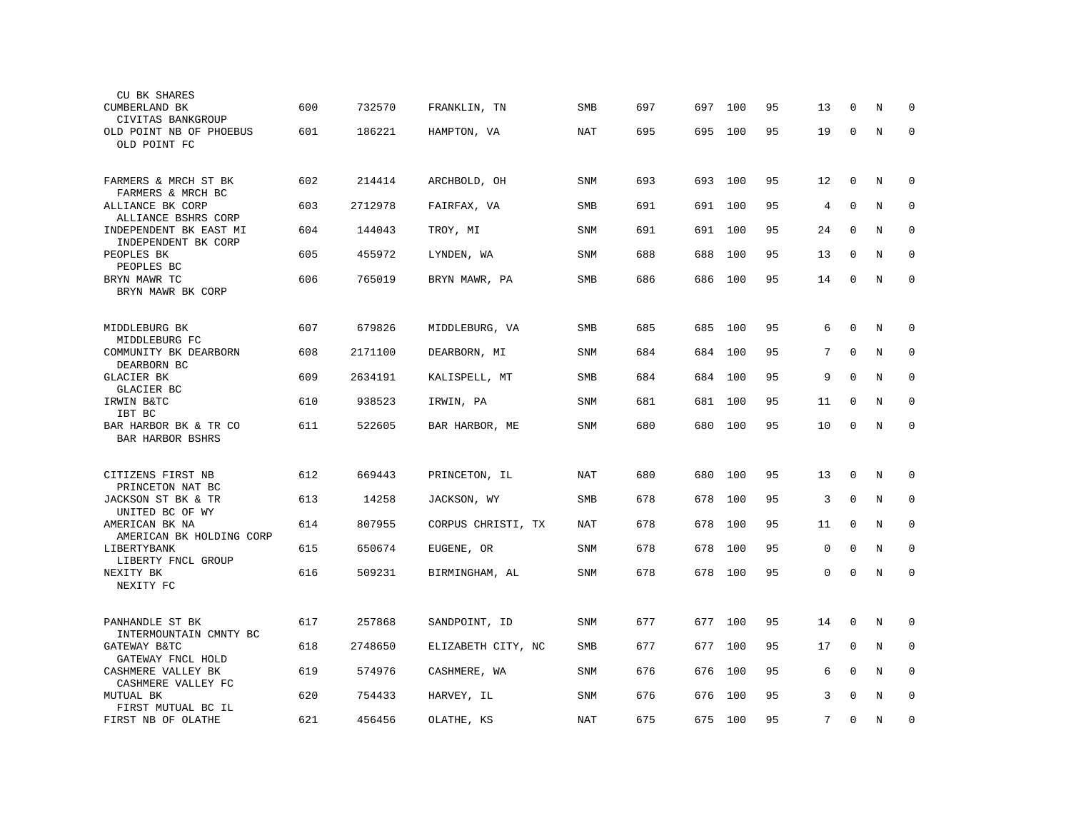| | | | | | | | | | | | | |
|---|---|---|---|---|---|---|---|---|---|---|---|---|
| CU BK SHARES | | | | | | | | | | | | |
| CUMBERLAND BK<br>CIVITAS BANKGROUP | 600 | 732570 | FRANKLIN, TN | SMB | 697 | 697 | 100 | 95 | 13 | 0 | N | 0 |
| OLD POINT NB OF PHOEBUS<br>OLD POINT FC | 601 | 186221 | HAMPTON, VA | NAT | 695 | 695 | 100 | 95 | 19 | 0 | N | 0 |
| FARMERS & MRCH ST BK<br>FARMERS & MRCH BC | 602 | 214414 | ARCHBOLD, OH | SNM | 693 | 693 | 100 | 95 | 12 | 0 | N | 0 |
| ALLIANCE BK CORP<br>ALLIANCE BSHRS CORP | 603 | 2712978 | FAIRFAX, VA | SMB | 691 | 691 | 100 | 95 | 4 | 0 | N | 0 |
| INDEPENDENT BK EAST MI<br>INDEPENDENT BK CORP | 604 | 144043 | TROY, MI | SNM | 691 | 691 | 100 | 95 | 24 | 0 | N | 0 |
| PEOPLES BK<br>PEOPLES BC | 605 | 455972 | LYNDEN, WA | SNM | 688 | 688 | 100 | 95 | 13 | 0 | N | 0 |
| BRYN MAWR TC<br>BRYN MAWR BK CORP | 606 | 765019 | BRYN MAWR, PA | SMB | 686 | 686 | 100 | 95 | 14 | 0 | N | 0 |
| MIDDLEBURG BK<br>MIDDLEBURG FC | 607 | 679826 | MIDDLEBURG, VA | SMB | 685 | 685 | 100 | 95 | 6 | 0 | N | 0 |
| COMMUNITY BK DEARBORN<br>DEARBORN BC | 608 | 2171100 | DEARBORN, MI | SNM | 684 | 684 | 100 | 95 | 7 | 0 | N | 0 |
| GLACIER BK<br>GLACIER BC | 609 | 2634191 | KALISPELL, MT | SMB | 684 | 684 | 100 | 95 | 9 | 0 | N | 0 |
| IRWIN B&TC<br>IBT BC | 610 | 938523 | IRWIN, PA | SNM | 681 | 681 | 100 | 95 | 11 | 0 | N | 0 |
| BAR HARBOR BK & TR CO<br>BAR HARBOR BSHRS | 611 | 522605 | BAR HARBOR, ME | SNM | 680 | 680 | 100 | 95 | 10 | 0 | N | 0 |
| CITIZENS FIRST NB<br>PRINCETON NAT BC | 612 | 669443 | PRINCETON, IL | NAT | 680 | 680 | 100 | 95 | 13 | 0 | N | 0 |
| JACKSON ST BK & TR<br>UNITED BC OF WY | 613 | 14258 | JACKSON, WY | SMB | 678 | 678 | 100 | 95 | 3 | 0 | N | 0 |
| AMERICAN BK NA<br>AMERICAN BK HOLDING CORP | 614 | 807955 | CORPUS CHRISTI, TX | NAT | 678 | 678 | 100 | 95 | 11 | 0 | N | 0 |
| LIBERTYBANK<br>LIBERTY FNCL GROUP | 615 | 650674 | EUGENE, OR | SNM | 678 | 678 | 100 | 95 | 0 | 0 | N | 0 |
| NEXITY BK<br>NEXITY FC | 616 | 509231 | BIRMINGHAM, AL | SNM | 678 | 678 | 100 | 95 | 0 | 0 | N | 0 |
| PANHANDLE ST BK<br>INTERMOUNTAIN CMNTY BC | 617 | 257868 | SANDPOINT, ID | SNM | 677 | 677 | 100 | 95 | 14 | 0 | N | 0 |
| GATEWAY B&TC<br>GATEWAY FNCL HOLD | 618 | 2748650 | ELIZABETH CITY, NC | SMB | 677 | 677 | 100 | 95 | 17 | 0 | N | 0 |
| CASHMERE VALLEY BK<br>CASHMERE VALLEY FC | 619 | 574976 | CASHMERE, WA | SNM | 676 | 676 | 100 | 95 | 6 | 0 | N | 0 |
| MUTUAL BK<br>FIRST MUTUAL BC IL | 620 | 754433 | HARVEY, IL | SNM | 676 | 676 | 100 | 95 | 3 | 0 | N | 0 |
| FIRST NB OF OLATHE | 621 | 456456 | OLATHE, KS | NAT | 675 | 675 | 100 | 95 | 7 | 0 | N | 0 |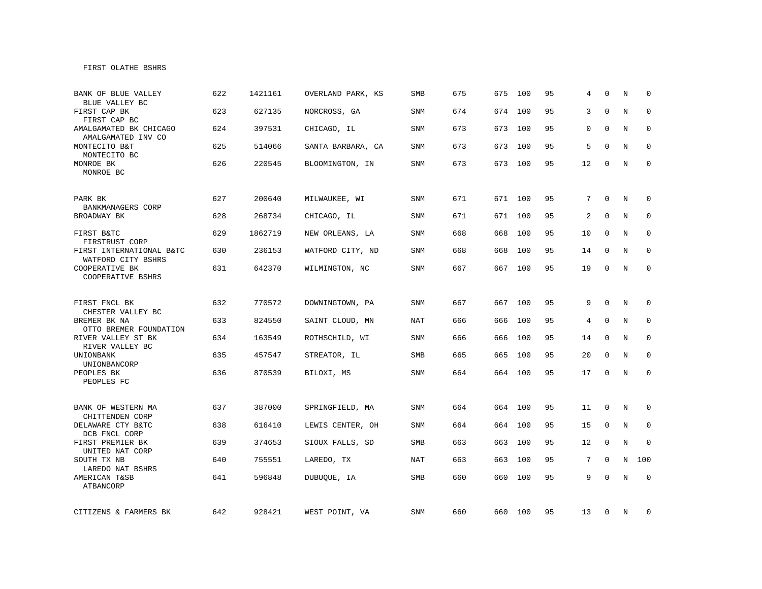FIRST OLATHE BSHRS

| | | | | | | | | | | | | |
|---|---|---|---|---|---|---|---|---|---|---|---|---|
| BANK OF BLUE VALLEY<br>BLUE VALLEY BC | 622 | 1421161 | OVERLAND PARK, KS | SMB | 675 | 675 | 100 | 95 | 4 | 0 | N | 0 |
| FIRST CAP BK<br>FIRST CAP BC | 623 | 627135 | NORCROSS, GA | SNM | 674 | 674 | 100 | 95 | 3 | 0 | N | 0 |
| AMALGAMATED BK CHICAGO<br>AMALGAMATED INV CO | 624 | 397531 | CHICAGO, IL | SNM | 673 | 673 | 100 | 95 | 0 | 0 | N | 0 |
| MONTECITO B&T<br>MONTECITO BC | 625 | 514066 | SANTA BARBARA, CA | SNM | 673 | 673 | 100 | 95 | 5 | 0 | N | 0 |
| MONROE BK<br>MONROE BC | 626 | 220545 | BLOOMINGTON, IN | SNM | 673 | 673 | 100 | 95 | 12 | 0 | N | 0 |
| PARK BK<br>BANKMANAGERS CORP | 627 | 200640 | MILWAUKEE, WI | SNM | 671 | 671 | 100 | 95 | 7 | 0 | N | 0 |
| BROADWAY BK | 628 | 268734 | CHICAGO, IL | SNM | 671 | 671 | 100 | 95 | 2 | 0 | N | 0 |
| FIRST B&TC<br>FIRSTRUST CORP | 629 | 1862719 | NEW ORLEANS, LA | SNM | 668 | 668 | 100 | 95 | 10 | 0 | N | 0 |
| FIRST INTERNATIONAL B&TC<br>WATFORD CITY BSHRS | 630 | 236153 | WATFORD CITY, ND | SNM | 668 | 668 | 100 | 95 | 14 | 0 | N | 0 |
| COOPERATIVE BK<br>COOPERATIVE BSHRS | 631 | 642370 | WILMINGTON, NC | SNM | 667 | 667 | 100 | 95 | 19 | 0 | N | 0 |
| FIRST FNCL BK<br>CHESTER VALLEY BC | 632 | 770572 | DOWNINGTOWN, PA | SNM | 667 | 667 | 100 | 95 | 9 | 0 | N | 0 |
| BREMER BK NA<br>OTTO BREMER FOUNDATION | 633 | 824550 | SAINT CLOUD, MN | NAT | 666 | 666 | 100 | 95 | 4 | 0 | N | 0 |
| RIVER VALLEY ST BK<br>RIVER VALLEY BC | 634 | 163549 | ROTHSCHILD, WI | SNM | 666 | 666 | 100 | 95 | 14 | 0 | N | 0 |
| UNIONBANK<br>UNIONBANCORP | 635 | 457547 | STREATOR, IL | SMB | 665 | 665 | 100 | 95 | 20 | 0 | N | 0 |
| PEOPLES BK<br>PEOPLES FC | 636 | 870539 | BILOXI, MS | SNM | 664 | 664 | 100 | 95 | 17 | 0 | N | 0 |
| BANK OF WESTERN MA<br>CHITTENDEN CORP | 637 | 387000 | SPRINGFIELD, MA | SNM | 664 | 664 | 100 | 95 | 11 | 0 | N | 0 |
| DELAWARE CTY B&TC<br>DCB FNCL CORP | 638 | 616410 | LEWIS CENTER, OH | SNM | 664 | 664 | 100 | 95 | 15 | 0 | N | 0 |
| FIRST PREMIER BK<br>UNITED NAT CORP | 639 | 374653 | SIOUX FALLS, SD | SMB | 663 | 663 | 100 | 95 | 12 | 0 | N | 0 |
| SOUTH TX NB<br>LAREDO NAT BSHRS | 640 | 755551 | LAREDO, TX | NAT | 663 | 663 | 100 | 95 | 7 | 0 | N | 100 |
| AMERICAN T&SB<br>ATBANCORP | 641 | 596848 | DUBUQUE, IA | SMB | 660 | 660 | 100 | 95 | 9 | 0 | N | 0 |
| CITIZENS & FARMERS BK | 642 | 928421 | WEST POINT, VA | SNM | 660 | 660 | 100 | 95 | 13 | 0 | N | 0 |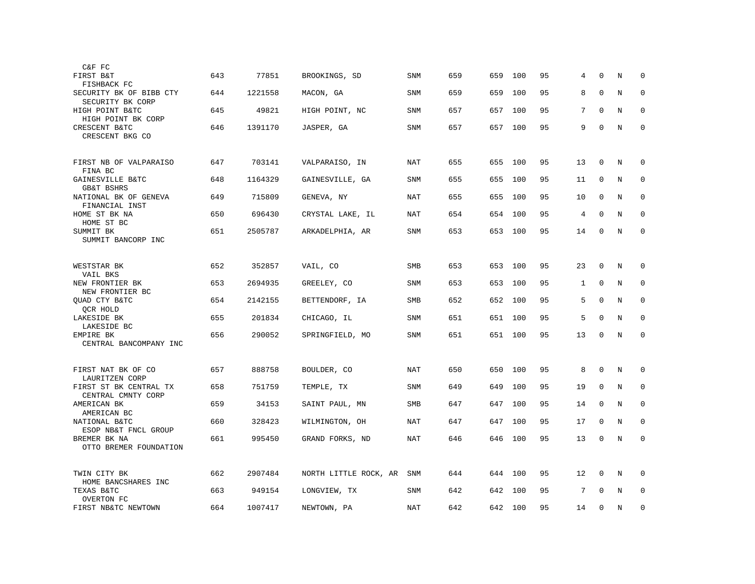| | | | | | | | | | | | | |
|---|---|---|---|---|---|---|---|---|---|---|---|---|
| C&F FC | | | | | | | | | | | | |
| FIRST B&T<br>FISHBACK FC | 643 | 77851 | BROOKINGS, SD | SNM | 659 | 659 | 100 | 95 | 4 | 0 | N | 0 |
| SECURITY BK OF BIBB CTY<br>SECURITY BK CORP | 644 | 1221558 | MACON, GA | SNM | 659 | 659 | 100 | 95 | 8 | 0 | N | 0 |
| HIGH POINT B&TC<br>HIGH POINT BK CORP | 645 | 49821 | HIGH POINT, NC | SNM | 657 | 657 | 100 | 95 | 7 | 0 | N | 0 |
| CRESCENT B&TC<br>CRESCENT BKG CO | 646 | 1391170 | JASPER, GA | SNM | 657 | 657 | 100 | 95 | 9 | 0 | N | 0 |
| FIRST NB OF VALPARAISO<br>FINA BC | 647 | 703141 | VALPARAISO, IN | NAT | 655 | 655 | 100 | 95 | 13 | 0 | N | 0 |
| GAINESVILLE B&TC<br>GB&T BSHRS | 648 | 1164329 | GAINESVILLE, GA | SNM | 655 | 655 | 100 | 95 | 11 | 0 | N | 0 |
| NATIONAL BK OF GENEVA<br>FINANCIAL INST | 649 | 715809 | GENEVA, NY | NAT | 655 | 655 | 100 | 95 | 10 | 0 | N | 0 |
| HOME ST BK NA<br>HOME ST BC | 650 | 696430 | CRYSTAL LAKE, IL | NAT | 654 | 654 | 100 | 95 | 4 | 0 | N | 0 |
| SUMMIT BK<br>SUMMIT BANCORP INC | 651 | 2505787 | ARKADELPHIA, AR | SNM | 653 | 653 | 100 | 95 | 14 | 0 | N | 0 |
| WESTSTAR BK<br>VAIL BKS | 652 | 352857 | VAIL, CO | SMB | 653 | 653 | 100 | 95 | 23 | 0 | N | 0 |
| NEW FRONTIER BK<br>NEW FRONTIER BC | 653 | 2694935 | GREELEY, CO | SNM | 653 | 653 | 100 | 95 | 1 | 0 | N | 0 |
| QUAD CTY B&TC<br>QCR HOLD | 654 | 2142155 | BETTENDORF, IA | SMB | 652 | 652 | 100 | 95 | 5 | 0 | N | 0 |
| LAKESIDE BK<br>LAKESIDE BC | 655 | 201834 | CHICAGO, IL | SNM | 651 | 651 | 100 | 95 | 5 | 0 | N | 0 |
| EMPIRE BK<br>CENTRAL BANCOMPANY INC | 656 | 290052 | SPRINGFIELD, MO | SNM | 651 | 651 | 100 | 95 | 13 | 0 | N | 0 |
| FIRST NAT BK OF CO<br>LAURITZEN CORP | 657 | 888758 | BOULDER, CO | NAT | 650 | 650 | 100 | 95 | 8 | 0 | N | 0 |
| FIRST ST BK CENTRAL TX<br>CENTRAL CMNTY CORP | 658 | 751759 | TEMPLE, TX | SNM | 649 | 649 | 100 | 95 | 19 | 0 | N | 0 |
| AMERICAN BK<br>AMERICAN BC | 659 | 34153 | SAINT PAUL, MN | SMB | 647 | 647 | 100 | 95 | 14 | 0 | N | 0 |
| NATIONAL B&TC<br>ESOP NB&T FNCL GROUP | 660 | 328423 | WILMINGTON, OH | NAT | 647 | 647 | 100 | 95 | 17 | 0 | N | 0 |
| BREMER BK NA<br>OTTO BREMER FOUNDATION | 661 | 995450 | GRAND FORKS, ND | NAT | 646 | 646 | 100 | 95 | 13 | 0 | N | 0 |
| TWIN CITY BK<br>HOME BANCSHARES INC | 662 | 2907484 | NORTH LITTLE ROCK, AR | SNM | 644 | 644 | 100 | 95 | 12 | 0 | N | 0 |
| TEXAS B&TC<br>OVERTON FC | 663 | 949154 | LONGVIEW, TX | SNM | 642 | 642 | 100 | 95 | 7 | 0 | N | 0 |
| FIRST NB&TC NEWTOWN | 664 | 1007417 | NEWTOWN, PA | NAT | 642 | 642 | 100 | 95 | 14 | 0 | N | 0 |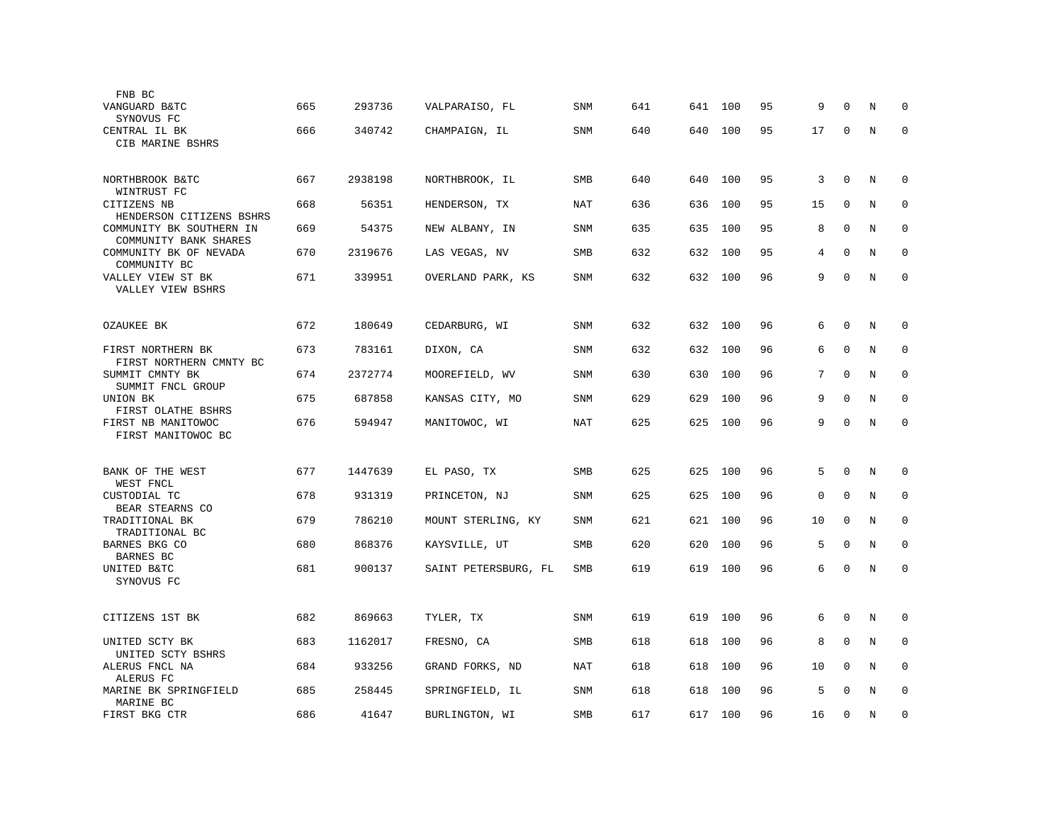| | | | | | | | | | | | | |
|---|---|---|---|---|---|---|---|---|---|---|---|---|
| FNB BC | | | | | | | | | | | | |
| VANGUARD B&TC<br>SYNOVUS FC | 665 | 293736 | VALPARAISO, FL | SNM | 641 | 641 | 100 | 95 | 9 | 0 | N | 0 |
| CENTRAL IL BK<br>CIB MARINE BSHRS | 666 | 340742 | CHAMPAIGN, IL | SNM | 640 | 640 | 100 | 95 | 17 | 0 | N | 0 |
| NORTHBROOK B&TC<br>WINTRUST FC | 667 | 2938198 | NORTHBROOK, IL | SMB | 640 | 640 | 100 | 95 | 3 | 0 | N | 0 |
| CITIZENS NB<br>HENDERSON CITIZENS BSHRS | 668 | 56351 | HENDERSON, TX | NAT | 636 | 636 | 100 | 95 | 15 | 0 | N | 0 |
| COMMUNITY BK SOUTHERN IN<br>COMMUNITY BANK SHARES | 669 | 54375 | NEW ALBANY, IN | SNM | 635 | 635 | 100 | 95 | 8 | 0 | N | 0 |
| COMMUNITY BK OF NEVADA<br>COMMUNITY BC | 670 | 2319676 | LAS VEGAS, NV | SMB | 632 | 632 | 100 | 95 | 4 | 0 | N | 0 |
| VALLEY VIEW ST BK<br>VALLEY VIEW BSHRS | 671 | 339951 | OVERLAND PARK, KS | SNM | 632 | 632 | 100 | 96 | 9 | 0 | N | 0 |
| OZAUKEE BK | 672 | 180649 | CEDARBURG, WI | SNM | 632 | 632 | 100 | 96 | 6 | 0 | N | 0 |
| FIRST NORTHERN BK<br>FIRST NORTHERN CMNTY BC | 673 | 783161 | DIXON, CA | SNM | 632 | 632 | 100 | 96 | 6 | 0 | N | 0 |
| SUMMIT CMNTY BK<br>SUMMIT FNCL GROUP | 674 | 2372774 | MOOREFIELD, WV | SNM | 630 | 630 | 100 | 96 | 7 | 0 | N | 0 |
| UNION BK<br>FIRST OLATHE BSHRS | 675 | 687858 | KANSAS CITY, MO | SNM | 629 | 629 | 100 | 96 | 9 | 0 | N | 0 |
| FIRST NB MANITOWOC<br>FIRST MANITOWOC BC | 676 | 594947 | MANITOWOC, WI | NAT | 625 | 625 | 100 | 96 | 9 | 0 | N | 0 |
| BANK OF THE WEST<br>WEST FNCL | 677 | 1447639 | EL PASO, TX | SMB | 625 | 625 | 100 | 96 | 5 | 0 | N | 0 |
| CUSTODIAL TC<br>BEAR STEARNS CO | 678 | 931319 | PRINCETON, NJ | SNM | 625 | 625 | 100 | 96 | 0 | 0 | N | 0 |
| TRADITIONAL BK<br>TRADITIONAL BC | 679 | 786210 | MOUNT STERLING, KY | SNM | 621 | 621 | 100 | 96 | 10 | 0 | N | 0 |
| BARNES BKG CO<br>BARNES BC | 680 | 868376 | KAYSVILLE, UT | SMB | 620 | 620 | 100 | 96 | 5 | 0 | N | 0 |
| UNITED B&TC<br>SYNOVUS FC | 681 | 900137 | SAINT PETERSBURG, FL | SMB | 619 | 619 | 100 | 96 | 6 | 0 | N | 0 |
| CITIZENS 1ST BK | 682 | 869663 | TYLER, TX | SNM | 619 | 619 | 100 | 96 | 6 | 0 | N | 0 |
| UNITED SCTY BK<br>UNITED SCTY BSHRS | 683 | 1162017 | FRESNO, CA | SMB | 618 | 618 | 100 | 96 | 8 | 0 | N | 0 |
| ALERUS FNCL NA<br>ALERUS FC | 684 | 933256 | GRAND FORKS, ND | NAT | 618 | 618 | 100 | 96 | 10 | 0 | N | 0 |
| MARINE BK SPRINGFIELD<br>MARINE BC | 685 | 258445 | SPRINGFIELD, IL | SNM | 618 | 618 | 100 | 96 | 5 | 0 | N | 0 |
| FIRST BKG CTR | 686 | 41647 | BURLINGTON, WI | SMB | 617 | 617 | 100 | 96 | 16 | 0 | N | 0 |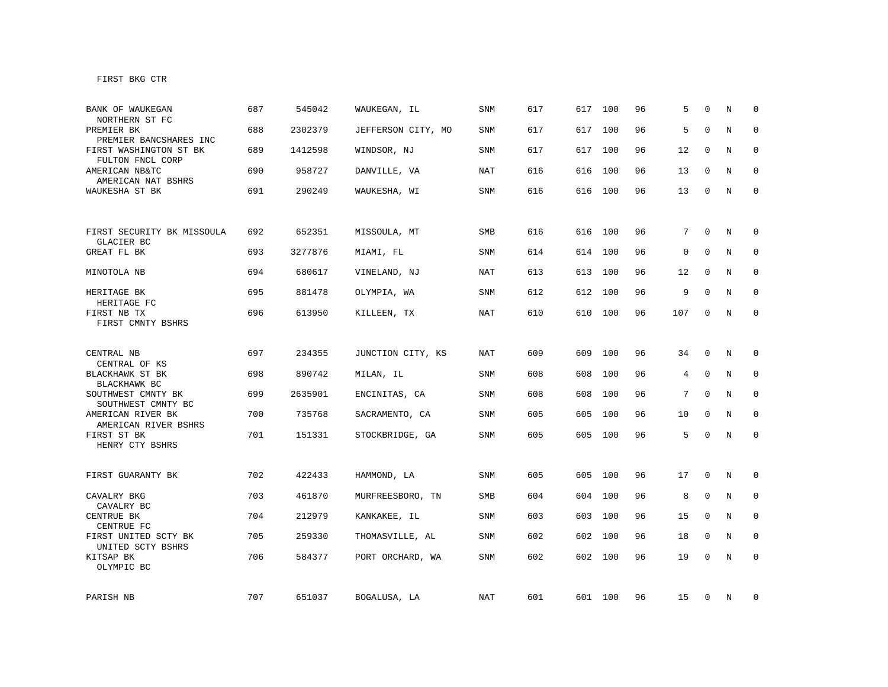FIRST BKG CTR

| | | | | | | | | | | | | | |
|---|---|---|---|---|---|---|---|---|---|---|---|---|---|
| BANK OF WAUKEGAN<br>NORTHERN ST FC | 687 | 545042 | WAUKEGAN, IL | SNM | 617 | 617 | 100 | 96 | 5 | 0 | N | 0 |
| PREMIER BK<br>PREMIER BANCSHARES INC | 688 | 2302379 | JEFFERSON CITY, MO | SNM | 617 | 617 | 100 | 96 | 5 | 0 | N | 0 |
| FIRST WASHINGTON ST BK<br>FULTON FNCL CORP | 689 | 1412598 | WINDSOR, NJ | SNM | 617 | 617 | 100 | 96 | 12 | 0 | N | 0 |
| AMERICAN NB&TC<br>AMERICAN NAT BSHRS | 690 | 958727 | DANVILLE, VA | NAT | 616 | 616 | 100 | 96 | 13 | 0 | N | 0 |
| WAUKESHA ST BK | 691 | 290249 | WAUKESHA, WI | SNM | 616 | 616 | 100 | 96 | 13 | 0 | N | 0 |
| FIRST SECURITY BK MISSOULA<br>GLACIER BC | 692 | 652351 | MISSOULA, MT | SMB | 616 | 616 | 100 | 96 | 7 | 0 | N | 0 |
| GREAT FL BK | 693 | 3277876 | MIAMI, FL | SNM | 614 | 614 | 100 | 96 | 0 | 0 | N | 0 |
| MINOTOLA NB | 694 | 680617 | VINELAND, NJ | NAT | 613 | 613 | 100 | 96 | 12 | 0 | N | 0 |
| HERITAGE BK<br>HERITAGE FC | 695 | 881478 | OLYMPIA, WA | SNM | 612 | 612 | 100 | 96 | 9 | 0 | N | 0 |
| FIRST NB TX<br>FIRST CMNTY BSHRS | 696 | 613950 | KILLEEN, TX | NAT | 610 | 610 | 100 | 96 | 107 | 0 | N | 0 |
| CENTRAL NB<br>CENTRAL OF KS | 697 | 234355 | JUNCTION CITY, KS | NAT | 609 | 609 | 100 | 96 | 34 | 0 | N | 0 |
| BLACKHAWK ST BK<br>BLACKHAWK BC | 698 | 890742 | MILAN, IL | SNM | 608 | 608 | 100 | 96 | 4 | 0 | N | 0 |
| SOUTHWEST CMNTY BK<br>SOUTHWEST CMNTY BC | 699 | 2635901 | ENCINITAS, CA | SNM | 608 | 608 | 100 | 96 | 7 | 0 | N | 0 |
| AMERICAN RIVER BK<br>AMERICAN RIVER BSHRS | 700 | 735768 | SACRAMENTO, CA | SNM | 605 | 605 | 100 | 96 | 10 | 0 | N | 0 |
| FIRST ST BK<br>HENRY CTY BSHRS | 701 | 151331 | STOCKBRIDGE, GA | SNM | 605 | 605 | 100 | 96 | 5 | 0 | N | 0 |
| FIRST GUARANTY BK | 702 | 422433 | HAMMOND, LA | SNM | 605 | 605 | 100 | 96 | 17 | 0 | N | 0 |
| CAVALRY BKG<br>CAVALRY BC | 703 | 461870 | MURFREESBORO, TN | SMB | 604 | 604 | 100 | 96 | 8 | 0 | N | 0 |
| CENTRUE BK<br>CENTRUE FC | 704 | 212979 | KANKAKEE, IL | SNM | 603 | 603 | 100 | 96 | 15 | 0 | N | 0 |
| FIRST UNITED SCTY BK<br>UNITED SCTY BSHRS | 705 | 259330 | THOMASVILLE, AL | SNM | 602 | 602 | 100 | 96 | 18 | 0 | N | 0 |
| KITSAP BK<br>OLYMPIC BC | 706 | 584377 | PORT ORCHARD, WA | SNM | 602 | 602 | 100 | 96 | 19 | 0 | N | 0 |
| PARISH NB | 707 | 651037 | BOGALUSA, LA | NAT | 601 | 601 | 100 | 96 | 15 | 0 | N | 0 |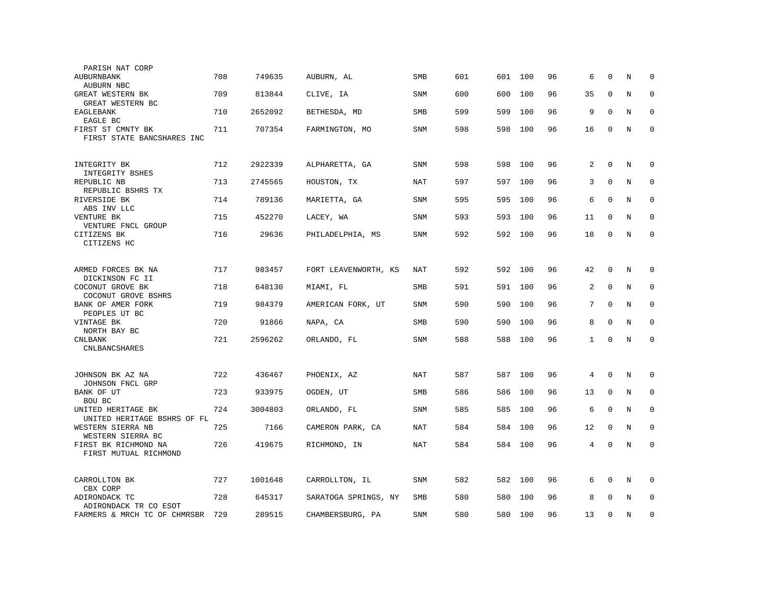| | | | | | | | | | | | | |
|---|---|---|---|---|---|---|---|---|---|---|---|---|
| PARISH NAT CORP | | | | | | | | | | | | |
| AUBURNBANK | 708 | 749635 | AUBURN, AL | SMB | 601 | 601 | 100 | 96 | 6 | 0 | N | 0 |
| AUBURN NBC | | | | | | | | | | | | |
| GREAT WESTERN BK | 709 | 813844 | CLIVE, IA | SNM | 600 | 600 | 100 | 96 | 35 | 0 | N | 0 |
| GREAT WESTERN BC | | | | | | | | | | | | |
| EAGLEBANK | 710 | 2652092 | BETHESDA, MD | SMB | 599 | 599 | 100 | 96 | 9 | 0 | N | 0 |
| EAGLE BC | | | | | | | | | | | | |
| FIRST ST CMNTY BK | 711 | 707354 | FARMINGTON, MO | SNM | 598 | 598 | 100 | 96 | 16 | 0 | N | 0 |
| FIRST STATE BANCSHARES INC | | | | | | | | | | | | |
| INTEGRITY BK | 712 | 2922339 | ALPHARETTA, GA | SNM | 598 | 598 | 100 | 96 | 2 | 0 | N | 0 |
| INTEGRITY BSHES | | | | | | | | | | | | |
| REPUBLIC NB | 713 | 2745565 | HOUSTON, TX | NAT | 597 | 597 | 100 | 96 | 3 | 0 | N | 0 |
| REPUBLIC BSHRS TX | | | | | | | | | | | | |
| RIVERSIDE BK | 714 | 789136 | MARIETTA, GA | SNM | 595 | 595 | 100 | 96 | 6 | 0 | N | 0 |
| ABS INV LLC | | | | | | | | | | | | |
| VENTURE BK | 715 | 452270 | LACEY, WA | SNM | 593 | 593 | 100 | 96 | 11 | 0 | N | 0 |
| VENTURE FNCL GROUP | | | | | | | | | | | | |
| CITIZENS BK | 716 | 29636 | PHILADELPHIA, MS | SNM | 592 | 592 | 100 | 96 | 18 | 0 | N | 0 |
| CITIZENS HC | | | | | | | | | | | | |
| ARMED FORCES BK NA | 717 | 983457 | FORT LEAVENWORTH, KS | NAT | 592 | 592 | 100 | 96 | 42 | 0 | N | 0 |
| DICKINSON FC II | | | | | | | | | | | | |
| COCONUT GROVE BK | 718 | 648130 | MIAMI, FL | SMB | 591 | 591 | 100 | 96 | 2 | 0 | N | 0 |
| COCONUT GROVE BSHRS | | | | | | | | | | | | |
| BANK OF AMER FORK | 719 | 984379 | AMERICAN FORK, UT | SNM | 590 | 590 | 100 | 96 | 7 | 0 | N | 0 |
| PEOPLES UT BC | | | | | | | | | | | | |
| VINTAGE BK | 720 | 91866 | NAPA, CA | SMB | 590 | 590 | 100 | 96 | 8 | 0 | N | 0 |
| NORTH BAY BC | | | | | | | | | | | | |
| CNLBANK | 721 | 2596262 | ORLANDO, FL | SNM | 588 | 588 | 100 | 96 | 1 | 0 | N | 0 |
| CNLBANCSHARES | | | | | | | | | | | | |
| JOHNSON BK AZ NA | 722 | 436467 | PHOENIX, AZ | NAT | 587 | 587 | 100 | 96 | 4 | 0 | N | 0 |
| JOHNSON FNCL GRP | | | | | | | | | | | | |
| BANK OF UT | 723 | 933975 | OGDEN, UT | SMB | 586 | 586 | 100 | 96 | 13 | 0 | N | 0 |
| BOU BC | | | | | | | | | | | | |
| UNITED HERITAGE BK | 724 | 3004803 | ORLANDO, FL | SNM | 585 | 585 | 100 | 96 | 6 | 0 | N | 0 |
| UNITED HERITAGE BSHRS OF FL | | | | | | | | | | | | |
| WESTERN SIERRA NB | 725 | 7166 | CAMERON PARK, CA | NAT | 584 | 584 | 100 | 96 | 12 | 0 | N | 0 |
| WESTERN SIERRA BC | | | | | | | | | | | | |
| FIRST BK RICHMOND NA | 726 | 419675 | RICHMOND, IN | NAT | 584 | 584 | 100 | 96 | 4 | 0 | N | 0 |
| FIRST MUTUAL RICHMOND | | | | | | | | | | | | |
| CARROLLTON BK | 727 | 1001648 | CARROLLTON, IL | SNM | 582 | 582 | 100 | 96 | 6 | 0 | N | 0 |
| CBX CORP | | | | | | | | | | | | |
| ADIRONDACK TC | 728 | 645317 | SARATOGA SPRINGS, NY | SMB | 580 | 580 | 100 | 96 | 8 | 0 | N | 0 |
| ADIRONDACK TR CO ESOT | | | | | | | | | | | | |
| FARMERS & MRCH TC OF CHMRSBR | 729 | 289515 | CHAMBERSBURG, PA | SNM | 580 | 580 | 100 | 96 | 13 | 0 | N | 0 |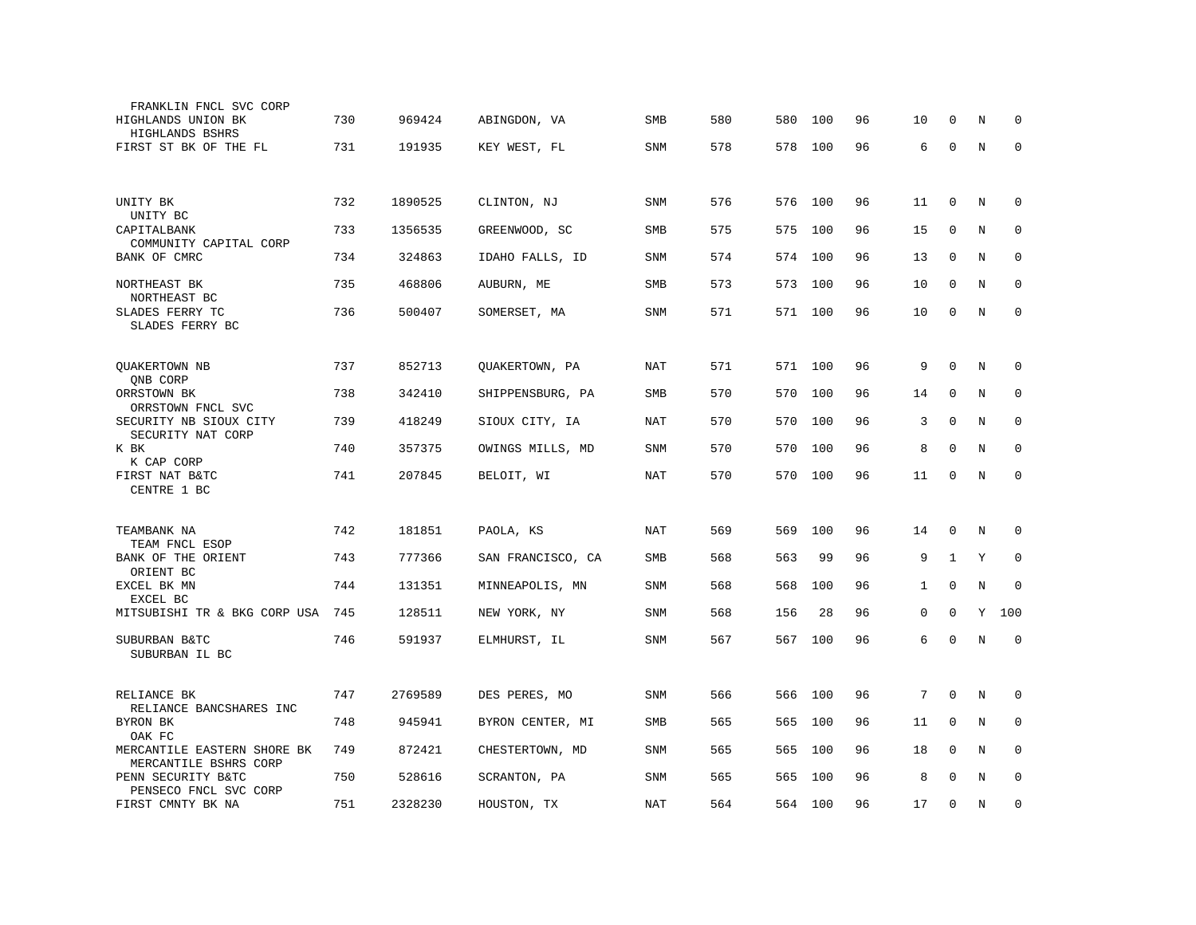| Bank / Holding Company | Rank | ID | Location | Type | Col5 | Col6 | Col7 | Col8 | Col9 | Col10 | Col11 | Col12 |
|---|---|---|---|---|---|---|---|---|---|---|---|---|
| FRANKLIN FNCL SVC CORP | | | | | | | | | | | | |
| HIGHLANDS UNION BK<br>HIGHLANDS BSHRS | 730 | 969424 | ABINGDON, VA | SMB | 580 | 580 | 100 | 96 | 10 | 0 | N | 0 |
| FIRST ST BK OF THE FL | 731 | 191935 | KEY WEST, FL | SNM | 578 | 578 | 100 | 96 | 6 | 0 | N | 0 |
| UNITY BK<br>UNITY BC | 732 | 1890525 | CLINTON, NJ | SNM | 576 | 576 | 100 | 96 | 11 | 0 | N | 0 |
| CAPITALBANK<br>COMMUNITY CAPITAL CORP | 733 | 1356535 | GREENWOOD, SC | SMB | 575 | 575 | 100 | 96 | 15 | 0 | N | 0 |
| BANK OF CMRC | 734 | 324863 | IDAHO FALLS, ID | SNM | 574 | 574 | 100 | 96 | 13 | 0 | N | 0 |
| NORTHEAST BK<br>NORTHEAST BC | 735 | 468806 | AUBURN, ME | SMB | 573 | 573 | 100 | 96 | 10 | 0 | N | 0 |
| SLADES FERRY TC<br>SLADES FERRY BC | 736 | 500407 | SOMERSET, MA | SNM | 571 | 571 | 100 | 96 | 10 | 0 | N | 0 |
| QUAKERTOWN NB<br>QNB CORP | 737 | 852713 | QUAKERTOWN, PA | NAT | 571 | 571 | 100 | 96 | 9 | 0 | N | 0 |
| ORRSTOWN BK<br>ORRSTOWN FNCL SVC | 738 | 342410 | SHIPPENSBURG, PA | SMB | 570 | 570 | 100 | 96 | 14 | 0 | N | 0 |
| SECURITY NB SIOUX CITY<br>SECURITY NAT CORP | 739 | 418249 | SIOUX CITY, IA | NAT | 570 | 570 | 100 | 96 | 3 | 0 | N | 0 |
| K BK<br>K CAP CORP | 740 | 357375 | OWINGS MILLS, MD | SNM | 570 | 570 | 100 | 96 | 8 | 0 | N | 0 |
| FIRST NAT B&TC<br>CENTRE 1 BC | 741 | 207845 | BELOIT, WI | NAT | 570 | 570 | 100 | 96 | 11 | 0 | N | 0 |
| TEAMBANK NA<br>TEAM FNCL ESOP | 742 | 181851 | PAOLA, KS | NAT | 569 | 569 | 100 | 96 | 14 | 0 | N | 0 |
| BANK OF THE ORIENT<br>ORIENT BC | 743 | 777366 | SAN FRANCISCO, CA | SMB | 568 | 563 | 99 | 96 | 9 | 1 | Y | 0 |
| EXCEL BK MN<br>EXCEL BC | 744 | 131351 | MINNEAPOLIS, MN | SNM | 568 | 568 | 100 | 96 | 1 | 0 | N | 0 |
| MITSUBISHI TR & BKG CORP USA | 745 | 128511 | NEW YORK, NY | SNM | 568 | 156 | 28 | 96 | 0 | 0 | Y | 100 |
| SUBURBAN B&TC<br>SUBURBAN IL BC | 746 | 591937 | ELMHURST, IL | SNM | 567 | 567 | 100 | 96 | 6 | 0 | N | 0 |
| RELIANCE BK<br>RELIANCE BANCSHARES INC | 747 | 2769589 | DES PERES, MO | SNM | 566 | 566 | 100 | 96 | 7 | 0 | N | 0 |
| BYRON BK<br>OAK FC | 748 | 945941 | BYRON CENTER, MI | SMB | 565 | 565 | 100 | 96 | 11 | 0 | N | 0 |
| MERCANTILE EASTERN SHORE BK<br>MERCANTILE BSHRS CORP | 749 | 872421 | CHESTERTOWN, MD | SNM | 565 | 565 | 100 | 96 | 18 | 0 | N | 0 |
| PENN SECURITY B&TC<br>PENSECO FNCL SVC CORP | 750 | 528616 | SCRANTON, PA | SNM | 565 | 565 | 100 | 96 | 8 | 0 | N | 0 |
| FIRST CMNTY BK NA | 751 | 2328230 | HOUSTON, TX | NAT | 564 | 564 | 100 | 96 | 17 | 0 | N | 0 |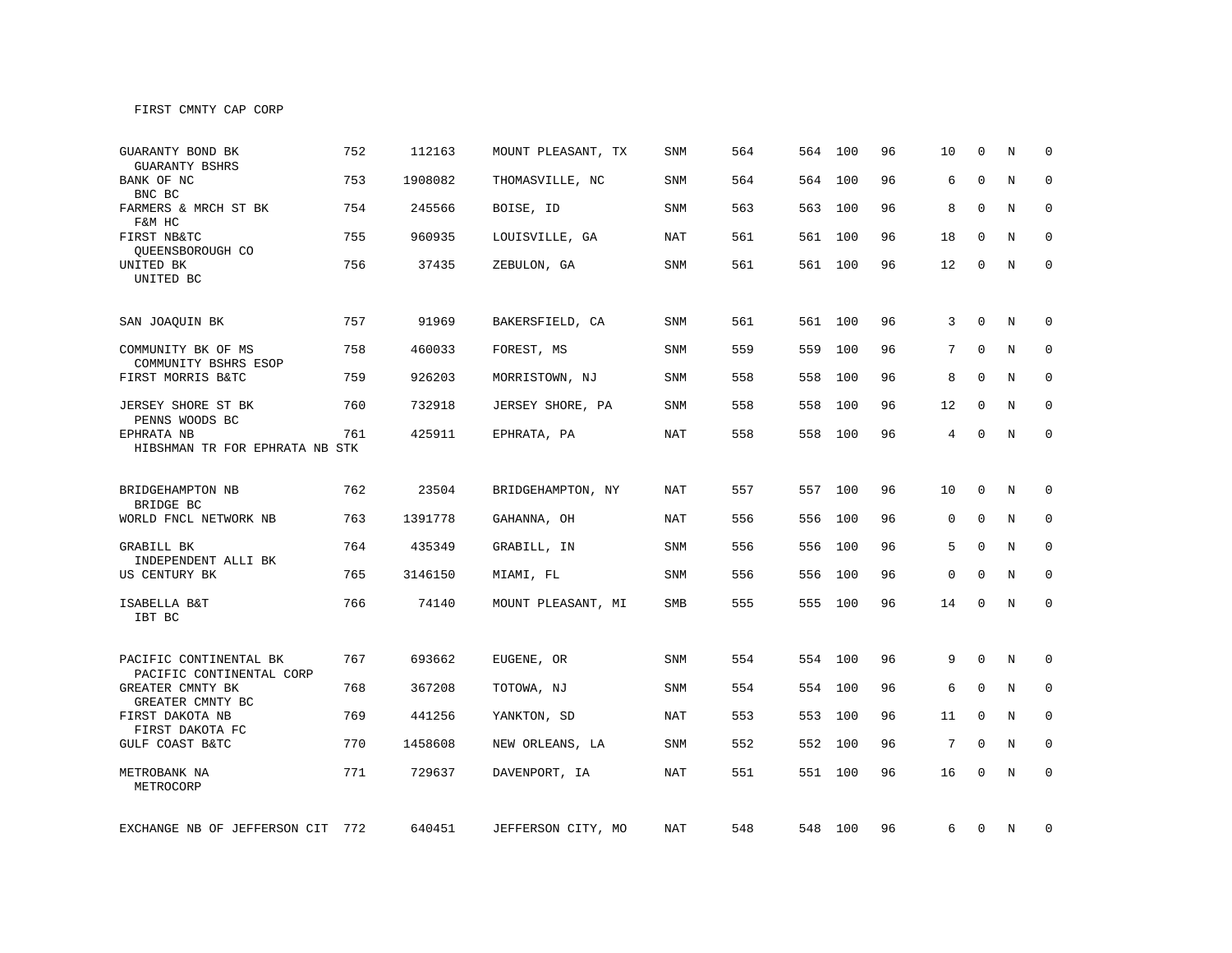FIRST CMNTY CAP CORP

| | | | | | | | | | | | | |
|---|---|---|---|---|---|---|---|---|---|---|---|---|
| GUARANTY BOND BK<br>GUARANTY BSHRS | 752 | 112163 | MOUNT PLEASANT, TX | SNM | 564 | 564 | 100 | 96 | 10 | 0 | N | 0 |
| BANK OF NC<br>BNC BC | 753 | 1908082 | THOMASVILLE, NC | SNM | 564 | 564 | 100 | 96 | 6 | 0 | N | 0 |
| FARMERS & MRCH ST BK<br>F&M HC | 754 | 245566 | BOISE, ID | SNM | 563 | 563 | 100 | 96 | 8 | 0 | N | 0 |
| FIRST NB&TC<br>QUEENSBOROUGH CO | 755 | 960935 | LOUISVILLE, GA | NAT | 561 | 561 | 100 | 96 | 18 | 0 | N | 0 |
| UNITED BK<br>UNITED BC | 756 | 37435 | ZEBULON, GA | SNM | 561 | 561 | 100 | 96 | 12 | 0 | N | 0 |
| SAN JOAQUIN BK | 757 | 91969 | BAKERSFIELD, CA | SNM | 561 | 561 | 100 | 96 | 3 | 0 | N | 0 |
| COMMUNITY BK OF MS<br>COMMUNITY BSHRS ESOP | 758 | 460033 | FOREST, MS | SNM | 559 | 559 | 100 | 96 | 7 | 0 | N | 0 |
| FIRST MORRIS B&TC | 759 | 926203 | MORRISTOWN, NJ | SNM | 558 | 558 | 100 | 96 | 8 | 0 | N | 0 |
| JERSEY SHORE ST BK<br>PENNS WOODS BC | 760 | 732918 | JERSEY SHORE, PA | SNM | 558 | 558 | 100 | 96 | 12 | 0 | N | 0 |
| EPHRATA NB<br>HIBSHMAN TR FOR EPHRATA NB STK | 761 | 425911 | EPHRATA, PA | NAT | 558 | 558 | 100 | 96 | 4 | 0 | N | 0 |
| BRIDGEHAMPTON NB<br>BRIDGE BC | 762 | 23504 | BRIDGEHAMPTON, NY | NAT | 557 | 557 | 100 | 96 | 10 | 0 | N | 0 |
| WORLD FNCL NETWORK NB | 763 | 1391778 | GAHANNA, OH | NAT | 556 | 556 | 100 | 96 | 0 | 0 | N | 0 |
| GRABILL BK<br>INDEPENDENT ALLI BK | 764 | 435349 | GRABILL, IN | SNM | 556 | 556 | 100 | 96 | 5 | 0 | N | 0 |
| US CENTURY BK | 765 | 3146150 | MIAMI, FL | SNM | 556 | 556 | 100 | 96 | 0 | 0 | N | 0 |
| ISABELLA B&T<br>IBT BC | 766 | 74140 | MOUNT PLEASANT, MI | SMB | 555 | 555 | 100 | 96 | 14 | 0 | N | 0 |
| PACIFIC CONTINENTAL BK<br>PACIFIC CONTINENTAL CORP | 767 | 693662 | EUGENE, OR | SNM | 554 | 554 | 100 | 96 | 9 | 0 | N | 0 |
| GREATER CMNTY BK<br>GREATER CMNTY BC | 768 | 367208 | TOTOWA, NJ | SNM | 554 | 554 | 100 | 96 | 6 | 0 | N | 0 |
| FIRST DAKOTA NB<br>FIRST DAKOTA FC | 769 | 441256 | YANKTON, SD | NAT | 553 | 553 | 100 | 96 | 11 | 0 | N | 0 |
| GULF COAST B&TC | 770 | 1458608 | NEW ORLEANS, LA | SNM | 552 | 552 | 100 | 96 | 7 | 0 | N | 0 |
| METROBANK NA<br>METROCORP | 771 | 729637 | DAVENPORT, IA | NAT | 551 | 551 | 100 | 96 | 16 | 0 | N | 0 |
| EXCHANGE NB OF JEFFERSON CIT | 772 | 640451 | JEFFERSON CITY, MO | NAT | 548 | 548 | 100 | 96 | 6 | 0 | N | 0 |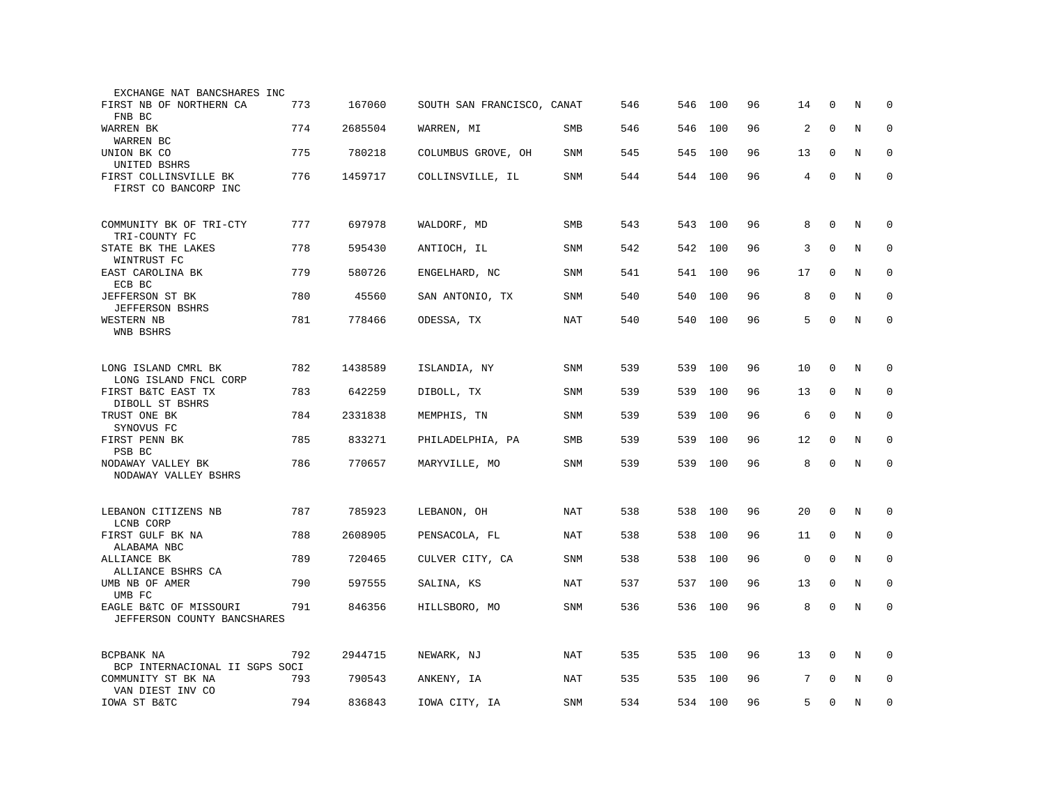| Bank / Holding Company | Rank | ID | Location | Type | Col1 | Col2 | Col3 | Col4 | Col5 | Col6 | Col7 | Col8 |
|---|---|---|---|---|---|---|---|---|---|---|---|---|
| EXCHANGE NAT BANCSHARES INC | | | | | | | | | | | | |
| FIRST NB OF NORTHERN CA<br>FNB BC | 773 | 167060 | SOUTH SAN FRANCISCO, CA | NAT | 546 | 546 | 100 | 96 | 14 | 0 | N | 0 |
| WARREN BK<br>WARREN BC | 774 | 2685504 | WARREN, MI | SMB | 546 | 546 | 100 | 96 | 2 | 0 | N | 0 |
| UNION BK CO<br>UNITED BSHRS | 775 | 780218 | COLUMBUS GROVE, OH | SNM | 545 | 545 | 100 | 96 | 13 | 0 | N | 0 |
| FIRST COLLINSVILLE BK<br>FIRST CO BANCORP INC | 776 | 1459717 | COLLINSVILLE, IL | SNM | 544 | 544 | 100 | 96 | 4 | 0 | N | 0 |
| COMMUNITY BK OF TRI-CTY<br>TRI-COUNTY FC | 777 | 697978 | WALDORF, MD | SMB | 543 | 543 | 100 | 96 | 8 | 0 | N | 0 |
| STATE BK THE LAKES<br>WINTRUST FC | 778 | 595430 | ANTIOCH, IL | SNM | 542 | 542 | 100 | 96 | 3 | 0 | N | 0 |
| EAST CAROLINA BK<br>ECB BC | 779 | 580726 | ENGELHARD, NC | SNM | 541 | 541 | 100 | 96 | 17 | 0 | N | 0 |
| JEFFERSON ST BK<br>JEFFERSON BSHRS | 780 | 45560 | SAN ANTONIO, TX | SNM | 540 | 540 | 100 | 96 | 8 | 0 | N | 0 |
| WESTERN NB<br>WNB BSHRS | 781 | 778466 | ODESSA, TX | NAT | 540 | 540 | 100 | 96 | 5 | 0 | N | 0 |
| LONG ISLAND CMRL BK<br>LONG ISLAND FNCL CORP | 782 | 1438589 | ISLANDIA, NY | SNM | 539 | 539 | 100 | 96 | 10 | 0 | N | 0 |
| FIRST B&TC EAST TX<br>DIBOLL ST BSHRS | 783 | 642259 | DIBOLL, TX | SNM | 539 | 539 | 100 | 96 | 13 | 0 | N | 0 |
| TRUST ONE BK<br>SYNOVUS FC | 784 | 2331838 | MEMPHIS, TN | SNM | 539 | 539 | 100 | 96 | 6 | 0 | N | 0 |
| FIRST PENN BK<br>PSB BC | 785 | 833271 | PHILADELPHIA, PA | SMB | 539 | 539 | 100 | 96 | 12 | 0 | N | 0 |
| NODAWAY VALLEY BK<br>NODAWAY VALLEY BSHRS | 786 | 770657 | MARYVILLE, MO | SNM | 539 | 539 | 100 | 96 | 8 | 0 | N | 0 |
| LEBANON CITIZENS NB<br>LCNB CORP | 787 | 785923 | LEBANON, OH | NAT | 538 | 538 | 100 | 96 | 20 | 0 | N | 0 |
| FIRST GULF BK NA<br>ALABAMA NBC | 788 | 2608905 | PENSACOLA, FL | NAT | 538 | 538 | 100 | 96 | 11 | 0 | N | 0 |
| ALLIANCE BK<br>ALLIANCE BSHRS CA | 789 | 720465 | CULVER CITY, CA | SNM | 538 | 538 | 100 | 96 | 0 | 0 | N | 0 |
| UMB NB OF AMER<br>UMB FC | 790 | 597555 | SALINA, KS | NAT | 537 | 537 | 100 | 96 | 13 | 0 | N | 0 |
| EAGLE B&TC OF MISSOURI<br>JEFFERSON COUNTY BANCSHARES | 791 | 846356 | HILLSBORO, MO | SNM | 536 | 536 | 100 | 96 | 8 | 0 | N | 0 |
| BCPBANK NA<br>BCP INTERNACIONAL II SGPS SOCI | 792 | 2944715 | NEWARK, NJ | NAT | 535 | 535 | 100 | 96 | 13 | 0 | N | 0 |
| COMMUNITY ST BK NA<br>VAN DIEST INV CO | 793 | 790543 | ANKENY, IA | NAT | 535 | 535 | 100 | 96 | 7 | 0 | N | 0 |
| IOWA ST B&TC | 794 | 836843 | IOWA CITY, IA | SNM | 534 | 534 | 100 | 96 | 5 | 0 | N | 0 |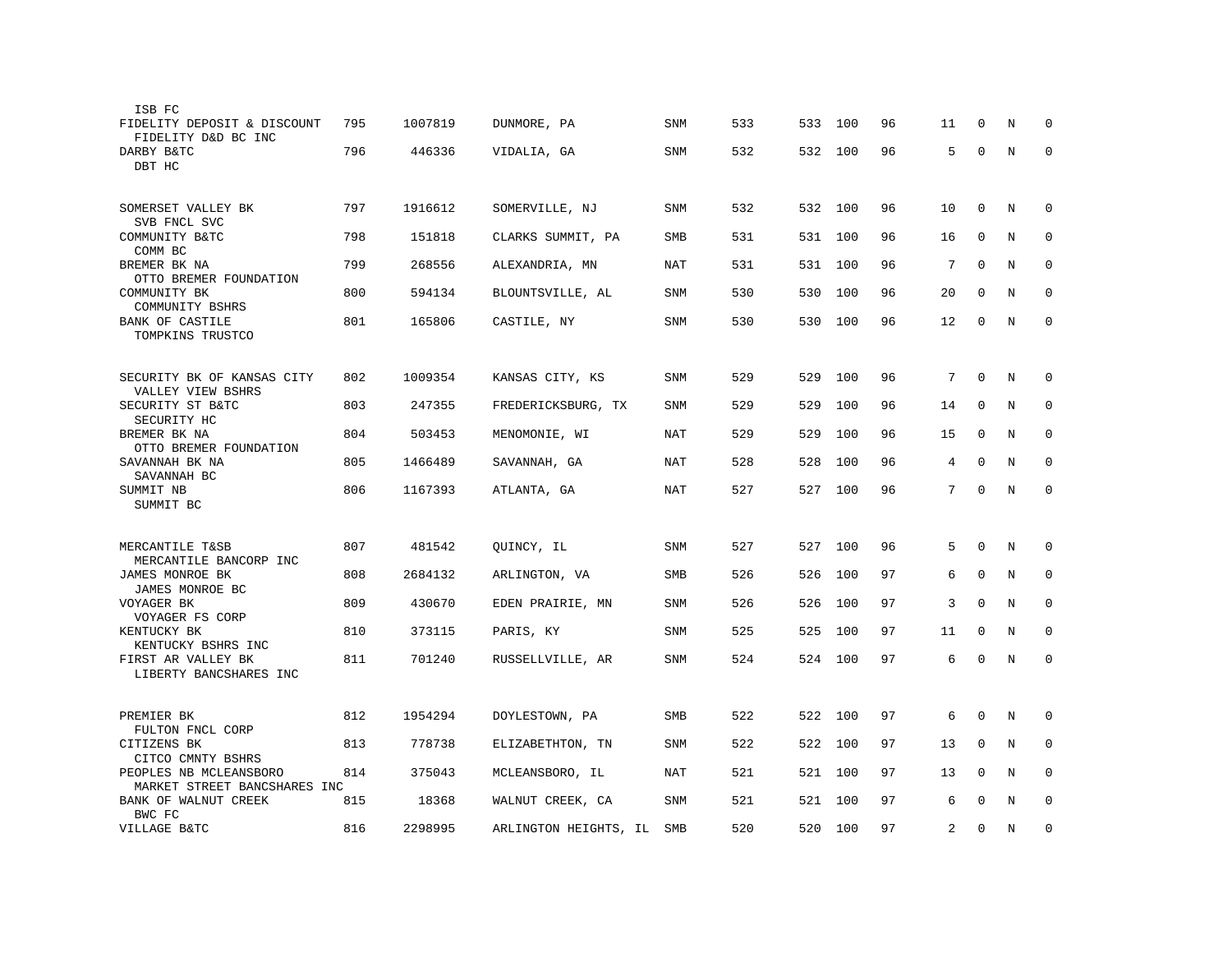| Name / Holding Company | Rank | ID | Location | Type | Col5 | Col6 | Col7 | Col8 | Col9 | Col10 | Col11 | Col12 |
|---|---|---|---|---|---|---|---|---|---|---|---|---|
| ISB FC | | | | | | | | | | | | |
| FIDELITY DEPOSIT & DISCOUNT<br>FIDELITY D&D BC INC | 795 | 1007819 | DUNMORE, PA | SNM | 533 | 533 | 100 | 96 | 11 | 0 | N | 0 |
| DARBY B&TC<br>DBT HC | 796 | 446336 | VIDALIA, GA | SNM | 532 | 532 | 100 | 96 | 5 | 0 | N | 0 |
| SOMERSET VALLEY BK<br>SVB FNCL SVC | 797 | 1916612 | SOMERVILLE, NJ | SNM | 532 | 532 | 100 | 96 | 10 | 0 | N | 0 |
| COMMUNITY B&TC<br>COMM BC | 798 | 151818 | CLARKS SUMMIT, PA | SMB | 531 | 531 | 100 | 96 | 16 | 0 | N | 0 |
| BREMER BK NA<br>OTTO BREMER FOUNDATION | 799 | 268556 | ALEXANDRIA, MN | NAT | 531 | 531 | 100 | 96 | 7 | 0 | N | 0 |
| COMMUNITY BK<br>COMMUNITY BSHRS | 800 | 594134 | BLOUNTSVILLE, AL | SNM | 530 | 530 | 100 | 96 | 20 | 0 | N | 0 |
| BANK OF CASTILE<br>TOMPKINS TRUSTCO | 801 | 165806 | CASTILE, NY | SNM | 530 | 530 | 100 | 96 | 12 | 0 | N | 0 |
| SECURITY BK OF KANSAS CITY<br>VALLEY VIEW BSHRS | 802 | 1009354 | KANSAS CITY, KS | SNM | 529 | 529 | 100 | 96 | 7 | 0 | N | 0 |
| SECURITY ST B&TC<br>SECURITY HC | 803 | 247355 | FREDERICKSBURG, TX | SNM | 529 | 529 | 100 | 96 | 14 | 0 | N | 0 |
| BREMER BK NA<br>OTTO BREMER FOUNDATION | 804 | 503453 | MENOMONIE, WI | NAT | 529 | 529 | 100 | 96 | 15 | 0 | N | 0 |
| SAVANNAH BK NA<br>SAVANNAH BC | 805 | 1466489 | SAVANNAH, GA | NAT | 528 | 528 | 100 | 96 | 4 | 0 | N | 0 |
| SUMMIT NB<br>SUMMIT BC | 806 | 1167393 | ATLANTA, GA | NAT | 527 | 527 | 100 | 96 | 7 | 0 | N | 0 |
| MERCANTILE T&SB<br>MERCANTILE BANCORP INC | 807 | 481542 | QUINCY, IL | SNM | 527 | 527 | 100 | 96 | 5 | 0 | N | 0 |
| JAMES MONROE BK<br>JAMES MONROE BC | 808 | 2684132 | ARLINGTON, VA | SMB | 526 | 526 | 100 | 97 | 6 | 0 | N | 0 |
| VOYAGER BK<br>VOYAGER FS CORP | 809 | 430670 | EDEN PRAIRIE, MN | SNM | 526 | 526 | 100 | 97 | 3 | 0 | N | 0 |
| KENTUCKY BK<br>KENTUCKY BSHRS INC | 810 | 373115 | PARIS, KY | SNM | 525 | 525 | 100 | 97 | 11 | 0 | N | 0 |
| FIRST AR VALLEY BK<br>LIBERTY BANCSHARES INC | 811 | 701240 | RUSSELLVILLE, AR | SNM | 524 | 524 | 100 | 97 | 6 | 0 | N | 0 |
| PREMIER BK<br>FULTON FNCL CORP | 812 | 1954294 | DOYLESTOWN, PA | SMB | 522 | 522 | 100 | 97 | 6 | 0 | N | 0 |
| CITIZENS BK<br>CITCO CMNTY BSHRS | 813 | 778738 | ELIZABETHTON, TN | SNM | 522 | 522 | 100 | 97 | 13 | 0 | N | 0 |
| PEOPLES NB MCLEANSBORO<br>MARKET STREET BANCSHARES INC | 814 | 375043 | MCLEANSBORO, IL | NAT | 521 | 521 | 100 | 97 | 13 | 0 | N | 0 |
| BANK OF WALNUT CREEK<br>BWC FC | 815 | 18368 | WALNUT CREEK, CA | SNM | 521 | 521 | 100 | 97 | 6 | 0 | N | 0 |
| VILLAGE B&TC | 816 | 2298995 | ARLINGTON HEIGHTS, IL | SMB | 520 | 520 | 100 | 97 | 2 | 0 | N | 0 |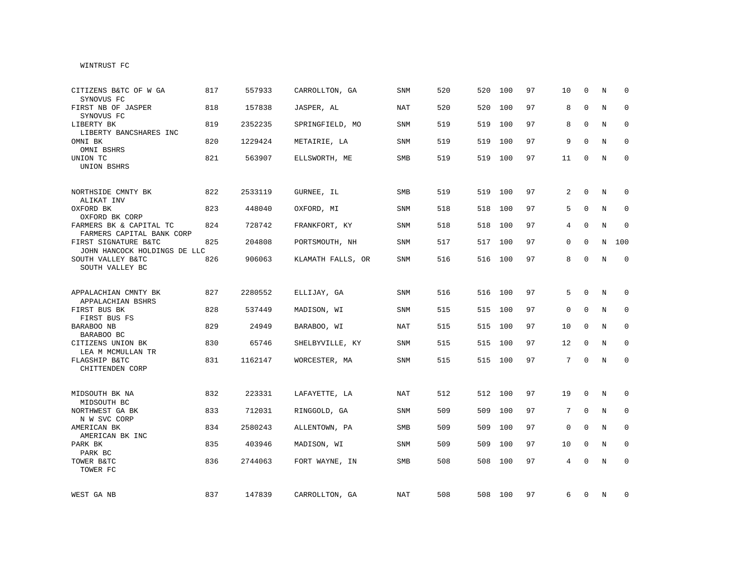WINTRUST FC

| Bank / Holding Company | Rank | ID | Location | Type | | | | | | | | |
|---|---|---|---|---|---|---|---|---|---|---|---|---|
| CITIZENS B&TC OF W GA<br>SYNOVUS FC | 817 | 557933 | CARROLLTON, GA | SNM | 520 | 520 | 100 | 97 | 10 | 0 | N | 0 |
| FIRST NB OF JASPER<br>SYNOVUS FC | 818 | 157838 | JASPER, AL | NAT | 520 | 520 | 100 | 97 | 8 | 0 | N | 0 |
| LIBERTY BK<br>LIBERTY BANCSHARES INC | 819 | 2352235 | SPRINGFIELD, MO | SNM | 519 | 519 | 100 | 97 | 8 | 0 | N | 0 |
| OMNI BK<br>OMNI BSHRS | 820 | 1229424 | METAIRIE, LA | SNM | 519 | 519 | 100 | 97 | 9 | 0 | N | 0 |
| UNION TC<br>UNION BSHRS | 821 | 563907 | ELLSWORTH, ME | SMB | 519 | 519 | 100 | 97 | 11 | 0 | N | 0 |
| NORTHSIDE CMNTY BK<br>ALIKAT INV | 822 | 2533119 | GURNEE, IL | SMB | 519 | 519 | 100 | 97 | 2 | 0 | N | 0 |
| OXFORD BK<br>OXFORD BK CORP | 823 | 448040 | OXFORD, MI | SNM | 518 | 518 | 100 | 97 | 5 | 0 | N | 0 |
| FARMERS BK & CAPITAL TC<br>FARMERS CAPITAL BANK CORP | 824 | 728742 | FRANKFORT, KY | SNM | 518 | 518 | 100 | 97 | 4 | 0 | N | 0 |
| FIRST SIGNATURE B&TC<br>JOHN HANCOCK HOLDINGS DE LLC | 825 | 204808 | PORTSMOUTH, NH | SNM | 517 | 517 | 100 | 97 | 0 | 0 | N | 100 |
| SOUTH VALLEY B&TC<br>SOUTH VALLEY BC | 826 | 906063 | KLAMATH FALLS, OR | SNM | 516 | 516 | 100 | 97 | 8 | 0 | N | 0 |
| APPALACHIAN CMNTY BK<br>APPALACHIAN BSHRS | 827 | 2280552 | ELLIJAY, GA | SNM | 516 | 516 | 100 | 97 | 5 | 0 | N | 0 |
| FIRST BUS BK<br>FIRST BUS FS | 828 | 537449 | MADISON, WI | SNM | 515 | 515 | 100 | 97 | 0 | 0 | N | 0 |
| BARABOO NB<br>BARABOO BC | 829 | 24949 | BARABOO, WI | NAT | 515 | 515 | 100 | 97 | 10 | 0 | N | 0 |
| CITIZENS UNION BK<br>LEA M MCMULLAN TR | 830 | 65746 | SHELBYVILLE, KY | SNM | 515 | 515 | 100 | 97 | 12 | 0 | N | 0 |
| FLAGSHIP B&TC<br>CHITTENDEN CORP | 831 | 1162147 | WORCESTER, MA | SNM | 515 | 515 | 100 | 97 | 7 | 0 | N | 0 |
| MIDSOUTH BK NA<br>MIDSOUTH BC | 832 | 223331 | LAFAYETTE, LA | NAT | 512 | 512 | 100 | 97 | 19 | 0 | N | 0 |
| NORTHWEST GA BK<br>N W SVC CORP | 833 | 712031 | RINGGOLD, GA | SNM | 509 | 509 | 100 | 97 | 7 | 0 | N | 0 |
| AMERICAN BK<br>AMERICAN BK INC | 834 | 2580243 | ALLENTOWN, PA | SMB | 509 | 509 | 100 | 97 | 0 | 0 | N | 0 |
| PARK BK<br>PARK BC | 835 | 403946 | MADISON, WI | SNM | 509 | 509 | 100 | 97 | 10 | 0 | N | 0 |
| TOWER B&TC<br>TOWER FC | 836 | 2744063 | FORT WAYNE, IN | SMB | 508 | 508 | 100 | 97 | 4 | 0 | N | 0 |
| WEST GA NB | 837 | 147839 | CARROLLTON, GA | NAT | 508 | 508 | 100 | 97 | 6 | 0 | N | 0 |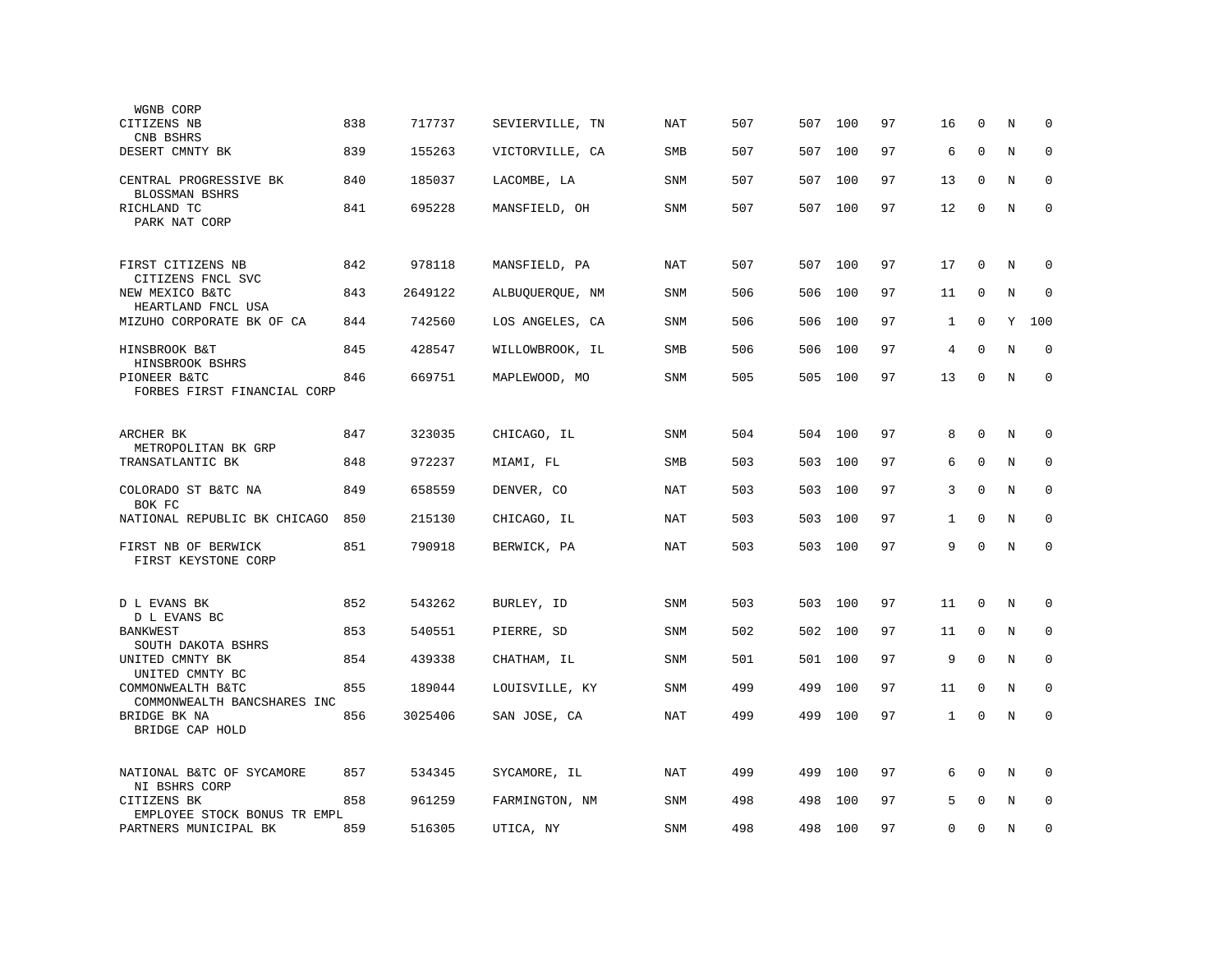| | | | | | | | | | | | | | |
|---|---|---|---|---|---|---|---|---|---|---|---|---|---|
| WGNB CORP | | | | | | | | | | | | | |
| CITIZENS NB<br>CNB BSHRS | 838 | 717737 | SEVIERVILLE, TN | NAT | 507 | 507 | 100 | 97 | 16 | 0 | N | 0 |
| DESERT CMNTY BK | 839 | 155263 | VICTORVILLE, CA | SMB | 507 | 507 | 100 | 97 | 6 | 0 | N | 0 |
| CENTRAL PROGRESSIVE BK<br>BLOSSMAN BSHRS | 840 | 185037 | LACOMBE, LA | SNM | 507 | 507 | 100 | 97 | 13 | 0 | N | 0 |
| RICHLAND TC<br>PARK NAT CORP | 841 | 695228 | MANSFIELD, OH | SNM | 507 | 507 | 100 | 97 | 12 | 0 | N | 0 |
| FIRST CITIZENS NB<br>CITIZENS FNCL SVC | 842 | 978118 | MANSFIELD, PA | NAT | 507 | 507 | 100 | 97 | 17 | 0 | N | 0 |
| NEW MEXICO B&TC<br>HEARTLAND FNCL USA | 843 | 2649122 | ALBUQUERQUE, NM | SNM | 506 | 506 | 100 | 97 | 11 | 0 | N | 0 |
| MIZUHO CORPORATE BK OF CA | 844 | 742560 | LOS ANGELES, CA | SNM | 506 | 506 | 100 | 97 | 1 | 0 | Y | 100 |
| HINSBROOK B&T<br>HINSBROOK BSHRS | 845 | 428547 | WILLOWBROOK, IL | SMB | 506 | 506 | 100 | 97 | 4 | 0 | N | 0 |
| PIONEER B&TC<br>FORBES FIRST FINANCIAL CORP | 846 | 669751 | MAPLEWOOD, MO | SNM | 505 | 505 | 100 | 97 | 13 | 0 | N | 0 |
| ARCHER BK<br>METROPOLITAN BK GRP | 847 | 323035 | CHICAGO, IL | SNM | 504 | 504 | 100 | 97 | 8 | 0 | N | 0 |
| TRANSATLANTIC BK | 848 | 972237 | MIAMI, FL | SMB | 503 | 503 | 100 | 97 | 6 | 0 | N | 0 |
| COLORADO ST B&TC NA<br>BOK FC | 849 | 658559 | DENVER, CO | NAT | 503 | 503 | 100 | 97 | 3 | 0 | N | 0 |
| NATIONAL REPUBLIC BK CHICAGO | 850 | 215130 | CHICAGO, IL | NAT | 503 | 503 | 100 | 97 | 1 | 0 | N | 0 |
| FIRST NB OF BERWICK<br>FIRST KEYSTONE CORP | 851 | 790918 | BERWICK, PA | NAT | 503 | 503 | 100 | 97 | 9 | 0 | N | 0 |
| D L EVANS BK<br>D L EVANS BC | 852 | 543262 | BURLEY, ID | SNM | 503 | 503 | 100 | 97 | 11 | 0 | N | 0 |
| BANKWEST<br>SOUTH DAKOTA BSHRS | 853 | 540551 | PIERRE, SD | SNM | 502 | 502 | 100 | 97 | 11 | 0 | N | 0 |
| UNITED CMNTY BK<br>UNITED CMNTY BC | 854 | 439338 | CHATHAM, IL | SNM | 501 | 501 | 100 | 97 | 9 | 0 | N | 0 |
| COMMONWEALTH B&TC<br>COMMONWEALTH BANCSHARES INC | 855 | 189044 | LOUISVILLE, KY | SNM | 499 | 499 | 100 | 97 | 11 | 0 | N | 0 |
| BRIDGE BK NA<br>BRIDGE CAP HOLD | 856 | 3025406 | SAN JOSE, CA | NAT | 499 | 499 | 100 | 97 | 1 | 0 | N | 0 |
| NATIONAL B&TC OF SYCAMORE<br>NI BSHRS CORP | 857 | 534345 | SYCAMORE, IL | NAT | 499 | 499 | 100 | 97 | 6 | 0 | N | 0 |
| CITIZENS BK<br>EMPLOYEE STOCK BONUS TR EMPL | 858 | 961259 | FARMINGTON, NM | SNM | 498 | 498 | 100 | 97 | 5 | 0 | N | 0 |
| PARTNERS MUNICIPAL BK | 859 | 516305 | UTICA, NY | SNM | 498 | 498 | 100 | 97 | 0 | 0 | N | 0 |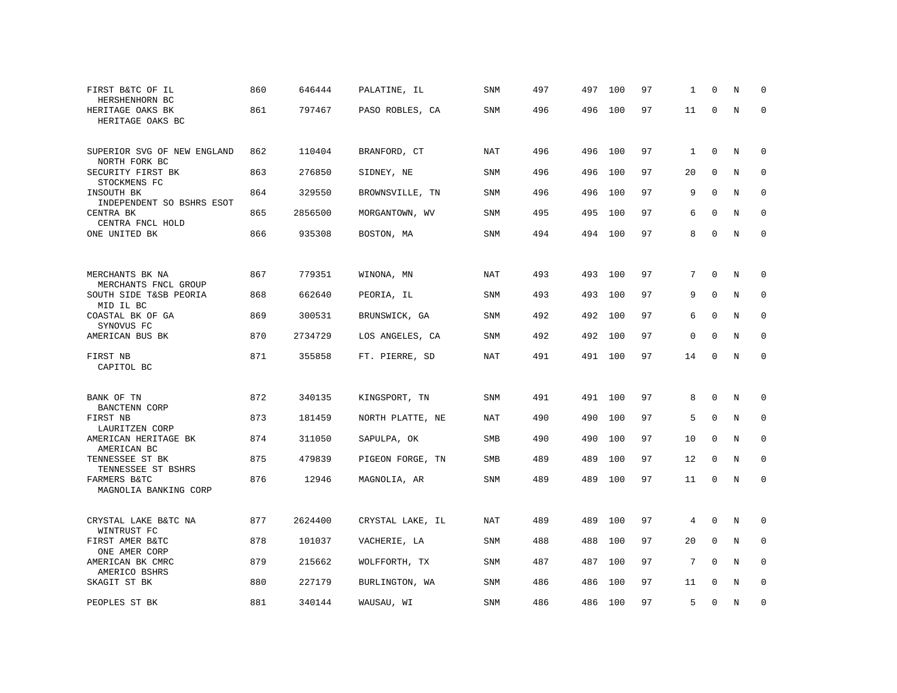| | | | | | | | | | | | | |
|---|---|---|---|---|---|---|---|---|---|---|---|---|
| FIRST B&TC OF IL<br>HERSHENHORN BC | 860 | 646444 | PALATINE, IL | SNM | 497 | 497 | 100 | 97 | 1 | 0 | N | 0 |
| HERITAGE OAKS BK<br>HERITAGE OAKS BC | 861 | 797467 | PASO ROBLES, CA | SNM | 496 | 496 | 100 | 97 | 11 | 0 | N | 0 |
| SUPERIOR SVG OF NEW ENGLAND<br>NORTH FORK BC | 862 | 110404 | BRANFORD, CT | NAT | 496 | 496 | 100 | 97 | 1 | 0 | N | 0 |
| SECURITY FIRST BK<br>STOCKMENS FC | 863 | 276850 | SIDNEY, NE | SNM | 496 | 496 | 100 | 97 | 20 | 0 | N | 0 |
| INSOUTH BK<br>INDEPENDENT SO BSHRS ESOT | 864 | 329550 | BROWNSVILLE, TN | SNM | 496 | 496 | 100 | 97 | 9 | 0 | N | 0 |
| CENTRA BK<br>CENTRA FNCL HOLD | 865 | 2856500 | MORGANTOWN, WV | SNM | 495 | 495 | 100 | 97 | 6 | 0 | N | 0 |
| ONE UNITED BK | 866 | 935308 | BOSTON, MA | SNM | 494 | 494 | 100 | 97 | 8 | 0 | N | 0 |
| MERCHANTS BK NA<br>MERCHANTS FNCL GROUP | 867 | 779351 | WINONA, MN | NAT | 493 | 493 | 100 | 97 | 7 | 0 | N | 0 |
| SOUTH SIDE T&SB PEORIA<br>MID IL BC | 868 | 662640 | PEORIA, IL | SNM | 493 | 493 | 100 | 97 | 9 | 0 | N | 0 |
| COASTAL BK OF GA<br>SYNOVUS FC | 869 | 300531 | BRUNSWICK, GA | SNM | 492 | 492 | 100 | 97 | 6 | 0 | N | 0 |
| AMERICAN BUS BK | 870 | 2734729 | LOS ANGELES, CA | SNM | 492 | 492 | 100 | 97 | 0 | 0 | N | 0 |
| FIRST NB<br>CAPITOL BC | 871 | 355858 | FT. PIERRE, SD | NAT | 491 | 491 | 100 | 97 | 14 | 0 | N | 0 |
| BANK OF TN<br>BANCTENN CORP | 872 | 340135 | KINGSPORT, TN | SNM | 491 | 491 | 100 | 97 | 8 | 0 | N | 0 |
| FIRST NB<br>LAURITZEN CORP | 873 | 181459 | NORTH PLATTE, NE | NAT | 490 | 490 | 100 | 97 | 5 | 0 | N | 0 |
| AMERICAN HERITAGE BK<br>AMERICAN BC | 874 | 311050 | SAPULPA, OK | SMB | 490 | 490 | 100 | 97 | 10 | 0 | N | 0 |
| TENNESSEE ST BK<br>TENNESSEE ST BSHRS | 875 | 479839 | PIGEON FORGE, TN | SMB | 489 | 489 | 100 | 97 | 12 | 0 | N | 0 |
| FARMERS B&TC<br>MAGNOLIA BANKING CORP | 876 | 12946 | MAGNOLIA, AR | SNM | 489 | 489 | 100 | 97 | 11 | 0 | N | 0 |
| CRYSTAL LAKE B&TC NA<br>WINTRUST FC | 877 | 2624400 | CRYSTAL LAKE, IL | NAT | 489 | 489 | 100 | 97 | 4 | 0 | N | 0 |
| FIRST AMER B&TC<br>ONE AMER CORP | 878 | 101037 | VACHERIE, LA | SNM | 488 | 488 | 100 | 97 | 20 | 0 | N | 0 |
| AMERICAN BK CMRC<br>AMERICO BSHRS | 879 | 215662 | WOLFFORTH, TX | SNM | 487 | 487 | 100 | 97 | 7 | 0 | N | 0 |
| SKAGIT ST BK | 880 | 227179 | BURLINGTON, WA | SNM | 486 | 486 | 100 | 97 | 11 | 0 | N | 0 |
| PEOPLES ST BK | 881 | 340144 | WAUSAU, WI | SNM | 486 | 486 | 100 | 97 | 5 | 0 | N | 0 |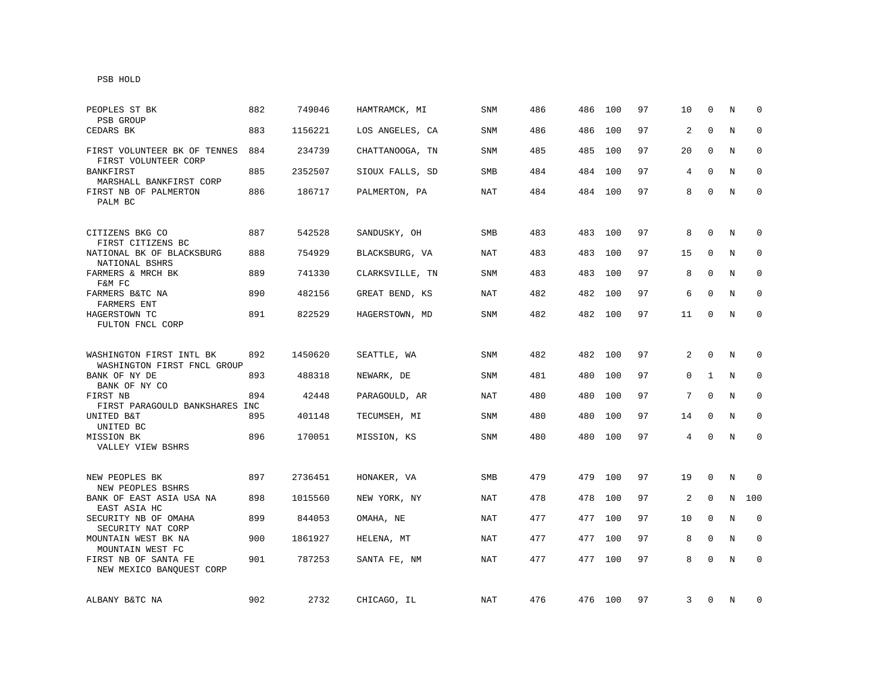PSB HOLD

| | | | | | | | | | | | | |
|---|---|---|---|---|---|---|---|---|---|---|---|---|
| PEOPLES ST BK<br>PSB GROUP | 882 | 749046 | HAMTRAMCK, MI | SNM | 486 | 486 | 100 | 97 | 10 | 0 | N | 0 |
| CEDARS BK | 883 | 1156221 | LOS ANGELES, CA | SNM | 486 | 486 | 100 | 97 | 2 | 0 | N | 0 |
| FIRST VOLUNTEER BK OF TENNES<br>FIRST VOLUNTEER CORP | 884 | 234739 | CHATTANOOGA, TN | SNM | 485 | 485 | 100 | 97 | 20 | 0 | N | 0 |
| BANKFIRST<br>MARSHALL BANKFIRST CORP | 885 | 2352507 | SIOUX FALLS, SD | SMB | 484 | 484 | 100 | 97 | 4 | 0 | N | 0 |
| FIRST NB OF PALMERTON<br>PALM BC | 886 | 186717 | PALMERTON, PA | NAT | 484 | 484 | 100 | 97 | 8 | 0 | N | 0 |
| CITIZENS BKG CO<br>FIRST CITIZENS BC | 887 | 542528 | SANDUSKY, OH | SMB | 483 | 483 | 100 | 97 | 8 | 0 | N | 0 |
| NATIONAL BK OF BLACKSBURG<br>NATIONAL BSHRS | 888 | 754929 | BLACKSBURG, VA | NAT | 483 | 483 | 100 | 97 | 15 | 0 | N | 0 |
| FARMERS & MRCH BK<br>F&M FC | 889 | 741330 | CLARKSVILLE, TN | SNM | 483 | 483 | 100 | 97 | 8 | 0 | N | 0 |
| FARMERS B&TC NA<br>FARMERS ENT | 890 | 482156 | GREAT BEND, KS | NAT | 482 | 482 | 100 | 97 | 6 | 0 | N | 0 |
| HAGERSTOWN TC<br>FULTON FNCL CORP | 891 | 822529 | HAGERSTOWN, MD | SNM | 482 | 482 | 100 | 97 | 11 | 0 | N | 0 |
| WASHINGTON FIRST INTL BK<br>WASHINGTON FIRST FNCL GROUP | 892 | 1450620 | SEATTLE, WA | SNM | 482 | 482 | 100 | 97 | 2 | 0 | N | 0 |
| BANK OF NY DE<br>BANK OF NY CO | 893 | 488318 | NEWARK, DE | SNM | 481 | 480 | 100 | 97 | 0 | 1 | N | 0 |
| FIRST NB<br>FIRST PARAGOULD BANKSHARES INC | 894 | 42448 | PARAGOULD, AR | NAT | 480 | 480 | 100 | 97 | 7 | 0 | N | 0 |
| UNITED B&T<br>UNITED BC | 895 | 401148 | TECUMSEH, MI | SNM | 480 | 480 | 100 | 97 | 14 | 0 | N | 0 |
| MISSION BK<br>VALLEY VIEW BSHRS | 896 | 170051 | MISSION, KS | SNM | 480 | 480 | 100 | 97 | 4 | 0 | N | 0 |
| NEW PEOPLES BK<br>NEW PEOPLES BSHRS | 897 | 2736451 | HONAKER, VA | SMB | 479 | 479 | 100 | 97 | 19 | 0 | N | 0 |
| BANK OF EAST ASIA USA NA<br>EAST ASIA HC | 898 | 1015560 | NEW YORK, NY | NAT | 478 | 478 | 100 | 97 | 2 | 0 | N | 100 |
| SECURITY NB OF OMAHA<br>SECURITY NAT CORP | 899 | 844053 | OMAHA, NE | NAT | 477 | 477 | 100 | 97 | 10 | 0 | N | 0 |
| MOUNTAIN WEST BK NA<br>MOUNTAIN WEST FC | 900 | 1861927 | HELENA, MT | NAT | 477 | 477 | 100 | 97 | 8 | 0 | N | 0 |
| FIRST NB OF SANTA FE<br>NEW MEXICO BANQUEST CORP | 901 | 787253 | SANTA FE, NM | NAT | 477 | 477 | 100 | 97 | 8 | 0 | N | 0 |
| ALBANY B&TC NA | 902 | 2732 | CHICAGO, IL | NAT | 476 | 476 | 100 | 97 | 3 | 0 | N | 0 |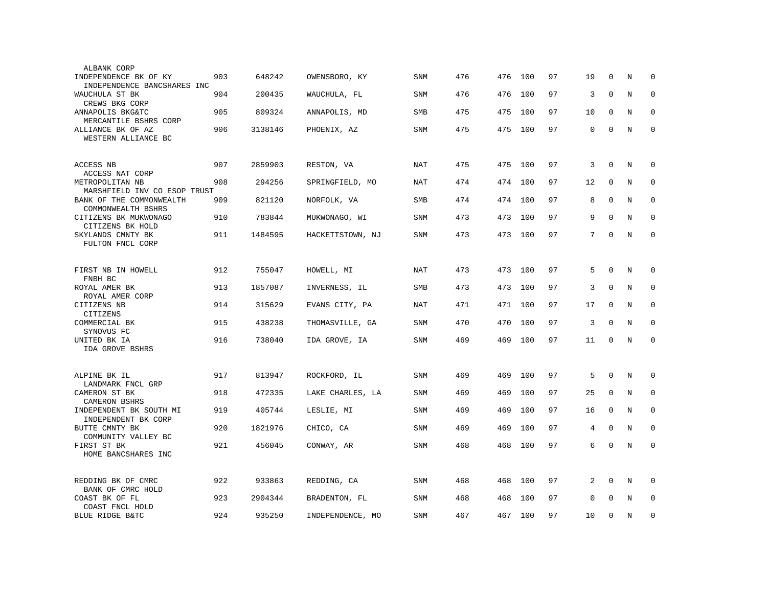| Bank / Holding Company | Rank | ID | Location | Type | | | | | | | | |
|---|---|---|---|---|---|---|---|---|---|---|---|---|
| ALBANK CORP | | | | | | | | | | | | |
| INDEPENDENCE BK OF KY<br>INDEPENDENCE BANCSHARES INC | 903 | 648242 | OWENSBORO, KY | SNM | 476 | 476 | 100 | 97 | 19 | 0 | N | 0 |
| WAUCHULA ST BK<br>CREWS BKG CORP | 904 | 200435 | WAUCHULA, FL | SNM | 476 | 476 | 100 | 97 | 3 | 0 | N | 0 |
| ANNAPOLIS BKG&TC<br>MERCANTILE BSHRS CORP | 905 | 809324 | ANNAPOLIS, MD | SMB | 475 | 475 | 100 | 97 | 10 | 0 | N | 0 |
| ALLIANCE BK OF AZ<br>WESTERN ALLIANCE BC | 906 | 3138146 | PHOENIX, AZ | SNM | 475 | 475 | 100 | 97 | 0 | 0 | N | 0 |
| ACCESS NB<br>ACCESS NAT CORP | 907 | 2859903 | RESTON, VA | NAT | 475 | 475 | 100 | 97 | 3 | 0 | N | 0 |
| METROPOLITAN NB<br>MARSHFIELD INV CO ESOP TRUST | 908 | 294256 | SPRINGFIELD, MO | NAT | 474 | 474 | 100 | 97 | 12 | 0 | N | 0 |
| BANK OF THE COMMONWEALTH<br>COMMONWEALTH BSHRS | 909 | 821120 | NORFOLK, VA | SMB | 474 | 474 | 100 | 97 | 8 | 0 | N | 0 |
| CITIZENS BK MUKWONAGO<br>CITIZENS BK HOLD | 910 | 783844 | MUKWONAGO, WI | SNM | 473 | 473 | 100 | 97 | 9 | 0 | N | 0 |
| SKYLANDS CMNTY BK<br>FULTON FNCL CORP | 911 | 1484595 | HACKETTSTOWN, NJ | SNM | 473 | 473 | 100 | 97 | 7 | 0 | N | 0 |
| FIRST NB IN HOWELL<br>FNBH BC | 912 | 755047 | HOWELL, MI | NAT | 473 | 473 | 100 | 97 | 5 | 0 | N | 0 |
| ROYAL AMER BK<br>ROYAL AMER CORP | 913 | 1857087 | INVERNESS, IL | SMB | 473 | 473 | 100 | 97 | 3 | 0 | N | 0 |
| CITIZENS NB<br>CITIZENS | 914 | 315629 | EVANS CITY, PA | NAT | 471 | 471 | 100 | 97 | 17 | 0 | N | 0 |
| COMMERCIAL BK<br>SYNOVUS FC | 915 | 438238 | THOMASVILLE, GA | SNM | 470 | 470 | 100 | 97 | 3 | 0 | N | 0 |
| UNITED BK IA<br>IDA GROVE BSHRS | 916 | 738040 | IDA GROVE, IA | SNM | 469 | 469 | 100 | 97 | 11 | 0 | N | 0 |
| ALPINE BK IL<br>LANDMARK FNCL GRP | 917 | 813947 | ROCKFORD, IL | SNM | 469 | 469 | 100 | 97 | 5 | 0 | N | 0 |
| CAMERON ST BK<br>CAMERON BSHRS | 918 | 472335 | LAKE CHARLES, LA | SNM | 469 | 469 | 100 | 97 | 25 | 0 | N | 0 |
| INDEPENDENT BK SOUTH MI<br>INDEPENDENT BK CORP | 919 | 405744 | LESLIE, MI | SNM | 469 | 469 | 100 | 97 | 16 | 0 | N | 0 |
| BUTTE CMNTY BK<br>COMMUNITY VALLEY BC | 920 | 1821976 | CHICO, CA | SNM | 469 | 469 | 100 | 97 | 4 | 0 | N | 0 |
| FIRST ST BK<br>HOME BANCSHARES INC | 921 | 456045 | CONWAY, AR | SNM | 468 | 468 | 100 | 97 | 6 | 0 | N | 0 |
| REDDING BK OF CMRC<br>BANK OF CMRC HOLD | 922 | 933863 | REDDING, CA | SNM | 468 | 468 | 100 | 97 | 2 | 0 | N | 0 |
| COAST BK OF FL<br>COAST FNCL HOLD | 923 | 2904344 | BRADENTON, FL | SNM | 468 | 468 | 100 | 97 | 0 | 0 | N | 0 |
| BLUE RIDGE B&TC | 924 | 935250 | INDEPENDENCE, MO | SNM | 467 | 467 | 100 | 97 | 10 | 0 | N | 0 |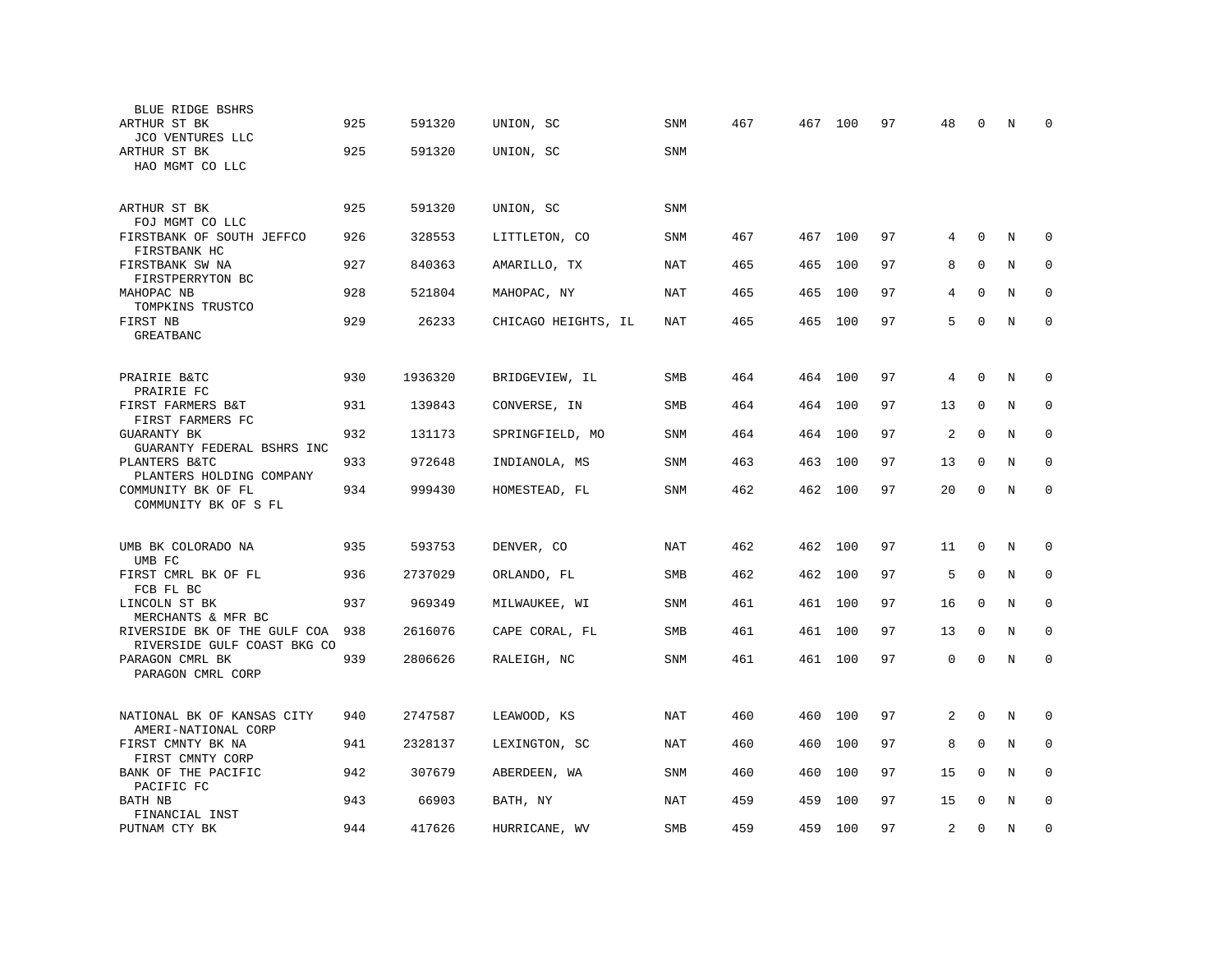| | | | | | | | | | | | | |
|---|---|---|---|---|---|---|---|---|---|---|---|---|
| BLUE RIDGE BSHRS | | | | | | | | | | | | |
| ARTHUR ST BK | 925 | 591320 | UNION, SC | SNM | 467 | 467 | 100 | 97 | 48 | 0 | N | 0 |
| JCO VENTURES LLC | | | | | | | | | | | | |
| ARTHUR ST BK | 925 | 591320 | UNION, SC | SNM | | | | | | | | |
| HAO MGMT CO LLC | | | | | | | | | | | | |
| ARTHUR ST BK | 925 | 591320 | UNION, SC | SNM | | | | | | | | |
| FOJ MGMT CO LLC | | | | | | | | | | | | |
| FIRSTBANK OF SOUTH JEFFCO | 926 | 328553 | LITTLETON, CO | SNM | 467 | 467 | 100 | 97 | 4 | 0 | N | 0 |
| FIRSTBANK HC | | | | | | | | | | | | |
| FIRSTBANK SW NA | 927 | 840363 | AMARILLO, TX | NAT | 465 | 465 | 100 | 97 | 8 | 0 | N | 0 |
| FIRSTPERRYTON BC | | | | | | | | | | | | |
| MAHOPAC NB | 928 | 521804 | MAHOPAC, NY | NAT | 465 | 465 | 100 | 97 | 4 | 0 | N | 0 |
| TOMPKINS TRUSTCO | | | | | | | | | | | | |
| FIRST NB | 929 | 26233 | CHICAGO HEIGHTS, IL | NAT | 465 | 465 | 100 | 97 | 5 | 0 | N | 0 |
| GREATBANC | | | | | | | | | | | | |
| PRAIRIE B&TC | 930 | 1936320 | BRIDGEVIEW, IL | SMB | 464 | 464 | 100 | 97 | 4 | 0 | N | 0 |
| PRAIRIE FC | | | | | | | | | | | | |
| FIRST FARMERS B&T | 931 | 139843 | CONVERSE, IN | SMB | 464 | 464 | 100 | 97 | 13 | 0 | N | 0 |
| FIRST FARMERS FC | | | | | | | | | | | | |
| GUARANTY BK | 932 | 131173 | SPRINGFIELD, MO | SNM | 464 | 464 | 100 | 97 | 2 | 0 | N | 0 |
| GUARANTY FEDERAL BSHRS INC | | | | | | | | | | | | |
| PLANTERS B&TC | 933 | 972648 | INDIANOLA, MS | SNM | 463 | 463 | 100 | 97 | 13 | 0 | N | 0 |
| PLANTERS HOLDING COMPANY | | | | | | | | | | | | |
| COMMUNITY BK OF FL | 934 | 999430 | HOMESTEAD, FL | SNM | 462 | 462 | 100 | 97 | 20 | 0 | N | 0 |
| COMMUNITY BK OF S FL | | | | | | | | | | | | |
| UMB BK COLORADO NA | 935 | 593753 | DENVER, CO | NAT | 462 | 462 | 100 | 97 | 11 | 0 | N | 0 |
| UMB FC | | | | | | | | | | | | |
| FIRST CMRL BK OF FL | 936 | 2737029 | ORLANDO, FL | SMB | 462 | 462 | 100 | 97 | 5 | 0 | N | 0 |
| FCB FL BC | | | | | | | | | | | | |
| LINCOLN ST BK | 937 | 969349 | MILWAUKEE, WI | SNM | 461 | 461 | 100 | 97 | 16 | 0 | N | 0 |
| MERCHANTS & MFR BC | | | | | | | | | | | | |
| RIVERSIDE BK OF THE GULF COA | 938 | 2616076 | CAPE CORAL, FL | SMB | 461 | 461 | 100 | 97 | 13 | 0 | N | 0 |
| RIVERSIDE GULF COAST BKG CO | | | | | | | | | | | | |
| PARAGON CMRL BK | 939 | 2806626 | RALEIGH, NC | SNM | 461 | 461 | 100 | 97 | 0 | 0 | N | 0 |
| PARAGON CMRL CORP | | | | | | | | | | | | |
| NATIONAL BK OF KANSAS CITY | 940 | 2747587 | LEAWOOD, KS | NAT | 460 | 460 | 100 | 97 | 2 | 0 | N | 0 |
| AMERI-NATIONAL CORP | | | | | | | | | | | | |
| FIRST CMNTY BK NA | 941 | 2328137 | LEXINGTON, SC | NAT | 460 | 460 | 100 | 97 | 8 | 0 | N | 0 |
| FIRST CMNTY CORP | | | | | | | | | | | | |
| BANK OF THE PACIFIC | 942 | 307679 | ABERDEEN, WA | SNM | 460 | 460 | 100 | 97 | 15 | 0 | N | 0 |
| PACIFIC FC | | | | | | | | | | | | |
| BATH NB | 943 | 66903 | BATH, NY | NAT | 459 | 459 | 100 | 97 | 15 | 0 | N | 0 |
| FINANCIAL INST | | | | | | | | | | | | |
| PUTNAM CTY BK | 944 | 417626 | HURRICANE, WV | SMB | 459 | 459 | 100 | 97 | 2 | 0 | N | 0 |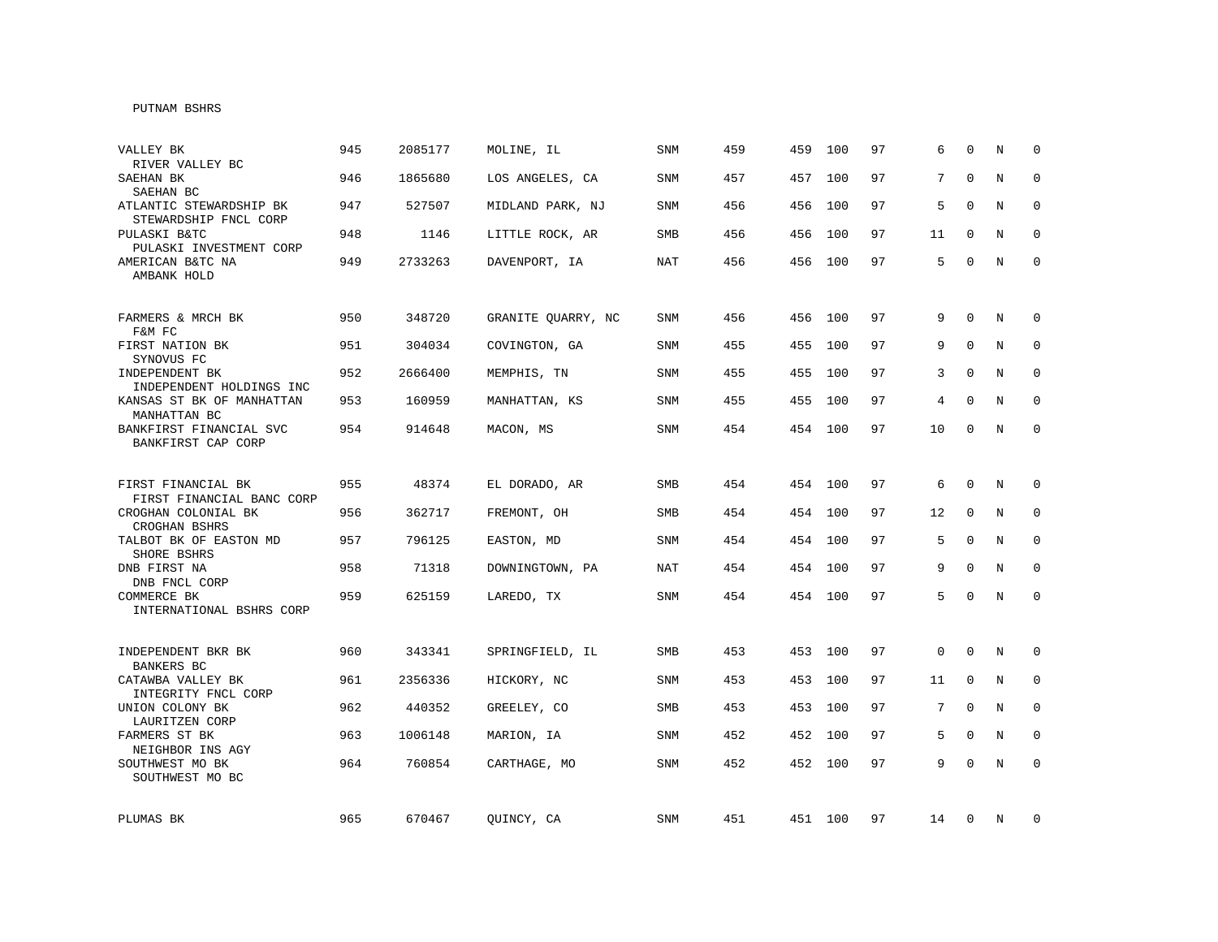PUTNAM BSHRS

| | | | | | | | | | | | | |
|---|---|---|---|---|---|---|---|---|---|---|---|---|
| VALLEY BK<br>RIVER VALLEY BC | 945 | 2085177 | MOLINE, IL | SNM | 459 | 459 | 100 | 97 | 6 | 0 | N | 0 |
| SAEHAN BK<br>SAEHAN BC | 946 | 1865680 | LOS ANGELES, CA | SNM | 457 | 457 | 100 | 97 | 7 | 0 | N | 0 |
| ATLANTIC STEWARDSHIP BK<br>STEWARDSHIP FNCL CORP | 947 | 527507 | MIDLAND PARK, NJ | SNM | 456 | 456 | 100 | 97 | 5 | 0 | N | 0 |
| PULASKI B&TC<br>PULASKI INVESTMENT CORP | 948 | 1146 | LITTLE ROCK, AR | SMB | 456 | 456 | 100 | 97 | 11 | 0 | N | 0 |
| AMERICAN B&TC NA<br>AMBANK HOLD | 949 | 2733263 | DAVENPORT, IA | NAT | 456 | 456 | 100 | 97 | 5 | 0 | N | 0 |
| FARMERS & MRCH BK<br>F&M FC | 950 | 348720 | GRANITE QUARRY, NC | SNM | 456 | 456 | 100 | 97 | 9 | 0 | N | 0 |
| FIRST NATION BK<br>SYNOVUS FC | 951 | 304034 | COVINGTON, GA | SNM | 455 | 455 | 100 | 97 | 9 | 0 | N | 0 |
| INDEPENDENT BK<br>INDEPENDENT HOLDINGS INC | 952 | 2666400 | MEMPHIS, TN | SNM | 455 | 455 | 100 | 97 | 3 | 0 | N | 0 |
| KANSAS ST BK OF MANHATTAN<br>MANHATTAN BC | 953 | 160959 | MANHATTAN, KS | SNM | 455 | 455 | 100 | 97 | 4 | 0 | N | 0 |
| BANKFIRST FINANCIAL SVC<br>BANKFIRST CAP CORP | 954 | 914648 | MACON, MS | SNM | 454 | 454 | 100 | 97 | 10 | 0 | N | 0 |
| FIRST FINANCIAL BK<br>FIRST FINANCIAL BANC CORP | 955 | 48374 | EL DORADO, AR | SMB | 454 | 454 | 100 | 97 | 6 | 0 | N | 0 |
| CROGHAN COLONIAL BK<br>CROGHAN BSHRS | 956 | 362717 | FREMONT, OH | SMB | 454 | 454 | 100 | 97 | 12 | 0 | N | 0 |
| TALBOT BK OF EASTON MD<br>SHORE BSHRS | 957 | 796125 | EASTON, MD | SNM | 454 | 454 | 100 | 97 | 5 | 0 | N | 0 |
| DNB FIRST NA<br>DNB FNCL CORP | 958 | 71318 | DOWNINGTOWN, PA | NAT | 454 | 454 | 100 | 97 | 9 | 0 | N | 0 |
| COMMERCE BK<br>INTERNATIONAL BSHRS CORP | 959 | 625159 | LAREDO, TX | SNM | 454 | 454 | 100 | 97 | 5 | 0 | N | 0 |
| INDEPENDENT BKR BK<br>BANKERS BC | 960 | 343341 | SPRINGFIELD, IL | SMB | 453 | 453 | 100 | 97 | 0 | 0 | N | 0 |
| CATAWBA VALLEY BK<br>INTEGRITY FNCL CORP | 961 | 2356336 | HICKORY, NC | SNM | 453 | 453 | 100 | 97 | 11 | 0 | N | 0 |
| UNION COLONY BK<br>LAURITZEN CORP | 962 | 440352 | GREELEY, CO | SMB | 453 | 453 | 100 | 97 | 7 | 0 | N | 0 |
| FARMERS ST BK<br>NEIGHBOR INS AGY | 963 | 1006148 | MARION, IA | SNM | 452 | 452 | 100 | 97 | 5 | 0 | N | 0 |
| SOUTHWEST MO BK<br>SOUTHWEST MO BC | 964 | 760854 | CARTHAGE, MO | SNM | 452 | 452 | 100 | 97 | 9 | 0 | N | 0 |
| PLUMAS BK | 965 | 670467 | QUINCY, CA | SNM | 451 | 451 | 100 | 97 | 14 | 0 | N | 0 |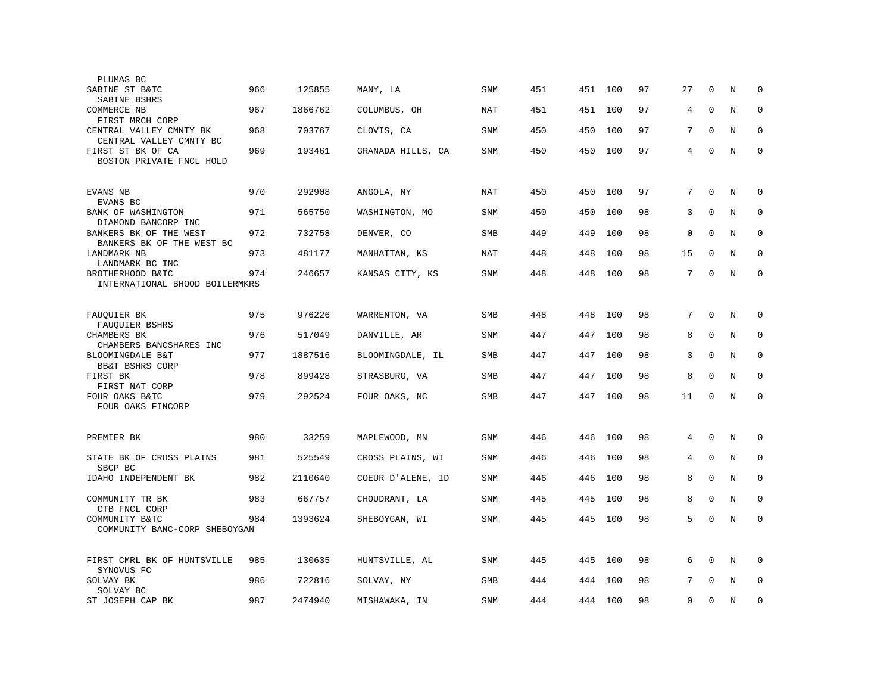| Name | Rank | ID | Location | Type | Col1 | Col2 | Col3 | Col4 | Col5 | Col6 | Col7 | Col8 |
|---|---|---|---|---|---|---|---|---|---|---|---|---|
| PLUMAS BC | | | | | | | | | | | | |
| SABINE ST B&TC | 966 | 125855 | MANY, LA | SNM | 451 | 451 | 100 | 97 | 27 | 0 | N | 0 |
| SABINE BSHRS | | | | | | | | | | | | |
| COMMERCE NB | 967 | 1866762 | COLUMBUS, OH | NAT | 451 | 451 | 100 | 97 | 4 | 0 | N | 0 |
| FIRST MRCH CORP | | | | | | | | | | | | |
| CENTRAL VALLEY CMNTY BK | 968 | 703767 | CLOVIS, CA | SNM | 450 | 450 | 100 | 97 | 7 | 0 | N | 0 |
| CENTRAL VALLEY CMNTY BC | | | | | | | | | | | | |
| FIRST ST BK OF CA | 969 | 193461 | GRANADA HILLS, CA | SNM | 450 | 450 | 100 | 97 | 4 | 0 | N | 0 |
| BOSTON PRIVATE FNCL HOLD | | | | | | | | | | | | |
| EVANS NB | 970 | 292908 | ANGOLA, NY | NAT | 450 | 450 | 100 | 97 | 7 | 0 | N | 0 |
| EVANS BC | | | | | | | | | | | | |
| BANK OF WASHINGTON | 971 | 565750 | WASHINGTON, MO | SNM | 450 | 450 | 100 | 98 | 3 | 0 | N | 0 |
| DIAMOND BANCORP INC | | | | | | | | | | | | |
| BANKERS BK OF THE WEST | 972 | 732758 | DENVER, CO | SMB | 449 | 449 | 100 | 98 | 0 | 0 | N | 0 |
| BANKERS BK OF THE WEST BC | | | | | | | | | | | | |
| LANDMARK NB | 973 | 481177 | MANHATTAN, KS | NAT | 448 | 448 | 100 | 98 | 15 | 0 | N | 0 |
| LANDMARK BC INC | | | | | | | | | | | | |
| BROTHERHOOD B&TC | 974 | 246657 | KANSAS CITY, KS | SNM | 448 | 448 | 100 | 98 | 7 | 0 | N | 0 |
| INTERNATIONAL BHOOD BOILERMKRS | | | | | | | | | | | | |
| FAUQUIER BK | 975 | 976226 | WARRENTON, VA | SMB | 448 | 448 | 100 | 98 | 7 | 0 | N | 0 |
| FAUQUIER BSHRS | | | | | | | | | | | | |
| CHAMBERS BK | 976 | 517049 | DANVILLE, AR | SNM | 447 | 447 | 100 | 98 | 8 | 0 | N | 0 |
| CHAMBERS BANCSHARES INC | | | | | | | | | | | | |
| BLOOMINGDALE B&T | 977 | 1887516 | BLOOMINGDALE, IL | SMB | 447 | 447 | 100 | 98 | 3 | 0 | N | 0 |
| BB&T BSHRS CORP | | | | | | | | | | | | |
| FIRST BK | 978 | 899428 | STRASBURG, VA | SMB | 447 | 447 | 100 | 98 | 8 | 0 | N | 0 |
| FIRST NAT CORP | | | | | | | | | | | | |
| FOUR OAKS B&TC | 979 | 292524 | FOUR OAKS, NC | SMB | 447 | 447 | 100 | 98 | 11 | 0 | N | 0 |
| FOUR OAKS FINCORP | | | | | | | | | | | | |
| PREMIER BK | 980 | 33259 | MAPLEWOOD, MN | SNM | 446 | 446 | 100 | 98 | 4 | 0 | N | 0 |
| STATE BK OF CROSS PLAINS | 981 | 525549 | CROSS PLAINS, WI | SNM | 446 | 446 | 100 | 98 | 4 | 0 | N | 0 |
| SBCP BC | | | | | | | | | | | | |
| IDAHO INDEPENDENT BK | 982 | 2110640 | COEUR D'ALENE, ID | SNM | 446 | 446 | 100 | 98 | 8 | 0 | N | 0 |
| COMMUNITY TR BK | 983 | 667757 | CHOUDRANT, LA | SNM | 445 | 445 | 100 | 98 | 8 | 0 | N | 0 |
| CTB FNCL CORP | | | | | | | | | | | | |
| COMMUNITY B&TC | 984 | 1393624 | SHEBOYGAN, WI | SNM | 445 | 445 | 100 | 98 | 5 | 0 | N | 0 |
| COMMUNITY BANC-CORP SHEBOYGAN | | | | | | | | | | | | |
| FIRST CMRL BK OF HUNTSVILLE | 985 | 130635 | HUNTSVILLE, AL | SNM | 445 | 445 | 100 | 98 | 6 | 0 | N | 0 |
| SYNOVUS FC | | | | | | | | | | | | |
| SOLVAY BK | 986 | 722816 | SOLVAY, NY | SMB | 444 | 444 | 100 | 98 | 7 | 0 | N | 0 |
| SOLVAY BC | | | | | | | | | | | | |
| ST JOSEPH CAP BK | 987 | 2474940 | MISHAWAKA, IN | SNM | 444 | 444 | 100 | 98 | 0 | 0 | N | 0 |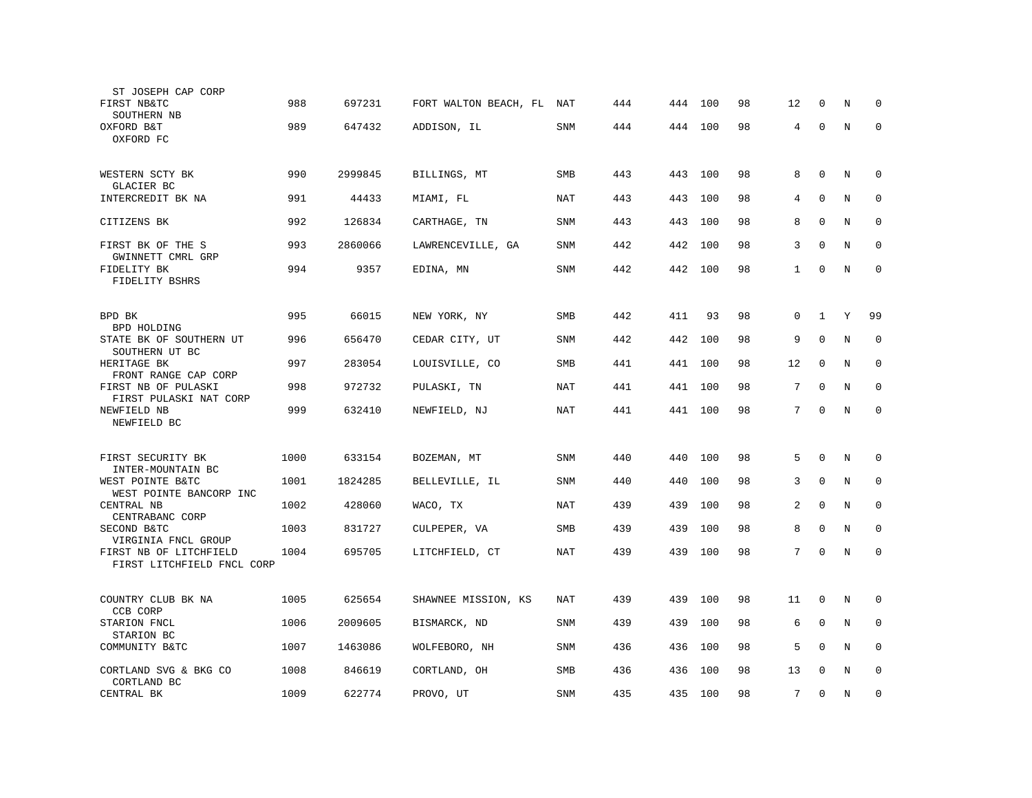| Bank / Holding Company | Rank | ID | Location | Type | | | | | | | | |
|---|---|---|---|---|---|---|---|---|---|---|---|---|
| ST JOSEPH CAP CORP | | | | | | | | | | | | |
| FIRST NB&TC<br>SOUTHERN NB | 988 | 697231 | FORT WALTON BEACH, FL | NAT | 444 | 444 | 100 | 98 | 12 | 0 | N | 0 |
| OXFORD B&T<br>OXFORD FC | 989 | 647432 | ADDISON, IL | SNM | 444 | 444 | 100 | 98 | 4 | 0 | N | 0 |
| WESTERN SCTY BK<br>GLACIER BC | 990 | 2999845 | BILLINGS, MT | SMB | 443 | 443 | 100 | 98 | 8 | 0 | N | 0 |
| INTERCREDIT BK NA | 991 | 44433 | MIAMI, FL | NAT | 443 | 443 | 100 | 98 | 4 | 0 | N | 0 |
| CITIZENS BK | 992 | 126834 | CARTHAGE, TN | SNM | 443 | 443 | 100 | 98 | 8 | 0 | N | 0 |
| FIRST BK OF THE S<br>GWINNETT CMRL GRP | 993 | 2860066 | LAWRENCEVILLE, GA | SNM | 442 | 442 | 100 | 98 | 3 | 0 | N | 0 |
| FIDELITY BK<br>FIDELITY BSHRS | 994 | 9357 | EDINA, MN | SNM | 442 | 442 | 100 | 98 | 1 | 0 | N | 0 |
| BPD BK<br>BPD HOLDING | 995 | 66015 | NEW YORK, NY | SMB | 442 | 411 | 93 | 98 | 0 | 1 | Y | 99 |
| STATE BK OF SOUTHERN UT<br>SOUTHERN UT BC | 996 | 656470 | CEDAR CITY, UT | SNM | 442 | 442 | 100 | 98 | 9 | 0 | N | 0 |
| HERITAGE BK<br>FRONT RANGE CAP CORP | 997 | 283054 | LOUISVILLE, CO | SMB | 441 | 441 | 100 | 98 | 12 | 0 | N | 0 |
| FIRST NB OF PULASKI<br>FIRST PULASKI NAT CORP | 998 | 972732 | PULASKI, TN | NAT | 441 | 441 | 100 | 98 | 7 | 0 | N | 0 |
| NEWFIELD NB<br>NEWFIELD BC | 999 | 632410 | NEWFIELD, NJ | NAT | 441 | 441 | 100 | 98 | 7 | 0 | N | 0 |
| FIRST SECURITY BK<br>INTER-MOUNTAIN BC | 1000 | 633154 | BOZEMAN, MT | SNM | 440 | 440 | 100 | 98 | 5 | 0 | N | 0 |
| WEST POINTE B&TC<br>WEST POINTE BANCORP INC | 1001 | 1824285 | BELLEVILLE, IL | SNM | 440 | 440 | 100 | 98 | 3 | 0 | N | 0 |
| CENTRAL NB<br>CENTRABANC CORP | 1002 | 428060 | WACO, TX | NAT | 439 | 439 | 100 | 98 | 2 | 0 | N | 0 |
| SECOND B&TC<br>VIRGINIA FNCL GROUP | 1003 | 831727 | CULPEPER, VA | SMB | 439 | 439 | 100 | 98 | 8 | 0 | N | 0 |
| FIRST NB OF LITCHFIELD<br>FIRST LITCHFIELD FNCL CORP | 1004 | 695705 | LITCHFIELD, CT | NAT | 439 | 439 | 100 | 98 | 7 | 0 | N | 0 |
| COUNTRY CLUB BK NA<br>CCB CORP | 1005 | 625654 | SHAWNEE MISSION, KS | NAT | 439 | 439 | 100 | 98 | 11 | 0 | N | 0 |
| STARION FNCL<br>STARION BC | 1006 | 2009605 | BISMARCK, ND | SNM | 439 | 439 | 100 | 98 | 6 | 0 | N | 0 |
| COMMUNITY B&TC | 1007 | 1463086 | WOLFEBORO, NH | SNM | 436 | 436 | 100 | 98 | 5 | 0 | N | 0 |
| CORTLAND SVG & BKG CO<br>CORTLAND BC | 1008 | 846619 | CORTLAND, OH | SMB | 436 | 436 | 100 | 98 | 13 | 0 | N | 0 |
| CENTRAL BK | 1009 | 622774 | PROVO, UT | SNM | 435 | 435 | 100 | 98 | 7 | 0 | N | 0 |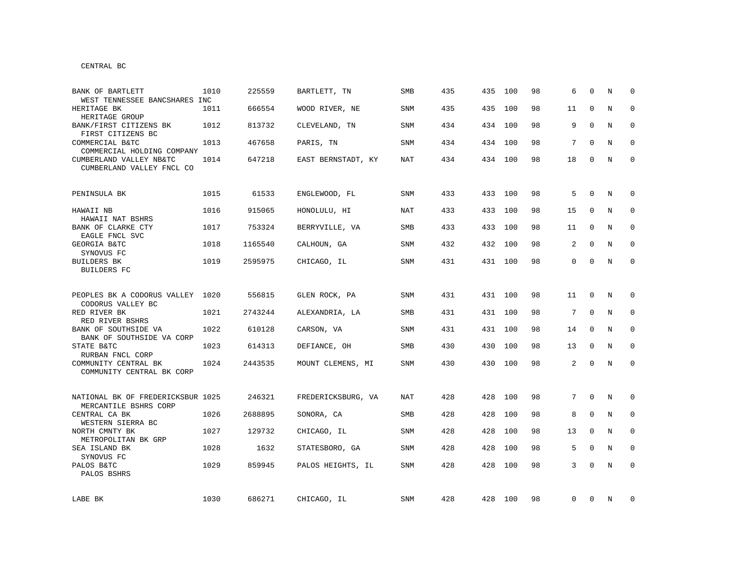CENTRAL BC

| Bank / Holding Company | Rank | ID | Location | Type | | | | | | | | |
|---|---|---|---|---|---|---|---|---|---|---|---|---|
| BANK OF BARTLETT<br>WEST TENNESSEE BANCSHARES INC | 1010 | 225559 | BARTLETT, TN | SMB | 435 | 435 | 100 | 98 | 6 | 0 | N | 0 |
| HERITAGE BK<br>HERITAGE GROUP | 1011 | 666554 | WOOD RIVER, NE | SNM | 435 | 435 | 100 | 98 | 11 | 0 | N | 0 |
| BANK/FIRST CITIZENS BK<br>FIRST CITIZENS BC | 1012 | 813732 | CLEVELAND, TN | SNM | 434 | 434 | 100 | 98 | 9 | 0 | N | 0 |
| COMMERCIAL B&TC<br>COMMERCIAL HOLDING COMPANY | 1013 | 467658 | PARIS, TN | SNM | 434 | 434 | 100 | 98 | 7 | 0 | N | 0 |
| CUMBERLAND VALLEY NB&TC<br>CUMBERLAND VALLEY FNCL CO | 1014 | 647218 | EAST BERNSTADT, KY | NAT | 434 | 434 | 100 | 98 | 18 | 0 | N | 0 |
| PENINSULA BK | 1015 | 61533 | ENGLEWOOD, FL | SNM | 433 | 433 | 100 | 98 | 5 | 0 | N | 0 |
| HAWAII NB<br>HAWAII NAT BSHRS | 1016 | 915065 | HONOLULU, HI | NAT | 433 | 433 | 100 | 98 | 15 | 0 | N | 0 |
| BANK OF CLARKE CTY<br>EAGLE FNCL SVC | 1017 | 753324 | BERRYVILLE, VA | SMB | 433 | 433 | 100 | 98 | 11 | 0 | N | 0 |
| GEORGIA B&TC<br>SYNOVUS FC | 1018 | 1165540 | CALHOUN, GA | SNM | 432 | 432 | 100 | 98 | 2 | 0 | N | 0 |
| BUILDERS BK<br>BUILDERS FC | 1019 | 2595975 | CHICAGO, IL | SNM | 431 | 431 | 100 | 98 | 0 | 0 | N | 0 |
| PEOPLES BK A CODORUS VALLEY<br>CODORUS VALLEY BC | 1020 | 556815 | GLEN ROCK, PA | SNM | 431 | 431 | 100 | 98 | 11 | 0 | N | 0 |
| RED RIVER BK<br>RED RIVER BSHRS | 1021 | 2743244 | ALEXANDRIA, LA | SMB | 431 | 431 | 100 | 98 | 7 | 0 | N | 0 |
| BANK OF SOUTHSIDE VA<br>BANK OF SOUTHSIDE VA CORP | 1022 | 610128 | CARSON, VA | SNM | 431 | 431 | 100 | 98 | 14 | 0 | N | 0 |
| STATE B&TC<br>RURBAN FNCL CORP | 1023 | 614313 | DEFIANCE, OH | SMB | 430 | 430 | 100 | 98 | 13 | 0 | N | 0 |
| COMMUNITY CENTRAL BK<br>COMMUNITY CENTRAL BK CORP | 1024 | 2443535 | MOUNT CLEMENS, MI | SNM | 430 | 430 | 100 | 98 | 2 | 0 | N | 0 |
| NATIONAL BK OF FREDERICKSBUR<br>MERCANTILE BSHRS CORP | 1025 | 246321 | FREDERICKSBURG, VA | NAT | 428 | 428 | 100 | 98 | 7 | 0 | N | 0 |
| CENTRAL CA BK<br>WESTERN SIERRA BC | 1026 | 2688895 | SONORA, CA | SMB | 428 | 428 | 100 | 98 | 8 | 0 | N | 0 |
| NORTH CMNTY BK<br>METROPOLITAN BK GRP | 1027 | 129732 | CHICAGO, IL | SNM | 428 | 428 | 100 | 98 | 13 | 0 | N | 0 |
| SEA ISLAND BK<br>SYNOVUS FC | 1028 | 1632 | STATESBORO, GA | SNM | 428 | 428 | 100 | 98 | 5 | 0 | N | 0 |
| PALOS B&TC<br>PALOS BSHRS | 1029 | 859945 | PALOS HEIGHTS, IL | SNM | 428 | 428 | 100 | 98 | 3 | 0 | N | 0 |
| LABE BK | 1030 | 686271 | CHICAGO, IL | SNM | 428 | 428 | 100 | 98 | 0 | 0 | N | 0 |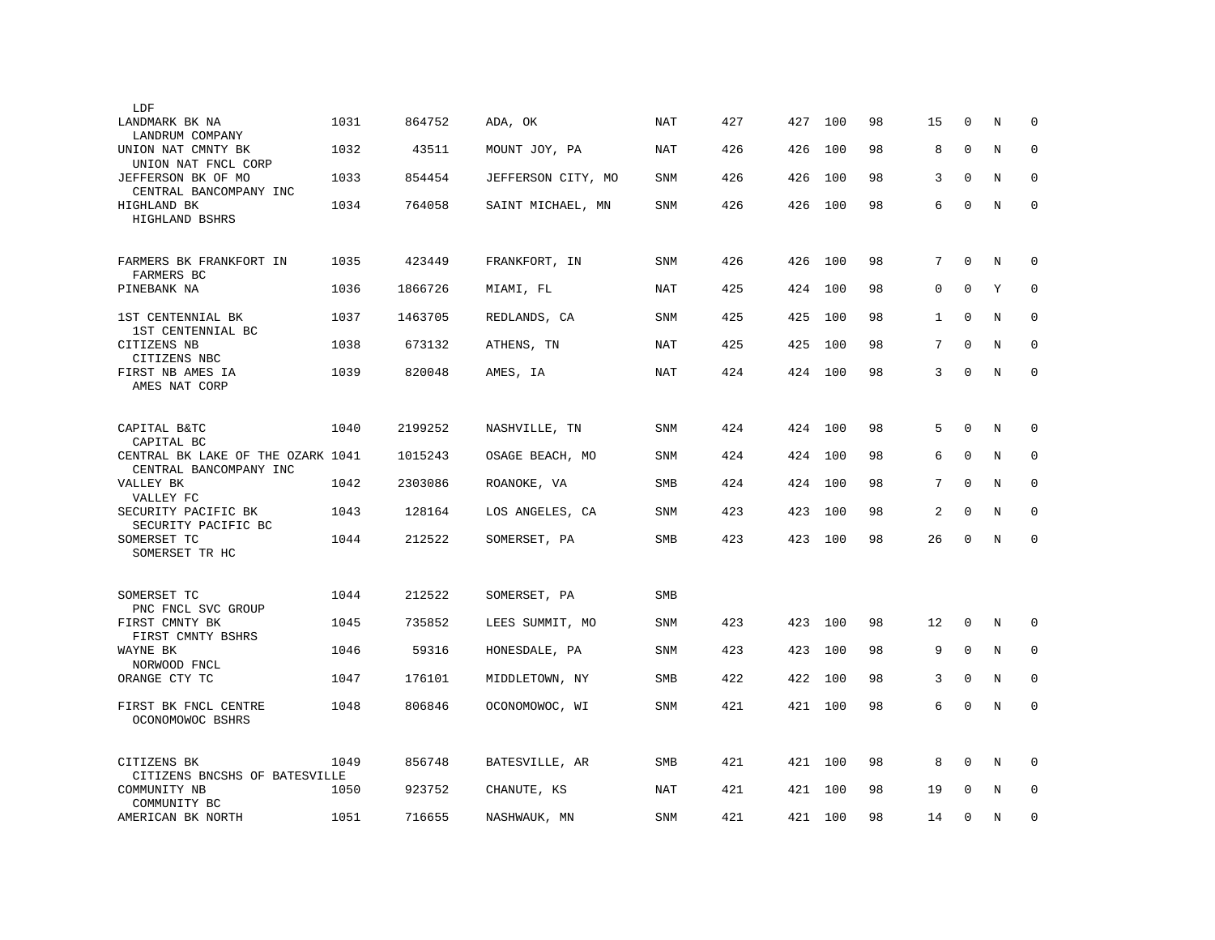| Bank / Holding Company | Rank | ID | Location | Type | | | | | | | | |
|---|---|---|---|---|---|---|---|---|---|---|---|---|
| LDF | | | | | | | | | | | | |
| LANDMARK BK NA<br>LANDRUM COMPANY | 1031 | 864752 | ADA, OK | NAT | 427 | 427 | 100 | 98 | 15 | 0 | N | 0 |
| UNION NAT CMNTY BK<br>UNION NAT FNCL CORP | 1032 | 43511 | MOUNT JOY, PA | NAT | 426 | 426 | 100 | 98 | 8 | 0 | N | 0 |
| JEFFERSON BK OF MO<br>CENTRAL BANCOMPANY INC | 1033 | 854454 | JEFFERSON CITY, MO | SNM | 426 | 426 | 100 | 98 | 3 | 0 | N | 0 |
| HIGHLAND BK<br>HIGHLAND BSHRS | 1034 | 764058 | SAINT MICHAEL, MN | SNM | 426 | 426 | 100 | 98 | 6 | 0 | N | 0 |
| FARMERS BK FRANKFORT IN<br>FARMERS BC | 1035 | 423449 | FRANKFORT, IN | SNM | 426 | 426 | 100 | 98 | 7 | 0 | N | 0 |
| PINEBANK NA | 1036 | 1866726 | MIAMI, FL | NAT | 425 | 424 | 100 | 98 | 0 | 0 | Y | 0 |
| 1ST CENTENNIAL BK<br>1ST CENTENNIAL BC | 1037 | 1463705 | REDLANDS, CA | SNM | 425 | 425 | 100 | 98 | 1 | 0 | N | 0 |
| CITIZENS NB<br>CITIZENS NBC | 1038 | 673132 | ATHENS, TN | NAT | 425 | 425 | 100 | 98 | 7 | 0 | N | 0 |
| FIRST NB AMES IA<br>AMES NAT CORP | 1039 | 820048 | AMES, IA | NAT | 424 | 424 | 100 | 98 | 3 | 0 | N | 0 |
| CAPITAL B&TC<br>CAPITAL BC | 1040 | 2199252 | NASHVILLE, TN | SNM | 424 | 424 | 100 | 98 | 5 | 0 | N | 0 |
| CENTRAL BK LAKE OF THE OZARK<br>CENTRAL BANCOMPANY INC | 1041 | 1015243 | OSAGE BEACH, MO | SNM | 424 | 424 | 100 | 98 | 6 | 0 | N | 0 |
| VALLEY BK<br>VALLEY FC | 1042 | 2303086 | ROANOKE, VA | SMB | 424 | 424 | 100 | 98 | 7 | 0 | N | 0 |
| SECURITY PACIFIC BK<br>SECURITY PACIFIC BC | 1043 | 128164 | LOS ANGELES, CA | SNM | 423 | 423 | 100 | 98 | 2 | 0 | N | 0 |
| SOMERSET TC<br>SOMERSET TR HC | 1044 | 212522 | SOMERSET, PA | SMB | 423 | 423 | 100 | 98 | 26 | 0 | N | 0 |
| SOMERSET TC<br>PNC FNCL SVC GROUP | 1044 | 212522 | SOMERSET, PA | SMB | | | | | | | | |
| FIRST CMNTY BK<br>FIRST CMNTY BSHRS | 1045 | 735852 | LEES SUMMIT, MO | SNM | 423 | 423 | 100 | 98 | 12 | 0 | N | 0 |
| WAYNE BK<br>NORWOOD FNCL | 1046 | 59316 | HONESDALE, PA | SNM | 423 | 423 | 100 | 98 | 9 | 0 | N | 0 |
| ORANGE CTY TC | 1047 | 176101 | MIDDLETOWN, NY | SMB | 422 | 422 | 100 | 98 | 3 | 0 | N | 0 |
| FIRST BK FNCL CENTRE<br>OCONOMOWOC BSHRS | 1048 | 806846 | OCONOMOWOC, WI | SNM | 421 | 421 | 100 | 98 | 6 | 0 | N | 0 |
| CITIZENS BK<br>CITIZENS BNCSHS OF BATESVILLE | 1049 | 856748 | BATESVILLE, AR | SMB | 421 | 421 | 100 | 98 | 8 | 0 | N | 0 |
| COMMUNITY NB<br>COMMUNITY BC | 1050 | 923752 | CHANUTE, KS | NAT | 421 | 421 | 100 | 98 | 19 | 0 | N | 0 |
| AMERICAN BK NORTH | 1051 | 716655 | NASHWAUK, MN | SNM | 421 | 421 | 100 | 98 | 14 | 0 | N | 0 |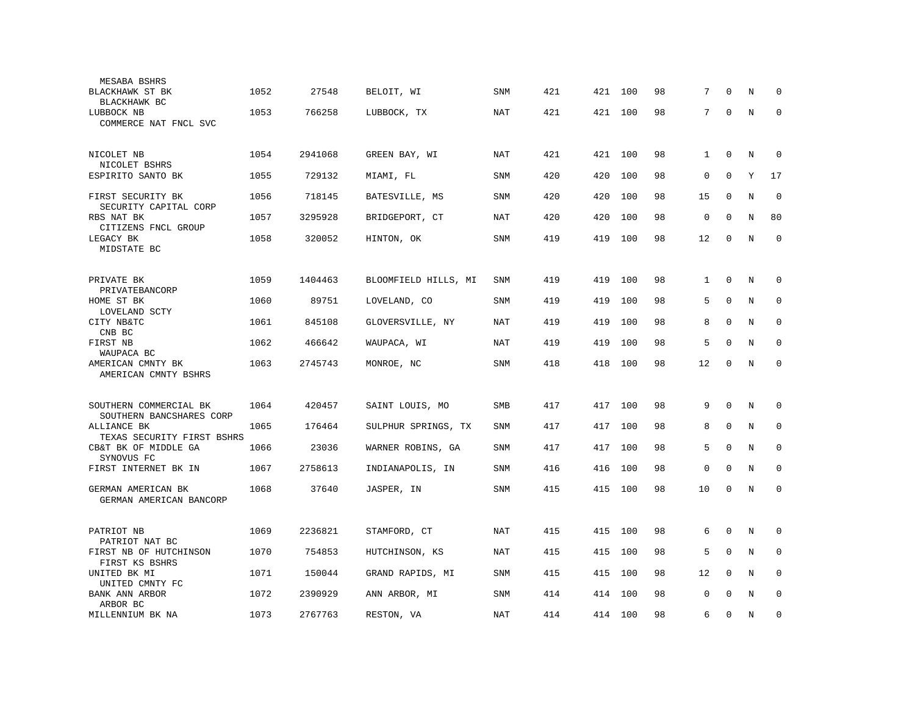| | | | | | | | | | | | | |
|---|---|---|---|---|---|---|---|---|---|---|---|---|
| MESABA BSHRS | | | | | | | | | | | | |
| BLACKHAWK ST BK<br>BLACKHAWK BC | 1052 | 27548 | BELOIT, WI | SNM | 421 | 421 | 100 | 98 | 7 | 0 | N | 0 |
| LUBBOCK NB<br>COMMERCE NAT FNCL SVC | 1053 | 766258 | LUBBOCK, TX | NAT | 421 | 421 | 100 | 98 | 7 | 0 | N | 0 |
| NICOLET NB<br>NICOLET BSHRS | 1054 | 2941068 | GREEN BAY, WI | NAT | 421 | 421 | 100 | 98 | 1 | 0 | N | 0 |
| ESPIRITO SANTO BK | 1055 | 729132 | MIAMI, FL | SNM | 420 | 420 | 100 | 98 | 0 | 0 | Y | 17 |
| FIRST SECURITY BK<br>SECURITY CAPITAL CORP | 1056 | 718145 | BATESVILLE, MS | SNM | 420 | 420 | 100 | 98 | 15 | 0 | N | 0 |
| RBS NAT BK<br>CITIZENS FNCL GROUP | 1057 | 3295928 | BRIDGEPORT, CT | NAT | 420 | 420 | 100 | 98 | 0 | 0 | N | 80 |
| LEGACY BK<br>MIDSTATE BC | 1058 | 320052 | HINTON, OK | SNM | 419 | 419 | 100 | 98 | 12 | 0 | N | 0 |
| PRIVATE BK<br>PRIVATEBANCORP | 1059 | 1404463 | BLOOMFIELD HILLS, MI | SNM | 419 | 419 | 100 | 98 | 1 | 0 | N | 0 |
| HOME ST BK<br>LOVELAND SCTY | 1060 | 89751 | LOVELAND, CO | SNM | 419 | 419 | 100 | 98 | 5 | 0 | N | 0 |
| CITY NB&TC<br>CNB BC | 1061 | 845108 | GLOVERSVILLE, NY | NAT | 419 | 419 | 100 | 98 | 8 | 0 | N | 0 |
| FIRST NB<br>WAUPACA BC | 1062 | 466642 | WAUPACA, WI | NAT | 419 | 419 | 100 | 98 | 5 | 0 | N | 0 |
| AMERICAN CMNTY BK<br>AMERICAN CMNTY BSHRS | 1063 | 2745743 | MONROE, NC | SNM | 418 | 418 | 100 | 98 | 12 | 0 | N | 0 |
| SOUTHERN COMMERCIAL BK<br>SOUTHERN BANCSHARES CORP | 1064 | 420457 | SAINT LOUIS, MO | SMB | 417 | 417 | 100 | 98 | 9 | 0 | N | 0 |
| ALLIANCE BK<br>TEXAS SECURITY FIRST BSHRS | 1065 | 176464 | SULPHUR SPRINGS, TX | SNM | 417 | 417 | 100 | 98 | 8 | 0 | N | 0 |
| CB&T BK OF MIDDLE GA<br>SYNOVUS FC | 1066 | 23036 | WARNER ROBINS, GA | SNM | 417 | 417 | 100 | 98 | 5 | 0 | N | 0 |
| FIRST INTERNET BK IN | 1067 | 2758613 | INDIANAPOLIS, IN | SNM | 416 | 416 | 100 | 98 | 0 | 0 | N | 0 |
| GERMAN AMERICAN BK<br>GERMAN AMERICAN BANCORP | 1068 | 37640 | JASPER, IN | SNM | 415 | 415 | 100 | 98 | 10 | 0 | N | 0 |
| PATRIOT NB<br>PATRIOT NAT BC | 1069 | 2236821 | STAMFORD, CT | NAT | 415 | 415 | 100 | 98 | 6 | 0 | N | 0 |
| FIRST NB OF HUTCHINSON<br>FIRST KS BSHRS | 1070 | 754853 | HUTCHINSON, KS | NAT | 415 | 415 | 100 | 98 | 5 | 0 | N | 0 |
| UNITED BK MI<br>UNITED CMNTY FC | 1071 | 150044 | GRAND RAPIDS, MI | SNM | 415 | 415 | 100 | 98 | 12 | 0 | N | 0 |
| BANK ANN ARBOR<br>ARBOR BC | 1072 | 2390929 | ANN ARBOR, MI | SNM | 414 | 414 | 100 | 98 | 0 | 0 | N | 0 |
| MILLENNIUM BK NA | 1073 | 2767763 | RESTON, VA | NAT | 414 | 414 | 100 | 98 | 6 | 0 | N | 0 |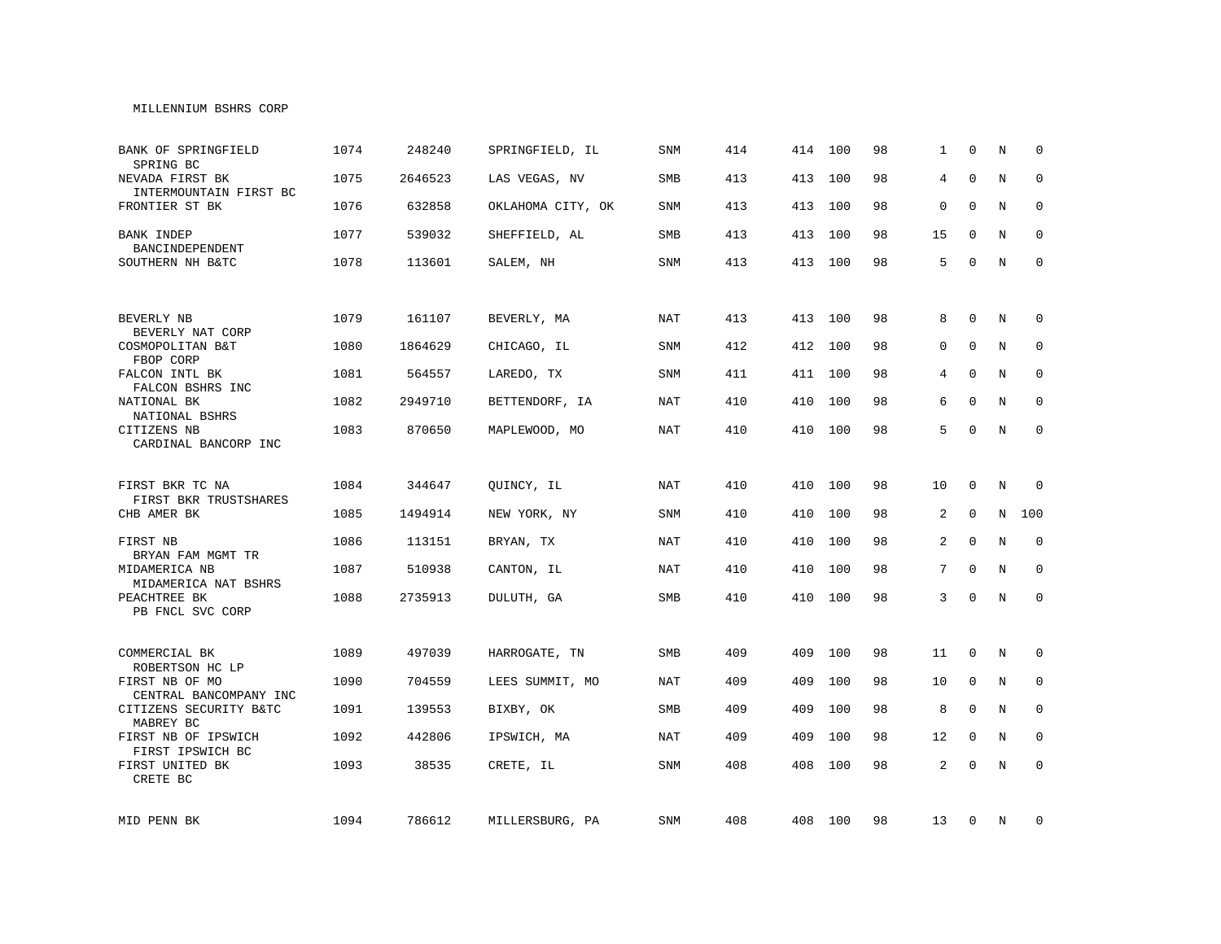MILLENNIUM BSHRS CORP

| | | | | | | | | | | | | |
|---|---|---|---|---|---|---|---|---|---|---|---|---|
| BANK OF SPRINGFIELD<br>SPRING BC | 1074 | 248240 | SPRINGFIELD, IL | SNM | 414 | 414 | 100 | 98 | 1 | 0 | N | 0 |
| NEVADA FIRST BK<br>INTERMOUNTAIN FIRST BC | 1075 | 2646523 | LAS VEGAS, NV | SMB | 413 | 413 | 100 | 98 | 4 | 0 | N | 0 |
| FRONTIER ST BK | 1076 | 632858 | OKLAHOMA CITY, OK | SNM | 413 | 413 | 100 | 98 | 0 | 0 | N | 0 |
| BANK INDEP<br>BANCINDEPENDENT | 1077 | 539032 | SHEFFIELD, AL | SMB | 413 | 413 | 100 | 98 | 15 | 0 | N | 0 |
| SOUTHERN NH B&TC | 1078 | 113601 | SALEM, NH | SNM | 413 | 413 | 100 | 98 | 5 | 0 | N | 0 |
| BEVERLY NB<br>BEVERLY NAT CORP | 1079 | 161107 | BEVERLY, MA | NAT | 413 | 413 | 100 | 98 | 8 | 0 | N | 0 |
| COSMOPOLITAN B&T<br>FBOP CORP | 1080 | 1864629 | CHICAGO, IL | SNM | 412 | 412 | 100 | 98 | 0 | 0 | N | 0 |
| FALCON INTL BK<br>FALCON BSHRS INC | 1081 | 564557 | LAREDO, TX | SNM | 411 | 411 | 100 | 98 | 4 | 0 | N | 0 |
| NATIONAL BK<br>NATIONAL BSHRS | 1082 | 2949710 | BETTENDORF, IA | NAT | 410 | 410 | 100 | 98 | 6 | 0 | N | 0 |
| CITIZENS NB<br>CARDINAL BANCORP INC | 1083 | 870650 | MAPLEWOOD, MO | NAT | 410 | 410 | 100 | 98 | 5 | 0 | N | 0 |
| FIRST BKR TC NA<br>FIRST BKR TRUSTSHARES | 1084 | 344647 | QUINCY, IL | NAT | 410 | 410 | 100 | 98 | 10 | 0 | N | 0 |
| CHB AMER BK | 1085 | 1494914 | NEW YORK, NY | SNM | 410 | 410 | 100 | 98 | 2 | 0 | N | 100 |
| FIRST NB<br>BRYAN FAM MGMT TR | 1086 | 113151 | BRYAN, TX | NAT | 410 | 410 | 100 | 98 | 2 | 0 | N | 0 |
| MIDAMERICA NB<br>MIDAMERICA NAT BSHRS | 1087 | 510938 | CANTON, IL | NAT | 410 | 410 | 100 | 98 | 7 | 0 | N | 0 |
| PEACHTREE BK<br>PB FNCL SVC CORP | 1088 | 2735913 | DULUTH, GA | SMB | 410 | 410 | 100 | 98 | 3 | 0 | N | 0 |
| COMMERCIAL BK<br>ROBERTSON HC LP | 1089 | 497039 | HARROGATE, TN | SMB | 409 | 409 | 100 | 98 | 11 | 0 | N | 0 |
| FIRST NB OF MO<br>CENTRAL BANCOMPANY INC | 1090 | 704559 | LEES SUMMIT, MO | NAT | 409 | 409 | 100 | 98 | 10 | 0 | N | 0 |
| CITIZENS SECURITY B&TC<br>MABREY BC | 1091 | 139553 | BIXBY, OK | SMB | 409 | 409 | 100 | 98 | 8 | 0 | N | 0 |
| FIRST NB OF IPSWICH<br>FIRST IPSWICH BC | 1092 | 442806 | IPSWICH, MA | NAT | 409 | 409 | 100 | 98 | 12 | 0 | N | 0 |
| FIRST UNITED BK<br>CRETE BC | 1093 | 38535 | CRETE, IL | SNM | 408 | 408 | 100 | 98 | 2 | 0 | N | 0 |
| MID PENN BK | 1094 | 786612 | MILLERSBURG, PA | SNM | 408 | 408 | 100 | 98 | 13 | 0 | N | 0 |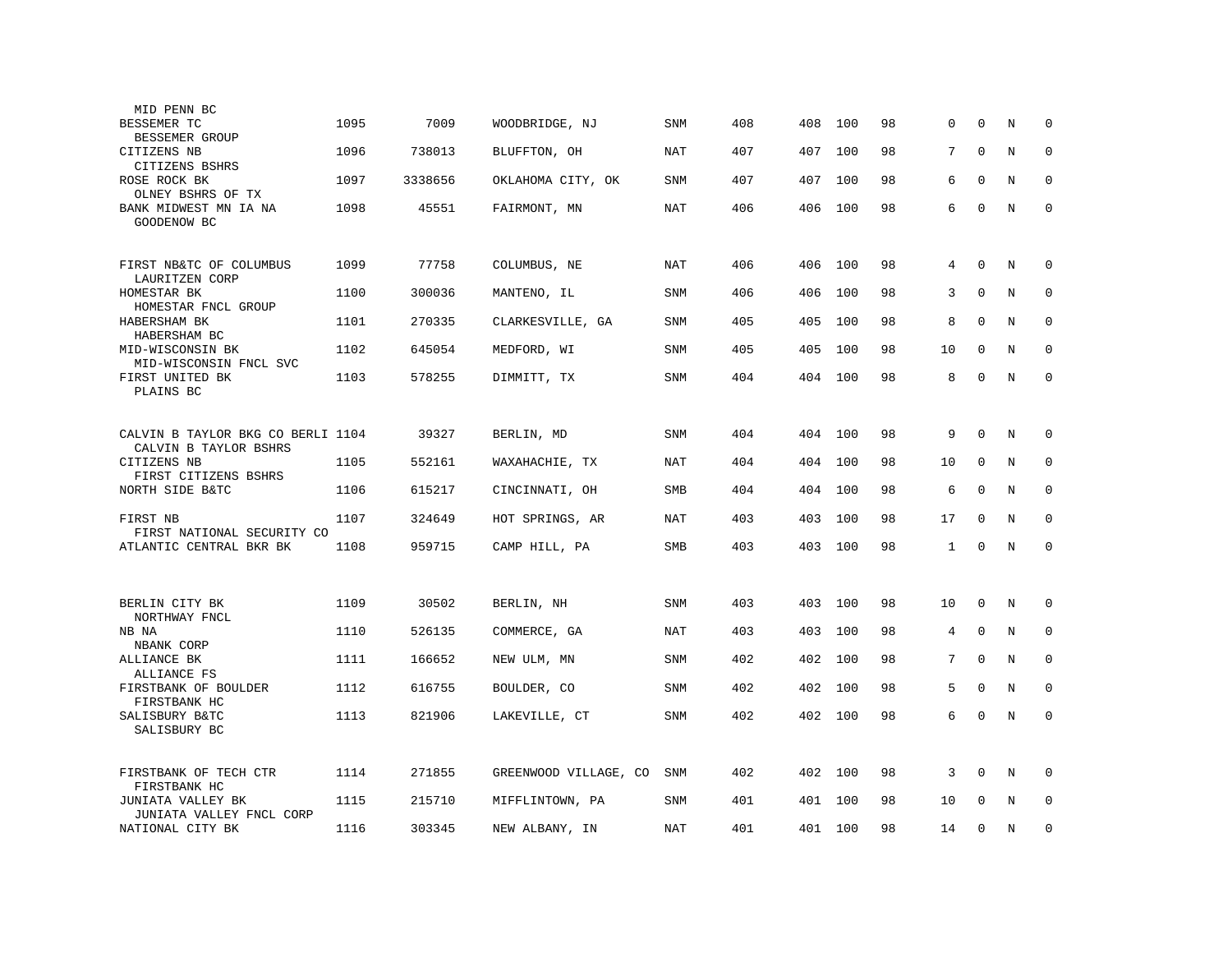| Name | Rank | ID | Location | Type | | | | | | | | |
|---|---|---|---|---|---|---|---|---|---|---|---|---|
| MID PENN BC | | | | | | | | | | | | |
| BESSEMER TC<br>BESSEMER GROUP | 1095 | 7009 | WOODBRIDGE, NJ | SNM | 408 | 408 | 100 | 98 | 0 | 0 | N | 0 |
| CITIZENS NB<br>CITIZENS BSHRS | 1096 | 738013 | BLUFFTON, OH | NAT | 407 | 407 | 100 | 98 | 7 | 0 | N | 0 |
| ROSE ROCK BK<br>OLNEY BSHRS OF TX | 1097 | 3338656 | OKLAHOMA CITY, OK | SNM | 407 | 407 | 100 | 98 | 6 | 0 | N | 0 |
| BANK MIDWEST MN IA NA<br>GOODENOW BC | 1098 | 45551 | FAIRMONT, MN | NAT | 406 | 406 | 100 | 98 | 6 | 0 | N | 0 |
| FIRST NB&TC OF COLUMBUS<br>LAURITZEN CORP | 1099 | 77758 | COLUMBUS, NE | NAT | 406 | 406 | 100 | 98 | 4 | 0 | N | 0 |
| HOMESTAR BK<br>HOMESTAR FNCL GROUP | 1100 | 300036 | MANTENO, IL | SNM | 406 | 406 | 100 | 98 | 3 | 0 | N | 0 |
| HABERSHAM BK<br>HABERSHAM BC | 1101 | 270335 | CLARKESVILLE, GA | SNM | 405 | 405 | 100 | 98 | 8 | 0 | N | 0 |
| MID-WISCONSIN BK<br>MID-WISCONSIN FNCL SVC | 1102 | 645054 | MEDFORD, WI | SNM | 405 | 405 | 100 | 98 | 10 | 0 | N | 0 |
| FIRST UNITED BK<br>PLAINS BC | 1103 | 578255 | DIMMITT, TX | SNM | 404 | 404 | 100 | 98 | 8 | 0 | N | 0 |
| CALVIN B TAYLOR BKG CO BERLI<br>CALVIN B TAYLOR BSHRS | 1104 | 39327 | BERLIN, MD | SNM | 404 | 404 | 100 | 98 | 9 | 0 | N | 0 |
| CITIZENS NB<br>FIRST CITIZENS BSHRS | 1105 | 552161 | WAXAHACHIE, TX | NAT | 404 | 404 | 100 | 98 | 10 | 0 | N | 0 |
| NORTH SIDE B&TC | 1106 | 615217 | CINCINNATI, OH | SMB | 404 | 404 | 100 | 98 | 6 | 0 | N | 0 |
| FIRST NB<br>FIRST NATIONAL SECURITY CO | 1107 | 324649 | HOT SPRINGS, AR | NAT | 403 | 403 | 100 | 98 | 17 | 0 | N | 0 |
| ATLANTIC CENTRAL BKR BK | 1108 | 959715 | CAMP HILL, PA | SMB | 403 | 403 | 100 | 98 | 1 | 0 | N | 0 |
| BERLIN CITY BK<br>NORTHWAY FNCL | 1109 | 30502 | BERLIN, NH | SNM | 403 | 403 | 100 | 98 | 10 | 0 | N | 0 |
| NB NA<br>NBANK CORP | 1110 | 526135 | COMMERCE, GA | NAT | 403 | 403 | 100 | 98 | 4 | 0 | N | 0 |
| ALLIANCE BK<br>ALLIANCE FS | 1111 | 166652 | NEW ULM, MN | SNM | 402 | 402 | 100 | 98 | 7 | 0 | N | 0 |
| FIRSTBANK OF BOULDER<br>FIRSTBANK HC | 1112 | 616755 | BOULDER, CO | SNM | 402 | 402 | 100 | 98 | 5 | 0 | N | 0 |
| SALISBURY B&TC<br>SALISBURY BC | 1113 | 821906 | LAKEVILLE, CT | SNM | 402 | 402 | 100 | 98 | 6 | 0 | N | 0 |
| FIRSTBANK OF TECH CTR<br>FIRSTBANK HC | 1114 | 271855 | GREENWOOD VILLAGE, CO | SNM | 402 | 402 | 100 | 98 | 3 | 0 | N | 0 |
| JUNIATA VALLEY BK<br>JUNIATA VALLEY FNCL CORP | 1115 | 215710 | MIFFLINTOWN, PA | SNM | 401 | 401 | 100 | 98 | 10 | 0 | N | 0 |
| NATIONAL CITY BK | 1116 | 303345 | NEW ALBANY, IN | NAT | 401 | 401 | 100 | 98 | 14 | 0 | N | 0 |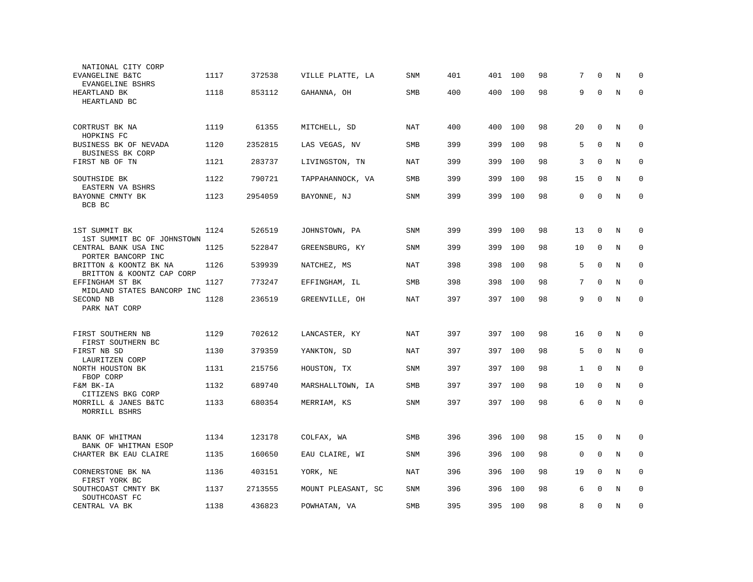| | | | | | | | | | | | | |
|---|---|---|---|---|---|---|---|---|---|---|---|---|
| NATIONAL CITY CORP | | | | | | | | | | | | |
| EVANGELINE B&TC<br>EVANGELINE BSHRS | 1117 | 372538 | VILLE PLATTE, LA | SNM | 401 | 401 | 100 | 98 | 7 | 0 | N | 0 |
| HEARTLAND BK<br>HEARTLAND BC | 1118 | 853112 | GAHANNA, OH | SMB | 400 | 400 | 100 | 98 | 9 | 0 | N | 0 |
| CORTRUST BK NA<br>HOPKINS FC | 1119 | 61355 | MITCHELL, SD | NAT | 400 | 400 | 100 | 98 | 20 | 0 | N | 0 |
| BUSINESS BK OF NEVADA<br>BUSINESS BK CORP | 1120 | 2352815 | LAS VEGAS, NV | SMB | 399 | 399 | 100 | 98 | 5 | 0 | N | 0 |
| FIRST NB OF TN | 1121 | 283737 | LIVINGSTON, TN | NAT | 399 | 399 | 100 | 98 | 3 | 0 | N | 0 |
| SOUTHSIDE BK<br>EASTERN VA BSHRS | 1122 | 790721 | TAPPAHANNOCK, VA | SMB | 399 | 399 | 100 | 98 | 15 | 0 | N | 0 |
| BAYONNE CMNTY BK<br>BCB BC | 1123 | 2954059 | BAYONNE, NJ | SNM | 399 | 399 | 100 | 98 | 0 | 0 | N | 0 |
| 1ST SUMMIT BK<br>1ST SUMMIT BC OF JOHNSTOWN | 1124 | 526519 | JOHNSTOWN, PA | SNM | 399 | 399 | 100 | 98 | 13 | 0 | N | 0 |
| CENTRAL BANK USA INC<br>PORTER BANCORP INC | 1125 | 522847 | GREENSBURG, KY | SNM | 399 | 399 | 100 | 98 | 10 | 0 | N | 0 |
| BRITTON & KOONTZ BK NA<br>BRITTON & KOONTZ CAP CORP | 1126 | 539939 | NATCHEZ, MS | NAT | 398 | 398 | 100 | 98 | 5 | 0 | N | 0 |
| EFFINGHAM ST BK<br>MIDLAND STATES BANCORP INC | 1127 | 773247 | EFFINGHAM, IL | SMB | 398 | 398 | 100 | 98 | 7 | 0 | N | 0 |
| SECOND NB<br>PARK NAT CORP | 1128 | 236519 | GREENVILLE, OH | NAT | 397 | 397 | 100 | 98 | 9 | 0 | N | 0 |
| FIRST SOUTHERN NB<br>FIRST SOUTHERN BC | 1129 | 702612 | LANCASTER, KY | NAT | 397 | 397 | 100 | 98 | 16 | 0 | N | 0 |
| FIRST NB SD<br>LAURITZEN CORP | 1130 | 379359 | YANKTON, SD | NAT | 397 | 397 | 100 | 98 | 5 | 0 | N | 0 |
| NORTH HOUSTON BK<br>FBOP CORP | 1131 | 215756 | HOUSTON, TX | SNM | 397 | 397 | 100 | 98 | 1 | 0 | N | 0 |
| F&M BK-IA<br>CITIZENS BKG CORP | 1132 | 689740 | MARSHALLTOWN, IA | SMB | 397 | 397 | 100 | 98 | 10 | 0 | N | 0 |
| MORRILL & JANES B&TC<br>MORRILL BSHRS | 1133 | 680354 | MERRIAM, KS | SNM | 397 | 397 | 100 | 98 | 6 | 0 | N | 0 |
| BANK OF WHITMAN<br>BANK OF WHITMAN ESOP | 1134 | 123178 | COLFAX, WA | SMB | 396 | 396 | 100 | 98 | 15 | 0 | N | 0 |
| CHARTER BK EAU CLAIRE | 1135 | 160650 | EAU CLAIRE, WI | SNM | 396 | 396 | 100 | 98 | 0 | 0 | N | 0 |
| CORNERSTONE BK NA<br>FIRST YORK BC | 1136 | 403151 | YORK, NE | NAT | 396 | 396 | 100 | 98 | 19 | 0 | N | 0 |
| SOUTHCOAST CMNTY BK<br>SOUTHCOAST FC | 1137 | 2713555 | MOUNT PLEASANT, SC | SNM | 396 | 396 | 100 | 98 | 6 | 0 | N | 0 |
| CENTRAL VA BK | 1138 | 436823 | POWHATAN, VA | SMB | 395 | 395 | 100 | 98 | 8 | 0 | N | 0 |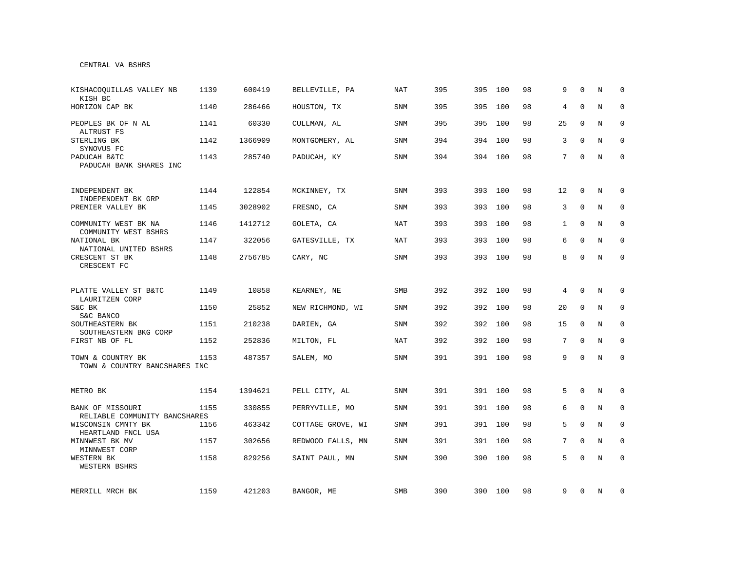CENTRAL VA BSHRS

| | | | | | | | | | | | | |
|---|---|---|---|---|---|---|---|---|---|---|---|---|
| KISHACOQUILLAS VALLEY NB<br>KISH BC | 1139 | 600419 | BELLEVILLE, PA | NAT | 395 | 395 | 100 | 98 | 9 | 0 | N | 0 |
| HORIZON CAP BK | 1140 | 286466 | HOUSTON, TX | SNM | 395 | 395 | 100 | 98 | 4 | 0 | N | 0 |
| PEOPLES BK OF N AL<br>ALTRUST FS | 1141 | 60330 | CULLMAN, AL | SNM | 395 | 395 | 100 | 98 | 25 | 0 | N | 0 |
| STERLING BK<br>SYNOVUS FC | 1142 | 1366909 | MONTGOMERY, AL | SNM | 394 | 394 | 100 | 98 | 3 | 0 | N | 0 |
| PADUCAH B&TC<br>PADUCAH BANK SHARES INC | 1143 | 285740 | PADUCAH, KY | SNM | 394 | 394 | 100 | 98 | 7 | 0 | N | 0 |
| INDEPENDENT BK<br>INDEPENDENT BK GRP | 1144 | 122854 | MCKINNEY, TX | SNM | 393 | 393 | 100 | 98 | 12 | 0 | N | 0 |
| PREMIER VALLEY BK | 1145 | 3028902 | FRESNO, CA | SNM | 393 | 393 | 100 | 98 | 3 | 0 | N | 0 |
| COMMUNITY WEST BK NA<br>COMMUNITY WEST BSHRS | 1146 | 1412712 | GOLETA, CA | NAT | 393 | 393 | 100 | 98 | 1 | 0 | N | 0 |
| NATIONAL BK<br>NATIONAL UNITED BSHRS | 1147 | 322056 | GATESVILLE, TX | NAT | 393 | 393 | 100 | 98 | 6 | 0 | N | 0 |
| CRESCENT ST BK<br>CRESCENT FC | 1148 | 2756785 | CARY, NC | SNM | 393 | 393 | 100 | 98 | 8 | 0 | N | 0 |
| PLATTE VALLEY ST B&TC<br>LAURITZEN CORP | 1149 | 10858 | KEARNEY, NE | SMB | 392 | 392 | 100 | 98 | 4 | 0 | N | 0 |
| S&C BK<br>S&C BANCO | 1150 | 25852 | NEW RICHMOND, WI | SNM | 392 | 392 | 100 | 98 | 20 | 0 | N | 0 |
| SOUTHEASTERN BK<br>SOUTHEASTERN BKG CORP | 1151 | 210238 | DARIEN, GA | SNM | 392 | 392 | 100 | 98 | 15 | 0 | N | 0 |
| FIRST NB OF FL | 1152 | 252836 | MILTON, FL | NAT | 392 | 392 | 100 | 98 | 7 | 0 | N | 0 |
| TOWN & COUNTRY BK<br>TOWN & COUNTRY BANCSHARES INC | 1153 | 487357 | SALEM, MO | SNM | 391 | 391 | 100 | 98 | 9 | 0 | N | 0 |
| METRO BK | 1154 | 1394621 | PELL CITY, AL | SNM | 391 | 391 | 100 | 98 | 5 | 0 | N | 0 |
| BANK OF MISSOURI<br>RELIABLE COMMUNITY BANCSHARES | 1155 | 330855 | PERRYVILLE, MO | SNM | 391 | 391 | 100 | 98 | 6 | 0 | N | 0 |
| WISCONSIN CMNTY BK<br>HEARTLAND FNCL USA | 1156 | 463342 | COTTAGE GROVE, WI | SNM | 391 | 391 | 100 | 98 | 5 | 0 | N | 0 |
| MINNWEST BK MV<br>MINNWEST CORP | 1157 | 302656 | REDWOOD FALLS, MN | SNM | 391 | 391 | 100 | 98 | 7 | 0 | N | 0 |
| WESTERN BK<br>WESTERN BSHRS | 1158 | 829256 | SAINT PAUL, MN | SNM | 390 | 390 | 100 | 98 | 5 | 0 | N | 0 |
| MERRILL MRCH BK | 1159 | 421203 | BANGOR, ME | SMB | 390 | 390 | 100 | 98 | 9 | 0 | N | 0 |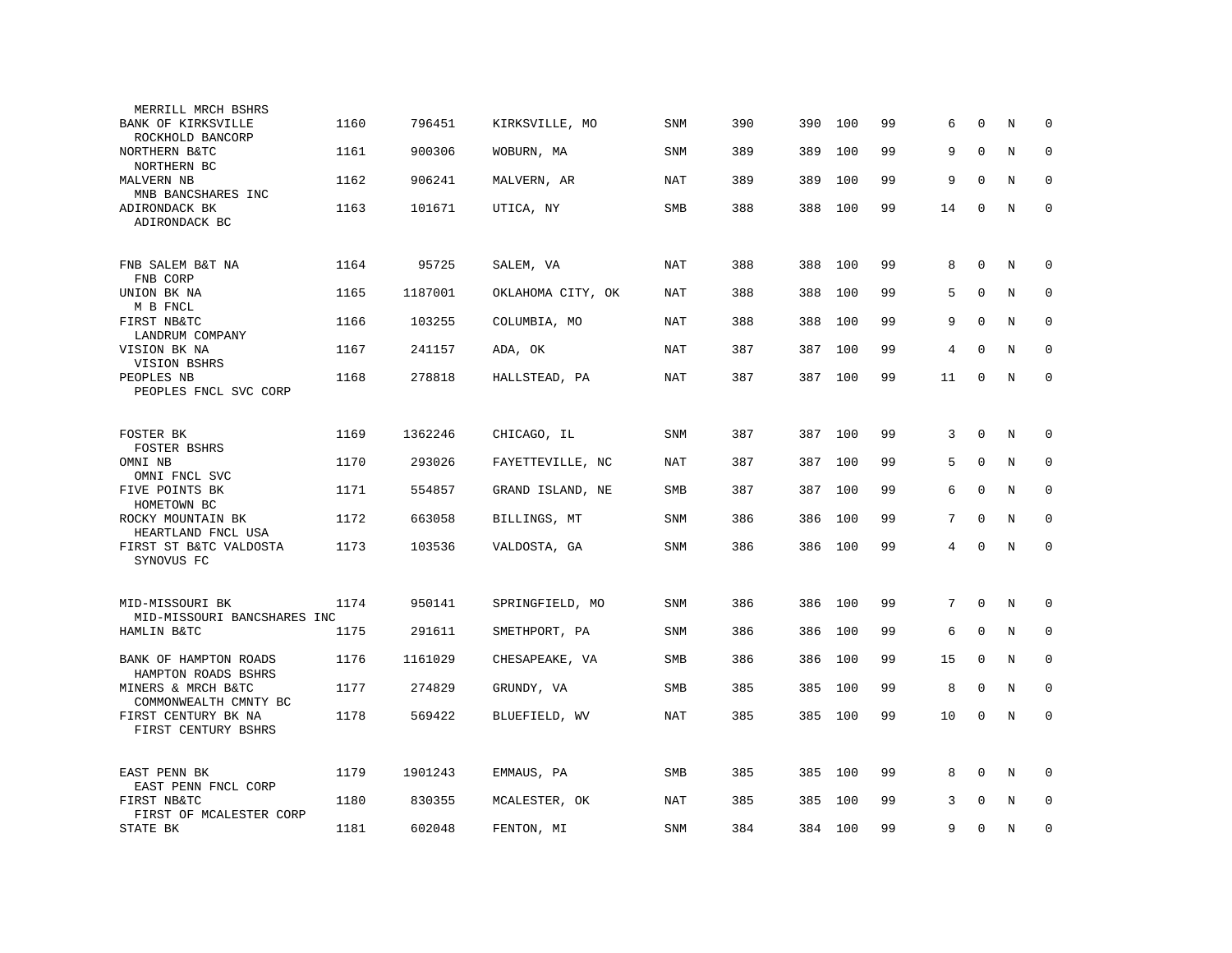| Bank / Holding Company | Rank | ID | Location | Type | Col1 | Col2 | Col3 | Col4 | Col5 | Col6 | Col7 | Col8 |
|---|---|---|---|---|---|---|---|---|---|---|---|---|
| BANK OF KIRKSVILLE (MERRILL MRCH BSHRS) | 1160 | 796451 | KIRKSVILLE, MO | SNM | 390 | 390 | 100 | 99 | 6 | 0 | N | 0 |
| NORTHERN B&TC (ROCKHOLD BANCORP) | 1161 | 900306 | WOBURN, MA | SNM | 389 | 389 | 100 | 99 | 9 | 0 | N | 0 |
| MALVERN NB (NORTHERN BC) | 1162 | 906241 | MALVERN, AR | NAT | 389 | 389 | 100 | 99 | 9 | 0 | N | 0 |
| ADIRONDACK BK (MNB BANCSHARES INC) | 1163 | 101671 | UTICA, NY | SMB | 388 | 388 | 100 | 99 | 14 | 0 | N | 0 |
| ADIRONDACK BC | | | | | | | | | | | | |
| FNB SALEM B&T NA | 1164 | 95725 | SALEM, VA | NAT | 388 | 388 | 100 | 99 | 8 | 0 | N | 0 |
| UNION BK NA (FNB CORP) | 1165 | 1187001 | OKLAHOMA CITY, OK | NAT | 388 | 388 | 100 | 99 | 5 | 0 | N | 0 |
| FIRST NB&TC (M B FNCL) | 1166 | 103255 | COLUMBIA, MO | NAT | 388 | 388 | 100 | 99 | 9 | 0 | N | 0 |
| VISION BK NA (LANDRUM COMPANY) | 1167 | 241157 | ADA, OK | NAT | 387 | 387 | 100 | 99 | 4 | 0 | N | 0 |
| PEOPLES NB (VISION BSHRS) | 1168 | 278818 | HALLSTEAD, PA | NAT | 387 | 387 | 100 | 99 | 11 | 0 | N | 0 |
| PEOPLES FNCL SVC CORP | | | | | | | | | | | | |
| FOSTER BK | 1169 | 1362246 | CHICAGO, IL | SNM | 387 | 387 | 100 | 99 | 3 | 0 | N | 0 |
| OMNI NB (FOSTER BSHRS) | 1170 | 293026 | FAYETTEVILLE, NC | NAT | 387 | 387 | 100 | 99 | 5 | 0 | N | 0 |
| FIVE POINTS BK (OMNI FNCL SVC) | 1171 | 554857 | GRAND ISLAND, NE | SMB | 387 | 387 | 100 | 99 | 6 | 0 | N | 0 |
| ROCKY MOUNTAIN BK (HOMETOWN BC) | 1172 | 663058 | BILLINGS, MT | SNM | 386 | 386 | 100 | 99 | 7 | 0 | N | 0 |
| FIRST ST B&TC VALDOSTA (HEARTLAND FNCL USA) | 1173 | 103536 | VALDOSTA, GA | SNM | 386 | 386 | 100 | 99 | 4 | 0 | N | 0 |
| SYNOVUS FC | | | | | | | | | | | | |
| MID-MISSOURI BK | 1174 | 950141 | SPRINGFIELD, MO | SNM | 386 | 386 | 100 | 99 | 7 | 0 | N | 0 |
| HAMLIN B&TC (MID-MISSOURI BANCSHARES INC) | 1175 | 291611 | SMETHPORT, PA | SNM | 386 | 386 | 100 | 99 | 6 | 0 | N | 0 |
| BANK OF HAMPTON ROADS | 1176 | 1161029 | CHESAPEAKE, VA | SMB | 386 | 386 | 100 | 99 | 15 | 0 | N | 0 |
| MINERS & MRCH B&TC (HAMPTON ROADS BSHRS) | 1177 | 274829 | GRUNDY, VA | SMB | 385 | 385 | 100 | 99 | 8 | 0 | N | 0 |
| FIRST CENTURY BK NA (COMMONWEALTH CMNTY BC) | 1178 | 569422 | BLUEFIELD, WV | NAT | 385 | 385 | 100 | 99 | 10 | 0 | N | 0 |
| FIRST CENTURY BSHRS | | | | | | | | | | | | |
| EAST PENN BK | 1179 | 1901243 | EMMAUS, PA | SMB | 385 | 385 | 100 | 99 | 8 | 0 | N | 0 |
| FIRST NB&TC (EAST PENN FNCL CORP) | 1180 | 830355 | MCALESTER, OK | NAT | 385 | 385 | 100 | 99 | 3 | 0 | N | 0 |
| STATE BK (FIRST OF MCALESTER CORP) | 1181 | 602048 | FENTON, MI | SNM | 384 | 384 | 100 | 99 | 9 | 0 | N | 0 |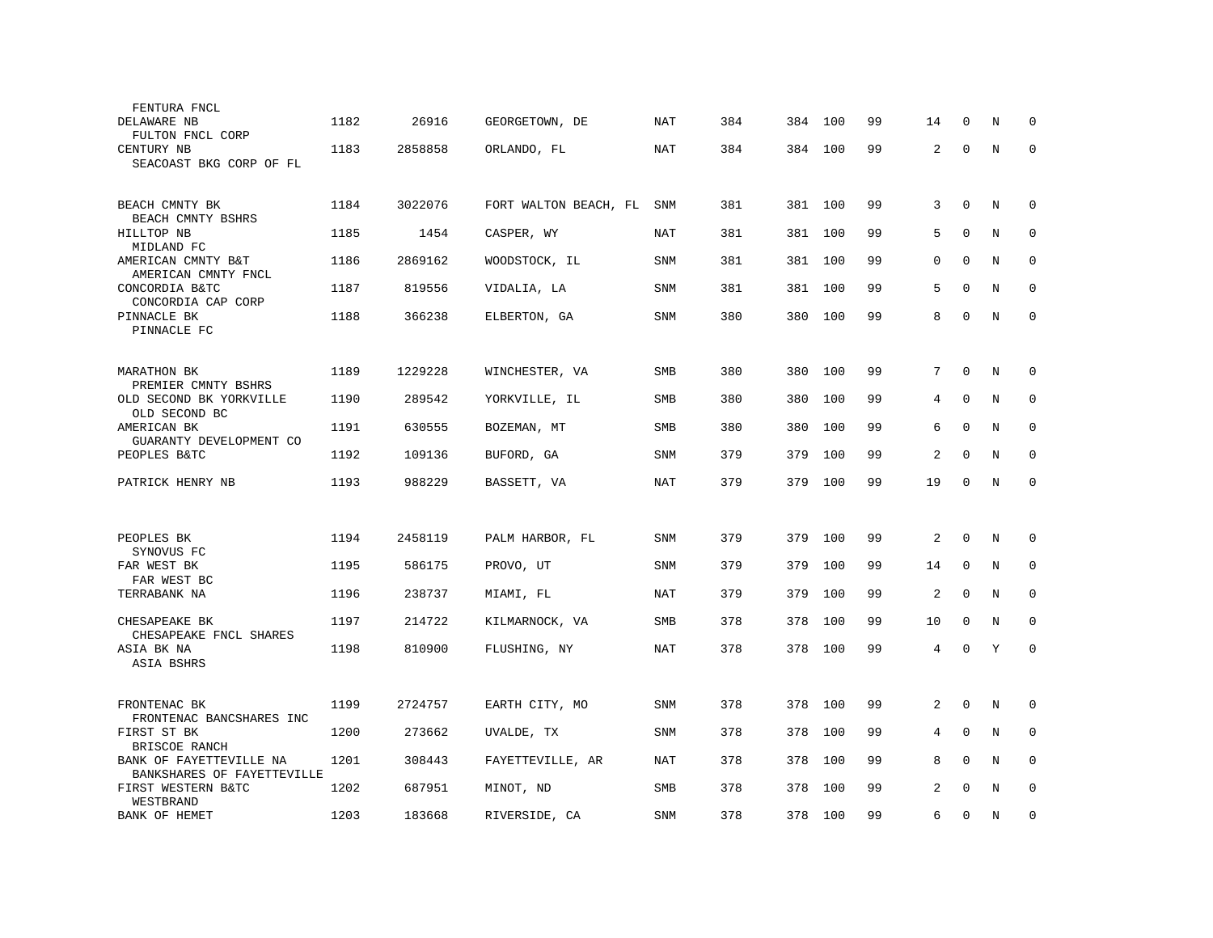| | | | | | | | | | | | |
|---|---|---|---|---|---|---|---|---|---|---|---|
| FENTURA FNCL | | | | | | | | | | | |
| DELAWARE NB | 1182 | 26916 | GEORGETOWN, DE | NAT | 384 | 384 | 100 | 99 | 14 | 0 | N | 0 |
| FULTON FNCL CORP | | | | | | | | | | | |
| CENTURY NB | 1183 | 2858858 | ORLANDO, FL | NAT | 384 | 384 | 100 | 99 | 2 | 0 | N | 0 |
| SEACOAST BKG CORP OF FL | | | | | | | | | | | |
| BEACH CMNTY BK | 1184 | 3022076 | FORT WALTON BEACH, FL | SNM | 381 | 381 | 100 | 99 | 3 | 0 | N | 0 |
| BEACH CMNTY BSHRS | | | | | | | | | | | |
| HILLTOP NB | 1185 | 1454 | CASPER, WY | NAT | 381 | 381 | 100 | 99 | 5 | 0 | N | 0 |
| MIDLAND FC | | | | | | | | | | | |
| AMERICAN CMNTY B&T | 1186 | 2869162 | WOODSTOCK, IL | SNM | 381 | 381 | 100 | 99 | 0 | 0 | N | 0 |
| AMERICAN CMNTY FNCL | | | | | | | | | | | |
| CONCORDIA B&TC | 1187 | 819556 | VIDALIA, LA | SNM | 381 | 381 | 100 | 99 | 5 | 0 | N | 0 |
| CONCORDIA CAP CORP | | | | | | | | | | | |
| PINNACLE BK | 1188 | 366238 | ELBERTON, GA | SNM | 380 | 380 | 100 | 99 | 8 | 0 | N | 0 |
| PINNACLE FC | | | | | | | | | | | |
| MARATHON BK | 1189 | 1229228 | WINCHESTER, VA | SMB | 380 | 380 | 100 | 99 | 7 | 0 | N | 0 |
| PREMIER CMNTY BSHRS | | | | | | | | | | | |
| OLD SECOND BK YORKVILLE | 1190 | 289542 | YORKVILLE, IL | SMB | 380 | 380 | 100 | 99 | 4 | 0 | N | 0 |
| OLD SECOND BC | | | | | | | | | | | |
| AMERICAN BK | 1191 | 630555 | BOZEMAN, MT | SMB | 380 | 380 | 100 | 99 | 6 | 0 | N | 0 |
| GUARANTY DEVELOPMENT CO | | | | | | | | | | | |
| PEOPLES B&TC | 1192 | 109136 | BUFORD, GA | SNM | 379 | 379 | 100 | 99 | 2 | 0 | N | 0 |
| PATRICK HENRY NB | 1193 | 988229 | BASSETT, VA | NAT | 379 | 379 | 100 | 99 | 19 | 0 | N | 0 |
| PEOPLES BK | 1194 | 2458119 | PALM HARBOR, FL | SNM | 379 | 379 | 100 | 99 | 2 | 0 | N | 0 |
| SYNOVUS FC | | | | | | | | | | | |
| FAR WEST BK | 1195 | 586175 | PROVO, UT | SNM | 379 | 379 | 100 | 99 | 14 | 0 | N | 0 |
| FAR WEST BC | | | | | | | | | | | |
| TERRABANK NA | 1196 | 238737 | MIAMI, FL | NAT | 379 | 379 | 100 | 99 | 2 | 0 | N | 0 |
| CHESAPEAKE BK | 1197 | 214722 | KILMARNOCK, VA | SMB | 378 | 378 | 100 | 99 | 10 | 0 | N | 0 |
| CHESAPEAKE FNCL SHARES | | | | | | | | | | | |
| ASIA BK NA | 1198 | 810900 | FLUSHING, NY | NAT | 378 | 378 | 100 | 99 | 4 | 0 | Y | 0 |
| ASIA BSHRS | | | | | | | | | | | |
| FRONTENAC BK | 1199 | 2724757 | EARTH CITY, MO | SNM | 378 | 378 | 100 | 99 | 2 | 0 | N | 0 |
| FRONTENAC BANCSHARES INC | | | | | | | | | | | |
| FIRST ST BK | 1200 | 273662 | UVALDE, TX | SNM | 378 | 378 | 100 | 99 | 4 | 0 | N | 0 |
| BRISCOE RANCH | | | | | | | | | | | |
| BANK OF FAYETTEVILLE NA | 1201 | 308443 | FAYETTEVILLE, AR | NAT | 378 | 378 | 100 | 99 | 8 | 0 | N | 0 |
| BANKSHARES OF FAYETTEVILLE | | | | | | | | | | | |
| FIRST WESTERN B&TC | 1202 | 687951 | MINOT, ND | SMB | 378 | 378 | 100 | 99 | 2 | 0 | N | 0 |
| WESTBRAND | | | | | | | | | | | |
| BANK OF HEMET | 1203 | 183668 | RIVERSIDE, CA | SNM | 378 | 378 | 100 | 99 | 6 | 0 | N | 0 |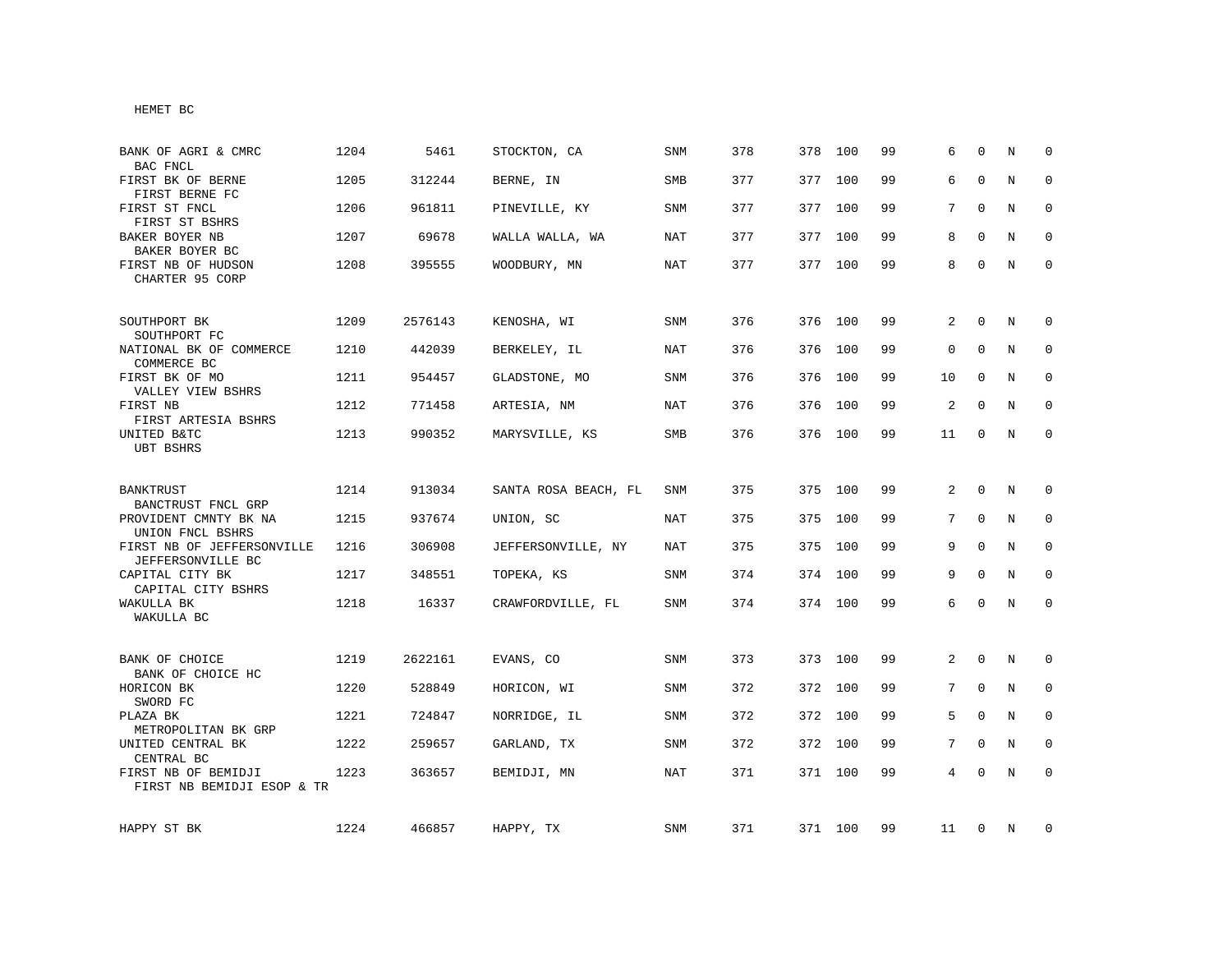HEMET BC

| | | | | | | | | | | | | |
|---|---|---|---|---|---|---|---|---|---|---|---|---|
| BANK OF AGRI & CMRC<br>BAC FNCL | 1204 | 5461 | STOCKTON, CA | SNM | 378 | 378 | 100 | 99 | 6 | 0 | N | 0 |
| FIRST BK OF BERNE<br>FIRST BERNE FC | 1205 | 312244 | BERNE, IN | SMB | 377 | 377 | 100 | 99 | 6 | 0 | N | 0 |
| FIRST ST FNCL<br>FIRST ST BSHRS | 1206 | 961811 | PINEVILLE, KY | SNM | 377 | 377 | 100 | 99 | 7 | 0 | N | 0 |
| BAKER BOYER NB<br>BAKER BOYER BC | 1207 | 69678 | WALLA WALLA, WA | NAT | 377 | 377 | 100 | 99 | 8 | 0 | N | 0 |
| FIRST NB OF HUDSON<br>CHARTER 95 CORP | 1208 | 395555 | WOODBURY, MN | NAT | 377 | 377 | 100 | 99 | 8 | 0 | N | 0 |
| SOUTHPORT BK<br>SOUTHPORT FC | 1209 | 2576143 | KENOSHA, WI | SNM | 376 | 376 | 100 | 99 | 2 | 0 | N | 0 |
| NATIONAL BK OF COMMERCE<br>COMMERCE BC | 1210 | 442039 | BERKELEY, IL | NAT | 376 | 376 | 100 | 99 | 0 | 0 | N | 0 |
| FIRST BK OF MO<br>VALLEY VIEW BSHRS | 1211 | 954457 | GLADSTONE, MO | SNM | 376 | 376 | 100 | 99 | 10 | 0 | N | 0 |
| FIRST NB<br>FIRST ARTESIA BSHRS | 1212 | 771458 | ARTESIA, NM | NAT | 376 | 376 | 100 | 99 | 2 | 0 | N | 0 |
| UNITED B&TC<br>UBT BSHRS | 1213 | 990352 | MARYSVILLE, KS | SMB | 376 | 376 | 100 | 99 | 11 | 0 | N | 0 |
| BANKTRUST<br>BANCTRUST FNCL GRP | 1214 | 913034 | SANTA ROSA BEACH, FL | SNM | 375 | 375 | 100 | 99 | 2 | 0 | N | 0 |
| PROVIDENT CMNTY BK NA<br>UNION FNCL BSHRS | 1215 | 937674 | UNION, SC | NAT | 375 | 375 | 100 | 99 | 7 | 0 | N | 0 |
| FIRST NB OF JEFFERSONVILLE<br>JEFFERSONVILLE BC | 1216 | 306908 | JEFFERSONVILLE, NY | NAT | 375 | 375 | 100 | 99 | 9 | 0 | N | 0 |
| CAPITAL CITY BK<br>CAPITAL CITY BSHRS | 1217 | 348551 | TOPEKA, KS | SNM | 374 | 374 | 100 | 99 | 9 | 0 | N | 0 |
| WAKULLA BK<br>WAKULLA BC | 1218 | 16337 | CRAWFORDVILLE, FL | SNM | 374 | 374 | 100 | 99 | 6 | 0 | N | 0 |
| BANK OF CHOICE<br>BANK OF CHOICE HC | 1219 | 2622161 | EVANS, CO | SNM | 373 | 373 | 100 | 99 | 2 | 0 | N | 0 |
| HORICON BK<br>SWORD FC | 1220 | 528849 | HORICON, WI | SNM | 372 | 372 | 100 | 99 | 7 | 0 | N | 0 |
| PLAZA BK<br>METROPOLITAN BK GRP | 1221 | 724847 | NORRIDGE, IL | SNM | 372 | 372 | 100 | 99 | 5 | 0 | N | 0 |
| UNITED CENTRAL BK<br>CENTRAL BC | 1222 | 259657 | GARLAND, TX | SNM | 372 | 372 | 100 | 99 | 7 | 0 | N | 0 |
| FIRST NB OF BEMIDJI<br>FIRST NB BEMIDJI ESOP & TR | 1223 | 363657 | BEMIDJI, MN | NAT | 371 | 371 | 100 | 99 | 4 | 0 | N | 0 |
| HAPPY ST BK | 1224 | 466857 | HAPPY, TX | SNM | 371 | 371 | 100 | 99 | 11 | 0 | N | 0 |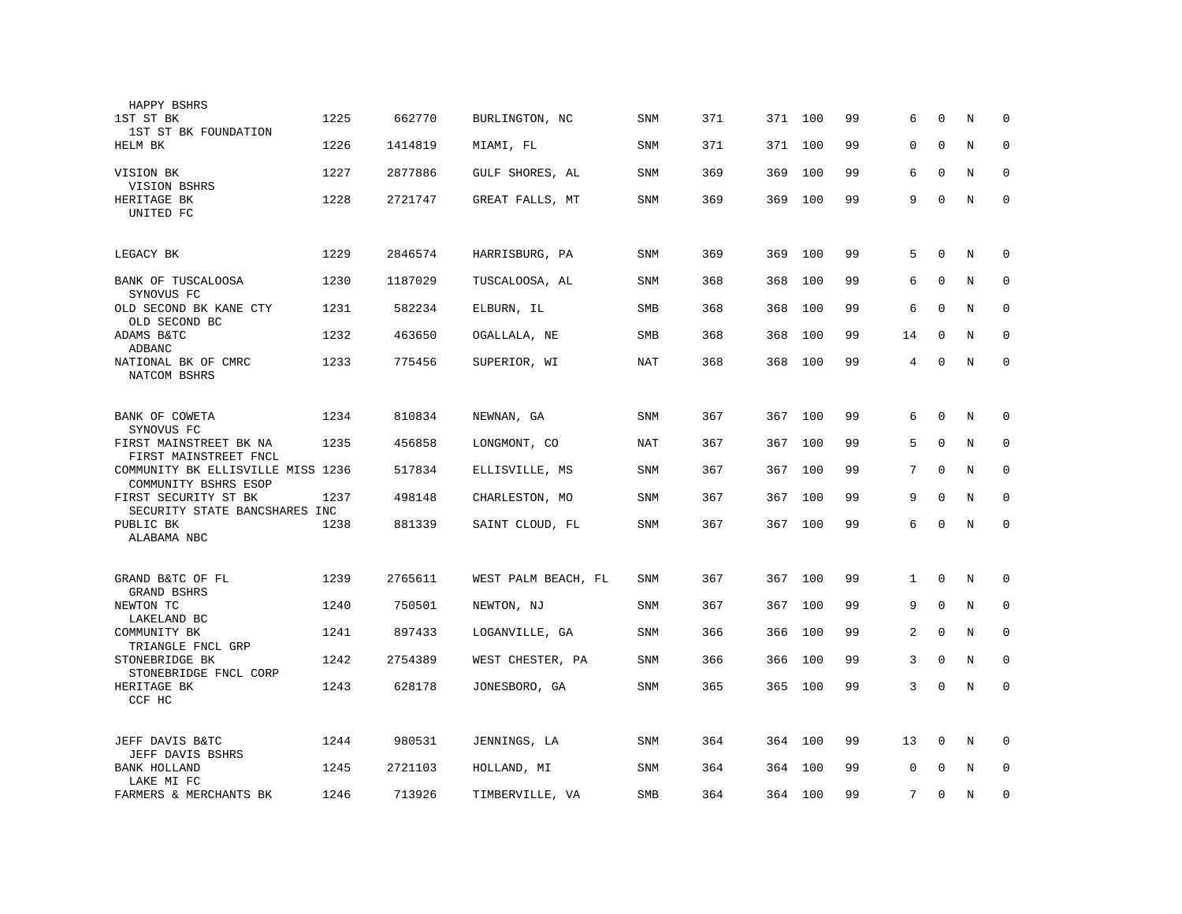| | | | | | | | | | | | | |
|---|---|---|---|---|---|---|---|---|---|---|---|---|
| HAPPY BSHRS | | | | | | | | | | | | |
| 1ST ST BK<br>1ST ST BK FOUNDATION | 1225 | 662770 | BURLINGTON, NC | SNM | 371 | 371 | 100 | 99 | 6 | 0 | N | 0 |
| HELM BK | 1226 | 1414819 | MIAMI, FL | SNM | 371 | 371 | 100 | 99 | 0 | 0 | N | 0 |
| VISION BK<br>VISION BSHRS | 1227 | 2877886 | GULF SHORES, AL | SNM | 369 | 369 | 100 | 99 | 6 | 0 | N | 0 |
| HERITAGE BK<br>UNITED FC | 1228 | 2721747 | GREAT FALLS, MT | SNM | 369 | 369 | 100 | 99 | 9 | 0 | N | 0 |
| LEGACY BK | 1229 | 2846574 | HARRISBURG, PA | SNM | 369 | 369 | 100 | 99 | 5 | 0 | N | 0 |
| BANK OF TUSCALOOSA<br>SYNOVUS FC | 1230 | 1187029 | TUSCALOOSA, AL | SNM | 368 | 368 | 100 | 99 | 6 | 0 | N | 0 |
| OLD SECOND BK KANE CTY<br>OLD SECOND BC | 1231 | 582234 | ELBURN, IL | SMB | 368 | 368 | 100 | 99 | 6 | 0 | N | 0 |
| ADAMS B&TC<br>ADBANC | 1232 | 463650 | OGALLALA, NE | SMB | 368 | 368 | 100 | 99 | 14 | 0 | N | 0 |
| NATIONAL BK OF CMRC<br>NATCOM BSHRS | 1233 | 775456 | SUPERIOR, WI | NAT | 368 | 368 | 100 | 99 | 4 | 0 | N | 0 |
| BANK OF COWETA<br>SYNOVUS FC | 1234 | 810834 | NEWNAN, GA | SNM | 367 | 367 | 100 | 99 | 6 | 0 | N | 0 |
| FIRST MAINSTREET BK NA<br>FIRST MAINSTREET FNCL | 1235 | 456858 | LONGMONT, CO | NAT | 367 | 367 | 100 | 99 | 5 | 0 | N | 0 |
| COMMUNITY BK ELLISVILLE MISS<br>COMMUNITY BSHRS ESOP | 1236 | 517834 | ELLISVILLE, MS | SNM | 367 | 367 | 100 | 99 | 7 | 0 | N | 0 |
| FIRST SECURITY ST BK<br>SECURITY STATE BANCSHARES INC | 1237 | 498148 | CHARLESTON, MO | SNM | 367 | 367 | 100 | 99 | 9 | 0 | N | 0 |
| PUBLIC BK<br>ALABAMA NBC | 1238 | 881339 | SAINT CLOUD, FL | SNM | 367 | 367 | 100 | 99 | 6 | 0 | N | 0 |
| GRAND B&TC OF FL<br>GRAND BSHRS | 1239 | 2765611 | WEST PALM BEACH, FL | SNM | 367 | 367 | 100 | 99 | 1 | 0 | N | 0 |
| NEWTON TC<br>LAKELAND BC | 1240 | 750501 | NEWTON, NJ | SNM | 367 | 367 | 100 | 99 | 9 | 0 | N | 0 |
| COMMUNITY BK<br>TRIANGLE FNCL GRP | 1241 | 897433 | LOGANVILLE, GA | SNM | 366 | 366 | 100 | 99 | 2 | 0 | N | 0 |
| STONEBRIDGE BK<br>STONEBRIDGE FNCL CORP | 1242 | 2754389 | WEST CHESTER, PA | SNM | 366 | 366 | 100 | 99 | 3 | 0 | N | 0 |
| HERITAGE BK<br>CCF HC | 1243 | 628178 | JONESBORO, GA | SNM | 365 | 365 | 100 | 99 | 3 | 0 | N | 0 |
| JEFF DAVIS B&TC<br>JEFF DAVIS BSHRS | 1244 | 980531 | JENNINGS, LA | SNM | 364 | 364 | 100 | 99 | 13 | 0 | N | 0 |
| BANK HOLLAND<br>LAKE MI FC | 1245 | 2721103 | HOLLAND, MI | SNM | 364 | 364 | 100 | 99 | 0 | 0 | N | 0 |
| FARMERS & MERCHANTS BK | 1246 | 713926 | TIMBERVILLE, VA | SMB | 364 | 364 | 100 | 99 | 7 | 0 | N | 0 |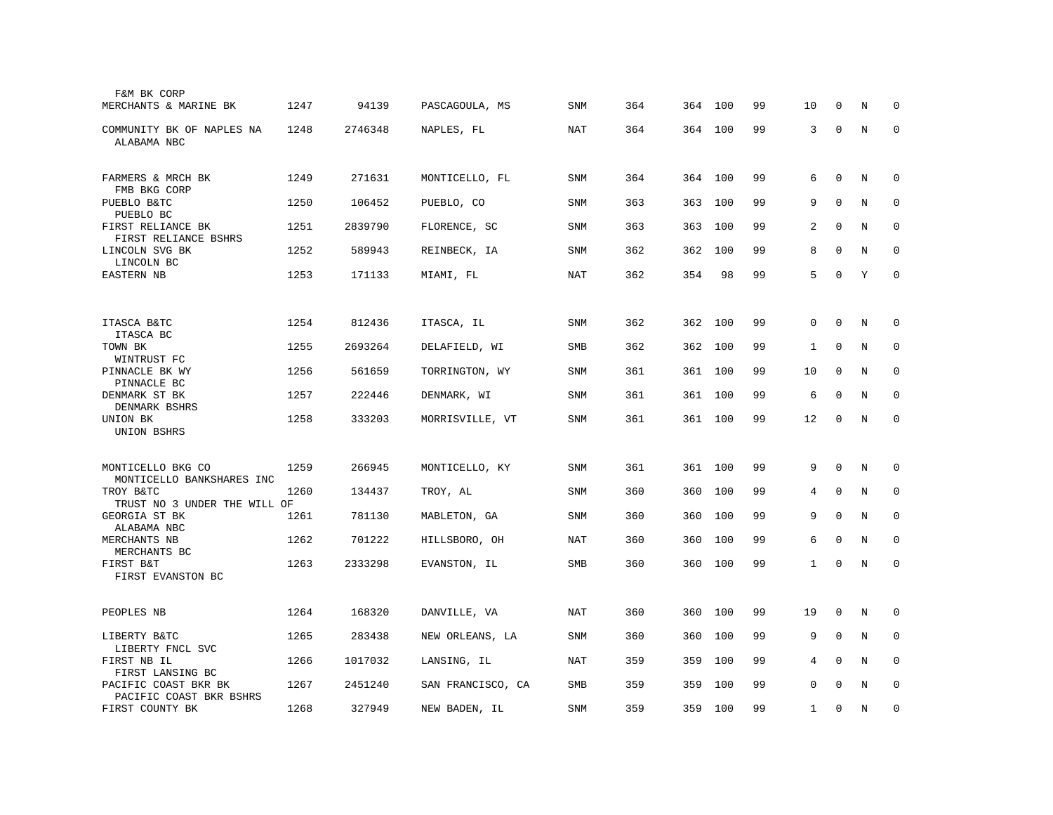| Bank / Holding Company | Rank | ID | Location | Type | Col1 | Col2 | Col3 | Col4 | Col5 | Col6 | Col7 | Col8 |
|---|---|---|---|---|---|---|---|---|---|---|---|---|
| MERCHANTS & MARINE BK<br>F&M BK CORP | 1247 | 94139 | PASCAGOULA, MS | SNM | 364 | 364 | 100 | 99 | 10 | 0 | N | 0 |
| COMMUNITY BK OF NAPLES NA<br>ALABAMA NBC | 1248 | 2746348 | NAPLES, FL | NAT | 364 | 364 | 100 | 99 | 3 | 0 | N | 0 |
| FARMERS & MRCH BK<br>FMB BKG CORP | 1249 | 271631 | MONTICELLO, FL | SNM | 364 | 364 | 100 | 99 | 6 | 0 | N | 0 |
| PUEBLO B&TC<br>PUEBLO BC | 1250 | 106452 | PUEBLO, CO | SNM | 363 | 363 | 100 | 99 | 9 | 0 | N | 0 |
| FIRST RELIANCE BK<br>FIRST RELIANCE BSHRS | 1251 | 2839790 | FLORENCE, SC | SNM | 363 | 363 | 100 | 99 | 2 | 0 | N | 0 |
| LINCOLN SVG BK<br>LINCOLN BC | 1252 | 589943 | REINBECK, IA | SNM | 362 | 362 | 100 | 99 | 8 | 0 | N | 0 |
| EASTERN NB | 1253 | 171133 | MIAMI, FL | NAT | 362 | 354 | 98 | 99 | 5 | 0 | Y | 0 |
| ITASCA B&TC<br>ITASCA BC | 1254 | 812436 | ITASCA, IL | SNM | 362 | 362 | 100 | 99 | 0 | 0 | N | 0 |
| TOWN BK<br>WINTRUST FC | 1255 | 2693264 | DELAFIELD, WI | SMB | 362 | 362 | 100 | 99 | 1 | 0 | N | 0 |
| PINNACLE BK WY<br>PINNACLE BC | 1256 | 561659 | TORRINGTON, WY | SNM | 361 | 361 | 100 | 99 | 10 | 0 | N | 0 |
| DENMARK ST BK<br>DENMARK BSHRS | 1257 | 222446 | DENMARK, WI | SNM | 361 | 361 | 100 | 99 | 6 | 0 | N | 0 |
| UNION BK<br>UNION BSHRS | 1258 | 333203 | MORRISVILLE, VT | SNM | 361 | 361 | 100 | 99 | 12 | 0 | N | 0 |
| MONTICELLO BKG CO<br>MONTICELLO BANKSHARES INC | 1259 | 266945 | MONTICELLO, KY | SNM | 361 | 361 | 100 | 99 | 9 | 0 | N | 0 |
| TROY B&TC<br>TRUST NO 3 UNDER THE WILL OF | 1260 | 134437 | TROY, AL | SNM | 360 | 360 | 100 | 99 | 4 | 0 | N | 0 |
| GEORGIA ST BK<br>ALABAMA NBC | 1261 | 781130 | MABLETON, GA | SNM | 360 | 360 | 100 | 99 | 9 | 0 | N | 0 |
| MERCHANTS NB<br>MERCHANTS BC | 1262 | 701222 | HILLSBORO, OH | NAT | 360 | 360 | 100 | 99 | 6 | 0 | N | 0 |
| FIRST B&T<br>FIRST EVANSTON BC | 1263 | 2333298 | EVANSTON, IL | SMB | 360 | 360 | 100 | 99 | 1 | 0 | N | 0 |
| PEOPLES NB | 1264 | 168320 | DANVILLE, VA | NAT | 360 | 360 | 100 | 99 | 19 | 0 | N | 0 |
| LIBERTY B&TC<br>LIBERTY FNCL SVC | 1265 | 283438 | NEW ORLEANS, LA | SNM | 360 | 360 | 100 | 99 | 9 | 0 | N | 0 |
| FIRST NB IL<br>FIRST LANSING BC | 1266 | 1017032 | LANSING, IL | NAT | 359 | 359 | 100 | 99 | 4 | 0 | N | 0 |
| PACIFIC COAST BKR BK<br>PACIFIC COAST BKR BSHRS | 1267 | 2451240 | SAN FRANCISCO, CA | SMB | 359 | 359 | 100 | 99 | 0 | 0 | N | 0 |
| FIRST COUNTY BK | 1268 | 327949 | NEW BADEN, IL | SNM | 359 | 359 | 100 | 99 | 1 | 0 | N | 0 |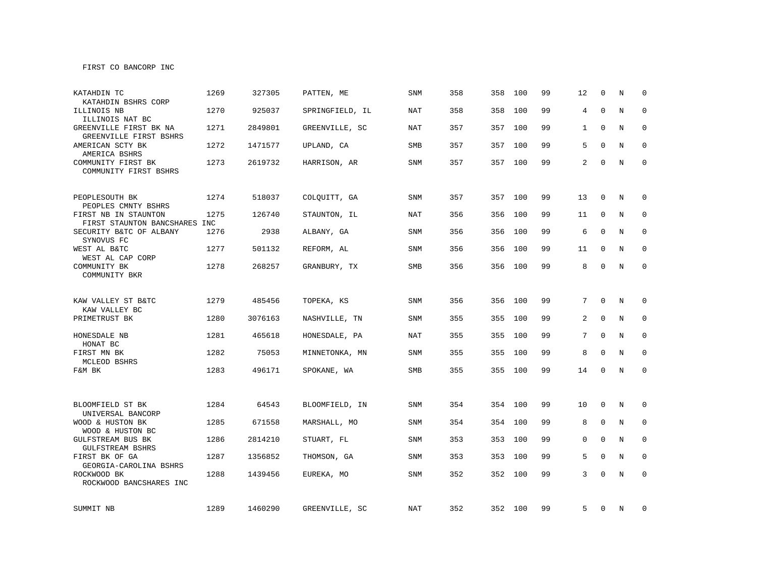FIRST CO BANCORP INC

| | | | | | | | | | | | | |
|---|---|---|---|---|---|---|---|---|---|---|---|---|
| KATAHDIN TC<br>KATAHDIN BSHRS CORP | 1269 | 327305 | PATTEN, ME | SNM | 358 | 358 | 100 | 99 | 12 | 0 | N | 0 |
| ILLINOIS NB<br>ILLINOIS NAT BC | 1270 | 925037 | SPRINGFIELD, IL | NAT | 358 | 358 | 100 | 99 | 4 | 0 | N | 0 |
| GREENVILLE FIRST BK NA<br>GREENVILLE FIRST BSHRS | 1271 | 2849801 | GREENVILLE, SC | NAT | 357 | 357 | 100 | 99 | 1 | 0 | N | 0 |
| AMERICAN SCTY BK<br>AMERICA BSHRS | 1272 | 1471577 | UPLAND, CA | SMB | 357 | 357 | 100 | 99 | 5 | 0 | N | 0 |
| COMMUNITY FIRST BK<br>COMMUNITY FIRST BSHRS | 1273 | 2619732 | HARRISON, AR | SNM | 357 | 357 | 100 | 99 | 2 | 0 | N | 0 |
| PEOPLESOUTH BK<br>PEOPLES CMNTY BSHRS | 1274 | 518037 | COLQUITT, GA | SNM | 357 | 357 | 100 | 99 | 13 | 0 | N | 0 |
| FIRST NB IN STAUNTON<br>FIRST STAUNTON BANCSHARES INC | 1275 | 126740 | STAUNTON, IL | NAT | 356 | 356 | 100 | 99 | 11 | 0 | N | 0 |
| SECURITY B&TC OF ALBANY<br>SYNOVUS FC | 1276 | 2938 | ALBANY, GA | SNM | 356 | 356 | 100 | 99 | 6 | 0 | N | 0 |
| WEST AL B&TC<br>WEST AL CAP CORP | 1277 | 501132 | REFORM, AL | SNM | 356 | 356 | 100 | 99 | 11 | 0 | N | 0 |
| COMMUNITY BK<br>COMMUNITY BKR | 1278 | 268257 | GRANBURY, TX | SMB | 356 | 356 | 100 | 99 | 8 | 0 | N | 0 |
| KAW VALLEY ST B&TC<br>KAW VALLEY BC | 1279 | 485456 | TOPEKA, KS | SNM | 356 | 356 | 100 | 99 | 7 | 0 | N | 0 |
| PRIMETRUST BK | 1280 | 3076163 | NASHVILLE, TN | SNM | 355 | 355 | 100 | 99 | 2 | 0 | N | 0 |
| HONESDALE NB<br>HONAT BC | 1281 | 465618 | HONESDALE, PA | NAT | 355 | 355 | 100 | 99 | 7 | 0 | N | 0 |
| FIRST MN BK<br>MCLEOD BSHRS | 1282 | 75053 | MINNETONKA, MN | SNM | 355 | 355 | 100 | 99 | 8 | 0 | N | 0 |
| F&M BK | 1283 | 496171 | SPOKANE, WA | SMB | 355 | 355 | 100 | 99 | 14 | 0 | N | 0 |
| BLOOMFIELD ST BK<br>UNIVERSAL BANCORP | 1284 | 64543 | BLOOMFIELD, IN | SNM | 354 | 354 | 100 | 99 | 10 | 0 | N | 0 |
| WOOD & HUSTON BK<br>WOOD & HUSTON BC | 1285 | 671558 | MARSHALL, MO | SNM | 354 | 354 | 100 | 99 | 8 | 0 | N | 0 |
| GULFSTREAM BUS BK<br>GULFSTREAM BSHRS | 1286 | 2814210 | STUART, FL | SNM | 353 | 353 | 100 | 99 | 0 | 0 | N | 0 |
| FIRST BK OF GA<br>GEORGIA-CAROLINA BSHRS | 1287 | 1356852 | THOMSON, GA | SNM | 353 | 353 | 100 | 99 | 5 | 0 | N | 0 |
| ROCKWOOD BK<br>ROCKWOOD BANCSHARES INC | 1288 | 1439456 | EUREKA, MO | SNM | 352 | 352 | 100 | 99 | 3 | 0 | N | 0 |
| SUMMIT NB | 1289 | 1460290 | GREENVILLE, SC | NAT | 352 | 352 | 100 | 99 | 5 | 0 | N | 0 |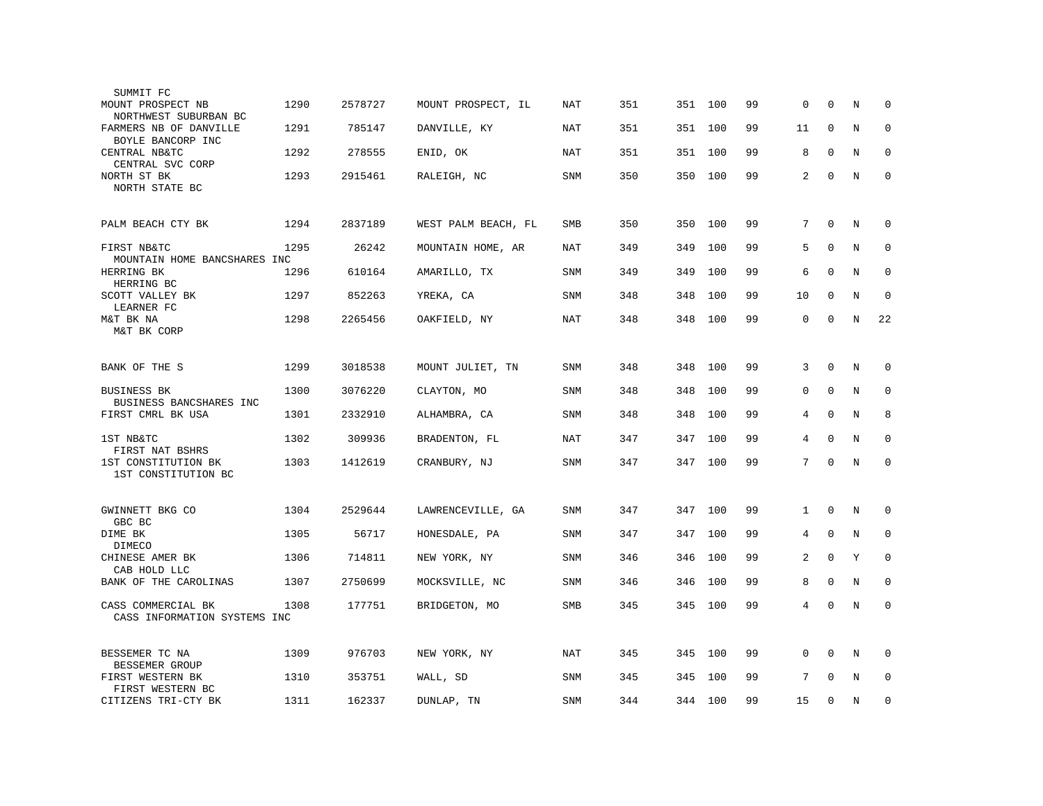| Bank / Holding Company | Rank | ID | Location | Type | | | | | | | | |
|---|---|---|---|---|---|---|---|---|---|---|---|---|
| SUMMIT FC | | | | | | | | | | | | |
| MOUNT PROSPECT NB<br>NORTHWEST SUBURBAN BC | 1290 | 2578727 | MOUNT PROSPECT, IL | NAT | 351 | 351 | 100 | 99 | 0 | 0 | N | 0 |
| FARMERS NB OF DANVILLE<br>BOYLE BANCORP INC | 1291 | 785147 | DANVILLE, KY | NAT | 351 | 351 | 100 | 99 | 11 | 0 | N | 0 |
| CENTRAL NB&TC<br>CENTRAL SVC CORP | 1292 | 278555 | ENID, OK | NAT | 351 | 351 | 100 | 99 | 8 | 0 | N | 0 |
| NORTH ST BK<br>NORTH STATE BC | 1293 | 2915461 | RALEIGH, NC | SNM | 350 | 350 | 100 | 99 | 2 | 0 | N | 0 |
| PALM BEACH CTY BK | 1294 | 2837189 | WEST PALM BEACH, FL | SMB | 350 | 350 | 100 | 99 | 7 | 0 | N | 0 |
| FIRST NB&TC<br>MOUNTAIN HOME BANCSHARES INC | 1295 | 26242 | MOUNTAIN HOME, AR | NAT | 349 | 349 | 100 | 99 | 5 | 0 | N | 0 |
| HERRING BK<br>HERRING BC | 1296 | 610164 | AMARILLO, TX | SNM | 349 | 349 | 100 | 99 | 6 | 0 | N | 0 |
| SCOTT VALLEY BK<br>LEARNER FC | 1297 | 852263 | YREKA, CA | SNM | 348 | 348 | 100 | 99 | 10 | 0 | N | 0 |
| M&T BK NA<br>M&T BK CORP | 1298 | 2265456 | OAKFIELD, NY | NAT | 348 | 348 | 100 | 99 | 0 | 0 | N | 22 |
| BANK OF THE S | 1299 | 3018538 | MOUNT JULIET, TN | SNM | 348 | 348 | 100 | 99 | 3 | 0 | N | 0 |
| BUSINESS BK<br>BUSINESS BANCSHARES INC | 1300 | 3076220 | CLAYTON, MO | SNM | 348 | 348 | 100 | 99 | 0 | 0 | N | 0 |
| FIRST CMRL BK USA | 1301 | 2332910 | ALHAMBRA, CA | SNM | 348 | 348 | 100 | 99 | 4 | 0 | N | 8 |
| 1ST NB&TC<br>FIRST NAT BSHRS | 1302 | 309936 | BRADENTON, FL | NAT | 347 | 347 | 100 | 99 | 4 | 0 | N | 0 |
| 1ST CONSTITUTION BK<br>1ST CONSTITUTION BC | 1303 | 1412619 | CRANBURY, NJ | SNM | 347 | 347 | 100 | 99 | 7 | 0 | N | 0 |
| GWINNETT BKG CO<br>GBC BC | 1304 | 2529644 | LAWRENCEVILLE, GA | SNM | 347 | 347 | 100 | 99 | 1 | 0 | N | 0 |
| DIME BK<br>DIMECO | 1305 | 56717 | HONESDALE, PA | SNM | 347 | 347 | 100 | 99 | 4 | 0 | N | 0 |
| CHINESE AMER BK<br>CAB HOLD LLC | 1306 | 714811 | NEW YORK, NY | SNM | 346 | 346 | 100 | 99 | 2 | 0 | Y | 0 |
| BANK OF THE CAROLINAS | 1307 | 2750699 | MOCKSVILLE, NC | SNM | 346 | 346 | 100 | 99 | 8 | 0 | N | 0 |
| CASS COMMERCIAL BK<br>CASS INFORMATION SYSTEMS INC | 1308 | 177751 | BRIDGETON, MO | SMB | 345 | 345 | 100 | 99 | 4 | 0 | N | 0 |
| BESSEMER TC NA<br>BESSEMER GROUP | 1309 | 976703 | NEW YORK, NY | NAT | 345 | 345 | 100 | 99 | 0 | 0 | N | 0 |
| FIRST WESTERN BK<br>FIRST WESTERN BC | 1310 | 353751 | WALL, SD | SNM | 345 | 345 | 100 | 99 | 7 | 0 | N | 0 |
| CITIZENS TRI-CTY BK | 1311 | 162337 | DUNLAP, TN | SNM | 344 | 344 | 100 | 99 | 15 | 0 | N | 0 |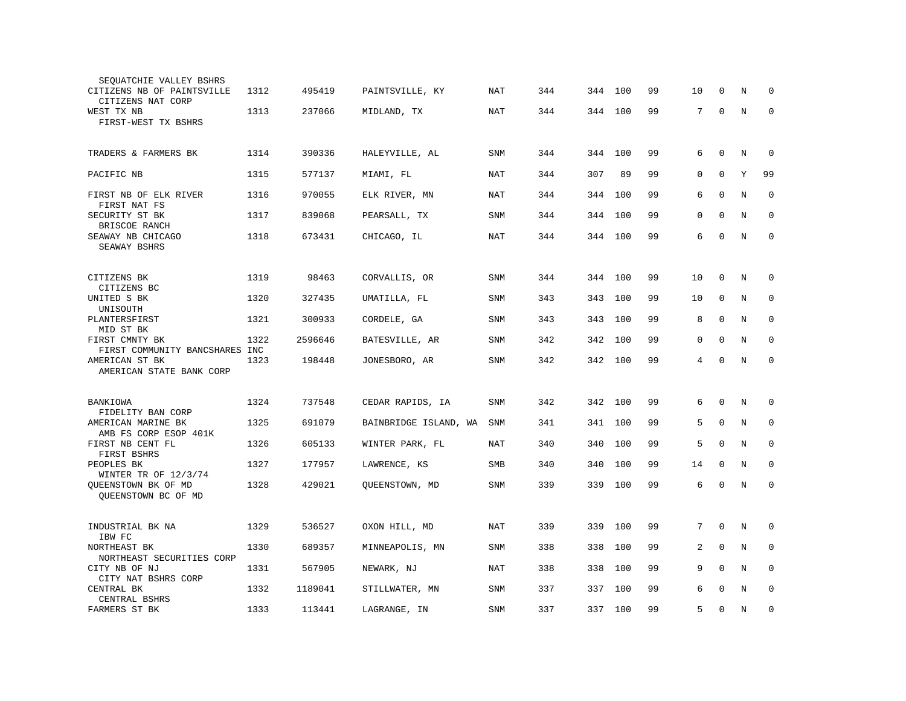| | | | | | | | | | | | | |
|---|---|---|---|---|---|---|---|---|---|---|---|---|
| SEQUATCHIE VALLEY BSHRS | | | | | | | | | | | | |
| CITIZENS NB OF PAINTSVILLE<br>CITIZENS NAT CORP | 1312 | 495419 | PAINTSVILLE, KY | NAT | 344 | 344 | 100 | 99 | 10 | 0 | N | 0 |
| WEST TX NB<br>FIRST-WEST TX BSHRS | 1313 | 237066 | MIDLAND, TX | NAT | 344 | 344 | 100 | 99 | 7 | 0 | N | 0 |
| TRADERS & FARMERS BK | 1314 | 390336 | HALEYVILLE, AL | SNM | 344 | 344 | 100 | 99 | 6 | 0 | N | 0 |
| PACIFIC NB | 1315 | 577137 | MIAMI, FL | NAT | 344 | 307 | 89 | 99 | 0 | 0 | Y | 99 |
| FIRST NB OF ELK RIVER<br>FIRST NAT FS | 1316 | 970055 | ELK RIVER, MN | NAT | 344 | 344 | 100 | 99 | 6 | 0 | N | 0 |
| SECURITY ST BK<br>BRISCOE RANCH | 1317 | 839068 | PEARSALL, TX | SNM | 344 | 344 | 100 | 99 | 0 | 0 | N | 0 |
| SEAWAY NB CHICAGO<br>SEAWAY BSHRS | 1318 | 673431 | CHICAGO, IL | NAT | 344 | 344 | 100 | 99 | 6 | 0 | N | 0 |
| CITIZENS BK<br>CITIZENS BC | 1319 | 98463 | CORVALLIS, OR | SNM | 344 | 344 | 100 | 99 | 10 | 0 | N | 0 |
| UNITED S BK<br>UNISOUTH | 1320 | 327435 | UMATILLA, FL | SNM | 343 | 343 | 100 | 99 | 10 | 0 | N | 0 |
| PLANTERSFIRST<br>MID ST BK | 1321 | 300933 | CORDELE, GA | SNM | 343 | 343 | 100 | 99 | 8 | 0 | N | 0 |
| FIRST CMNTY BK<br>FIRST COMMUNITY BANCSHARES INC | 1322 | 2596646 | BATESVILLE, AR | SNM | 342 | 342 | 100 | 99 | 0 | 0 | N | 0 |
| AMERICAN ST BK<br>AMERICAN STATE BANK CORP | 1323 | 198448 | JONESBORO, AR | SNM | 342 | 342 | 100 | 99 | 4 | 0 | N | 0 |
| BANKIOWA<br>FIDELITY BAN CORP | 1324 | 737548 | CEDAR RAPIDS, IA | SNM | 342 | 342 | 100 | 99 | 6 | 0 | N | 0 |
| AMERICAN MARINE BK<br>AMB FS CORP ESOP 401K | 1325 | 691079 | BAINBRIDGE ISLAND, WA | SNM | 341 | 341 | 100 | 99 | 5 | 0 | N | 0 |
| FIRST NB CENT FL<br>FIRST BSHRS | 1326 | 605133 | WINTER PARK, FL | NAT | 340 | 340 | 100 | 99 | 5 | 0 | N | 0 |
| PEOPLES BK<br>WINTER TR OF 12/3/74 | 1327 | 177957 | LAWRENCE, KS | SMB | 340 | 340 | 100 | 99 | 14 | 0 | N | 0 |
| QUEENSTOWN BK OF MD<br>QUEENSTOWN BC OF MD | 1328 | 429021 | QUEENSTOWN, MD | SNM | 339 | 339 | 100 | 99 | 6 | 0 | N | 0 |
| INDUSTRIAL BK NA<br>IBW FC | 1329 | 536527 | OXON HILL, MD | NAT | 339 | 339 | 100 | 99 | 7 | 0 | N | 0 |
| NORTHEAST BK<br>NORTHEAST SECURITIES CORP | 1330 | 689357 | MINNEAPOLIS, MN | SNM | 338 | 338 | 100 | 99 | 2 | 0 | N | 0 |
| CITY NB OF NJ<br>CITY NAT BSHRS CORP | 1331 | 567905 | NEWARK, NJ | NAT | 338 | 338 | 100 | 99 | 9 | 0 | N | 0 |
| CENTRAL BK<br>CENTRAL BSHRS | 1332 | 1189041 | STILLWATER, MN | SNM | 337 | 337 | 100 | 99 | 6 | 0 | N | 0 |
| FARMERS ST BK | 1333 | 113441 | LAGRANGE, IN | SNM | 337 | 337 | 100 | 99 | 5 | 0 | N | 0 |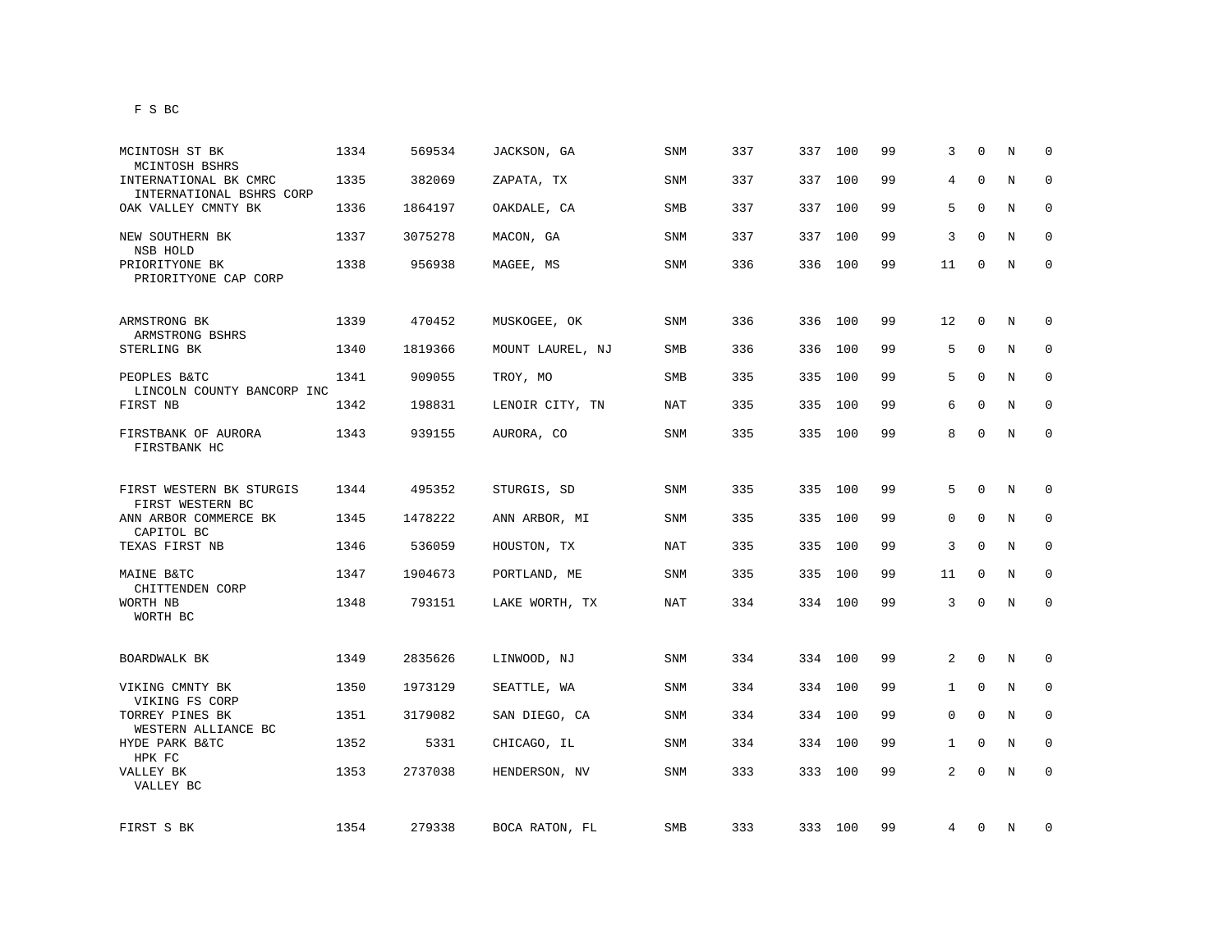F S BC

| | | | | | | | | | | | | |
|---|---|---|---|---|---|---|---|---|---|---|---|---|
| MCINTOSH ST BK<br>MCINTOSH BSHRS | 1334 | 569534 | JACKSON, GA | SNM | 337 | 337 | 100 | 99 | 3 | 0 | N | 0 |
| INTERNATIONAL BK CMRC<br>INTERNATIONAL BSHRS CORP | 1335 | 382069 | ZAPATA, TX | SNM | 337 | 337 | 100 | 99 | 4 | 0 | N | 0 |
| OAK VALLEY CMNTY BK | 1336 | 1864197 | OAKDALE, CA | SMB | 337 | 337 | 100 | 99 | 5 | 0 | N | 0 |
| NEW SOUTHERN BK<br>NSB HOLD | 1337 | 3075278 | MACON, GA | SNM | 337 | 337 | 100 | 99 | 3 | 0 | N | 0 |
| PRIORITYONE BK<br>PRIORITYONE CAP CORP | 1338 | 956938 | MAGEE, MS | SNM | 336 | 336 | 100 | 99 | 11 | 0 | N | 0 |
| ARMSTRONG BK<br>ARMSTRONG BSHRS | 1339 | 470452 | MUSKOGEE, OK | SNM | 336 | 336 | 100 | 99 | 12 | 0 | N | 0 |
| STERLING BK | 1340 | 1819366 | MOUNT LAUREL, NJ | SMB | 336 | 336 | 100 | 99 | 5 | 0 | N | 0 |
| PEOPLES B&TC<br>LINCOLN COUNTY BANCORP INC | 1341 | 909055 | TROY, MO | SMB | 335 | 335 | 100 | 99 | 5 | 0 | N | 0 |
| FIRST NB | 1342 | 198831 | LENOIR CITY, TN | NAT | 335 | 335 | 100 | 99 | 6 | 0 | N | 0 |
| FIRSTBANK OF AURORA<br>FIRSTBANK HC | 1343 | 939155 | AURORA, CO | SNM | 335 | 335 | 100 | 99 | 8 | 0 | N | 0 |
| FIRST WESTERN BK STURGIS<br>FIRST WESTERN BC | 1344 | 495352 | STURGIS, SD | SNM | 335 | 335 | 100 | 99 | 5 | 0 | N | 0 |
| ANN ARBOR COMMERCE BK<br>CAPITOL BC | 1345 | 1478222 | ANN ARBOR, MI | SNM | 335 | 335 | 100 | 99 | 0 | 0 | N | 0 |
| TEXAS FIRST NB | 1346 | 536059 | HOUSTON, TX | NAT | 335 | 335 | 100 | 99 | 3 | 0 | N | 0 |
| MAINE B&TC<br>CHITTENDEN CORP | 1347 | 1904673 | PORTLAND, ME | SNM | 335 | 335 | 100 | 99 | 11 | 0 | N | 0 |
| WORTH NB<br>WORTH BC | 1348 | 793151 | LAKE WORTH, TX | NAT | 334 | 334 | 100 | 99 | 3 | 0 | N | 0 |
| BOARDWALK BK | 1349 | 2835626 | LINWOOD, NJ | SNM | 334 | 334 | 100 | 99 | 2 | 0 | N | 0 |
| VIKING CMNTY BK<br>VIKING FS CORP | 1350 | 1973129 | SEATTLE, WA | SNM | 334 | 334 | 100 | 99 | 1 | 0 | N | 0 |
| TORREY PINES BK<br>WESTERN ALLIANCE BC | 1351 | 3179082 | SAN DIEGO, CA | SNM | 334 | 334 | 100 | 99 | 0 | 0 | N | 0 |
| HYDE PARK B&TC<br>HPK FC | 1352 | 5331 | CHICAGO, IL | SNM | 334 | 334 | 100 | 99 | 1 | 0 | N | 0 |
| VALLEY BK<br>VALLEY BC | 1353 | 2737038 | HENDERSON, NV | SNM | 333 | 333 | 100 | 99 | 2 | 0 | N | 0 |
| FIRST S BK | 1354 | 279338 | BOCA RATON, FL | SMB | 333 | 333 | 100 | 99 | 4 | 0 | N | 0 |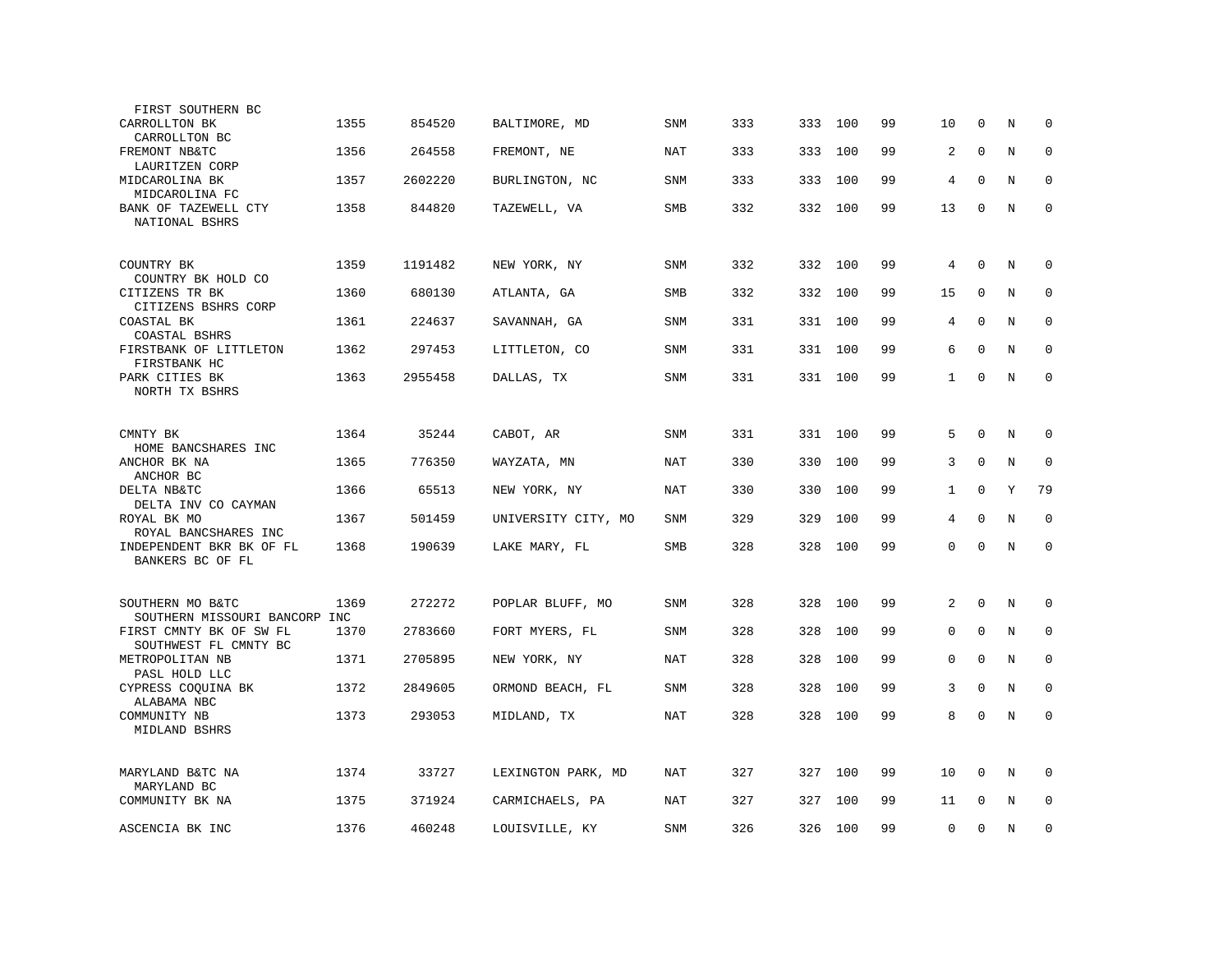| | | | | | | | | | | | | |
|---|---|---|---|---|---|---|---|---|---|---|---|---|
| FIRST SOUTHERN BC | | | | | | | | | | | | |
| CARROLLTON BK<br>CARROLLTON BC | 1355 | 854520 | BALTIMORE, MD | SNM | 333 | 333 | 100 | 99 | 10 | 0 | N | 0 |
| FREMONT NB&TC<br>LAURITZEN CORP | 1356 | 264558 | FREMONT, NE | NAT | 333 | 333 | 100 | 99 | 2 | 0 | N | 0 |
| MIDCAROLINA BK<br>MIDCAROLINA FC | 1357 | 2602220 | BURLINGTON, NC | SNM | 333 | 333 | 100 | 99 | 4 | 0 | N | 0 |
| BANK OF TAZEWELL CTY<br>NATIONAL BSHRS | 1358 | 844820 | TAZEWELL, VA | SMB | 332 | 332 | 100 | 99 | 13 | 0 | N | 0 |
| COUNTRY BK<br>COUNTRY BK HOLD CO | 1359 | 1191482 | NEW YORK, NY | SNM | 332 | 332 | 100 | 99 | 4 | 0 | N | 0 |
| CITIZENS TR BK<br>CITIZENS BSHRS CORP | 1360 | 680130 | ATLANTA, GA | SMB | 332 | 332 | 100 | 99 | 15 | 0 | N | 0 |
| COASTAL BK<br>COASTAL BSHRS | 1361 | 224637 | SAVANNAH, GA | SNM | 331 | 331 | 100 | 99 | 4 | 0 | N | 0 |
| FIRSTBANK OF LITTLETON<br>FIRSTBANK HC | 1362 | 297453 | LITTLETON, CO | SNM | 331 | 331 | 100 | 99 | 6 | 0 | N | 0 |
| PARK CITIES BK<br>NORTH TX BSHRS | 1363 | 2955458 | DALLAS, TX | SNM | 331 | 331 | 100 | 99 | 1 | 0 | N | 0 |
| CMNTY BK<br>HOME BANCSHARES INC | 1364 | 35244 | CABOT, AR | SNM | 331 | 331 | 100 | 99 | 5 | 0 | N | 0 |
| ANCHOR BK NA<br>ANCHOR BC | 1365 | 776350 | WAYZATA, MN | NAT | 330 | 330 | 100 | 99 | 3 | 0 | N | 0 |
| DELTA NB&TC<br>DELTA INV CO CAYMAN | 1366 | 65513 | NEW YORK, NY | NAT | 330 | 330 | 100 | 99 | 1 | 0 | Y | 79 |
| ROYAL BK MO<br>ROYAL BANCSHARES INC | 1367 | 501459 | UNIVERSITY CITY, MO | SNM | 329 | 329 | 100 | 99 | 4 | 0 | N | 0 |
| INDEPENDENT BKR BK OF FL<br>BANKERS BC OF FL | 1368 | 190639 | LAKE MARY, FL | SMB | 328 | 328 | 100 | 99 | 0 | 0 | N | 0 |
| SOUTHERN MO B&TC<br>SOUTHERN MISSOURI BANCORP INC | 1369 | 272272 | POPLAR BLUFF, MO | SNM | 328 | 328 | 100 | 99 | 2 | 0 | N | 0 |
| FIRST CMNTY BK OF SW FL<br>SOUTHWEST FL CMNTY BC | 1370 | 2783660 | FORT MYERS, FL | SNM | 328 | 328 | 100 | 99 | 0 | 0 | N | 0 |
| METROPOLITAN NB<br>PASL HOLD LLC | 1371 | 2705895 | NEW YORK, NY | NAT | 328 | 328 | 100 | 99 | 0 | 0 | N | 0 |
| CYPRESS COQUINA BK<br>ALABAMA NBC | 1372 | 2849605 | ORMOND BEACH, FL | SNM | 328 | 328 | 100 | 99 | 3 | 0 | N | 0 |
| COMMUNITY NB<br>MIDLAND BSHRS | 1373 | 293053 | MIDLAND, TX | NAT | 328 | 328 | 100 | 99 | 8 | 0 | N | 0 |
| MARYLAND B&TC NA<br>MARYLAND BC | 1374 | 33727 | LEXINGTON PARK, MD | NAT | 327 | 327 | 100 | 99 | 10 | 0 | N | 0 |
| COMMUNITY BK NA | 1375 | 371924 | CARMICHAELS, PA | NAT | 327 | 327 | 100 | 99 | 11 | 0 | N | 0 |
| ASCENCIA BK INC | 1376 | 460248 | LOUISVILLE, KY | SNM | 326 | 326 | 100 | 99 | 0 | 0 | N | 0 |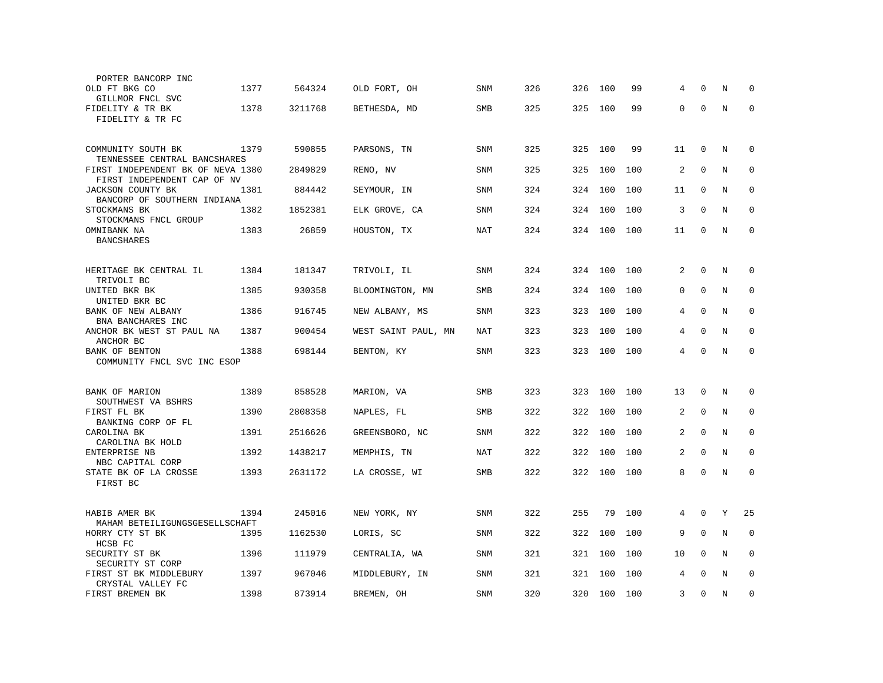| | | | | | | | | | | | | |
|---|---|---|---|---|---|---|---|---|---|---|---|---|
| PORTER BANCORP INC | | | | | | | | | | | | |
| OLD FT BKG CO<br>GILLMOR FNCL SVC | 1377 | 564324 | OLD FORT, OH | SNM | 326 | 326 | 100 | 99 | 4 | 0 | N | 0 |
| FIDELITY & TR BK<br>FIDELITY & TR FC | 1378 | 3211768 | BETHESDA, MD | SMB | 325 | 325 | 100 | 99 | 0 | 0 | N | 0 |
| COMMUNITY SOUTH BK<br>TENNESSEE CENTRAL BANCSHARES | 1379 | 590855 | PARSONS, TN | SNM | 325 | 325 | 100 | 99 | 11 | 0 | N | 0 |
| FIRST INDEPENDENT BK OF NEVA<br>FIRST INDEPENDENT CAP OF NV | 1380 | 2849829 | RENO, NV | SNM | 325 | 325 | 100 | 100 | 2 | 0 | N | 0 |
| JACKSON COUNTY BK<br>BANCORP OF SOUTHERN INDIANA | 1381 | 884442 | SEYMOUR, IN | SNM | 324 | 324 | 100 | 100 | 11 | 0 | N | 0 |
| STOCKMANS BK<br>STOCKMANS FNCL GROUP | 1382 | 1852381 | ELK GROVE, CA | SNM | 324 | 324 | 100 | 100 | 3 | 0 | N | 0 |
| OMNIBANK NA<br>BANCSHARES | 1383 | 26859 | HOUSTON, TX | NAT | 324 | 324 | 100 | 100 | 11 | 0 | N | 0 |
| HERITAGE BK CENTRAL IL<br>TRIVOLI BC | 1384 | 181347 | TRIVOLI, IL | SNM | 324 | 324 | 100 | 100 | 2 | 0 | N | 0 |
| UNITED BKR BK<br>UNITED BKR BC | 1385 | 930358 | BLOOMINGTON, MN | SMB | 324 | 324 | 100 | 100 | 0 | 0 | N | 0 |
| BANK OF NEW ALBANY<br>BNA BANCHARES INC | 1386 | 916745 | NEW ALBANY, MS | SNM | 323 | 323 | 100 | 100 | 4 | 0 | N | 0 |
| ANCHOR BK WEST ST PAUL NA<br>ANCHOR BC | 1387 | 900454 | WEST SAINT PAUL, MN | NAT | 323 | 323 | 100 | 100 | 4 | 0 | N | 0 |
| BANK OF BENTON<br>COMMUNITY FNCL SVC INC ESOP | 1388 | 698144 | BENTON, KY | SNM | 323 | 323 | 100 | 100 | 4 | 0 | N | 0 |
| BANK OF MARION<br>SOUTHWEST VA BSHRS | 1389 | 858528 | MARION, VA | SMB | 323 | 323 | 100 | 100 | 13 | 0 | N | 0 |
| FIRST FL BK<br>BANKING CORP OF FL | 1390 | 2808358 | NAPLES, FL | SMB | 322 | 322 | 100 | 100 | 2 | 0 | N | 0 |
| CAROLINA BK<br>CAROLINA BK HOLD | 1391 | 2516626 | GREENSBORO, NC | SNM | 322 | 322 | 100 | 100 | 2 | 0 | N | 0 |
| ENTERPRISE NB<br>NBC CAPITAL CORP | 1392 | 1438217 | MEMPHIS, TN | NAT | 322 | 322 | 100 | 100 | 2 | 0 | N | 0 |
| STATE BK OF LA CROSSE<br>FIRST BC | 1393 | 2631172 | LA CROSSE, WI | SMB | 322 | 322 | 100 | 100 | 8 | 0 | N | 0 |
| HABIB AMER BK<br>MAHAM BETEILIGUNGSGESELLSCHAFT | 1394 | 245016 | NEW YORK, NY | SNM | 322 | 255 | 79 | 100 | 4 | 0 | Y | 25 |
| HORRY CTY ST BK<br>HCSB FC | 1395 | 1162530 | LORIS, SC | SNM | 322 | 322 | 100 | 100 | 9 | 0 | N | 0 |
| SECURITY ST BK<br>SECURITY ST CORP | 1396 | 111979 | CENTRALIA, WA | SNM | 321 | 321 | 100 | 100 | 10 | 0 | N | 0 |
| FIRST ST BK MIDDLEBURY<br>CRYSTAL VALLEY FC | 1397 | 967046 | MIDDLEBURY, IN | SNM | 321 | 321 | 100 | 100 | 4 | 0 | N | 0 |
| FIRST BREMEN BK | 1398 | 873914 | BREMEN, OH | SNM | 320 | 320 | 100 | 100 | 3 | 0 | N | 0 |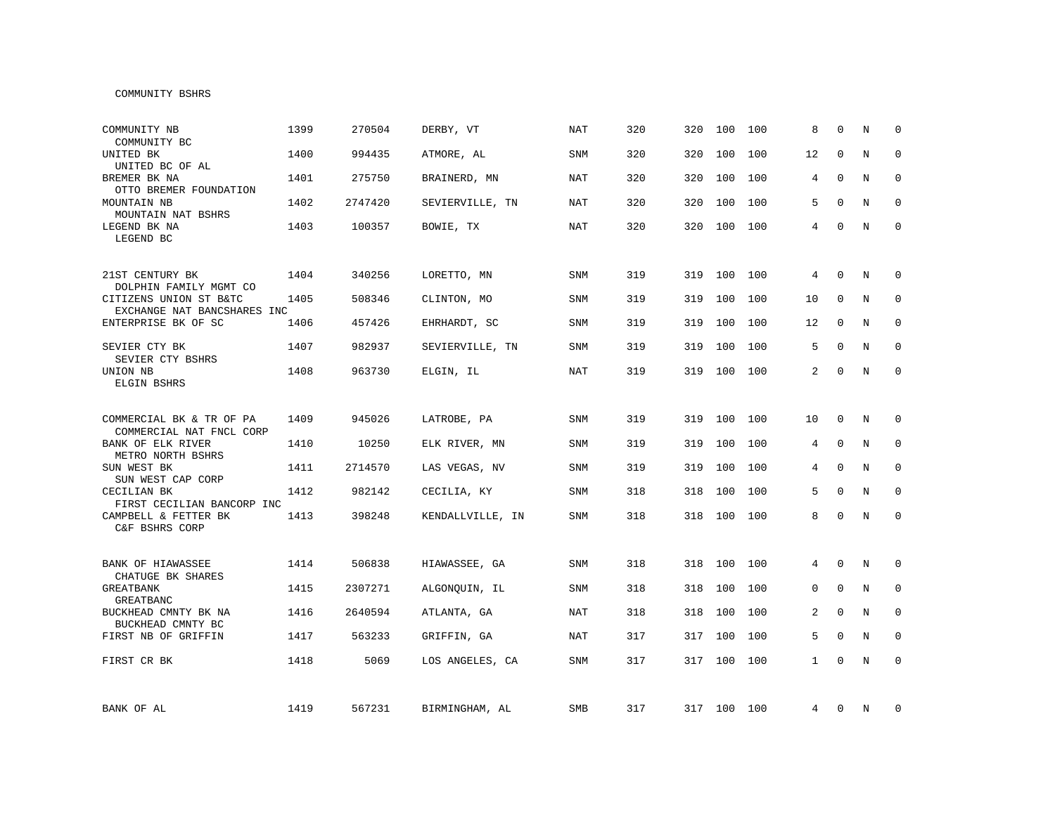COMMUNITY BSHRS

| | | | | | | | | | | | | |
|---|---|---|---|---|---|---|---|---|---|---|---|---|
| COMMUNITY NB<br>COMMUNITY BC | 1399 | 270504 | DERBY, VT | NAT | 320 | 320 | 100 | 100 | 8 | 0 | N | 0 |
| UNITED BK<br>UNITED BC OF AL | 1400 | 994435 | ATMORE, AL | SNM | 320 | 320 | 100 | 100 | 12 | 0 | N | 0 |
| BREMER BK NA<br>OTTO BREMER FOUNDATION | 1401 | 275750 | BRAINERD, MN | NAT | 320 | 320 | 100 | 100 | 4 | 0 | N | 0 |
| MOUNTAIN NB<br>MOUNTAIN NAT BSHRS | 1402 | 2747420 | SEVIERVILLE, TN | NAT | 320 | 320 | 100 | 100 | 5 | 0 | N | 0 |
| LEGEND BK NA<br>LEGEND BC | 1403 | 100357 | BOWIE, TX | NAT | 320 | 320 | 100 | 100 | 4 | 0 | N | 0 |
| 21ST CENTURY BK<br>DOLPHIN FAMILY MGMT CO | 1404 | 340256 | LORETTO, MN | SNM | 319 | 319 | 100 | 100 | 4 | 0 | N | 0 |
| CITIZENS UNION ST B&TC<br>EXCHANGE NAT BANCSHARES INC | 1405 | 508346 | CLINTON, MO | SNM | 319 | 319 | 100 | 100 | 10 | 0 | N | 0 |
| ENTERPRISE BK OF SC | 1406 | 457426 | EHRHARDT, SC | SNM | 319 | 319 | 100 | 100 | 12 | 0 | N | 0 |
| SEVIER CTY BK<br>SEVIER CTY BSHRS | 1407 | 982937 | SEVIERVILLE, TN | SNM | 319 | 319 | 100 | 100 | 5 | 0 | N | 0 |
| UNION NB<br>ELGIN BSHRS | 1408 | 963730 | ELGIN, IL | NAT | 319 | 319 | 100 | 100 | 2 | 0 | N | 0 |
| COMMERCIAL BK & TR OF PA<br>COMMERCIAL NAT FNCL CORP | 1409 | 945026 | LATROBE, PA | SNM | 319 | 319 | 100 | 100 | 10 | 0 | N | 0 |
| BANK OF ELK RIVER<br>METRO NORTH BSHRS | 1410 | 10250 | ELK RIVER, MN | SNM | 319 | 319 | 100 | 100 | 4 | 0 | N | 0 |
| SUN WEST BK<br>SUN WEST CAP CORP | 1411 | 2714570 | LAS VEGAS, NV | SNM | 319 | 319 | 100 | 100 | 4 | 0 | N | 0 |
| CECILIAN BK<br>FIRST CECILIAN BANCORP INC | 1412 | 982142 | CECILIA, KY | SNM | 318 | 318 | 100 | 100 | 5 | 0 | N | 0 |
| CAMPBELL & FETTER BK<br>C&F BSHRS CORP | 1413 | 398248 | KENDALLVILLE, IN | SNM | 318 | 318 | 100 | 100 | 8 | 0 | N | 0 |
| BANK OF HIAWASSEE<br>CHATUGE BK SHARES | 1414 | 506838 | HIAWASSEE, GA | SNM | 318 | 318 | 100 | 100 | 4 | 0 | N | 0 |
| GREATBANK<br>GREATBANC | 1415 | 2307271 | ALGONQUIN, IL | SNM | 318 | 318 | 100 | 100 | 0 | 0 | N | 0 |
| BUCKHEAD CMNTY BK NA<br>BUCKHEAD CMNTY BC | 1416 | 2640594 | ATLANTA, GA | NAT | 318 | 318 | 100 | 100 | 2 | 0 | N | 0 |
| FIRST NB OF GRIFFIN | 1417 | 563233 | GRIFFIN, GA | NAT | 317 | 317 | 100 | 100 | 5 | 0 | N | 0 |
| FIRST CR BK | 1418 | 5069 | LOS ANGELES, CA | SNM | 317 | 317 | 100 | 100 | 1 | 0 | N | 0 |
| BANK OF AL | 1419 | 567231 | BIRMINGHAM, AL | SMB | 317 | 317 | 100 | 100 | 4 | 0 | N | 0 |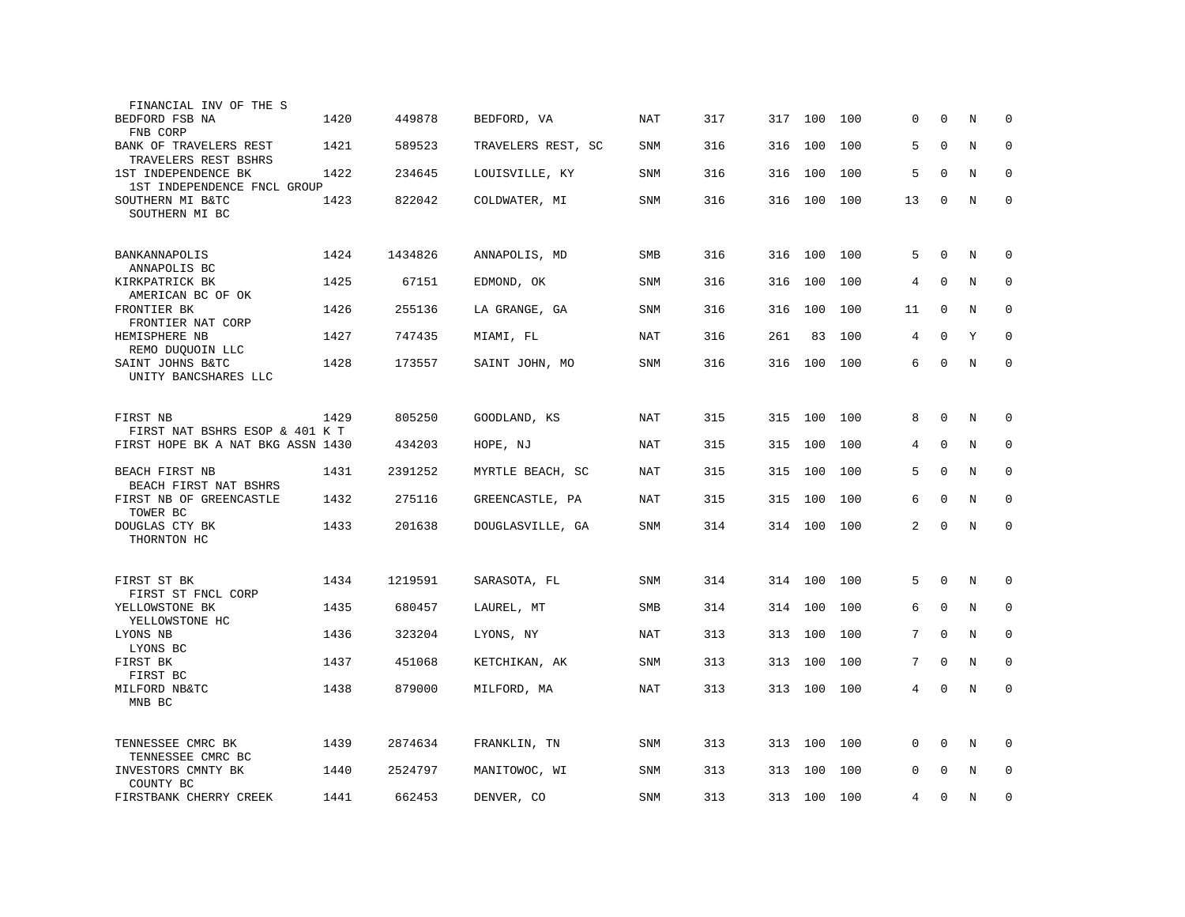| Name / Holding Company | Rank | ID | Location | Type | | | | | | | | |
|---|---|---|---|---|---|---|---|---|---|---|---|---|
| FINANCIAL INV OF THE S | | | | | | | | | | | | |
| BEDFORD FSB NA | 1420 | 449878 | BEDFORD, VA | NAT | 317 | 317 | 100 | 100 | 0 | 0 | N | 0 |
| FNB CORP | | | | | | | | | | | | |
| BANK OF TRAVELERS REST | 1421 | 589523 | TRAVELERS REST, SC | SNM | 316 | 316 | 100 | 100 | 5 | 0 | N | 0 |
| TRAVELERS REST BSHRS | | | | | | | | | | | | |
| 1ST INDEPENDENCE BK | 1422 | 234645 | LOUISVILLE, KY | SNM | 316 | 316 | 100 | 100 | 5 | 0 | N | 0 |
| 1ST INDEPENDENCE FNCL GROUP | | | | | | | | | | | | |
| SOUTHERN MI B&TC | 1423 | 822042 | COLDWATER, MI | SNM | 316 | 316 | 100 | 100 | 13 | 0 | N | 0 |
| SOUTHERN MI BC | | | | | | | | | | | | |
| BANKANNAPOLIS | 1424 | 1434826 | ANNAPOLIS, MD | SMB | 316 | 316 | 100 | 100 | 5 | 0 | N | 0 |
| ANNAPOLIS BC | | | | | | | | | | | | |
| KIRKPATRICK BK | 1425 | 67151 | EDMOND, OK | SNM | 316 | 316 | 100 | 100 | 4 | 0 | N | 0 |
| AMERICAN BC OF OK | | | | | | | | | | | | |
| FRONTIER BK | 1426 | 255136 | LA GRANGE, GA | SNM | 316 | 316 | 100 | 100 | 11 | 0 | N | 0 |
| FRONTIER NAT CORP | | | | | | | | | | | | |
| HEMISPHERE NB | 1427 | 747435 | MIAMI, FL | NAT | 316 | 261 | 83 | 100 | 4 | 0 | Y | 0 |
| REMO DUQUOIN LLC | | | | | | | | | | | | |
| SAINT JOHNS B&TC | 1428 | 173557 | SAINT JOHN, MO | SNM | 316 | 316 | 100 | 100 | 6 | 0 | N | 0 |
| UNITY BANCSHARES LLC | | | | | | | | | | | | |
| FIRST NB | 1429 | 805250 | GOODLAND, KS | NAT | 315 | 315 | 100 | 100 | 8 | 0 | N | 0 |
| FIRST NAT BSHRS ESOP & 401 K T | | | | | | | | | | | | |
| FIRST HOPE BK A NAT BKG ASSN | 1430 | 434203 | HOPE, NJ | NAT | 315 | 315 | 100 | 100 | 4 | 0 | N | 0 |
| BEACH FIRST NB | 1431 | 2391252 | MYRTLE BEACH, SC | NAT | 315 | 315 | 100 | 100 | 5 | 0 | N | 0 |
| BEACH FIRST NAT BSHRS | | | | | | | | | | | | |
| FIRST NB OF GREENCASTLE | 1432 | 275116 | GREENCASTLE, PA | NAT | 315 | 315 | 100 | 100 | 6 | 0 | N | 0 |
| TOWER BC | | | | | | | | | | | | |
| DOUGLAS CTY BK | 1433 | 201638 | DOUGLASVILLE, GA | SNM | 314 | 314 | 100 | 100 | 2 | 0 | N | 0 |
| THORNTON HC | | | | | | | | | | | | |
| FIRST ST BK | 1434 | 1219591 | SARASOTA, FL | SNM | 314 | 314 | 100 | 100 | 5 | 0 | N | 0 |
| FIRST ST FNCL CORP | | | | | | | | | | | | |
| YELLOWSTONE BK | 1435 | 680457 | LAUREL, MT | SMB | 314 | 314 | 100 | 100 | 6 | 0 | N | 0 |
| YELLOWSTONE HC | | | | | | | | | | | | |
| LYONS NB | 1436 | 323204 | LYONS, NY | NAT | 313 | 313 | 100 | 100 | 7 | 0 | N | 0 |
| LYONS BC | | | | | | | | | | | | |
| FIRST BK | 1437 | 451068 | KETCHIKAN, AK | SNM | 313 | 313 | 100 | 100 | 7 | 0 | N | 0 |
| FIRST BC | | | | | | | | | | | | |
| MILFORD NB&TC | 1438 | 879000 | MILFORD, MA | NAT | 313 | 313 | 100 | 100 | 4 | 0 | N | 0 |
| MNB BC | | | | | | | | | | | | |
| TENNESSEE CMRC BK | 1439 | 2874634 | FRANKLIN, TN | SNM | 313 | 313 | 100 | 100 | 0 | 0 | N | 0 |
| TENNESSEE CMRC BC | | | | | | | | | | | | |
| INVESTORS CMNTY BK | 1440 | 2524797 | MANITOWOC, WI | SNM | 313 | 313 | 100 | 100 | 0 | 0 | N | 0 |
| COUNTY BC | | | | | | | | | | | | |
| FIRSTBANK CHERRY CREEK | 1441 | 662453 | DENVER, CO | SNM | 313 | 313 | 100 | 100 | 4 | 0 | N | 0 |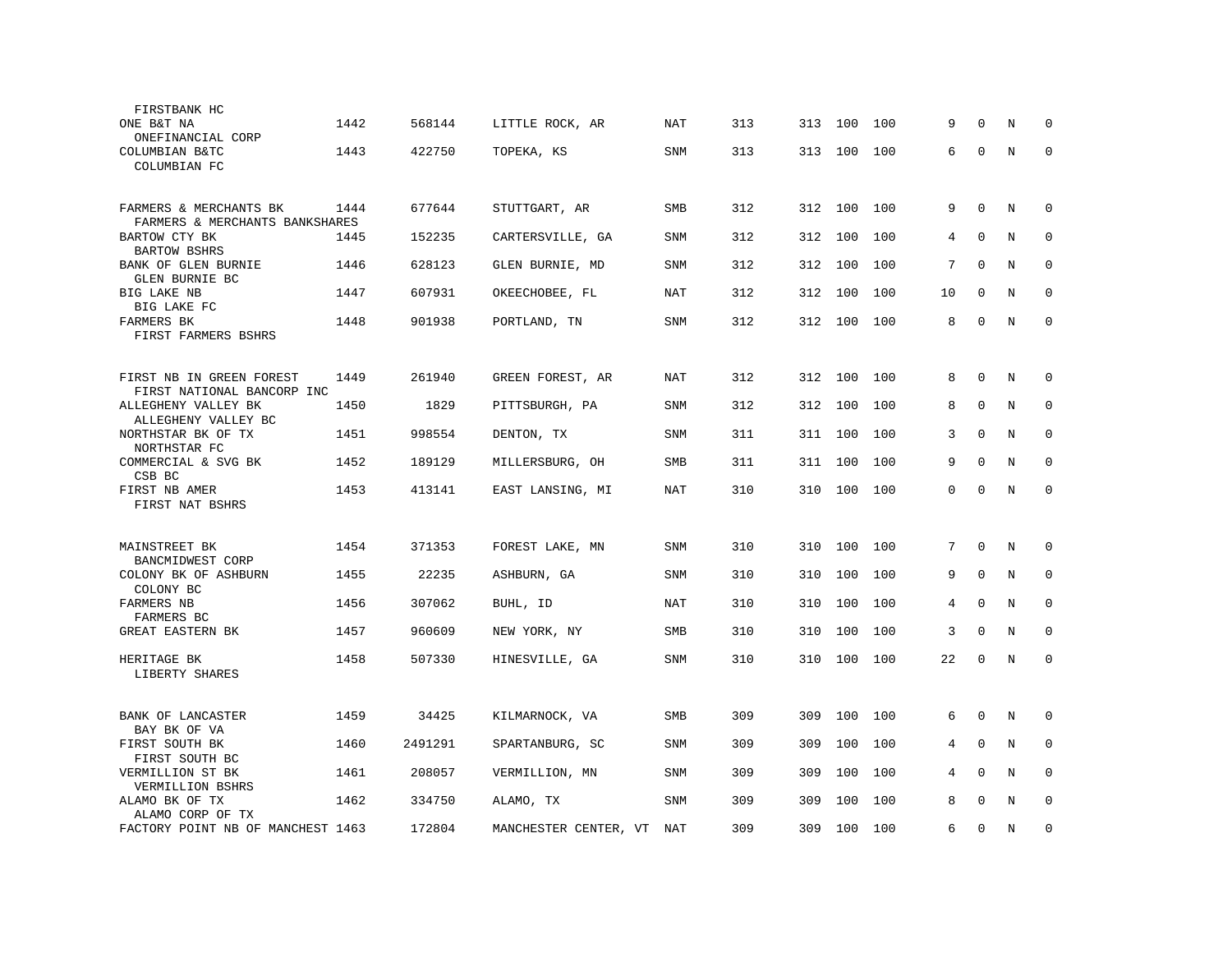| | | | | | | | | | | | | | |
|---|---|---|---|---|---|---|---|---|---|---|---|---|---|
| FIRSTBANK HC | | | | | | | | | | | | | |
| ONE B&T NA | 1442 | 568144 | LITTLE ROCK, AR | NAT | 313 | 313 | 100 | 100 | 9 | 0 | N | 0 |
| ONEFINANCIAL CORP | | | | | | | | | | | | | |
| COLUMBIAN B&TC | 1443 | 422750 | TOPEKA, KS | SNM | 313 | 313 | 100 | 100 | 6 | 0 | N | 0 |
| COLUMBIAN FC | | | | | | | | | | | | | |
| FARMERS & MERCHANTS BK | 1444 | 677644 | STUTTGART, AR | SMB | 312 | 312 | 100 | 100 | 9 | 0 | N | 0 |
| FARMERS & MERCHANTS BANKSHARES | | | | | | | | | | | | | |
| BARTOW CTY BK | 1445 | 152235 | CARTERSVILLE, GA | SNM | 312 | 312 | 100 | 100 | 4 | 0 | N | 0 |
| BARTOW BSHRS | | | | | | | | | | | | | |
| BANK OF GLEN BURNIE | 1446 | 628123 | GLEN BURNIE, MD | SNM | 312 | 312 | 100 | 100 | 7 | 0 | N | 0 |
| GLEN BURNIE BC | | | | | | | | | | | | | |
| BIG LAKE NB | 1447 | 607931 | OKEECHOBEE, FL | NAT | 312 | 312 | 100 | 100 | 10 | 0 | N | 0 |
| BIG LAKE FC | | | | | | | | | | | | | |
| FARMERS BK | 1448 | 901938 | PORTLAND, TN | SNM | 312 | 312 | 100 | 100 | 8 | 0 | N | 0 |
| FIRST FARMERS BSHRS | | | | | | | | | | | | | |
| FIRST NB IN GREEN FOREST | 1449 | 261940 | GREEN FOREST, AR | NAT | 312 | 312 | 100 | 100 | 8 | 0 | N | 0 |
| FIRST NATIONAL BANCORP INC | | | | | | | | | | | | | |
| ALLEGHENY VALLEY BK | 1450 | 1829 | PITTSBURGH, PA | SNM | 312 | 312 | 100 | 100 | 8 | 0 | N | 0 |
| ALLEGHENY VALLEY BC | | | | | | | | | | | | | |
| NORTHSTAR BK OF TX | 1451 | 998554 | DENTON, TX | SNM | 311 | 311 | 100 | 100 | 3 | 0 | N | 0 |
| NORTHSTAR FC | | | | | | | | | | | | | |
| COMMERCIAL & SVG BK | 1452 | 189129 | MILLERSBURG, OH | SMB | 311 | 311 | 100 | 100 | 9 | 0 | N | 0 |
| CSB BC | | | | | | | | | | | | | |
| FIRST NB AMER | 1453 | 413141 | EAST LANSING, MI | NAT | 310 | 310 | 100 | 100 | 0 | 0 | N | 0 |
| FIRST NAT BSHRS | | | | | | | | | | | | | |
| MAINSTREET BK | 1454 | 371353 | FOREST LAKE, MN | SNM | 310 | 310 | 100 | 100 | 7 | 0 | N | 0 |
| BANCMIDWEST CORP | | | | | | | | | | | | | |
| COLONY BK OF ASHBURN | 1455 | 22235 | ASHBURN, GA | SNM | 310 | 310 | 100 | 100 | 9 | 0 | N | 0 |
| COLONY BC | | | | | | | | | | | | | |
| FARMERS NB | 1456 | 307062 | BUHL, ID | NAT | 310 | 310 | 100 | 100 | 4 | 0 | N | 0 |
| FARMERS BC | | | | | | | | | | | | | |
| GREAT EASTERN BK | 1457 | 960609 | NEW YORK, NY | SMB | 310 | 310 | 100 | 100 | 3 | 0 | N | 0 |
| HERITAGE BK | 1458 | 507330 | HINESVILLE, GA | SNM | 310 | 310 | 100 | 100 | 22 | 0 | N | 0 |
| LIBERTY SHARES | | | | | | | | | | | | | |
| BANK OF LANCASTER | 1459 | 34425 | KILMARNOCK, VA | SMB | 309 | 309 | 100 | 100 | 6 | 0 | N | 0 |
| BAY BK OF VA | | | | | | | | | | | | | |
| FIRST SOUTH BK | 1460 | 2491291 | SPARTANBURG, SC | SNM | 309 | 309 | 100 | 100 | 4 | 0 | N | 0 |
| FIRST SOUTH BC | | | | | | | | | | | | | |
| VERMILLION ST BK | 1461 | 208057 | VERMILLION, MN | SNM | 309 | 309 | 100 | 100 | 4 | 0 | N | 0 |
| VERMILLION BSHRS | | | | | | | | | | | | | |
| ALAMO BK OF TX | 1462 | 334750 | ALAMO, TX | SNM | 309 | 309 | 100 | 100 | 8 | 0 | N | 0 |
| ALAMO CORP OF TX | | | | | | | | | | | | | |
| FACTORY POINT NB OF MANCHEST | 1463 | 172804 | MANCHESTER CENTER, VT | NAT | 309 | 309 | 100 | 100 | 6 | 0 | N | 0 |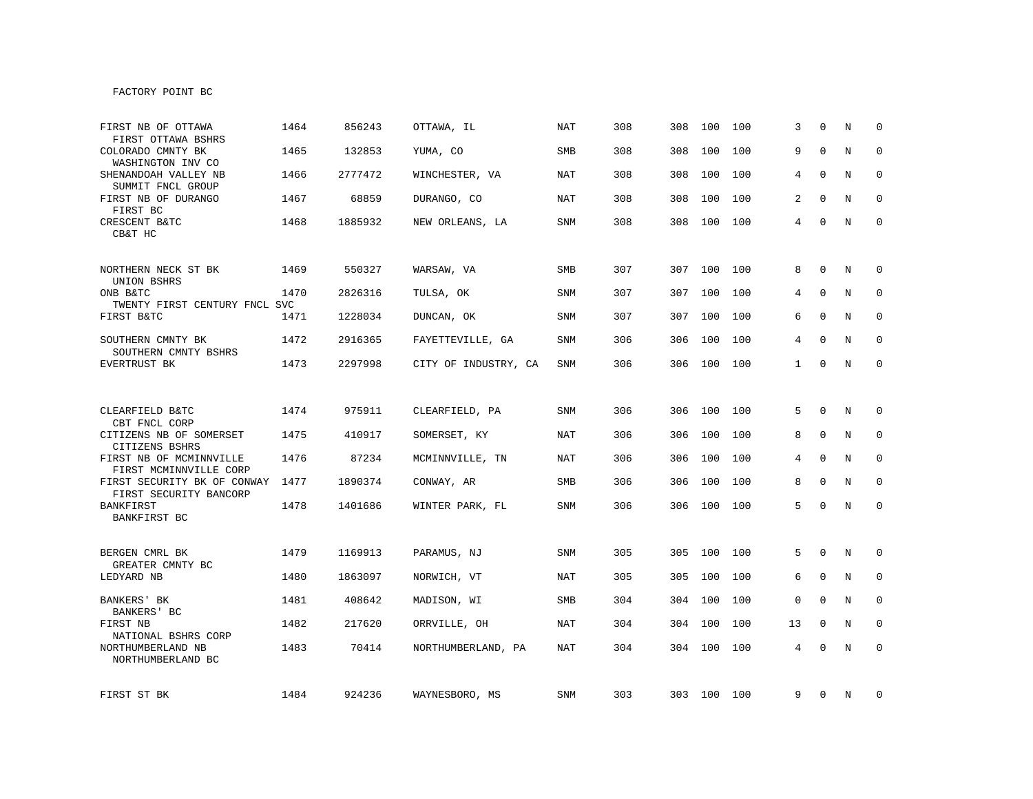FACTORY POINT BC

| | | | | | | | | | | | | |
|---|---|---|---|---|---|---|---|---|---|---|---|---|
| FIRST NB OF OTTAWA<br>FIRST OTTAWA BSHRS | 1464 | 856243 | OTTAWA, IL | NAT | 308 | 308 | 100 | 100 | 3 | 0 | N | 0 |
| COLORADO CMNTY BK<br>WASHINGTON INV CO | 1465 | 132853 | YUMA, CO | SMB | 308 | 308 | 100 | 100 | 9 | 0 | N | 0 |
| SHENANDOAH VALLEY NB<br>SUMMIT FNCL GROUP | 1466 | 2777472 | WINCHESTER, VA | NAT | 308 | 308 | 100 | 100 | 4 | 0 | N | 0 |
| FIRST NB OF DURANGO<br>FIRST BC | 1467 | 68859 | DURANGO, CO | NAT | 308 | 308 | 100 | 100 | 2 | 0 | N | 0 |
| CRESCENT B&TC<br>CB&T HC | 1468 | 1885932 | NEW ORLEANS, LA | SNM | 308 | 308 | 100 | 100 | 4 | 0 | N | 0 |
| NORTHERN NECK ST BK<br>UNION BSHRS | 1469 | 550327 | WARSAW, VA | SMB | 307 | 307 | 100 | 100 | 8 | 0 | N | 0 |
| ONB B&TC<br>TWENTY FIRST CENTURY FNCL SVC | 1470 | 2826316 | TULSA, OK | SNM | 307 | 307 | 100 | 100 | 4 | 0 | N | 0 |
| FIRST B&TC | 1471 | 1228034 | DUNCAN, OK | SNM | 307 | 307 | 100 | 100 | 6 | 0 | N | 0 |
| SOUTHERN CMNTY BK<br>SOUTHERN CMNTY BSHRS | 1472 | 2916365 | FAYETTEVILLE, GA | SNM | 306 | 306 | 100 | 100 | 4 | 0 | N | 0 |
| EVERTRUST BK | 1473 | 2297998 | CITY OF INDUSTRY, CA | SNM | 306 | 306 | 100 | 100 | 1 | 0 | N | 0 |
| CLEARFIELD B&TC<br>CBT FNCL CORP | 1474 | 975911 | CLEARFIELD, PA | SNM | 306 | 306 | 100 | 100 | 5 | 0 | N | 0 |
| CITIZENS NB OF SOMERSET<br>CITIZENS BSHRS | 1475 | 410917 | SOMERSET, KY | NAT | 306 | 306 | 100 | 100 | 8 | 0 | N | 0 |
| FIRST NB OF MCMINNVILLE<br>FIRST MCMINNVILLE CORP | 1476 | 87234 | MCMINNVILLE, TN | NAT | 306 | 306 | 100 | 100 | 4 | 0 | N | 0 |
| FIRST SECURITY BK OF CONWAY<br>FIRST SECURITY BANCORP | 1477 | 1890374 | CONWAY, AR | SMB | 306 | 306 | 100 | 100 | 8 | 0 | N | 0 |
| BANKFIRST<br>BANKFIRST BC | 1478 | 1401686 | WINTER PARK, FL | SNM | 306 | 306 | 100 | 100 | 5 | 0 | N | 0 |
| BERGEN CMRL BK<br>GREATER CMNTY BC | 1479 | 1169913 | PARAMUS, NJ | SNM | 305 | 305 | 100 | 100 | 5 | 0 | N | 0 |
| LEDYARD NB | 1480 | 1863097 | NORWICH, VT | NAT | 305 | 305 | 100 | 100 | 6 | 0 | N | 0 |
| BANKERS' BK<br>BANKERS' BC | 1481 | 408642 | MADISON, WI | SMB | 304 | 304 | 100 | 100 | 0 | 0 | N | 0 |
| FIRST NB<br>NATIONAL BSHRS CORP | 1482 | 217620 | ORRVILLE, OH | NAT | 304 | 304 | 100 | 100 | 13 | 0 | N | 0 |
| NORTHUMBERLAND NB<br>NORTHUMBERLAND BC | 1483 | 70414 | NORTHUMBERLAND, PA | NAT | 304 | 304 | 100 | 100 | 4 | 0 | N | 0 |
| FIRST ST BK | 1484 | 924236 | WAYNESBORO, MS | SNM | 303 | 303 | 100 | 100 | 9 | 0 | N | 0 |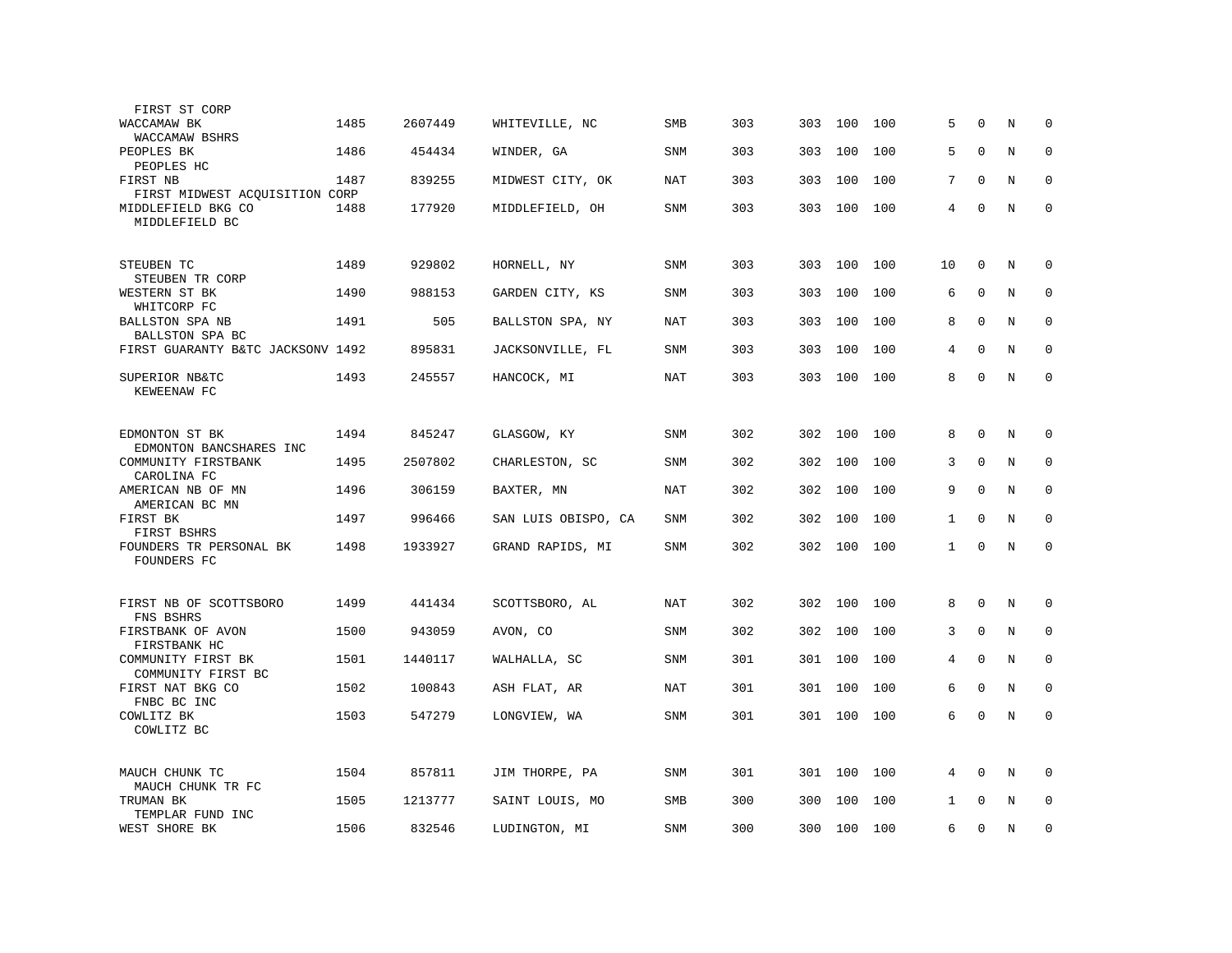| Name | Rank | ID | Location | Type | | | | | | | | |
|---|---|---|---|---|---|---|---|---|---|---|---|---|
| FIRST ST CORP | | | | | | | | | | | | |
| WACCAMAW BK<br>WACCAMAW BSHRS | 1485 | 2607449 | WHITEVILLE, NC | SMB | 303 | 303 | 100 | 100 | 5 | 0 | N | 0 |
| PEOPLES BK<br>PEOPLES HC | 1486 | 454434 | WINDER, GA | SNM | 303 | 303 | 100 | 100 | 5 | 0 | N | 0 |
| FIRST NB<br>FIRST MIDWEST ACQUISITION CORP | 1487 | 839255 | MIDWEST CITY, OK | NAT | 303 | 303 | 100 | 100 | 7 | 0 | N | 0 |
| MIDDLEFIELD BKG CO<br>MIDDLEFIELD BC | 1488 | 177920 | MIDDLEFIELD, OH | SNM | 303 | 303 | 100 | 100 | 4 | 0 | N | 0 |
| STEUBEN TC<br>STEUBEN TR CORP | 1489 | 929802 | HORNELL, NY | SNM | 303 | 303 | 100 | 100 | 10 | 0 | N | 0 |
| WESTERN ST BK<br>WHITCORP FC | 1490 | 988153 | GARDEN CITY, KS | SNM | 303 | 303 | 100 | 100 | 6 | 0 | N | 0 |
| BALLSTON SPA NB<br>BALLSTON SPA BC | 1491 | 505 | BALLSTON SPA, NY | NAT | 303 | 303 | 100 | 100 | 8 | 0 | N | 0 |
| FIRST GUARANTY B&TC JACKSONV | 1492 | 895831 | JACKSONVILLE, FL | SNM | 303 | 303 | 100 | 100 | 4 | 0 | N | 0 |
| SUPERIOR NB&TC<br>KEWEENAW FC | 1493 | 245557 | HANCOCK, MI | NAT | 303 | 303 | 100 | 100 | 8 | 0 | N | 0 |
| EDMONTON ST BK<br>EDMONTON BANCSHARES INC | 1494 | 845247 | GLASGOW, KY | SNM | 302 | 302 | 100 | 100 | 8 | 0 | N | 0 |
| COMMUNITY FIRSTBANK<br>CAROLINA FC | 1495 | 2507802 | CHARLESTON, SC | SNM | 302 | 302 | 100 | 100 | 3 | 0 | N | 0 |
| AMERICAN NB OF MN<br>AMERICAN BC MN | 1496 | 306159 | BAXTER, MN | NAT | 302 | 302 | 100 | 100 | 9 | 0 | N | 0 |
| FIRST BK<br>FIRST BSHRS | 1497 | 996466 | SAN LUIS OBISPO, CA | SNM | 302 | 302 | 100 | 100 | 1 | 0 | N | 0 |
| FOUNDERS TR PERSONAL BK<br>FOUNDERS FC | 1498 | 1933927 | GRAND RAPIDS, MI | SNM | 302 | 302 | 100 | 100 | 1 | 0 | N | 0 |
| FIRST NB OF SCOTTSBORO<br>FNS BSHRS | 1499 | 441434 | SCOTTSBORO, AL | NAT | 302 | 302 | 100 | 100 | 8 | 0 | N | 0 |
| FIRSTBANK OF AVON<br>FIRSTBANK HC | 1500 | 943059 | AVON, CO | SNM | 302 | 302 | 100 | 100 | 3 | 0 | N | 0 |
| COMMUNITY FIRST BK<br>COMMUNITY FIRST BC | 1501 | 1440117 | WALHALLA, SC | SNM | 301 | 301 | 100 | 100 | 4 | 0 | N | 0 |
| FIRST NAT BKG CO<br>FNBC BC INC | 1502 | 100843 | ASH FLAT, AR | NAT | 301 | 301 | 100 | 100 | 6 | 0 | N | 0 |
| COWLITZ BK<br>COWLITZ BC | 1503 | 547279 | LONGVIEW, WA | SNM | 301 | 301 | 100 | 100 | 6 | 0 | N | 0 |
| MAUCH CHUNK TC<br>MAUCH CHUNK TR FC | 1504 | 857811 | JIM THORPE, PA | SNM | 301 | 301 | 100 | 100 | 4 | 0 | N | 0 |
| TRUMAN BK<br>TEMPLAR FUND INC | 1505 | 1213777 | SAINT LOUIS, MO | SMB | 300 | 300 | 100 | 100 | 1 | 0 | N | 0 |
| WEST SHORE BK | 1506 | 832546 | LUDINGTON, MI | SNM | 300 | 300 | 100 | 100 | 6 | 0 | N | 0 |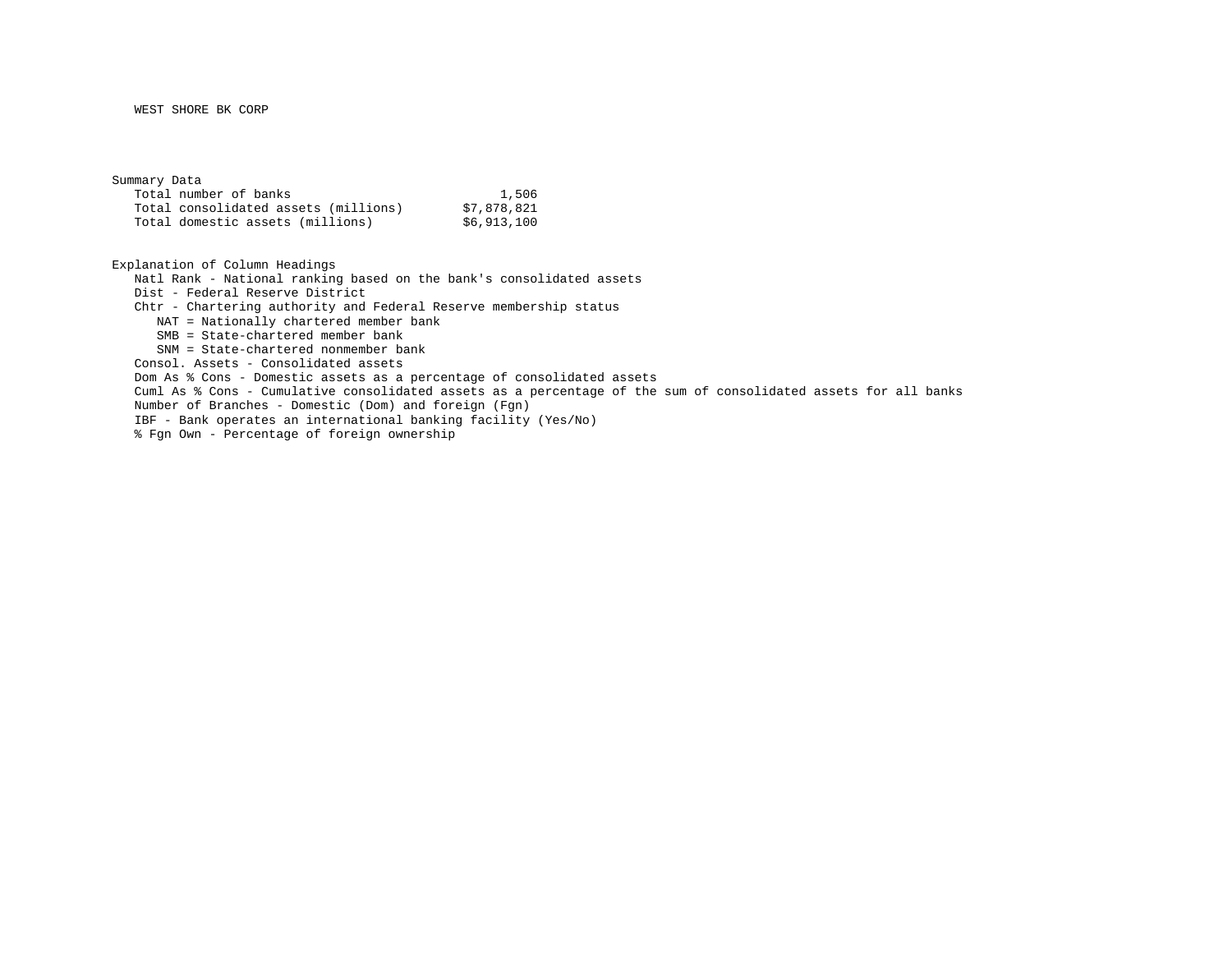WEST SHORE BK CORP

Summary Data

| | |
|---|---|
| Total number of banks | 1,506 |
| Total consolidated assets (millions) | $7,878,821 |
| Total domestic assets (millions) | $6,913,100 |

Explanation of Column Headings

- Natl Rank - National ranking based on the bank's consolidated assets
- Dist - Federal Reserve District
- Chtr - Chartering authority and Federal Reserve membership status
  - NAT = Nationally chartered member bank
  - SMB = State-chartered member bank
  - SNM = State-chartered nonmember bank
- Consol. Assets - Consolidated assets
- Dom As % Cons - Domestic assets as a percentage of consolidated assets
- Cuml As % Cons - Cumulative consolidated assets as a percentage of the sum of consolidated assets for all banks
- Number of Branches - Domestic (Dom) and foreign (Fgn)
- IBF - Bank operates an international banking facility (Yes/No)
- % Fgn Own - Percentage of foreign ownership